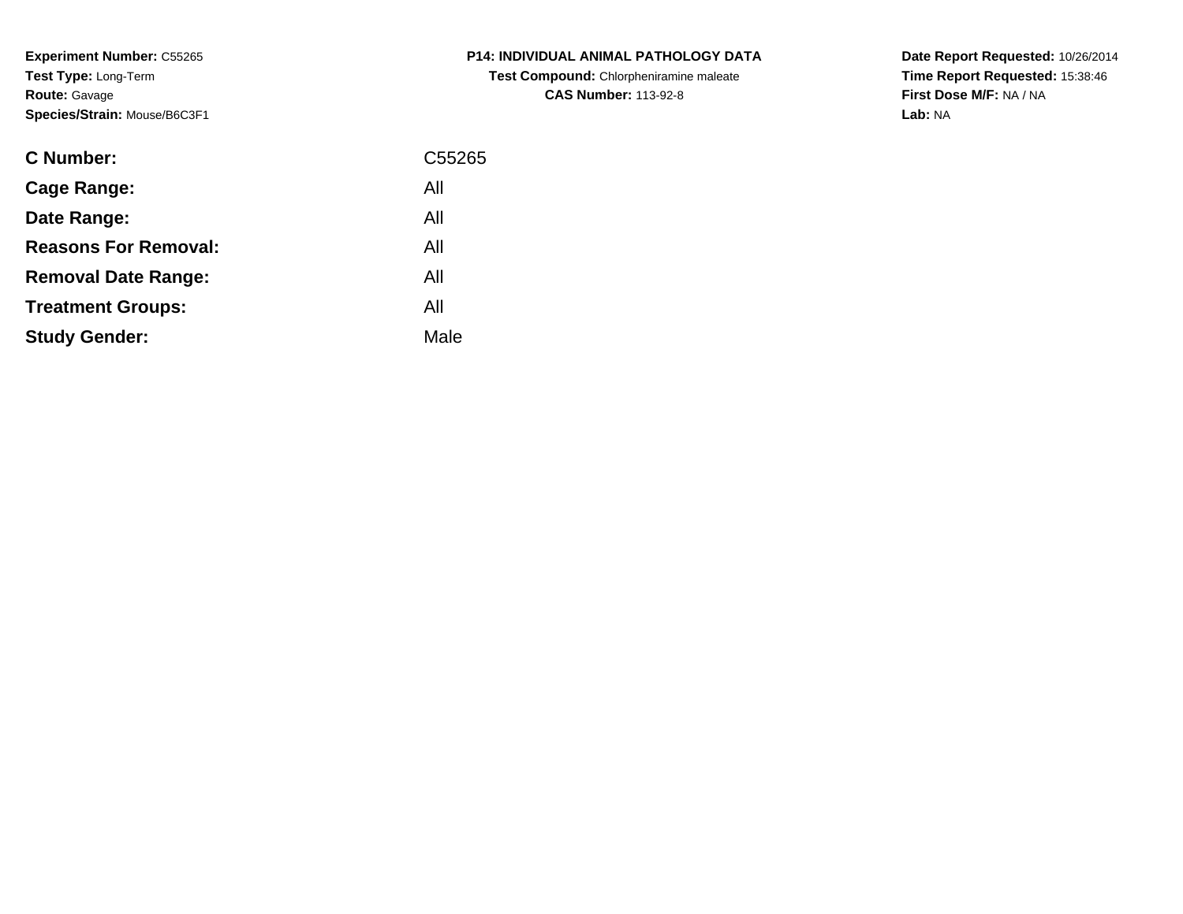**Experiment Number:** C55265
**Test Type:** Long-Term
**Route:** Gavage
**Species/Strain:** Mouse/B6C3F1

**P14: INDIVIDUAL ANIMAL PATHOLOGY DATA**
**Test Compound:** Chlorpheniramine maleate
**CAS Number:** 113-92-8

**Date Report Requested:** 10/26/2014
**Time Report Requested:** 15:38:46
**First Dose M/F:** NA / NA
**Lab:** NA

| | |
|---|---|
| **C Number:** | C55265 |
| **Cage Range:** | All |
| **Date Range:** | All |
| **Reasons For Removal:** | All |
| **Removal Date Range:** | All |
| **Treatment Groups:** | All |
| **Study Gender:** | Male |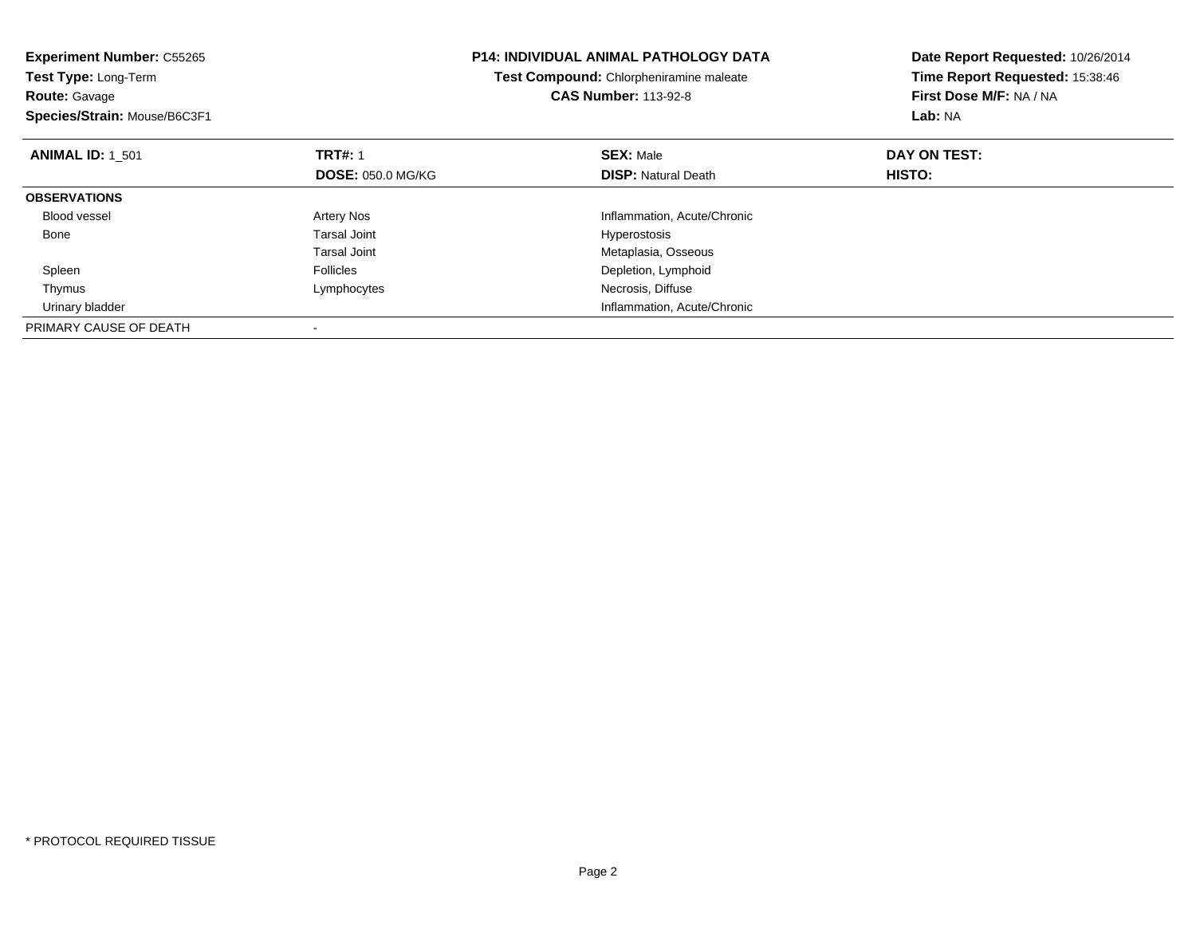**Experiment Number:** C55265
**Test Type:** Long-Term
**Route:** Gavage
**Species/Strain:** Mouse/B6C3F1

**P14: INDIVIDUAL ANIMAL PATHOLOGY DATA**
**Test Compound:** Chlorpheniramine maleate
**CAS Number:** 113-92-8

**Date Report Requested:** 10/26/2014
**Time Report Requested:** 15:38:46
**First Dose M/F:** NA / NA
**Lab:** NA

| **ANIMAL ID:** 1_501 | **TRT#:** 1 | **SEX:** Male | **DAY ON TEST:** |
|---|---|---|---|
| | **DOSE:** 050.0 MG/KG | **DISP:** Natural Death | **HISTO:** |
| **OBSERVATIONS** | | | |
| Blood vessel | Artery Nos | Inflammation, Acute/Chronic | |
| Bone | Tarsal Joint | Hyperostosis | |
| | Tarsal Joint | Metaplasia, Osseous | |
| Spleen | Follicles | Depletion, Lymphoid | |
| Thymus | Lymphocytes | Necrosis, Diffuse | |
| Urinary bladder | | Inflammation, Acute/Chronic | |
| PRIMARY CAUSE OF DEATH | - | | |

* PROTOCOL REQUIRED TISSUE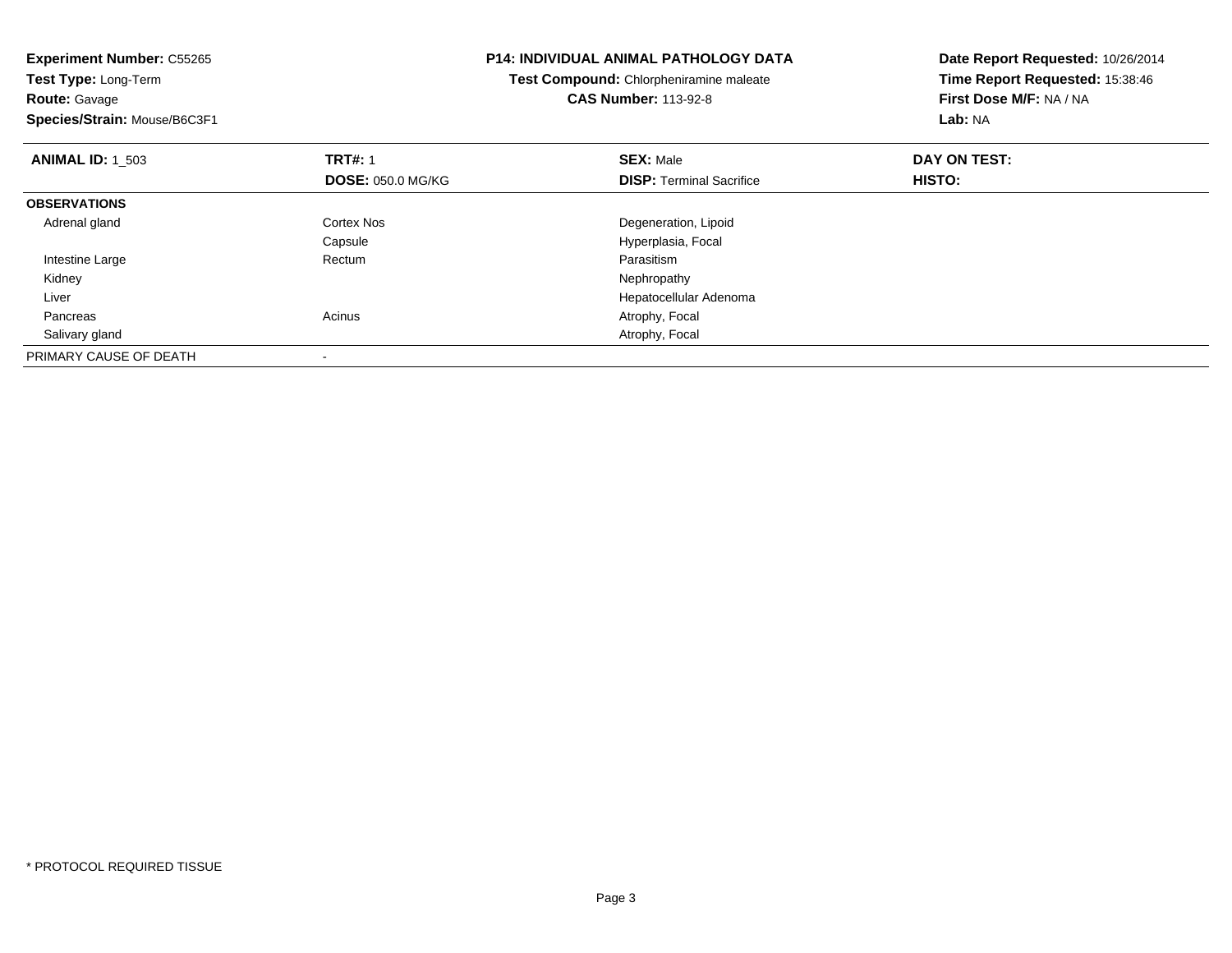**Experiment Number:** C55265
**Test Type:** Long-Term
**Route:** Gavage
**Species/Strain:** Mouse/B6C3F1

**P14: INDIVIDUAL ANIMAL PATHOLOGY DATA**
**Test Compound:** Chlorpheniramine maleate
**CAS Number:** 113-92-8

**Date Report Requested:** 10/26/2014
**Time Report Requested:** 15:38:46
**First Dose M/F:** NA / NA
**Lab:** NA

| **ANIMAL ID:** 1_503 | **TRT#:** 1 | **SEX:** Male | **DAY ON TEST:** |
|---|---|---|---|
| | **DOSE:** 050.0 MG/KG | **DISP:** Terminal Sacrifice | **HISTO:** |
| **OBSERVATIONS** | | | |
| Adrenal gland | Cortex Nos | Degeneration, Lipoid | |
| | Capsule | Hyperplasia, Focal | |
| Intestine Large | Rectum | Parasitism | |
| Kidney | | Nephropathy | |
| Liver | | Hepatocellular Adenoma | |
| Pancreas | Acinus | Atrophy, Focal | |
| Salivary gland | | Atrophy, Focal | |
| PRIMARY CAUSE OF DEATH | - | | |

* PROTOCOL REQUIRED TISSUE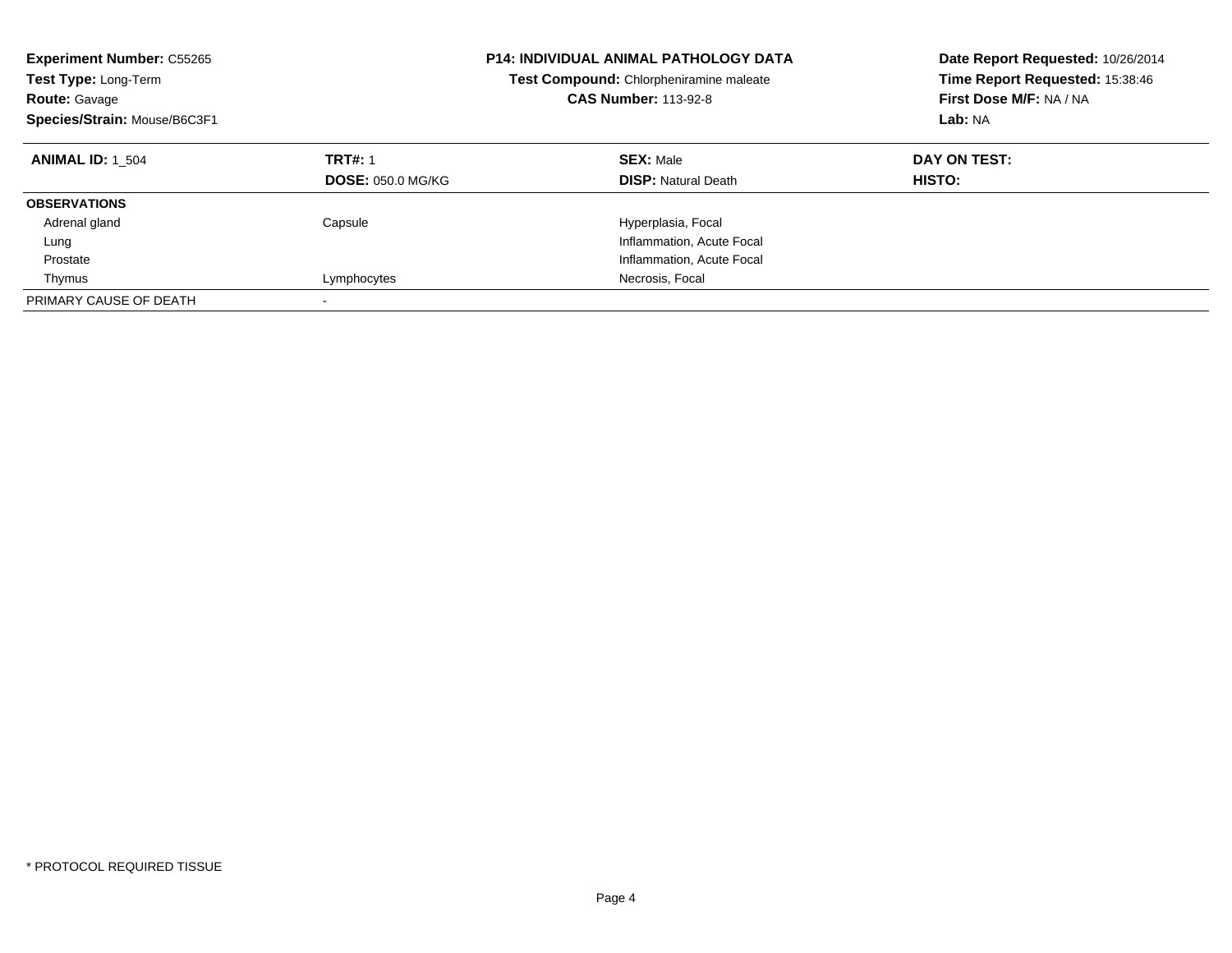**Experiment Number:** C55265
**Test Type:** Long-Term
**Route:** Gavage
**Species/Strain:** Mouse/B6C3F1

**P14: INDIVIDUAL ANIMAL PATHOLOGY DATA**
**Test Compound:** Chlorpheniramine maleate
**CAS Number:** 113-92-8

**Date Report Requested:** 10/26/2014
**Time Report Requested:** 15:38:46
**First Dose M/F:** NA / NA
**Lab:** NA

| **ANIMAL ID:** 1_504 | **TRT#:** 1 | **SEX:** Male | **DAY ON TEST:** |
|---|---|---|---|
| | **DOSE:** 050.0 MG/KG | **DISP:** Natural Death | **HISTO:** |
| **OBSERVATIONS** | | | |
| Adrenal gland | Capsule | Hyperplasia, Focal | |
| Lung | | Inflammation, Acute Focal | |
| Prostate | | Inflammation, Acute Focal | |
| Thymus | Lymphocytes | Necrosis, Focal | |
| PRIMARY CAUSE OF DEATH | - | | |

* PROTOCOL REQUIRED TISSUE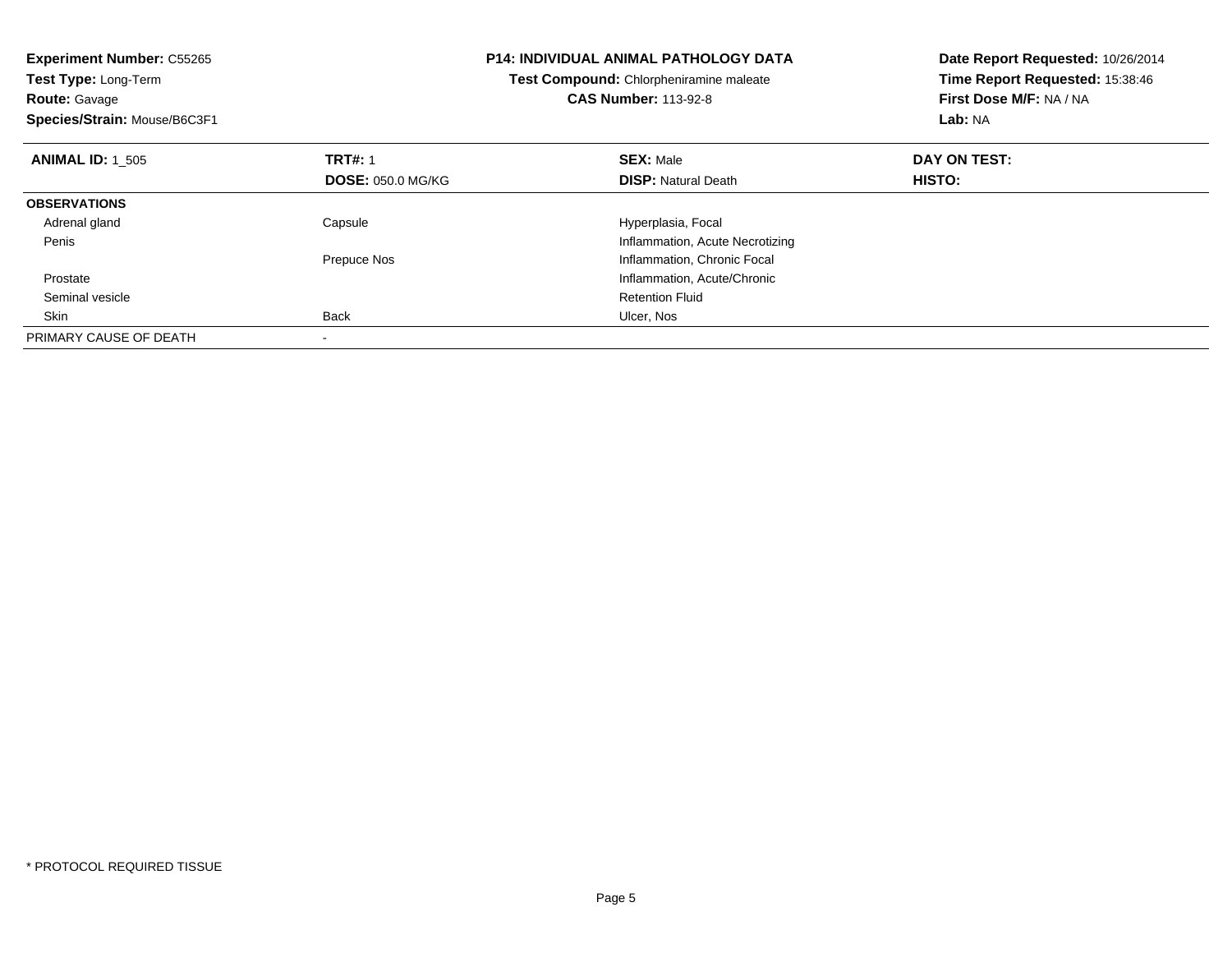**Experiment Number:** C55265
**Test Type:** Long-Term
**Route:** Gavage
**Species/Strain:** Mouse/B6C3F1

**P14: INDIVIDUAL ANIMAL PATHOLOGY DATA**
**Test Compound:** Chlorpheniramine maleate
**CAS Number:** 113-92-8

**Date Report Requested:** 10/26/2014
**Time Report Requested:** 15:38:46
**First Dose M/F:** NA / NA
**Lab:** NA

| **ANIMAL ID:** 1_505 | **TRT#:** 1 | **SEX:** Male | **DAY ON TEST:** |
|---|---|---|---|
| | **DOSE:** 050.0 MG/KG | **DISP:** Natural Death | **HISTO:** |
| **OBSERVATIONS** | | | |
| Adrenal gland | Capsule | Hyperplasia, Focal | |
| Penis | | Inflammation, Acute Necrotizing | |
| | Prepuce Nos | Inflammation, Chronic Focal | |
| Prostate | | Inflammation, Acute/Chronic | |
| Seminal vesicle | | Retention Fluid | |
| Skin | Back | Ulcer, Nos | |
| PRIMARY CAUSE OF DEATH | - | | |

* PROTOCOL REQUIRED TISSUE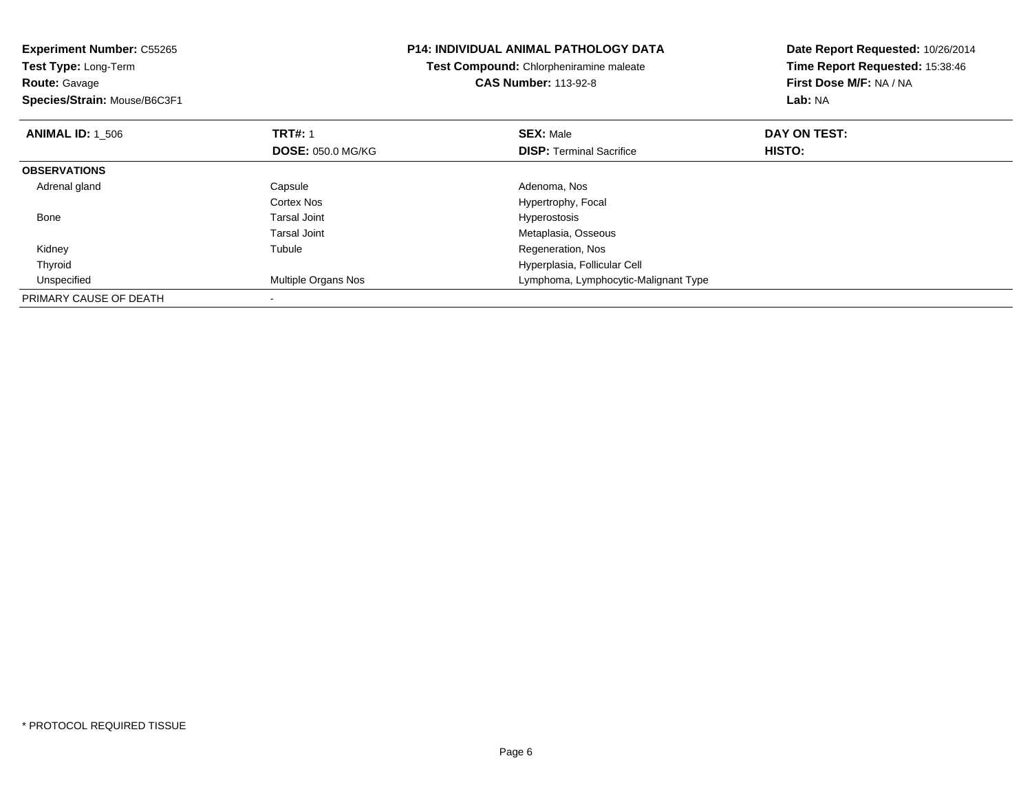**Experiment Number:** C55265
**Test Type:** Long-Term
**Route:** Gavage
**Species/Strain:** Mouse/B6C3F1

**P14: INDIVIDUAL ANIMAL PATHOLOGY DATA**
**Test Compound:** Chlorpheniramine maleate
**CAS Number:** 113-92-8

**Date Report Requested:** 10/26/2014
**Time Report Requested:** 15:38:46
**First Dose M/F:** NA / NA
**Lab:** NA

| **ANIMAL ID:** 1_506 | **TRT#:** 1 | **SEX:** Male | **DAY ON TEST:** |
|---|---|---|---|
| | **DOSE:** 050.0 MG/KG | **DISP:** Terminal Sacrifice | **HISTO:** |
| **OBSERVATIONS** | | | |
| Adrenal gland | Capsule | Adenoma, Nos | |
| | Cortex Nos | Hypertrophy, Focal | |
| Bone | Tarsal Joint | Hyperostosis | |
| | Tarsal Joint | Metaplasia, Osseous | |
| Kidney | Tubule | Regeneration, Nos | |
| Thyroid | | Hyperplasia, Follicular Cell | |
| Unspecified | Multiple Organs Nos | Lymphoma, Lymphocytic-Malignant Type | |
| PRIMARY CAUSE OF DEATH | - | | |

* PROTOCOL REQUIRED TISSUE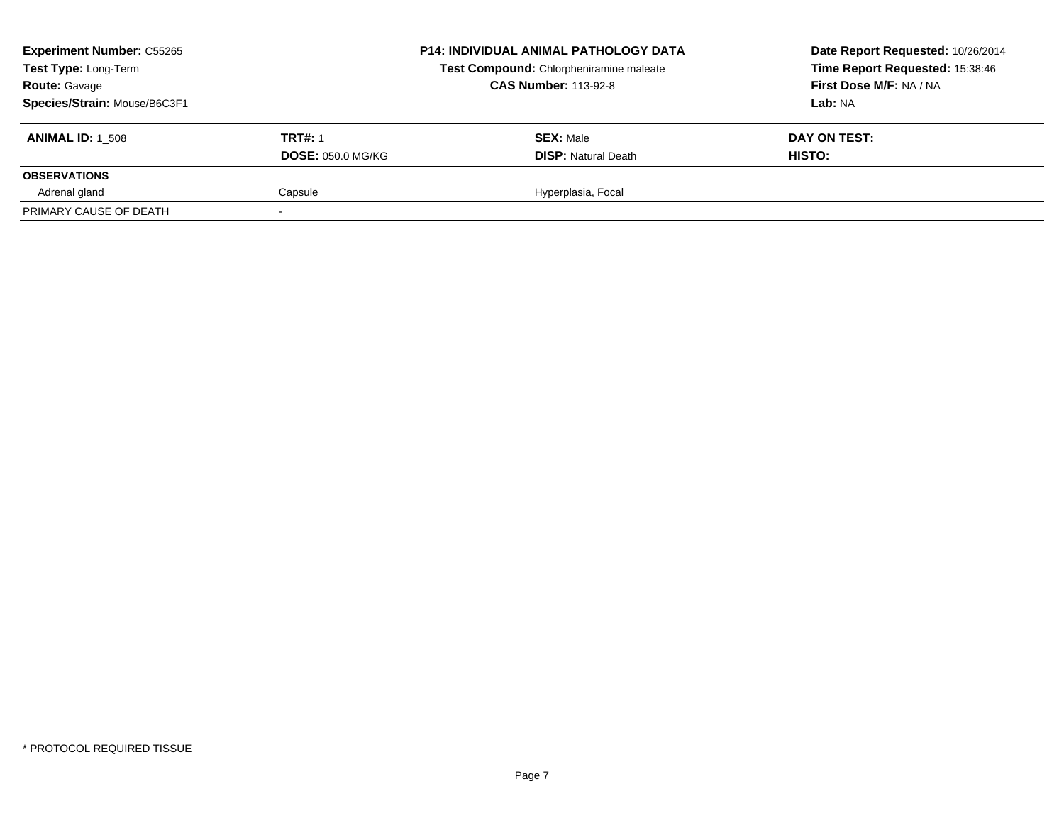**Experiment Number:** C55265
**Test Type:** Long-Term
**Route:** Gavage
**Species/Strain:** Mouse/B6C3F1

**P14: INDIVIDUAL ANIMAL PATHOLOGY DATA**
**Test Compound:** Chlorpheniramine maleate
**CAS Number:** 113-92-8

**Date Report Requested:** 10/26/2014
**Time Report Requested:** 15:38:46
**First Dose M/F:** NA / NA
**Lab:** NA

| **ANIMAL ID:** 1_508 | **TRT#:** 1 | **SEX:** Male | **DAY ON TEST:** |
|---|---|---|---|
| | **DOSE:** 050.0 MG/KG | **DISP:** Natural Death | **HISTO:** |
| **OBSERVATIONS** | | | |
| Adrenal gland | Capsule | Hyperplasia, Focal | |
| PRIMARY CAUSE OF DEATH | - | | |

* PROTOCOL REQUIRED TISSUE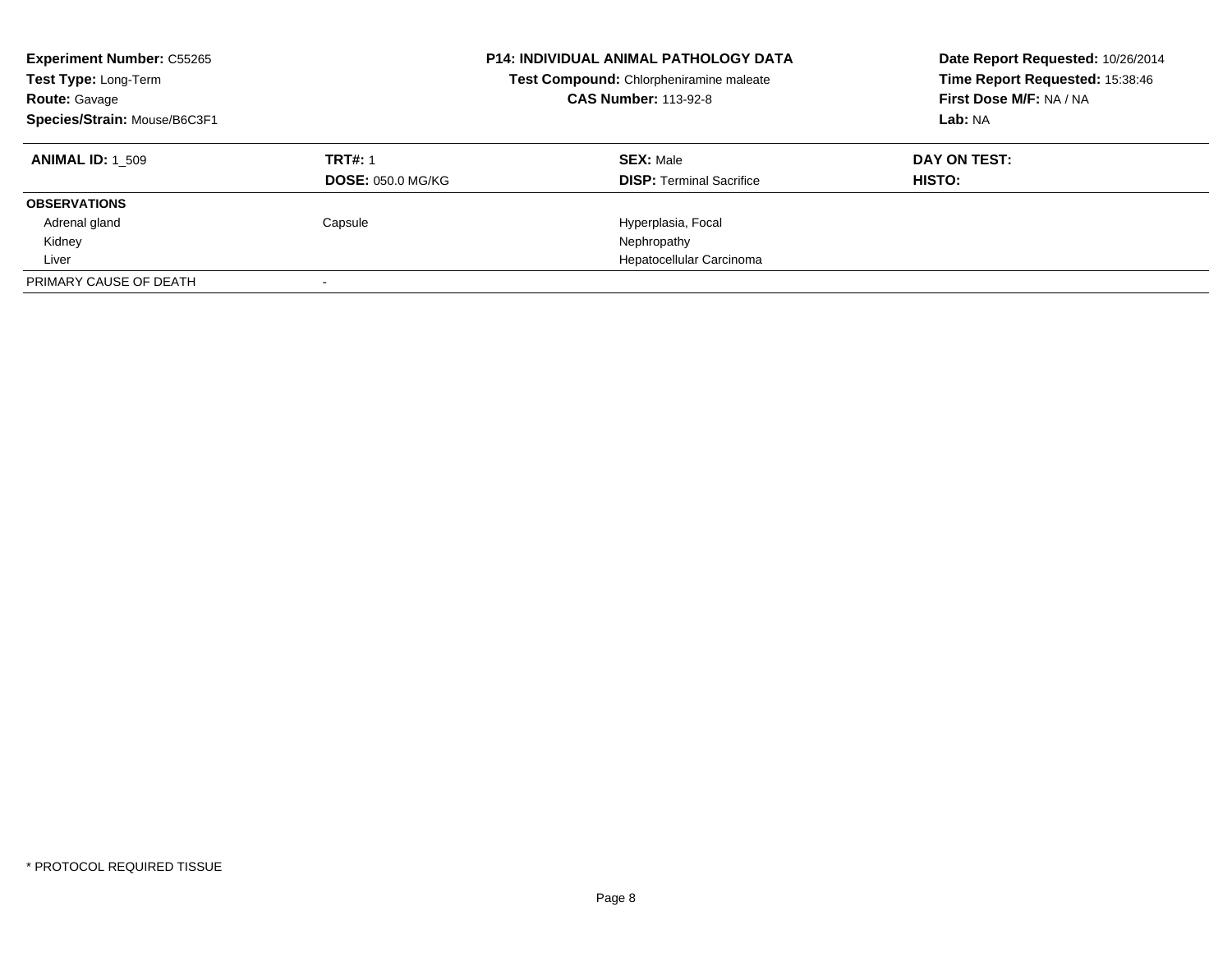**Experiment Number:** C55265
**Test Type:** Long-Term
**Route:** Gavage
**Species/Strain:** Mouse/B6C3F1

**P14: INDIVIDUAL ANIMAL PATHOLOGY DATA**
**Test Compound:** Chlorpheniramine maleate
**CAS Number:** 113-92-8

**Date Report Requested:** 10/26/2014
**Time Report Requested:** 15:38:46
**First Dose M/F:** NA / NA
**Lab:** NA

| **ANIMAL ID:** 1_509 | **TRT#:** 1 | **SEX:** Male | **DAY ON TEST:** |
|---|---|---|---|
| | **DOSE:** 050.0 MG/KG | **DISP:** Terminal Sacrifice | **HISTO:** |
| **OBSERVATIONS** | | | |
| Adrenal gland | Capsule | Hyperplasia, Focal | |
| Kidney | | Nephropathy | |
| Liver | | Hepatocellular Carcinoma | |
| PRIMARY CAUSE OF DEATH | - | | |

* PROTOCOL REQUIRED TISSUE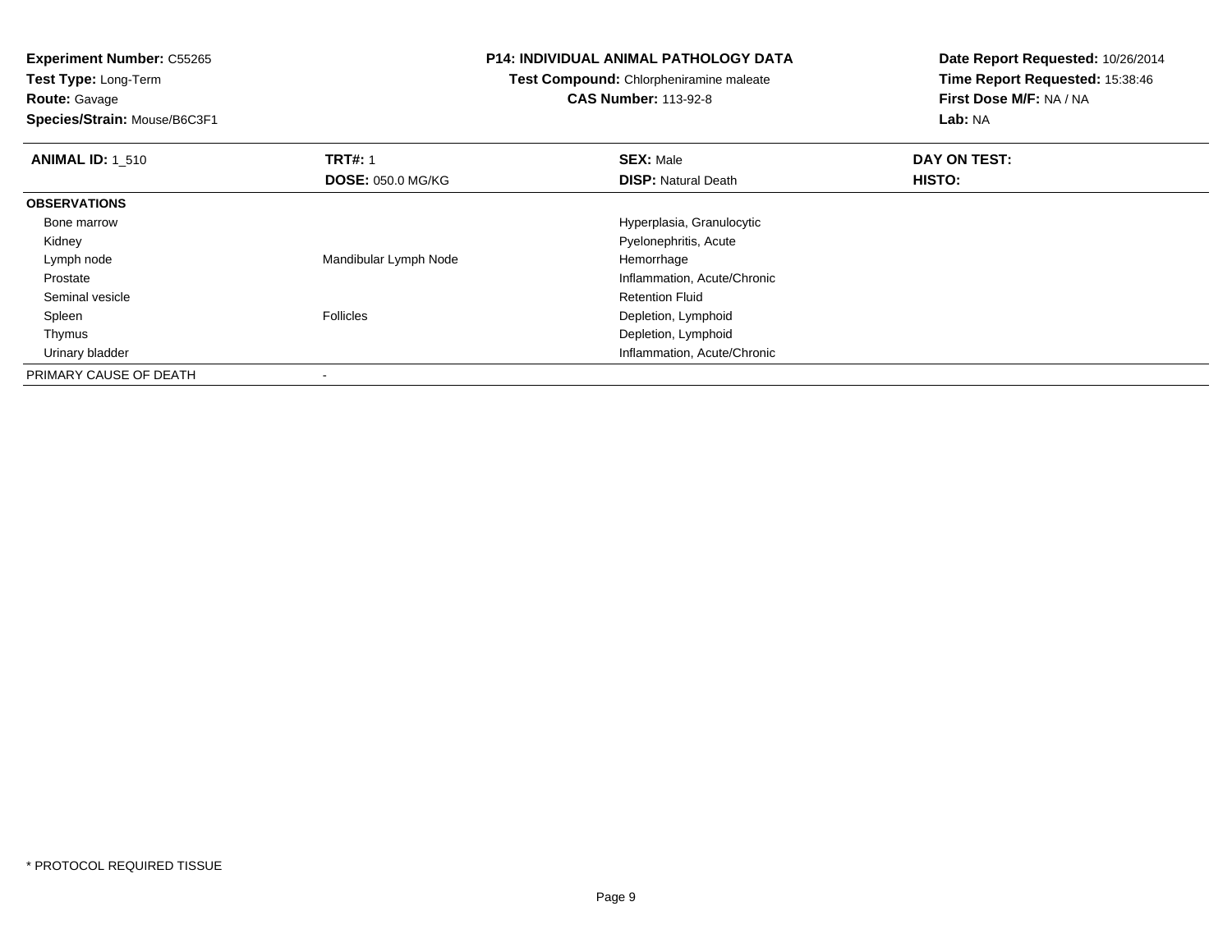**Experiment Number:** C55265
**Test Type:** Long-Term
**Route:** Gavage
**Species/Strain:** Mouse/B6C3F1

**P14: INDIVIDUAL ANIMAL PATHOLOGY DATA**
**Test Compound:** Chlorpheniramine maleate
**CAS Number:** 113-92-8

**Date Report Requested:** 10/26/2014
**Time Report Requested:** 15:38:46
**First Dose M/F:** NA / NA
**Lab:** NA

| **ANIMAL ID:** 1_510 | **TRT#:** 1 | **SEX:** Male | **DAY ON TEST:** |
|---|---|---|---|
| | **DOSE:** 050.0 MG/KG | **DISP:** Natural Death | **HISTO:** |
| **OBSERVATIONS** | | | |
| Bone marrow | | Hyperplasia, Granulocytic | |
| Kidney | | Pyelonephritis, Acute | |
| Lymph node | Mandibular Lymph Node | Hemorrhage | |
| Prostate | | Inflammation, Acute/Chronic | |
| Seminal vesicle | | Retention Fluid | |
| Spleen | Follicles | Depletion, Lymphoid | |
| Thymus | | Depletion, Lymphoid | |
| Urinary bladder | | Inflammation, Acute/Chronic | |
| PRIMARY CAUSE OF DEATH | - | | |

* PROTOCOL REQUIRED TISSUE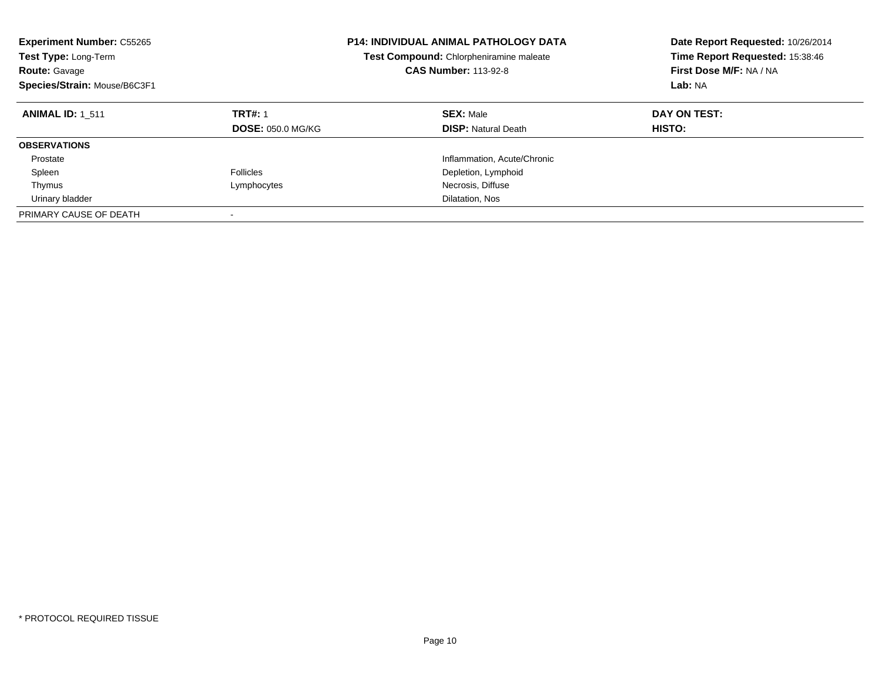**Experiment Number:** C55265
**Test Type:** Long-Term
**Route:** Gavage
**Species/Strain:** Mouse/B6C3F1

**P14: INDIVIDUAL ANIMAL PATHOLOGY DATA**
**Test Compound:** Chlorpheniramine maleate
**CAS Number:** 113-92-8

**Date Report Requested:** 10/26/2014
**Time Report Requested:** 15:38:46
**First Dose M/F:** NA / NA
**Lab:** NA

| **ANIMAL ID:** 1_511 | **TRT#:** 1 | **SEX:** Male | **DAY ON TEST:** |
|---|---|---|---|
| | **DOSE:** 050.0 MG/KG | **DISP:** Natural Death | **HISTO:** |
| **OBSERVATIONS** | | | |
| Prostate | | Inflammation, Acute/Chronic | |
| Spleen | Follicles | Depletion, Lymphoid | |
| Thymus | Lymphocytes | Necrosis, Diffuse | |
| Urinary bladder | | Dilatation, Nos | |
| PRIMARY CAUSE OF DEATH | - | | |

\* PROTOCOL REQUIRED TISSUE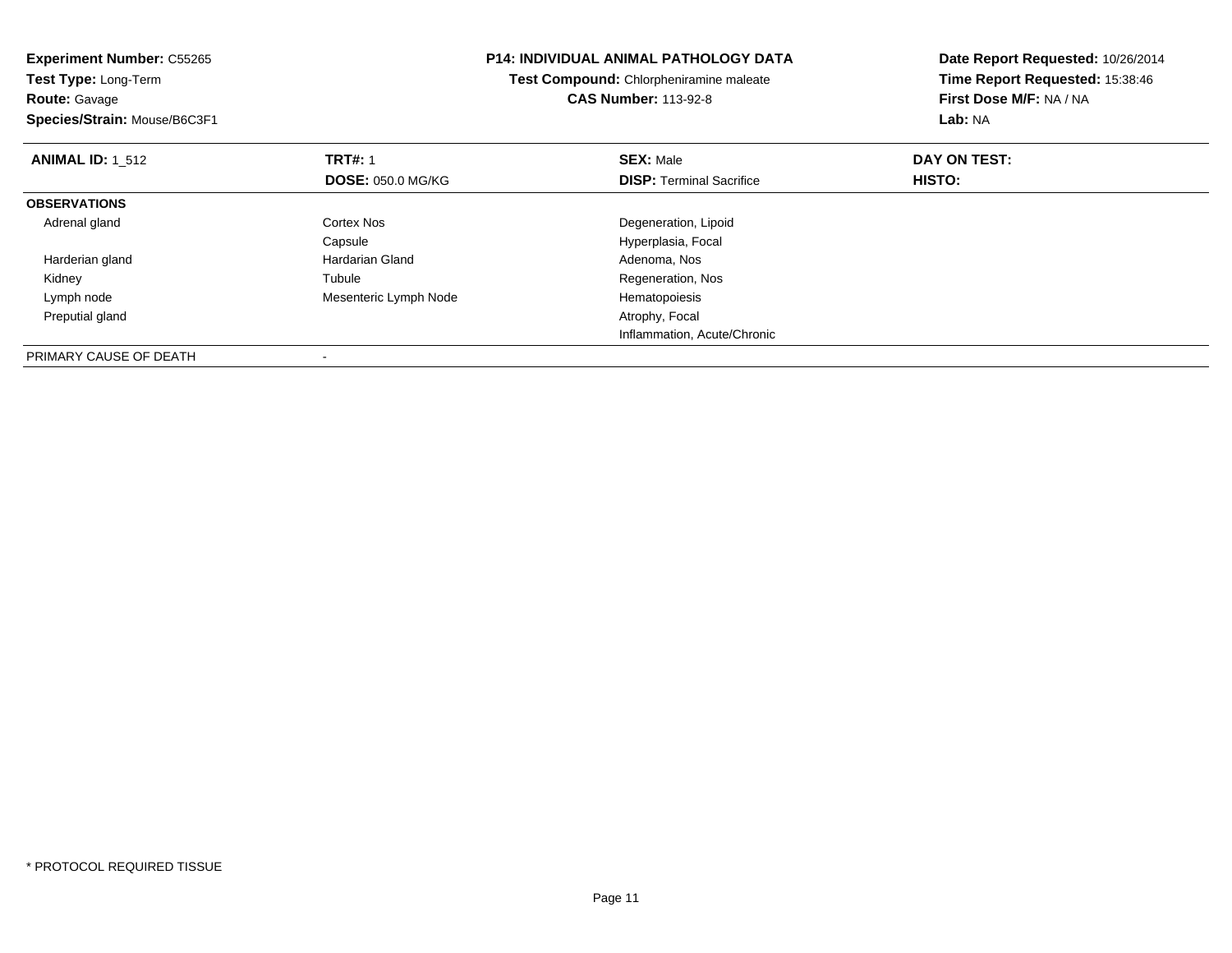**Experiment Number:** C55265
**Test Type:** Long-Term
**Route:** Gavage
**Species/Strain:** Mouse/B6C3F1

**P14: INDIVIDUAL ANIMAL PATHOLOGY DATA**
**Test Compound:** Chlorpheniramine maleate
**CAS Number:** 113-92-8

**Date Report Requested:** 10/26/2014
**Time Report Requested:** 15:38:46
**First Dose M/F:** NA / NA
**Lab:** NA

| **ANIMAL ID:** 1_512 | **TRT#:** 1 | **SEX:** Male | **DAY ON TEST:** |
|---|---|---|---|
| | **DOSE:** 050.0 MG/KG | **DISP:** Terminal Sacrifice | **HISTO:** |
| **OBSERVATIONS** | | | |
| Adrenal gland | Cortex Nos | Degeneration, Lipoid | |
| | Capsule | Hyperplasia, Focal | |
| Harderian gland | Hardarian Gland | Adenoma, Nos | |
| Kidney | Tubule | Regeneration, Nos | |
| Lymph node | Mesenteric Lymph Node | Hematopoiesis | |
| Preputial gland | | Atrophy, Focal | |
| | | Inflammation, Acute/Chronic | |
| PRIMARY CAUSE OF DEATH | - | | |

\* PROTOCOL REQUIRED TISSUE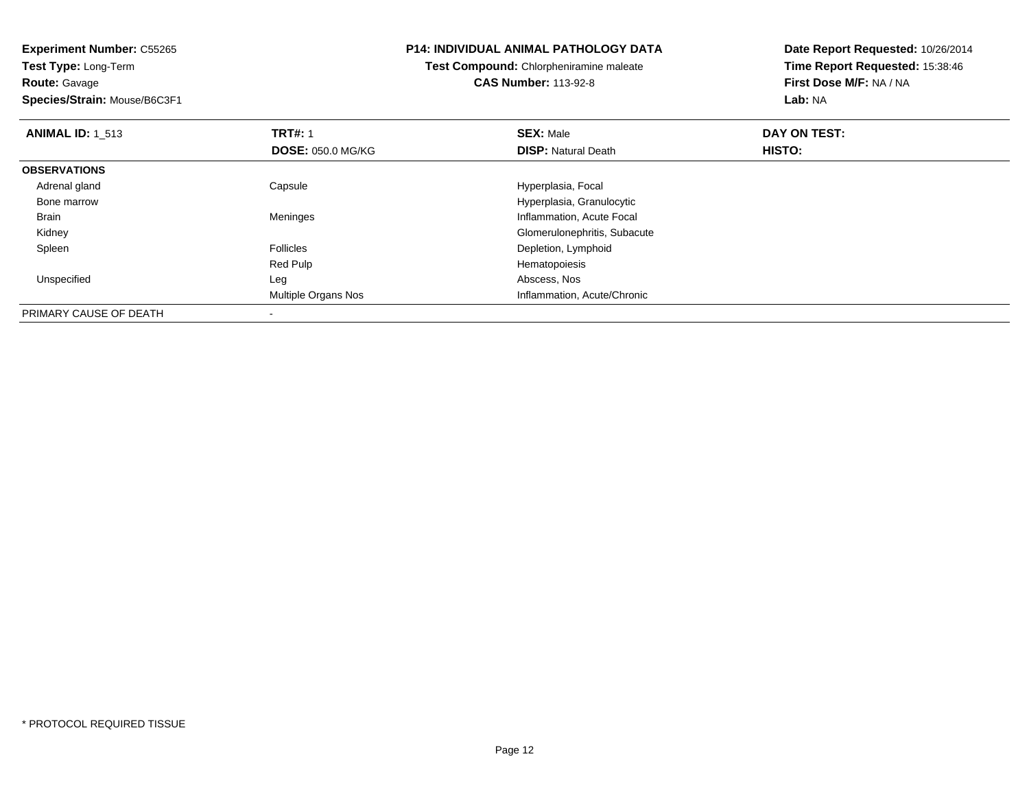**Experiment Number:** C55265
**Test Type:** Long-Term
**Route:** Gavage
**Species/Strain:** Mouse/B6C3F1

**P14: INDIVIDUAL ANIMAL PATHOLOGY DATA**
**Test Compound:** Chlorpheniramine maleate
**CAS Number:** 113-92-8

**Date Report Requested:** 10/26/2014
**Time Report Requested:** 15:38:46
**First Dose M/F:** NA / NA
**Lab:** NA

| **ANIMAL ID:** 1_513 | **TRT#:** 1 | **SEX:** Male | **DAY ON TEST:** |
|---|---|---|---|
| | **DOSE:** 050.0 MG/KG | **DISP:** Natural Death | **HISTO:** |
| **OBSERVATIONS** | | | |
| Adrenal gland | Capsule | Hyperplasia, Focal | |
| Bone marrow | | Hyperplasia, Granulocytic | |
| Brain | Meninges | Inflammation, Acute Focal | |
| Kidney | | Glomerulonephritis, Subacute | |
| Spleen | Follicles | Depletion, Lymphoid | |
| | Red Pulp | Hematopoiesis | |
| Unspecified | Leg | Abscess, Nos | |
| | Multiple Organs Nos | Inflammation, Acute/Chronic | |
| PRIMARY CAUSE OF DEATH | - | | |

* PROTOCOL REQUIRED TISSUE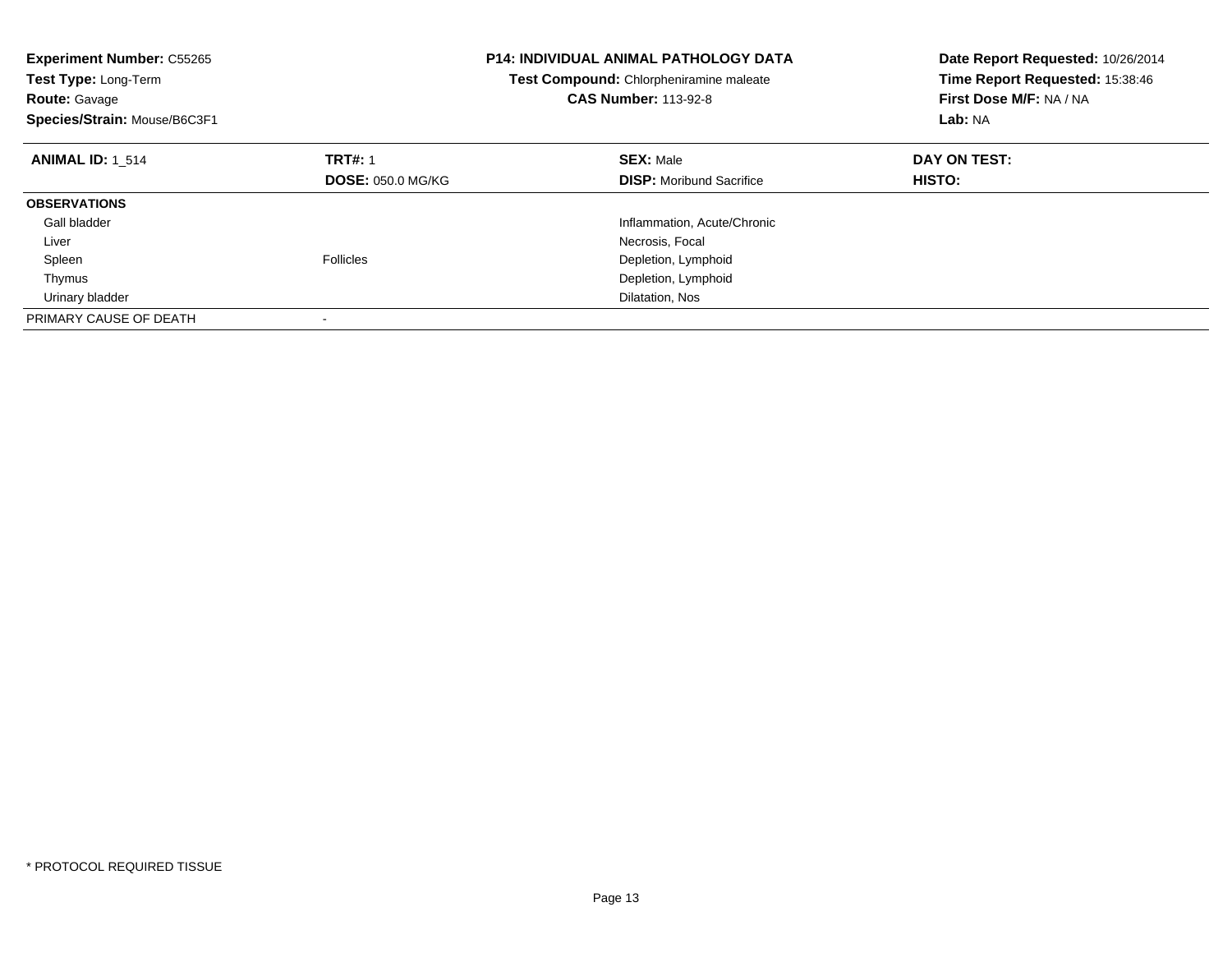**Experiment Number:** C55265
**Test Type:** Long-Term
**Route:** Gavage
**Species/Strain:** Mouse/B6C3F1

**P14: INDIVIDUAL ANIMAL PATHOLOGY DATA**
**Test Compound:** Chlorpheniramine maleate
**CAS Number:** 113-92-8

**Date Report Requested:** 10/26/2014
**Time Report Requested:** 15:38:46
**First Dose M/F:** NA / NA
**Lab:** NA

| **ANIMAL ID:** 1_514 | **TRT#:** 1 | **SEX:** Male | **DAY ON TEST:** |
|---|---|---|---|
| | **DOSE:** 050.0 MG/KG | **DISP:** Moribund Sacrifice | **HISTO:** |
| **OBSERVATIONS** | | | |
| Gall bladder | | Inflammation, Acute/Chronic | |
| Liver | | Necrosis, Focal | |
| Spleen | Follicles | Depletion, Lymphoid | |
| Thymus | | Depletion, Lymphoid | |
| Urinary bladder | | Dilatation, Nos | |
| PRIMARY CAUSE OF DEATH | - | | |

* PROTOCOL REQUIRED TISSUE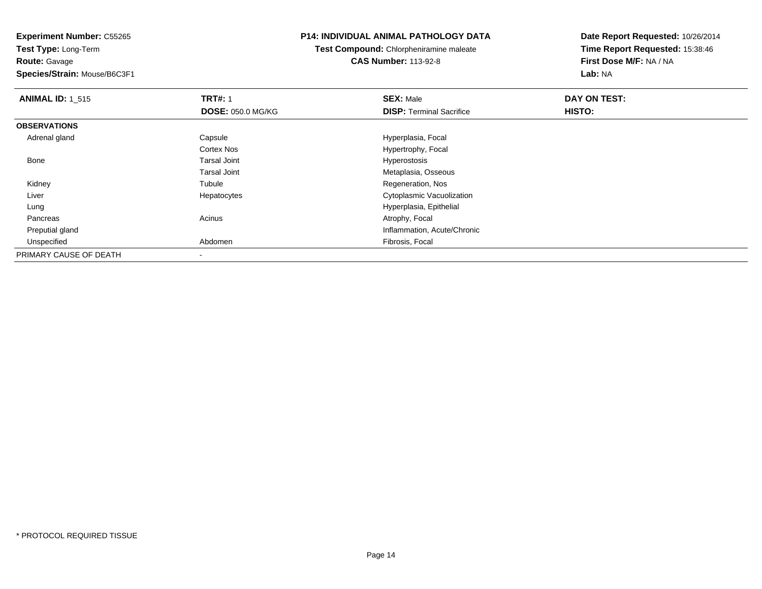**Experiment Number:** C55265
**Test Type:** Long-Term
**Route:** Gavage
**Species/Strain:** Mouse/B6C3F1

**P14: INDIVIDUAL ANIMAL PATHOLOGY DATA**
**Test Compound:** Chlorpheniramine maleate
**CAS Number:** 113-92-8

**Date Report Requested:** 10/26/2014
**Time Report Requested:** 15:38:46
**First Dose M/F:** NA / NA
**Lab:** NA

| **ANIMAL ID:** 1_515 | **TRT#:** 1 | **SEX:** Male | **DAY ON TEST:** |
|---|---|---|---|
| | **DOSE:** 050.0 MG/KG | **DISP:** Terminal Sacrifice | **HISTO:** |
| **OBSERVATIONS** | | | |
| Adrenal gland | Capsule | Hyperplasia, Focal | |
| | Cortex Nos | Hypertrophy, Focal | |
| Bone | Tarsal Joint | Hyperostosis | |
| | Tarsal Joint | Metaplasia, Osseous | |
| Kidney | Tubule | Regeneration, Nos | |
| Liver | Hepatocytes | Cytoplasmic Vacuolization | |
| Lung | | Hyperplasia, Epithelial | |
| Pancreas | Acinus | Atrophy, Focal | |
| Preputial gland | | Inflammation, Acute/Chronic | |
| Unspecified | Abdomen | Fibrosis, Focal | |
| PRIMARY CAUSE OF DEATH | - | | |

* PROTOCOL REQUIRED TISSUE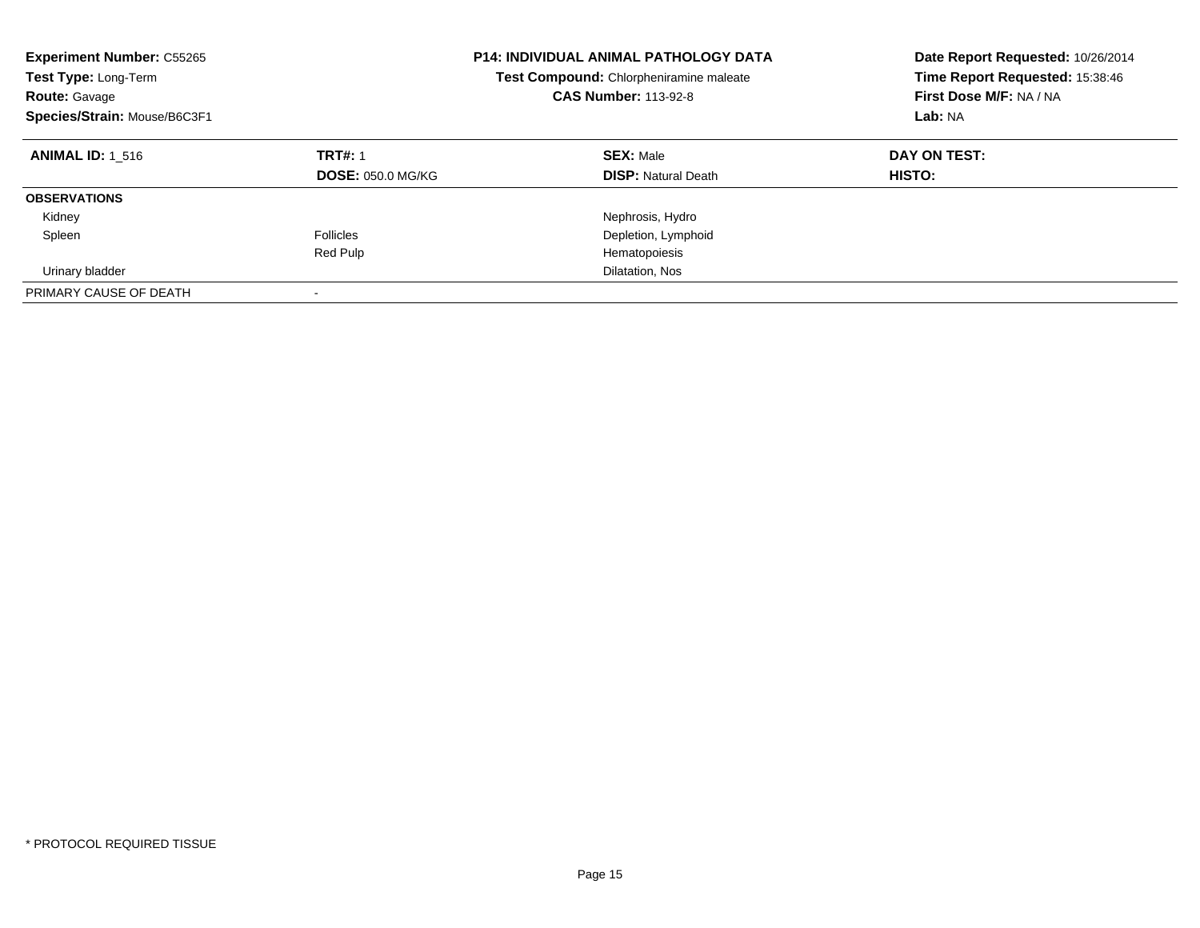**Experiment Number:** C55265
**Test Type:** Long-Term
**Route:** Gavage
**Species/Strain:** Mouse/B6C3F1

**P14: INDIVIDUAL ANIMAL PATHOLOGY DATA**
**Test Compound:** Chlorpheniramine maleate
**CAS Number:** 113-92-8

**Date Report Requested:** 10/26/2014
**Time Report Requested:** 15:38:46
**First Dose M/F:** NA / NA
**Lab:** NA

| **ANIMAL ID:** 1_516 | **TRT#:** 1 | **SEX:** Male | **DAY ON TEST:** |
|---|---|---|---|
| | **DOSE:** 050.0 MG/KG | **DISP:** Natural Death | **HISTO:** |
| **OBSERVATIONS** | | | |
| Kidney | | Nephrosis, Hydro | |
| Spleen | Follicles | Depletion, Lymphoid | |
| | Red Pulp | Hematopoiesis | |
| Urinary bladder | | Dilatation, Nos | |
| PRIMARY CAUSE OF DEATH | - | | |

* PROTOCOL REQUIRED TISSUE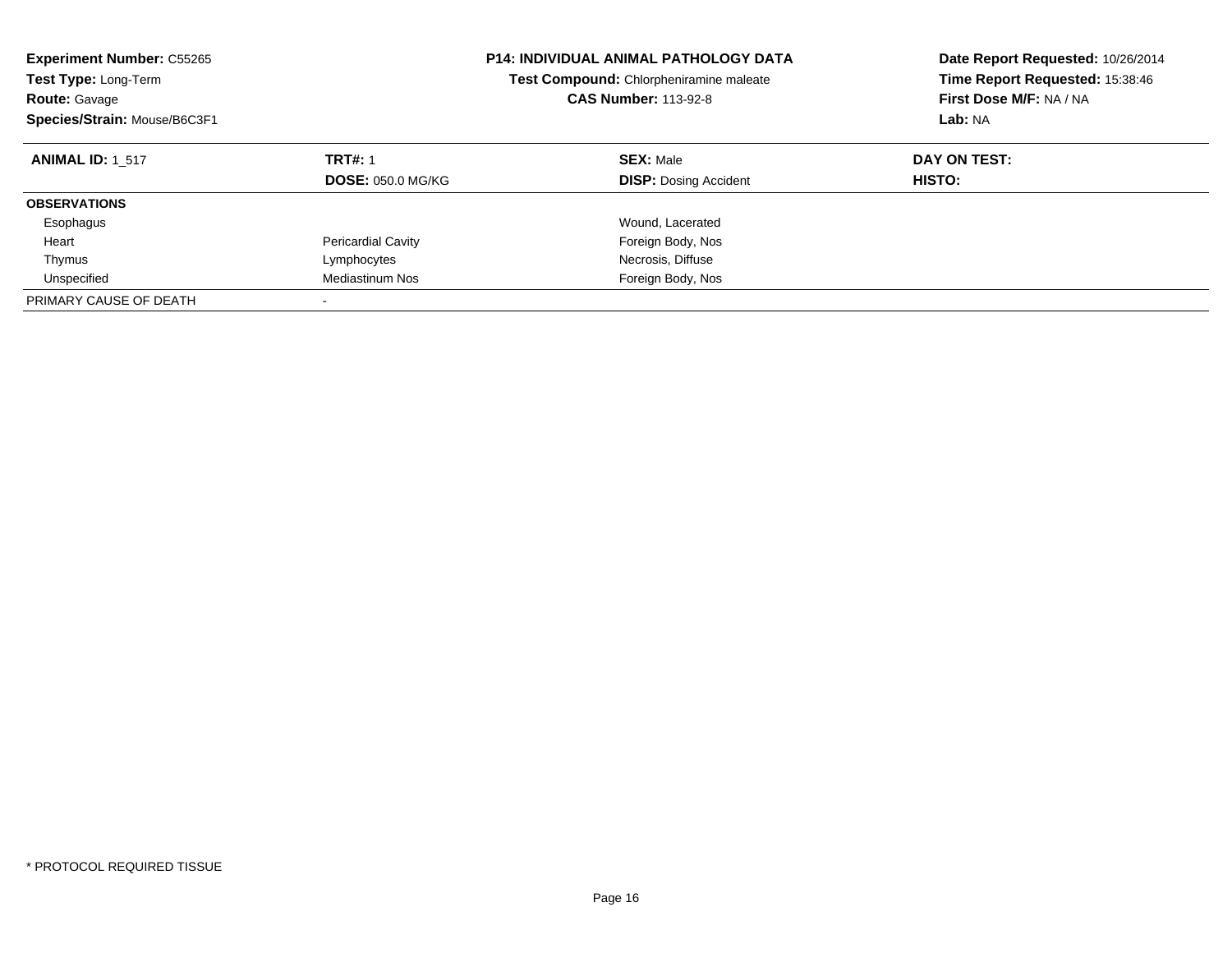**Experiment Number:** C55265
**Test Type:** Long-Term
**Route:** Gavage
**Species/Strain:** Mouse/B6C3F1

**P14: INDIVIDUAL ANIMAL PATHOLOGY DATA**
**Test Compound:** Chlorpheniramine maleate
**CAS Number:** 113-92-8

**Date Report Requested:** 10/26/2014
**Time Report Requested:** 15:38:46
**First Dose M/F:** NA / NA
**Lab:** NA

| **ANIMAL ID:** 1_517 | **TRT#:** 1 | **SEX:** Male | **DAY ON TEST:** |
|---|---|---|---|
| | **DOSE:** 050.0 MG/KG | **DISP:** Dosing Accident | **HISTO:** |
| **OBSERVATIONS** | | | |
| Esophagus | | Wound, Lacerated | |
| Heart | Pericardial Cavity | Foreign Body, Nos | |
| Thymus | Lymphocytes | Necrosis, Diffuse | |
| Unspecified | Mediastinum Nos | Foreign Body, Nos | |
| PRIMARY CAUSE OF DEATH | - | | |

* PROTOCOL REQUIRED TISSUE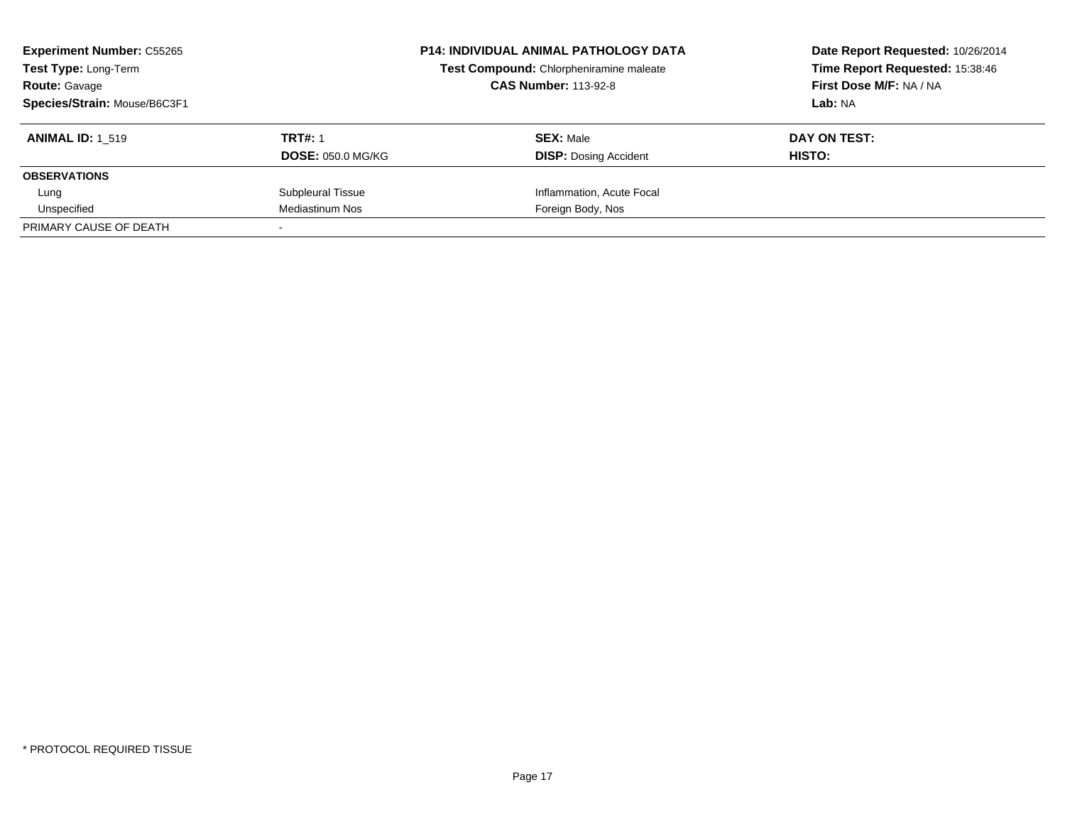**Experiment Number:** C55265
**Test Type:** Long-Term
**Route:** Gavage
**Species/Strain:** Mouse/B6C3F1

**P14: INDIVIDUAL ANIMAL PATHOLOGY DATA**
**Test Compound:** Chlorpheniramine maleate
**CAS Number:** 113-92-8

**Date Report Requested:** 10/26/2014
**Time Report Requested:** 15:38:46
**First Dose M/F:** NA / NA
**Lab:** NA

| **ANIMAL ID:** 1_519 | **TRT#:** 1 | **SEX:** Male | **DAY ON TEST:** |
|---|---|---|---|
| | **DOSE:** 050.0 MG/KG | **DISP:** Dosing Accident | **HISTO:** |
| **OBSERVATIONS** | | | |
| Lung | Subpleural Tissue | Inflammation, Acute Focal | |
| Unspecified | Mediastinum Nos | Foreign Body, Nos | |
| PRIMARY CAUSE OF DEATH | - | | |

* PROTOCOL REQUIRED TISSUE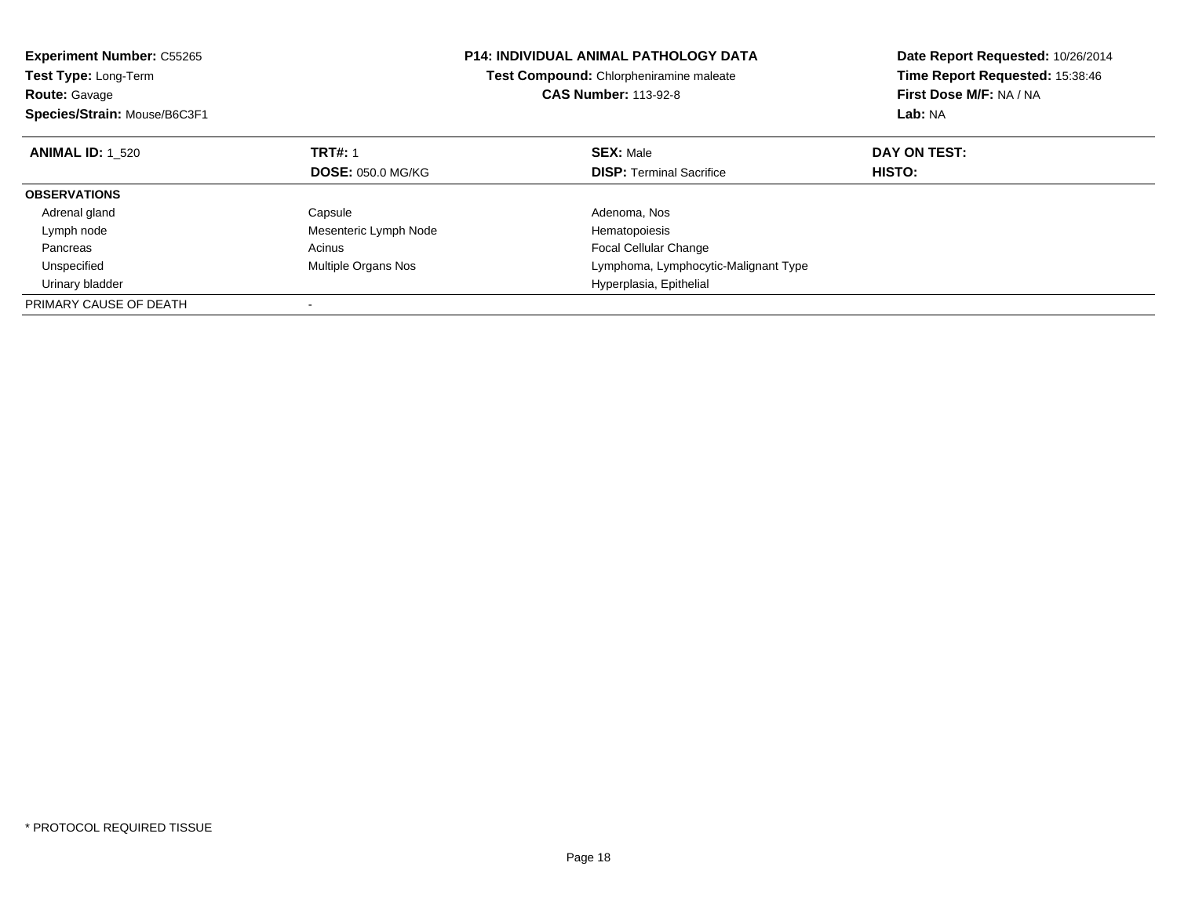**Experiment Number:** C55265
**Test Type:** Long-Term
**Route:** Gavage
**Species/Strain:** Mouse/B6C3F1

**P14: INDIVIDUAL ANIMAL PATHOLOGY DATA**
**Test Compound:** Chlorpheniramine maleate
**CAS Number:** 113-92-8

**Date Report Requested:** 10/26/2014
**Time Report Requested:** 15:38:46
**First Dose M/F:** NA / NA
**Lab:** NA

| **ANIMAL ID:** 1_520 | **TRT#:** 1 | **SEX:** Male | **DAY ON TEST:** |
|---|---|---|---|
| | **DOSE:** 050.0 MG/KG | **DISP:** Terminal Sacrifice | **HISTO:** |
| **OBSERVATIONS** | | | |
| Adrenal gland | Capsule | Adenoma, Nos | |
| Lymph node | Mesenteric Lymph Node | Hematopoiesis | |
| Pancreas | Acinus | Focal Cellular Change | |
| Unspecified | Multiple Organs Nos | Lymphoma, Lymphocytic-Malignant Type | |
| Urinary bladder | | Hyperplasia, Epithelial | |
| PRIMARY CAUSE OF DEATH | - | | |

* PROTOCOL REQUIRED TISSUE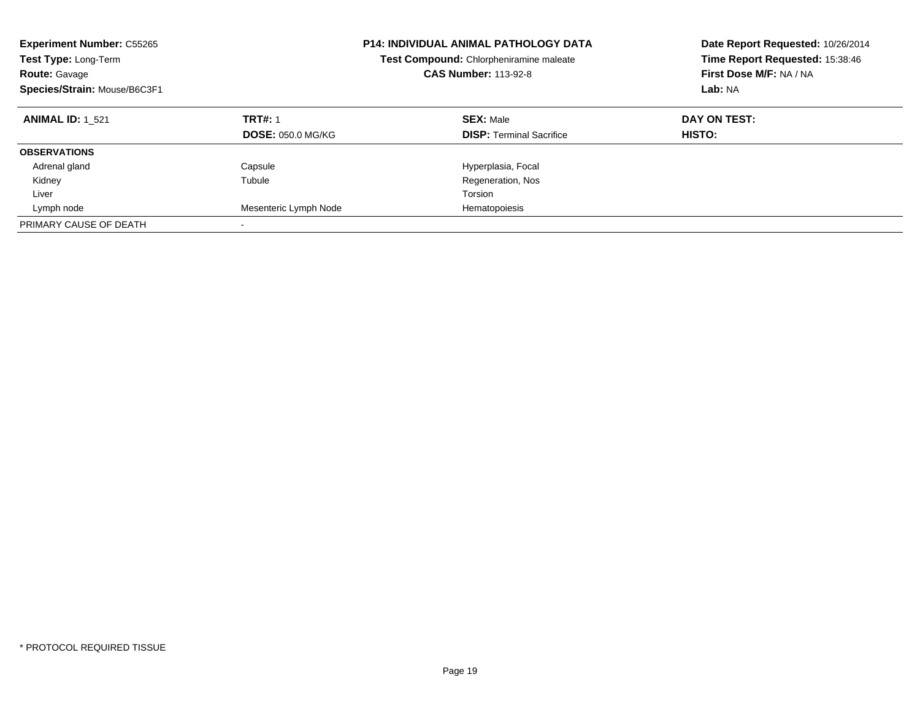**Experiment Number:** C55265
**Test Type:** Long-Term
**Route:** Gavage
**Species/Strain:** Mouse/B6C3F1

**P14: INDIVIDUAL ANIMAL PATHOLOGY DATA**
**Test Compound:** Chlorpheniramine maleate
**CAS Number:** 113-92-8

**Date Report Requested:** 10/26/2014
**Time Report Requested:** 15:38:46
**First Dose M/F:** NA / NA
**Lab:** NA

| **ANIMAL ID:** 1_521 | **TRT#:** 1 | **SEX:** Male | **DAY ON TEST:** |
|---|---|---|---|
| | **DOSE:** 050.0 MG/KG | **DISP:** Terminal Sacrifice | **HISTO:** |
| **OBSERVATIONS** | | | |
| Adrenal gland | Capsule | Hyperplasia, Focal | |
| Kidney | Tubule | Regeneration, Nos | |
| Liver | | Torsion | |
| Lymph node | Mesenteric Lymph Node | Hematopoiesis | |
| PRIMARY CAUSE OF DEATH | - | | |

\* PROTOCOL REQUIRED TISSUE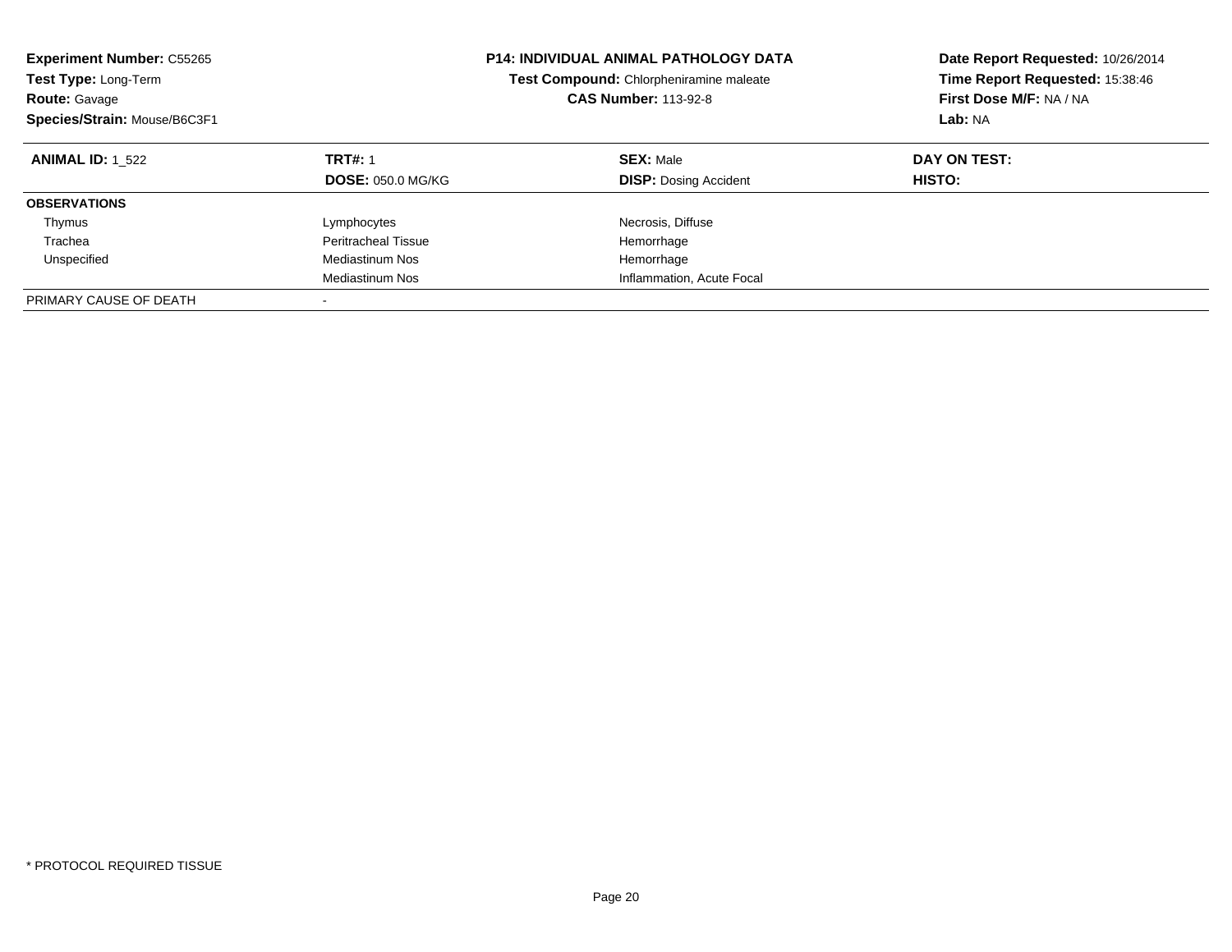**Experiment Number:** C55265
**Test Type:** Long-Term
**Route:** Gavage
**Species/Strain:** Mouse/B6C3F1

**P14: INDIVIDUAL ANIMAL PATHOLOGY DATA**
**Test Compound:** Chlorpheniramine maleate
**CAS Number:** 113-92-8

**Date Report Requested:** 10/26/2014
**Time Report Requested:** 15:38:46
**First Dose M/F:** NA / NA
**Lab:** NA

| **ANIMAL ID:** 1_522 | **TRT#:** 1 | **SEX:** Male | **DAY ON TEST:** |
|---|---|---|---|
| | **DOSE:** 050.0 MG/KG | **DISP:** Dosing Accident | **HISTO:** |
| **OBSERVATIONS** | | | |
| Thymus | Lymphocytes | Necrosis, Diffuse | |
| Trachea | Peritracheal Tissue | Hemorrhage | |
| Unspecified | Mediastinum Nos | Hemorrhage | |
| | Mediastinum Nos | Inflammation, Acute Focal | |
| PRIMARY CAUSE OF DEATH | - | | |

* PROTOCOL REQUIRED TISSUE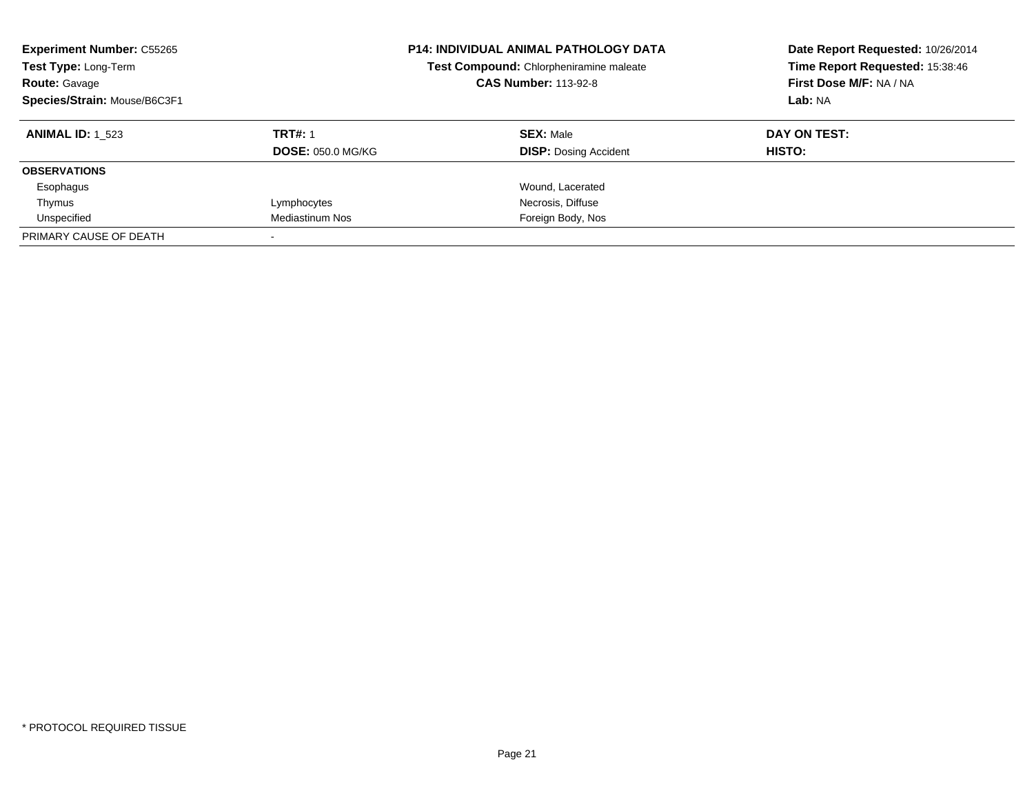**Experiment Number:** C55265
**Test Type:** Long-Term
**Route:** Gavage
**Species/Strain:** Mouse/B6C3F1

**P14: INDIVIDUAL ANIMAL PATHOLOGY DATA**
**Test Compound:** Chlorpheniramine maleate
**CAS Number:** 113-92-8

**Date Report Requested:** 10/26/2014
**Time Report Requested:** 15:38:46
**First Dose M/F:** NA / NA
**Lab:** NA

| **ANIMAL ID:** 1_523 | **TRT#:** 1 | **SEX:** Male | **DAY ON TEST:** |
|---|---|---|---|
| | **DOSE:** 050.0 MG/KG | **DISP:** Dosing Accident | **HISTO:** |
| **OBSERVATIONS** | | | |
| Esophagus | | Wound, Lacerated | |
| Thymus | Lymphocytes | Necrosis, Diffuse | |
| Unspecified | Mediastinum Nos | Foreign Body, Nos | |
| PRIMARY CAUSE OF DEATH | - | | |

* PROTOCOL REQUIRED TISSUE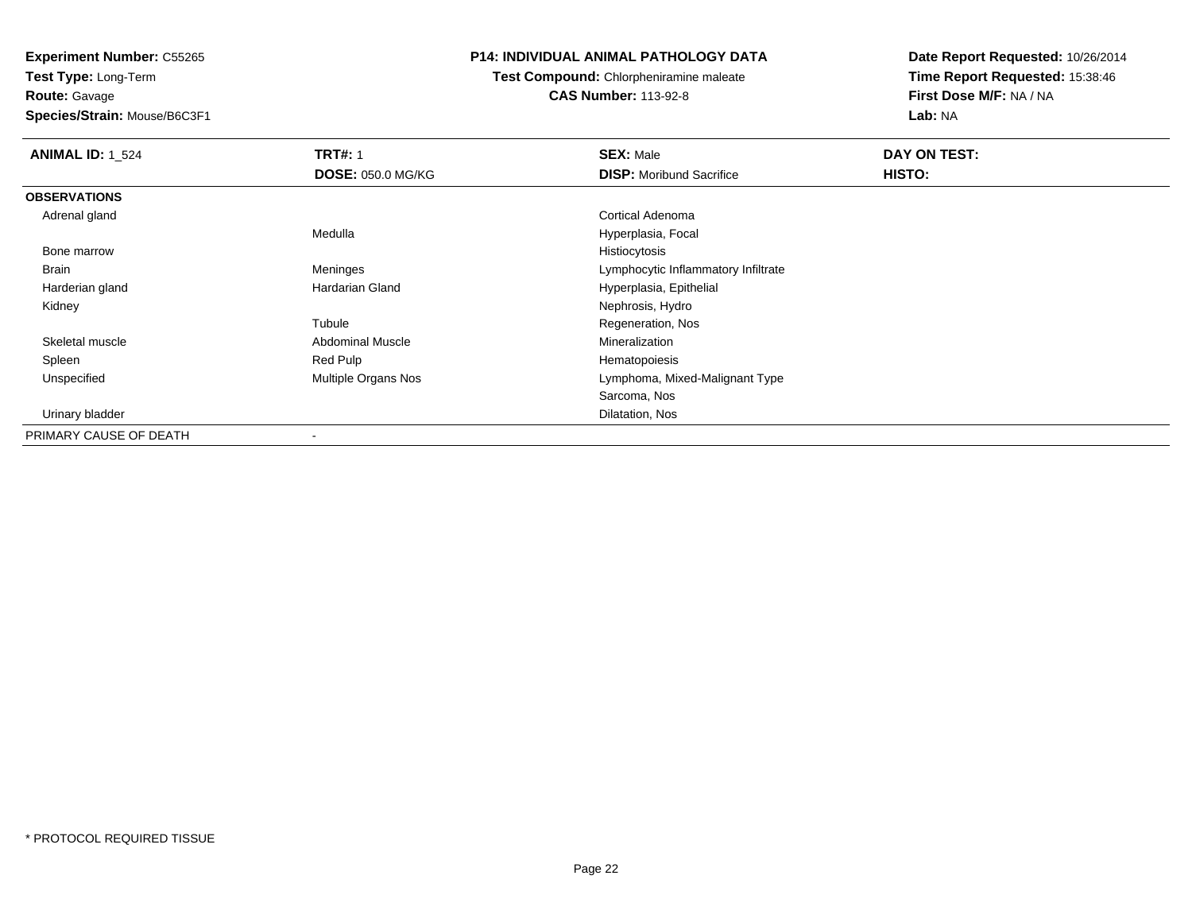**Experiment Number:** C55265
**Test Type:** Long-Term
**Route:** Gavage
**Species/Strain:** Mouse/B6C3F1

**P14: INDIVIDUAL ANIMAL PATHOLOGY DATA**
**Test Compound:** Chlorpheniramine maleate
**CAS Number:** 113-92-8

**Date Report Requested:** 10/26/2014
**Time Report Requested:** 15:38:46
**First Dose M/F:** NA / NA
**Lab:** NA

| **ANIMAL ID:** 1_524 | **TRT#:** 1 | **SEX:** Male | **DAY ON TEST:** |
|---|---|---|---|
| | **DOSE:** 050.0 MG/KG | **DISP:** Moribund Sacrifice | **HISTO:** |
| **OBSERVATIONS** | | | |
| Adrenal gland | | Cortical Adenoma | |
| | Medulla | Hyperplasia, Focal | |
| Bone marrow | | Histiocytosis | |
| Brain | Meninges | Lymphocytic Inflammatory Infiltrate | |
| Harderian gland | Hardarian Gland | Hyperplasia, Epithelial | |
| Kidney | | Nephrosis, Hydro | |
| | Tubule | Regeneration, Nos | |
| Skeletal muscle | Abdominal Muscle | Mineralization | |
| Spleen | Red Pulp | Hematopoiesis | |
| Unspecified | Multiple Organs Nos | Lymphoma, Mixed-Malignant Type | |
| | | Sarcoma, Nos | |
| Urinary bladder | | Dilatation, Nos | |
| PRIMARY CAUSE OF DEATH | - | | |

* PROTOCOL REQUIRED TISSUE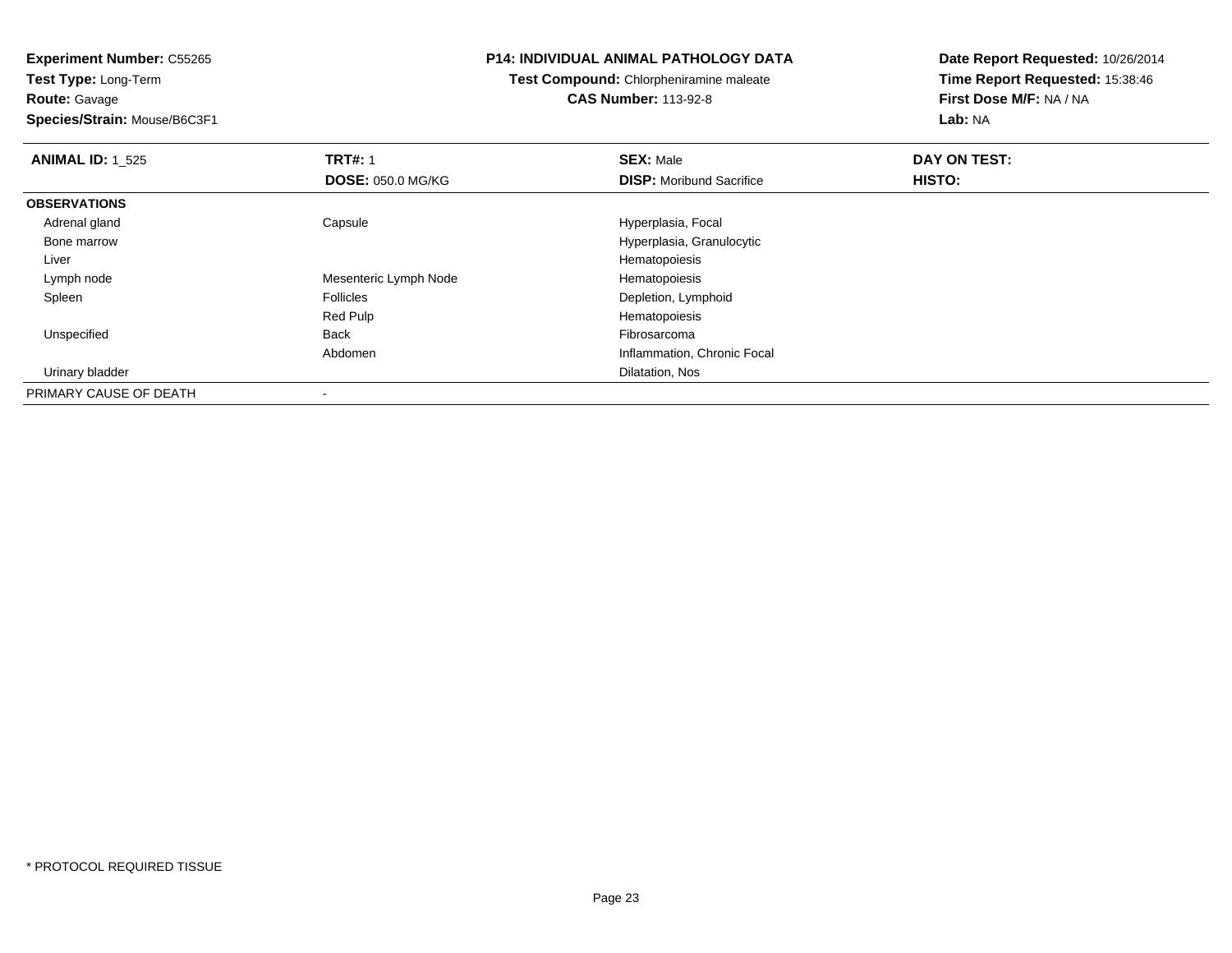**Experiment Number:** C55265
**Test Type:** Long-Term
**Route:** Gavage
**Species/Strain:** Mouse/B6C3F1

**P14: INDIVIDUAL ANIMAL PATHOLOGY DATA**
**Test Compound:** Chlorpheniramine maleate
**CAS Number:** 113-92-8

**Date Report Requested:** 10/26/2014
**Time Report Requested:** 15:38:46
**First Dose M/F:** NA / NA
**Lab:** NA

| **ANIMAL ID:** 1_525 | **TRT#:** 1 | **SEX:** Male | **DAY ON TEST:** |
|---|---|---|---|
| | **DOSE:** 050.0 MG/KG | **DISP:** Moribund Sacrifice | **HISTO:** |
| **OBSERVATIONS** | | | |
| Adrenal gland | Capsule | Hyperplasia, Focal | |
| Bone marrow | | Hyperplasia, Granulocytic | |
| Liver | | Hematopoiesis | |
| Lymph node | Mesenteric Lymph Node | Hematopoiesis | |
| Spleen | Follicles | Depletion, Lymphoid | |
| | Red Pulp | Hematopoiesis | |
| Unspecified | Back | Fibrosarcoma | |
| | Abdomen | Inflammation, Chronic Focal | |
| Urinary bladder | | Dilatation, Nos | |
| PRIMARY CAUSE OF DEATH | - | | |

* PROTOCOL REQUIRED TISSUE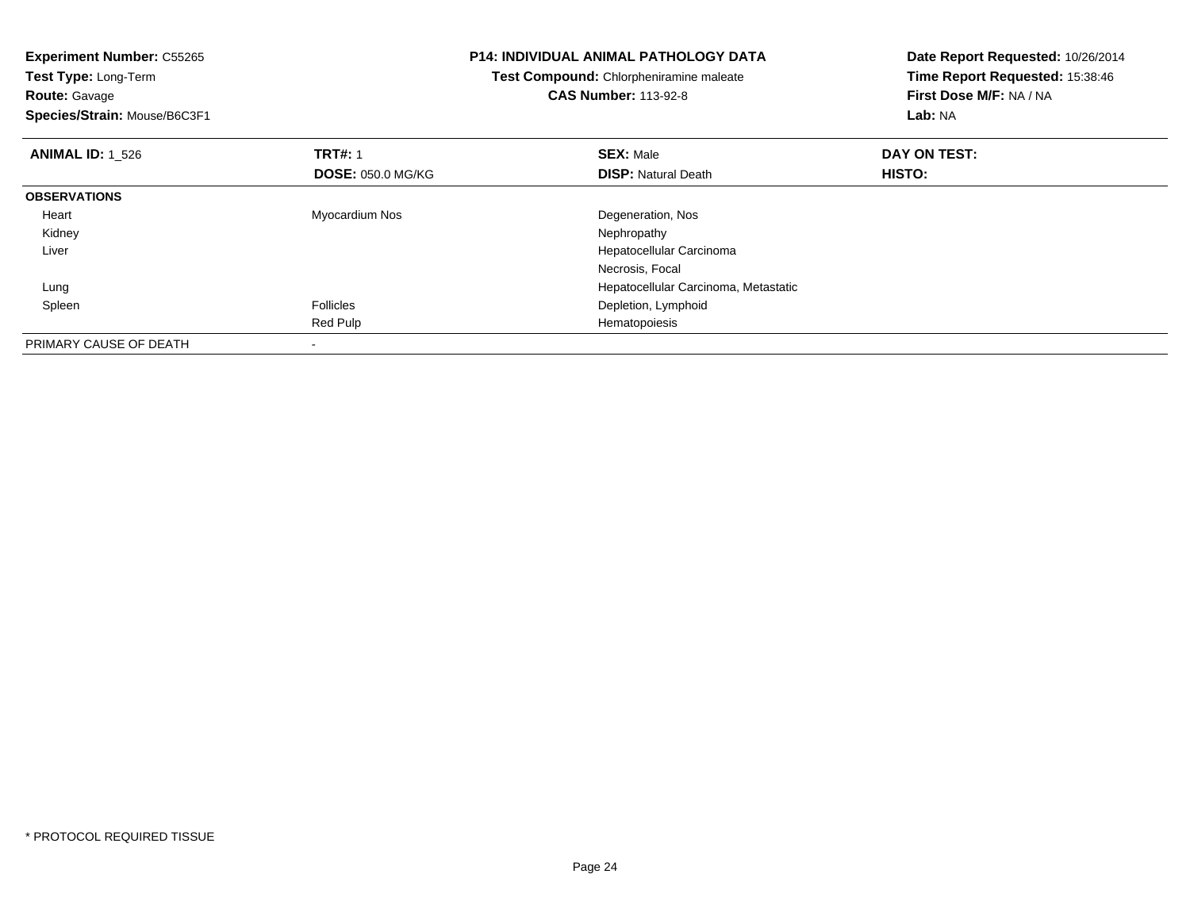**Experiment Number:** C55265
**Test Type:** Long-Term
**Route:** Gavage
**Species/Strain:** Mouse/B6C3F1

**P14: INDIVIDUAL ANIMAL PATHOLOGY DATA**
**Test Compound:** Chlorpheniramine maleate
**CAS Number:** 113-92-8

**Date Report Requested:** 10/26/2014
**Time Report Requested:** 15:38:46
**First Dose M/F:** NA / NA
**Lab:** NA

| **ANIMAL ID:** 1_526 | **TRT#:** 1 | **SEX:** Male | **DAY ON TEST:** |
|---|---|---|---|
| | **DOSE:** 050.0 MG/KG | **DISP:** Natural Death | **HISTO:** |
| **OBSERVATIONS** | | | |
| Heart | Myocardium Nos | Degeneration, Nos | |
| Kidney | | Nephropathy | |
| Liver | | Hepatocellular Carcinoma | |
| | | Necrosis, Focal | |
| Lung | | Hepatocellular Carcinoma, Metastatic | |
| Spleen | Follicles | Depletion, Lymphoid | |
| | Red Pulp | Hematopoiesis | |
| PRIMARY CAUSE OF DEATH | - | | |

* PROTOCOL REQUIRED TISSUE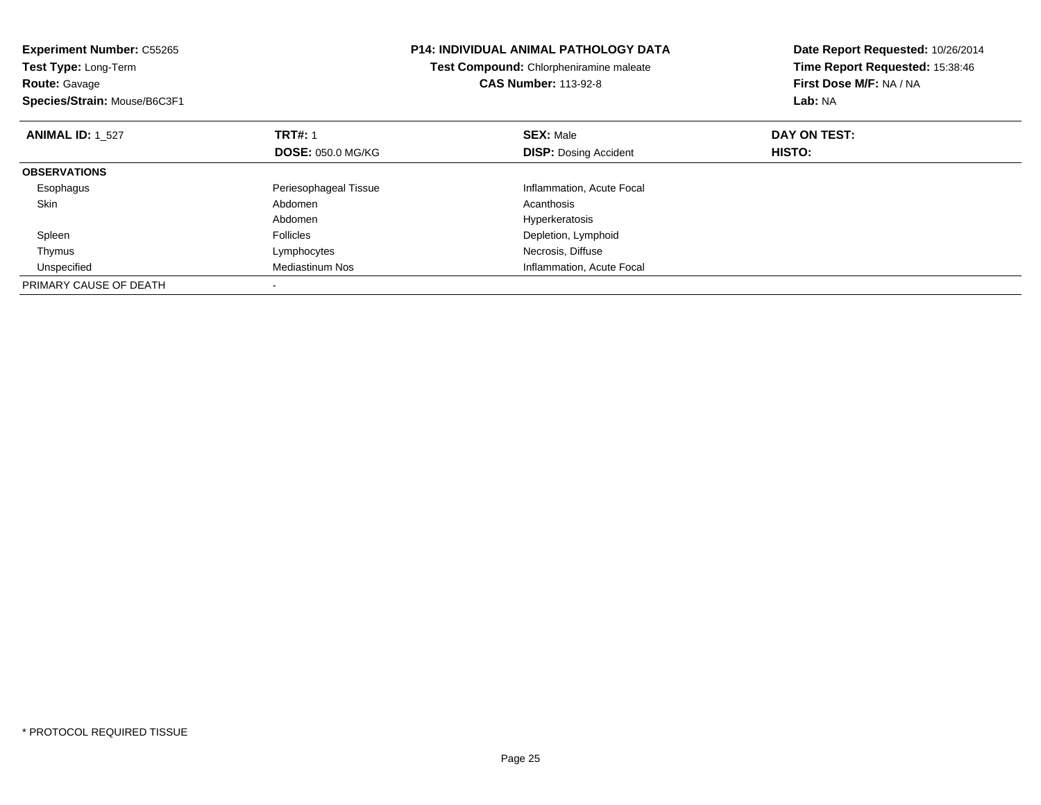**Experiment Number:** C55265
**Test Type:** Long-Term
**Route:** Gavage
**Species/Strain:** Mouse/B6C3F1

**P14: INDIVIDUAL ANIMAL PATHOLOGY DATA**
**Test Compound:** Chlorpheniramine maleate
**CAS Number:** 113-92-8

**Date Report Requested:** 10/26/2014
**Time Report Requested:** 15:38:46
**First Dose M/F:** NA / NA
**Lab:** NA

| **ANIMAL ID:** 1_527 | **TRT#:** 1 | **SEX:** Male | **DAY ON TEST:** |
|---|---|---|---|
| | **DOSE:** 050.0 MG/KG | **DISP:** Dosing Accident | **HISTO:** |
| **OBSERVATIONS** | | | |
| Esophagus | Periesophageal Tissue | Inflammation, Acute Focal | |
| Skin | Abdomen | Acanthosis | |
| | Abdomen | Hyperkeratosis | |
| Spleen | Follicles | Depletion, Lymphoid | |
| Thymus | Lymphocytes | Necrosis, Diffuse | |
| Unspecified | Mediastinum Nos | Inflammation, Acute Focal | |
| PRIMARY CAUSE OF DEATH | - | | |

* PROTOCOL REQUIRED TISSUE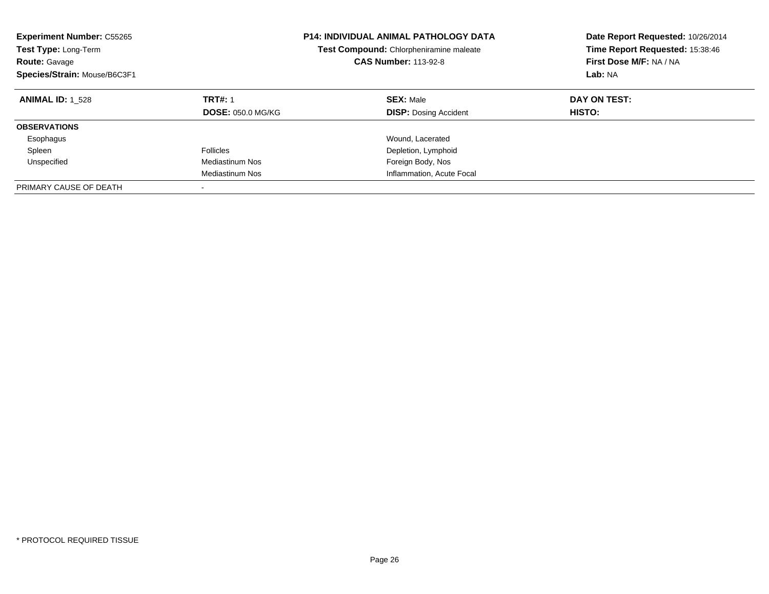**Experiment Number:** C55265
**Test Type:** Long-Term
**Route:** Gavage
**Species/Strain:** Mouse/B6C3F1

**P14: INDIVIDUAL ANIMAL PATHOLOGY DATA**
**Test Compound:** Chlorpheniramine maleate
**CAS Number:** 113-92-8

**Date Report Requested:** 10/26/2014
**Time Report Requested:** 15:38:46
**First Dose M/F:** NA / NA
**Lab:** NA

| **ANIMAL ID:** 1_528 | **TRT#:** 1 | **SEX:** Male | **DAY ON TEST:** |
|---|---|---|---|
| | **DOSE:** 050.0 MG/KG | **DISP:** Dosing Accident | **HISTO:** |
| **OBSERVATIONS** | | | |
| Esophagus | | Wound, Lacerated | |
| Spleen | Follicles | Depletion, Lymphoid | |
| Unspecified | Mediastinum Nos | Foreign Body, Nos | |
| | Mediastinum Nos | Inflammation, Acute Focal | |
| PRIMARY CAUSE OF DEATH | - | | |

* PROTOCOL REQUIRED TISSUE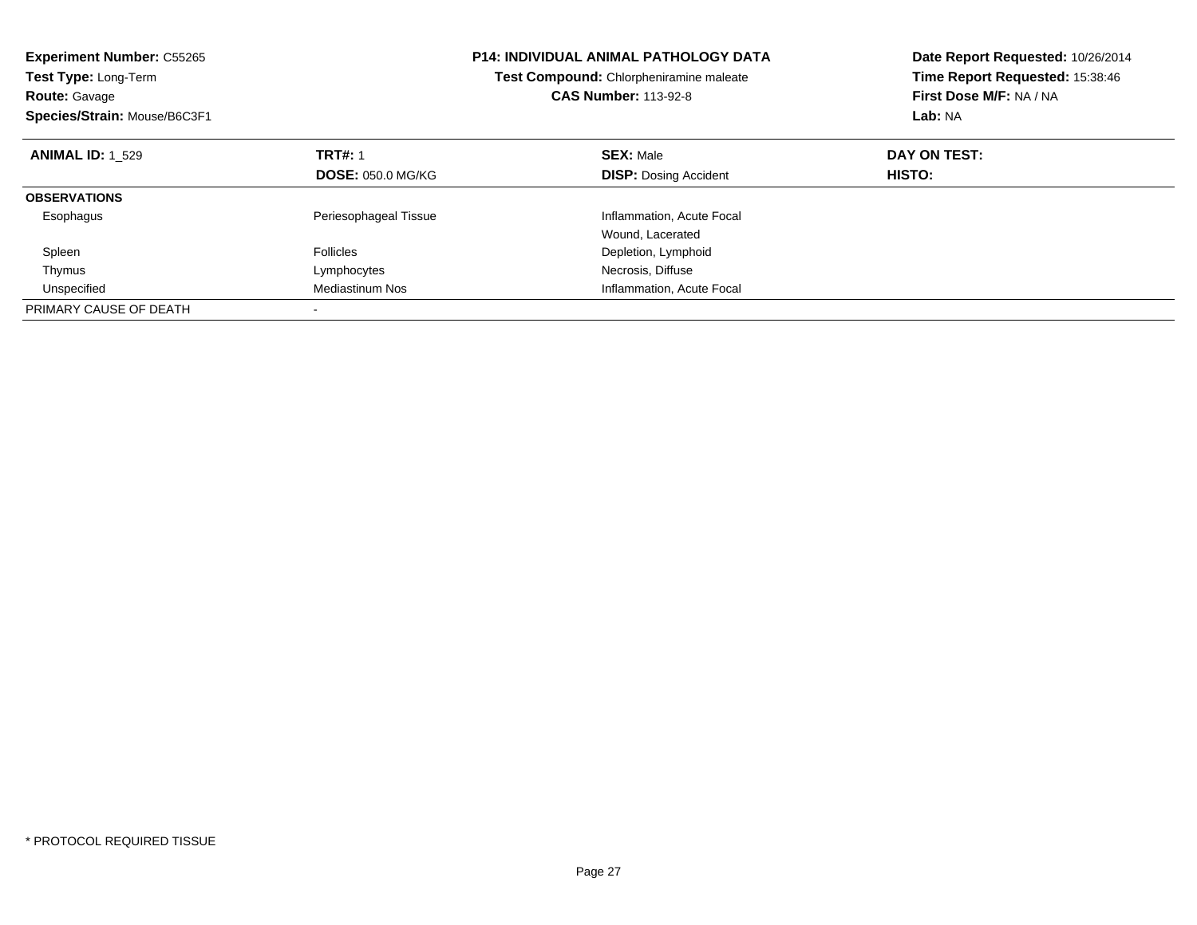**Experiment Number:** C55265
**Test Type:** Long-Term
**Route:** Gavage
**Species/Strain:** Mouse/B6C3F1

**P14: INDIVIDUAL ANIMAL PATHOLOGY DATA**
**Test Compound:** Chlorpheniramine maleate
**CAS Number:** 113-92-8

**Date Report Requested:** 10/26/2014
**Time Report Requested:** 15:38:46
**First Dose M/F:** NA / NA
**Lab:** NA

| **ANIMAL ID:** 1_529 | **TRT#:** 1 | **SEX:** Male | **DAY ON TEST:** |
|---|---|---|---|
| | **DOSE:** 050.0 MG/KG | **DISP:** Dosing Accident | **HISTO:** |
| **OBSERVATIONS** | | | |
| Esophagus | Periesophageal Tissue | Inflammation, Acute Focal | |
| | | Wound, Lacerated | |
| Spleen | Follicles | Depletion, Lymphoid | |
| Thymus | Lymphocytes | Necrosis, Diffuse | |
| Unspecified | Mediastinum Nos | Inflammation, Acute Focal | |
| PRIMARY CAUSE OF DEATH | - | | |

* PROTOCOL REQUIRED TISSUE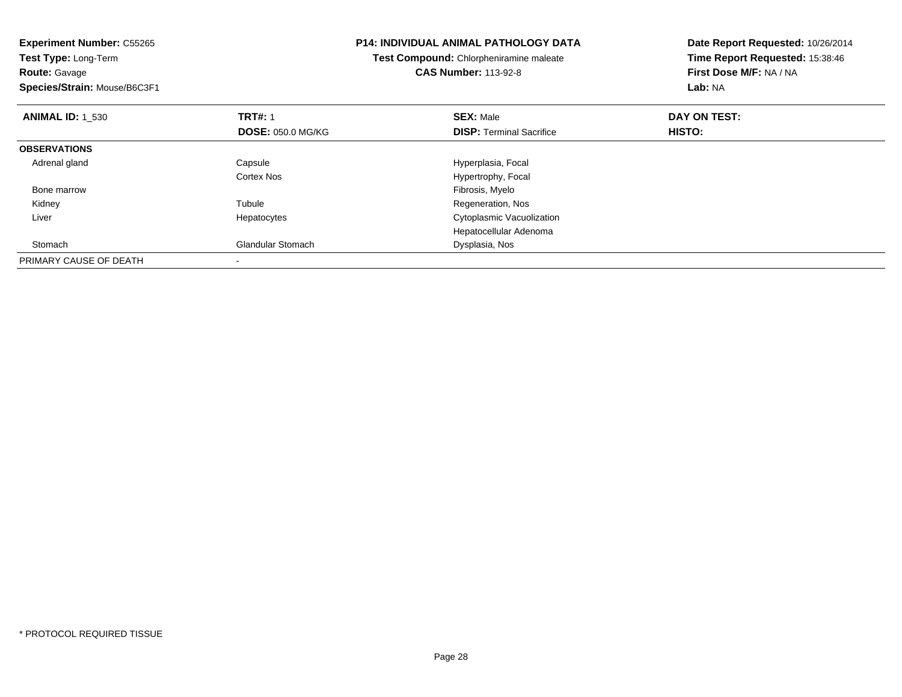**Experiment Number:** C55265
**Test Type:** Long-Term
**Route:** Gavage
**Species/Strain:** Mouse/B6C3F1

**P14: INDIVIDUAL ANIMAL PATHOLOGY DATA**
**Test Compound:** Chlorpheniramine maleate
**CAS Number:** 113-92-8

**Date Report Requested:** 10/26/2014
**Time Report Requested:** 15:38:46
**First Dose M/F:** NA / NA
**Lab:** NA

| **ANIMAL ID:** 1_530 | **TRT#:** 1 | **SEX:** Male | **DAY ON TEST:** |
|---|---|---|---|
| | **DOSE:** 050.0 MG/KG | **DISP:** Terminal Sacrifice | **HISTO:** |
| **OBSERVATIONS** | | | |
| Adrenal gland | Capsule | Hyperplasia, Focal | |
| | Cortex Nos | Hypertrophy, Focal | |
| Bone marrow | | Fibrosis, Myelo | |
| Kidney | Tubule | Regeneration, Nos | |
| Liver | Hepatocytes | Cytoplasmic Vacuolization | |
| | | Hepatocellular Adenoma | |
| Stomach | Glandular Stomach | Dysplasia, Nos | |
| PRIMARY CAUSE OF DEATH | - | | |

* PROTOCOL REQUIRED TISSUE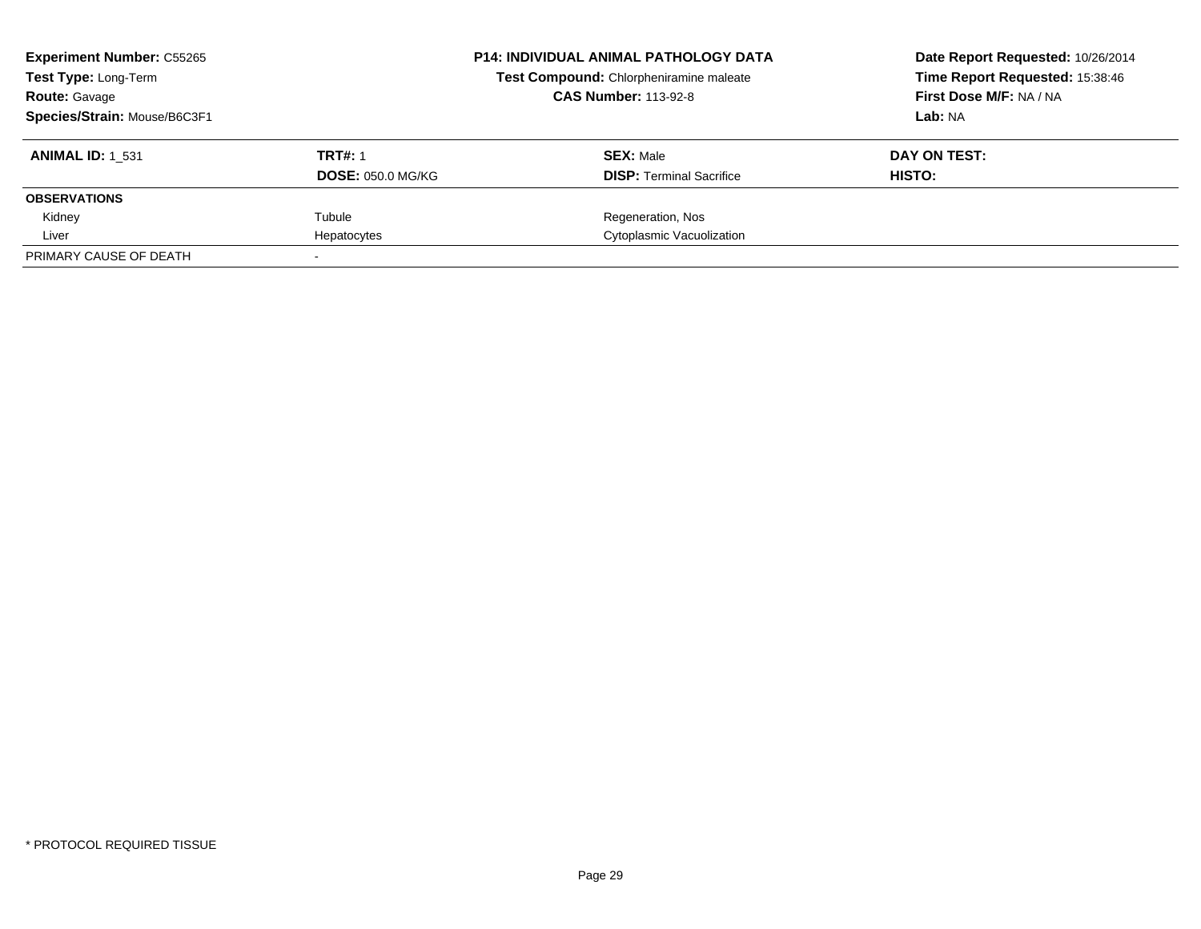**Experiment Number:** C55265
**Test Type:** Long-Term
**Route:** Gavage
**Species/Strain:** Mouse/B6C3F1

**P14: INDIVIDUAL ANIMAL PATHOLOGY DATA**
**Test Compound:** Chlorpheniramine maleate
**CAS Number:** 113-92-8

**Date Report Requested:** 10/26/2014
**Time Report Requested:** 15:38:46
**First Dose M/F:** NA / NA
**Lab:** NA

| **ANIMAL ID:** 1_531 | **TRT#:** 1 | **SEX:** Male | **DAY ON TEST:** |
|---|---|---|---|
| | **DOSE:** 050.0 MG/KG | **DISP:** Terminal Sacrifice | **HISTO:** |
| **OBSERVATIONS** | | | |
| Kidney | Tubule | Regeneration, Nos | |
| Liver | Hepatocytes | Cytoplasmic Vacuolization | |
| PRIMARY CAUSE OF DEATH | - | | |

* PROTOCOL REQUIRED TISSUE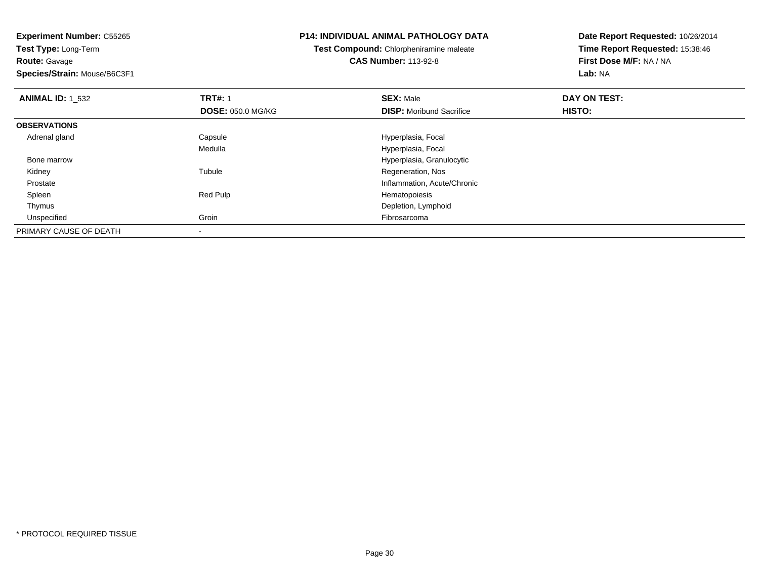**Experiment Number:** C55265
**Test Type:** Long-Term
**Route:** Gavage
**Species/Strain:** Mouse/B6C3F1

**P14: INDIVIDUAL ANIMAL PATHOLOGY DATA**
**Test Compound:** Chlorpheniramine maleate
**CAS Number:** 113-92-8

**Date Report Requested:** 10/26/2014
**Time Report Requested:** 15:38:46
**First Dose M/F:** NA / NA
**Lab:** NA

| **ANIMAL ID:** 1_532 | **TRT#:** 1 | **SEX:** Male | **DAY ON TEST:** |
|---|---|---|---|
| | **DOSE:** 050.0 MG/KG | **DISP:** Moribund Sacrifice | **HISTO:** |
| **OBSERVATIONS** | | | |
| Adrenal gland | Capsule | Hyperplasia, Focal | |
| | Medulla | Hyperplasia, Focal | |
| Bone marrow | | Hyperplasia, Granulocytic | |
| Kidney | Tubule | Regeneration, Nos | |
| Prostate | | Inflammation, Acute/Chronic | |
| Spleen | Red Pulp | Hematopoiesis | |
| Thymus | | Depletion, Lymphoid | |
| Unspecified | Groin | Fibrosarcoma | |
| PRIMARY CAUSE OF DEATH | - | | |

* PROTOCOL REQUIRED TISSUE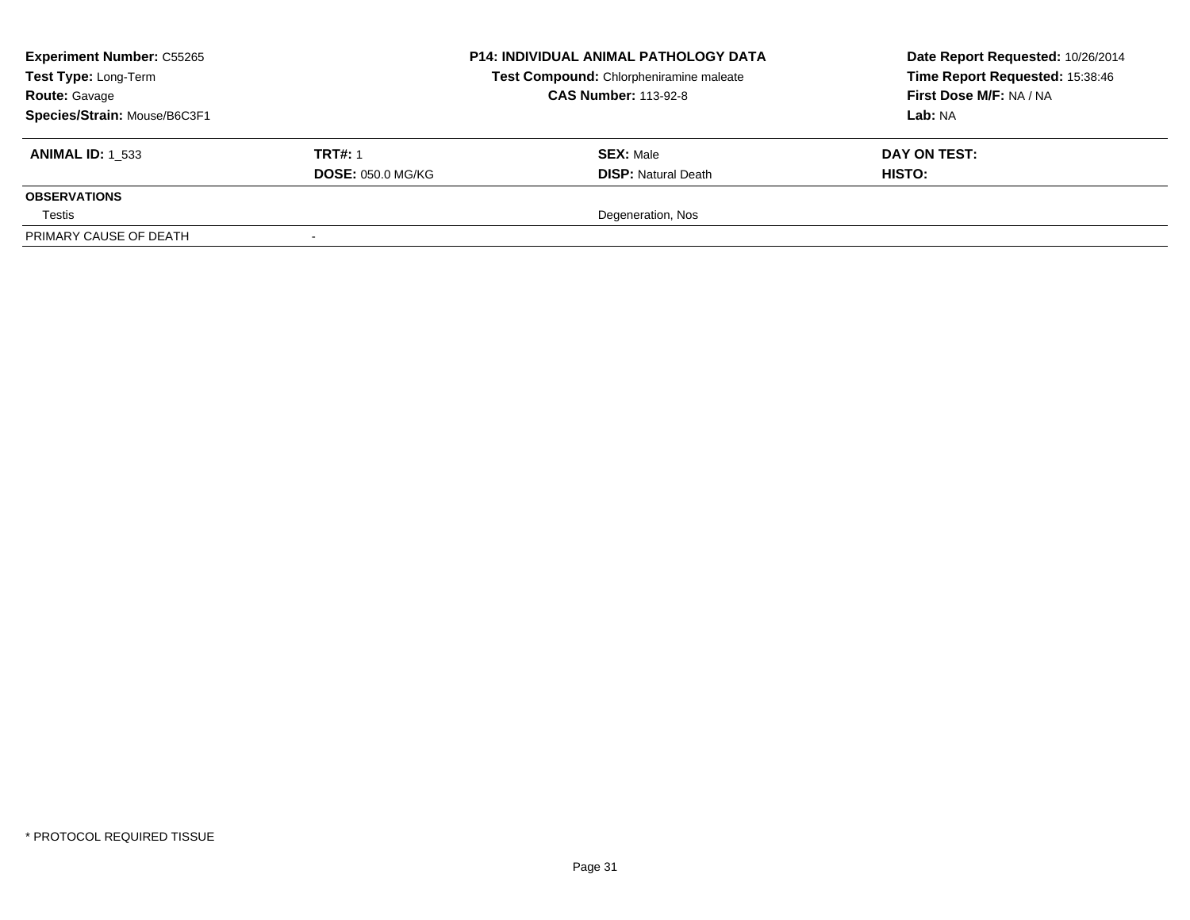**Experiment Number:** C55265
**Test Type:** Long-Term
**Route:** Gavage
**Species/Strain:** Mouse/B6C3F1

**P14: INDIVIDUAL ANIMAL PATHOLOGY DATA**
**Test Compound:** Chlorpheniramine maleate
**CAS Number:** 113-92-8

**Date Report Requested:** 10/26/2014
**Time Report Requested:** 15:38:46
**First Dose M/F:** NA / NA
**Lab:** NA

| **ANIMAL ID:** 1_533 | **TRT#:** 1 | **SEX:** Male | **DAY ON TEST:** |
|---|---|---|---|
| | **DOSE:** 050.0 MG/KG | **DISP:** Natural Death | **HISTO:** |
| **OBSERVATIONS** | | | |
| Testis | | Degeneration, Nos | |
| PRIMARY CAUSE OF DEATH | - | | |

\* PROTOCOL REQUIRED TISSUE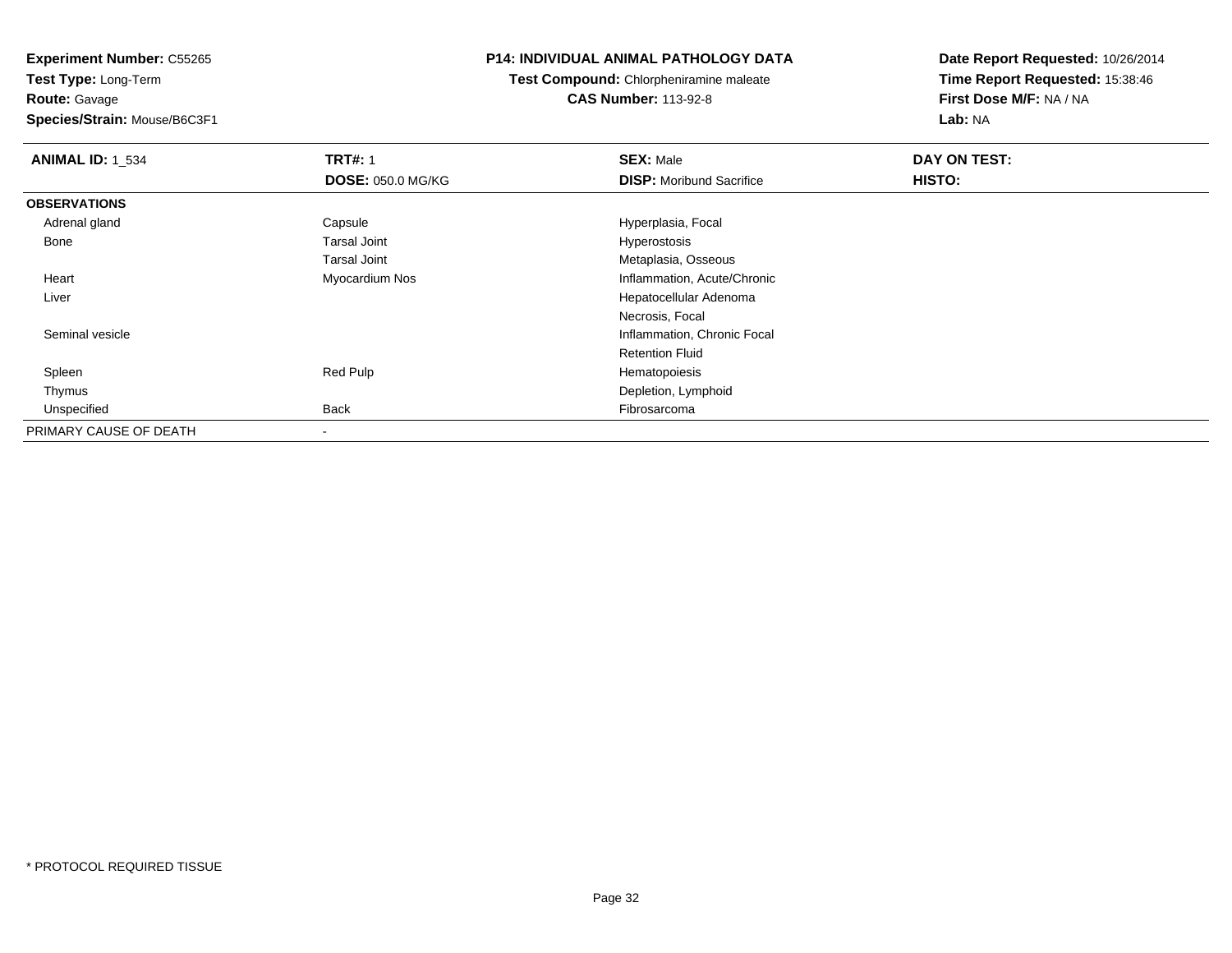**Experiment Number:** C55265
**Test Type:** Long-Term
**Route:** Gavage
**Species/Strain:** Mouse/B6C3F1

**P14: INDIVIDUAL ANIMAL PATHOLOGY DATA**
**Test Compound:** Chlorpheniramine maleate
**CAS Number:** 113-92-8

**Date Report Requested:** 10/26/2014
**Time Report Requested:** 15:38:46
**First Dose M/F:** NA / NA
**Lab:** NA

| **ANIMAL ID:** 1_534 | **TRT#:** 1 | **SEX:** Male | **DAY ON TEST:** |
|---|---|---|---|
| | **DOSE:** 050.0 MG/KG | **DISP:** Moribund Sacrifice | **HISTO:** |
| **OBSERVATIONS** | | | |
| Adrenal gland | Capsule | Hyperplasia, Focal | |
| Bone | Tarsal Joint | Hyperostosis | |
| | Tarsal Joint | Metaplasia, Osseous | |
| Heart | Myocardium Nos | Inflammation, Acute/Chronic | |
| Liver | | Hepatocellular Adenoma | |
| | | Necrosis, Focal | |
| Seminal vesicle | | Inflammation, Chronic Focal | |
| | | Retention Fluid | |
| Spleen | Red Pulp | Hematopoiesis | |
| Thymus | | Depletion, Lymphoid | |
| Unspecified | Back | Fibrosarcoma | |
| PRIMARY CAUSE OF DEATH | - | | |

\* PROTOCOL REQUIRED TISSUE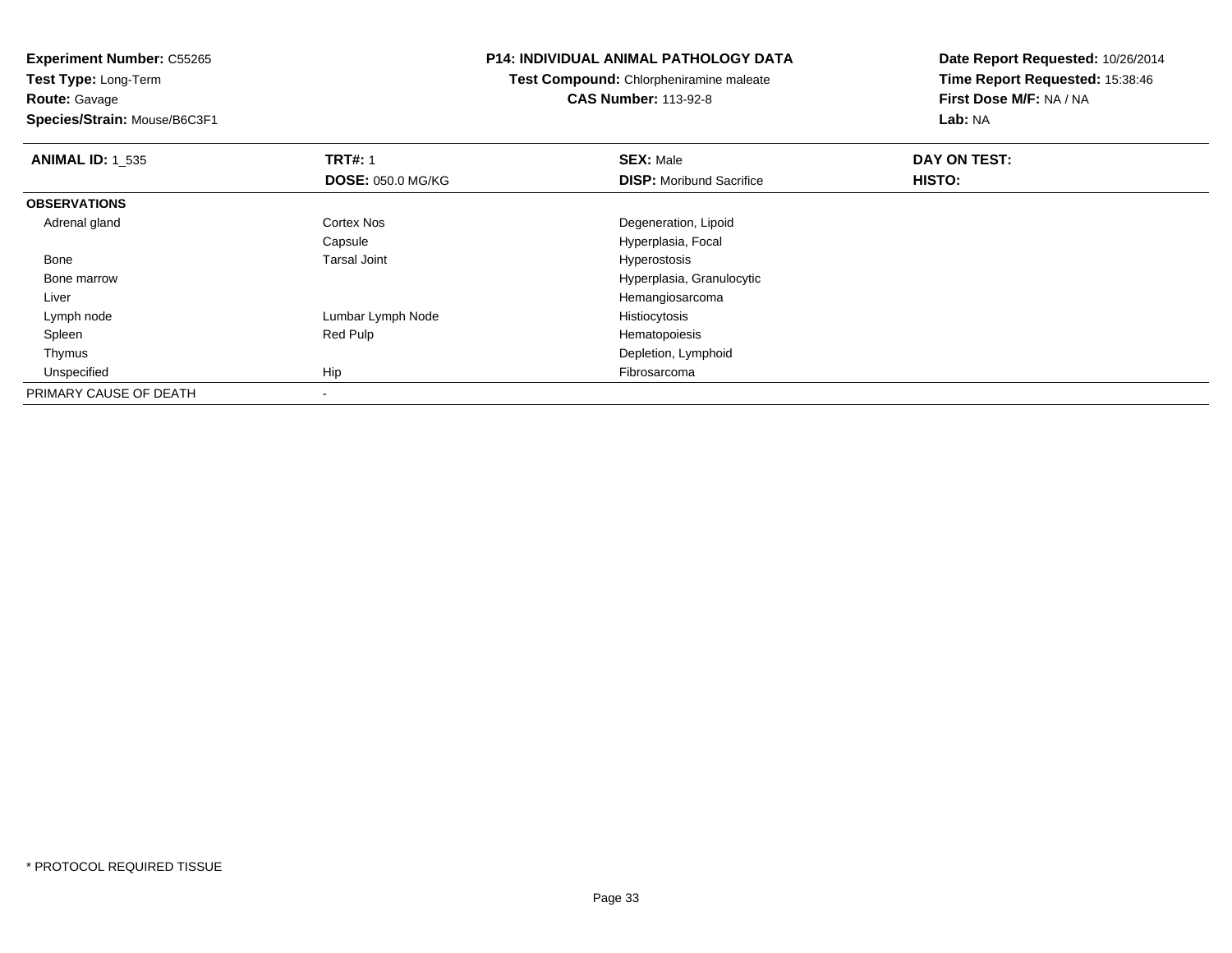**Experiment Number:** C55265
**Test Type:** Long-Term
**Route:** Gavage
**Species/Strain:** Mouse/B6C3F1

**P14: INDIVIDUAL ANIMAL PATHOLOGY DATA**
**Test Compound:** Chlorpheniramine maleate
**CAS Number:** 113-92-8

**Date Report Requested:** 10/26/2014
**Time Report Requested:** 15:38:46
**First Dose M/F:** NA / NA
**Lab:** NA

| **ANIMAL ID:** 1_535 | **TRT#:** 1 | **SEX:** Male | **DAY ON TEST:** |
|---|---|---|---|
| | **DOSE:** 050.0 MG/KG | **DISP:** Moribund Sacrifice | **HISTO:** |
| **OBSERVATIONS** | | | |
| Adrenal gland | Cortex Nos | Degeneration, Lipoid | |
| | Capsule | Hyperplasia, Focal | |
| Bone | Tarsal Joint | Hyperostosis | |
| Bone marrow | | Hyperplasia, Granulocytic | |
| Liver | | Hemangiosarcoma | |
| Lymph node | Lumbar Lymph Node | Histiocytosis | |
| Spleen | Red Pulp | Hematopoiesis | |
| Thymus | | Depletion, Lymphoid | |
| Unspecified | Hip | Fibrosarcoma | |
| PRIMARY CAUSE OF DEATH | - | | |

* PROTOCOL REQUIRED TISSUE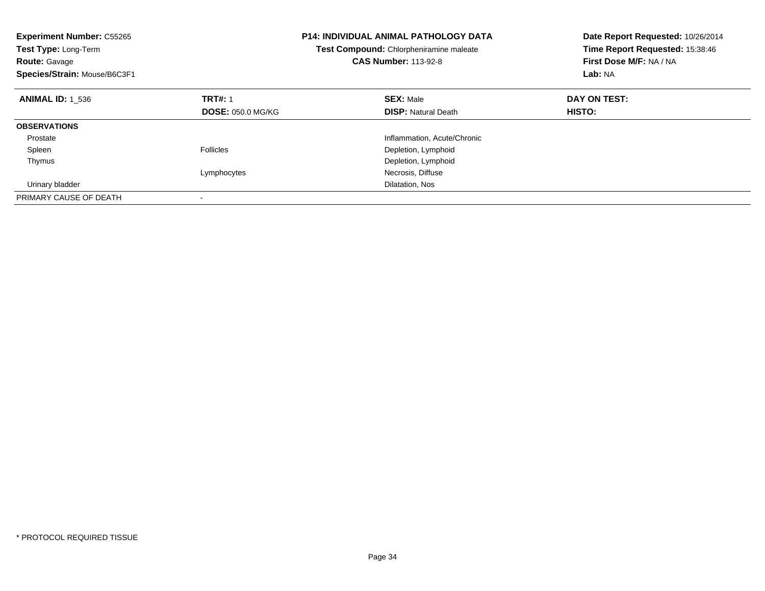**Experiment Number:** C55265
**Test Type:** Long-Term
**Route:** Gavage
**Species/Strain:** Mouse/B6C3F1

**P14: INDIVIDUAL ANIMAL PATHOLOGY DATA**
**Test Compound:** Chlorpheniramine maleate
**CAS Number:** 113-92-8

**Date Report Requested:** 10/26/2014
**Time Report Requested:** 15:38:46
**First Dose M/F:** NA / NA
**Lab:** NA

| **ANIMAL ID:** 1_536 | **TRT#:** 1 | **SEX:** Male | **DAY ON TEST:** |
|---|---|---|---|
| | **DOSE:** 050.0 MG/KG | **DISP:** Natural Death | **HISTO:** |
| **OBSERVATIONS** | | | |
| Prostate | | Inflammation, Acute/Chronic | |
| Spleen | Follicles | Depletion, Lymphoid | |
| Thymus | | Depletion, Lymphoid | |
| | Lymphocytes | Necrosis, Diffuse | |
| Urinary bladder | | Dilatation, Nos | |
| PRIMARY CAUSE OF DEATH | - | | |

\* PROTOCOL REQUIRED TISSUE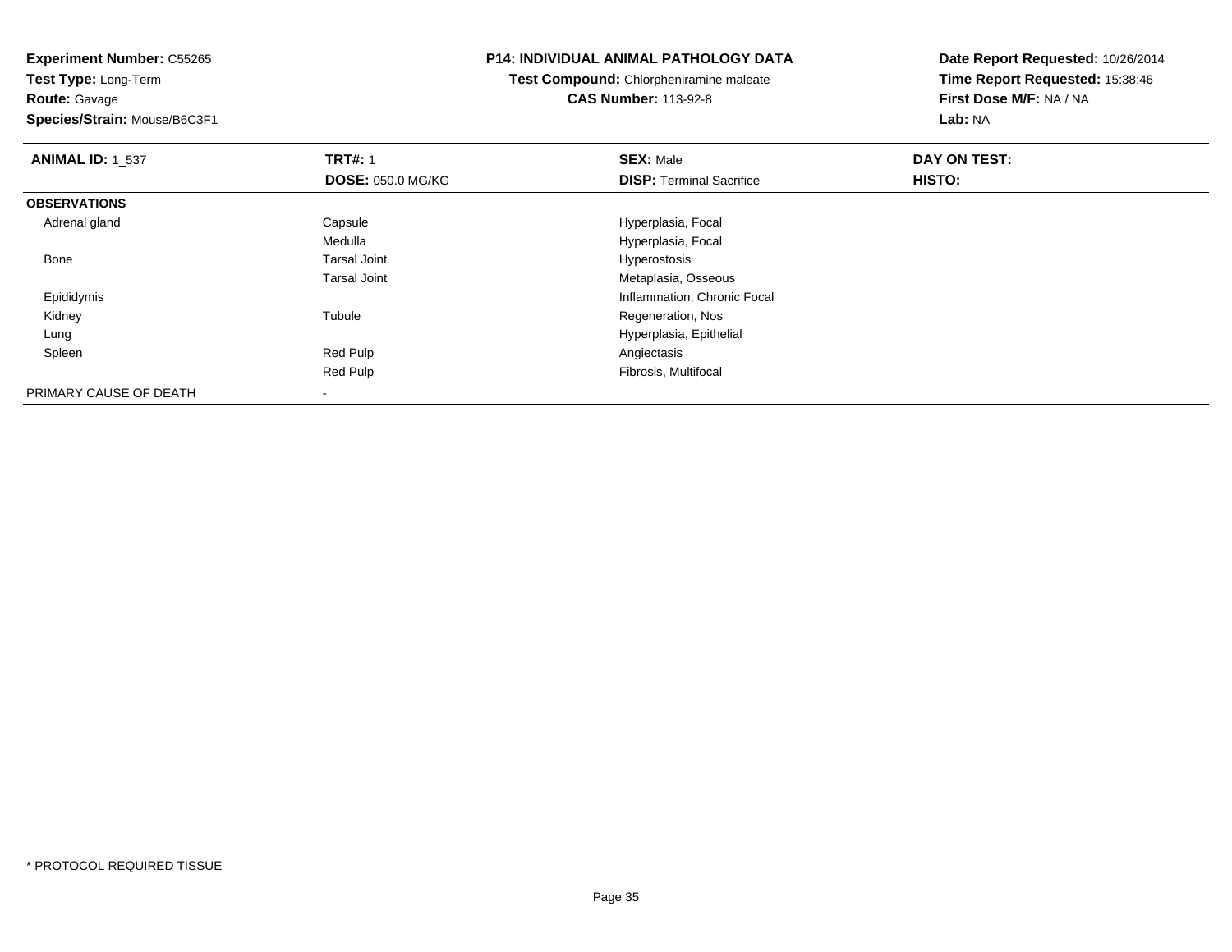**Experiment Number:** C55265
**Test Type:** Long-Term
**Route:** Gavage
**Species/Strain:** Mouse/B6C3F1

**P14: INDIVIDUAL ANIMAL PATHOLOGY DATA**
**Test Compound:** Chlorpheniramine maleate
**CAS Number:** 113-92-8

**Date Report Requested:** 10/26/2014
**Time Report Requested:** 15:38:46
**First Dose M/F:** NA / NA
**Lab:** NA

| **ANIMAL ID:** 1_537 | **TRT#:** 1 | **SEX:** Male | **DAY ON TEST:** |
|---|---|---|---|
| | **DOSE:** 050.0 MG/KG | **DISP:** Terminal Sacrifice | **HISTO:** |
| **OBSERVATIONS** | | | |
| Adrenal gland | Capsule | Hyperplasia, Focal | |
| | Medulla | Hyperplasia, Focal | |
| Bone | Tarsal Joint | Hyperostosis | |
| | Tarsal Joint | Metaplasia, Osseous | |
| Epididymis | | Inflammation, Chronic Focal | |
| Kidney | Tubule | Regeneration, Nos | |
| Lung | | Hyperplasia, Epithelial | |
| Spleen | Red Pulp | Angiectasis | |
| | Red Pulp | Fibrosis, Multifocal | |
| PRIMARY CAUSE OF DEATH | - | | |

* PROTOCOL REQUIRED TISSUE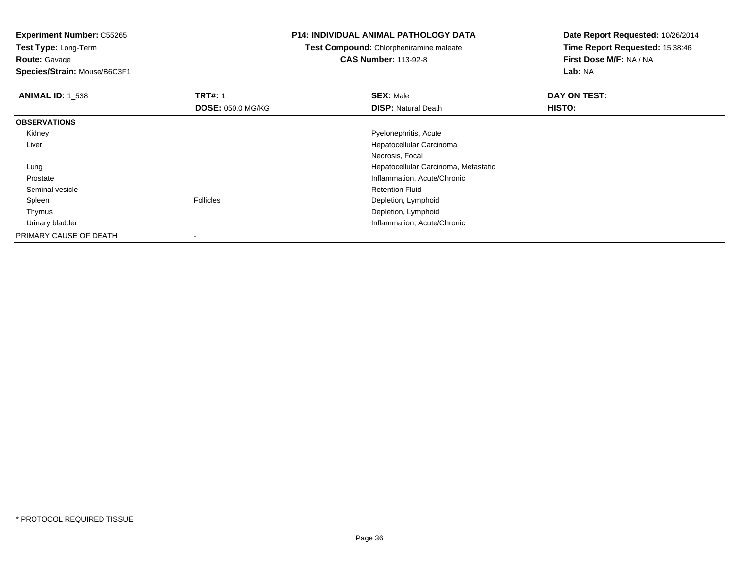**Experiment Number:** C55265
**Test Type:** Long-Term
**Route:** Gavage
**Species/Strain:** Mouse/B6C3F1

**P14: INDIVIDUAL ANIMAL PATHOLOGY DATA**
**Test Compound:** Chlorpheniramine maleate
**CAS Number:** 113-92-8

**Date Report Requested:** 10/26/2014
**Time Report Requested:** 15:38:46
**First Dose M/F:** NA / NA
**Lab:** NA

| **ANIMAL ID:** 1_538 | **TRT#:** 1 | **SEX:** Male | **DAY ON TEST:** |
|---|---|---|---|
| | **DOSE:** 050.0 MG/KG | **DISP:** Natural Death | **HISTO:** |
| **OBSERVATIONS** | | | |
| Kidney | | Pyelonephritis, Acute | |
| Liver | | Hepatocellular Carcinoma | |
| | | Necrosis, Focal | |
| Lung | | Hepatocellular Carcinoma, Metastatic | |
| Prostate | | Inflammation, Acute/Chronic | |
| Seminal vesicle | | Retention Fluid | |
| Spleen | Follicles | Depletion, Lymphoid | |
| Thymus | | Depletion, Lymphoid | |
| Urinary bladder | | Inflammation, Acute/Chronic | |
| PRIMARY CAUSE OF DEATH | - | | |

* PROTOCOL REQUIRED TISSUE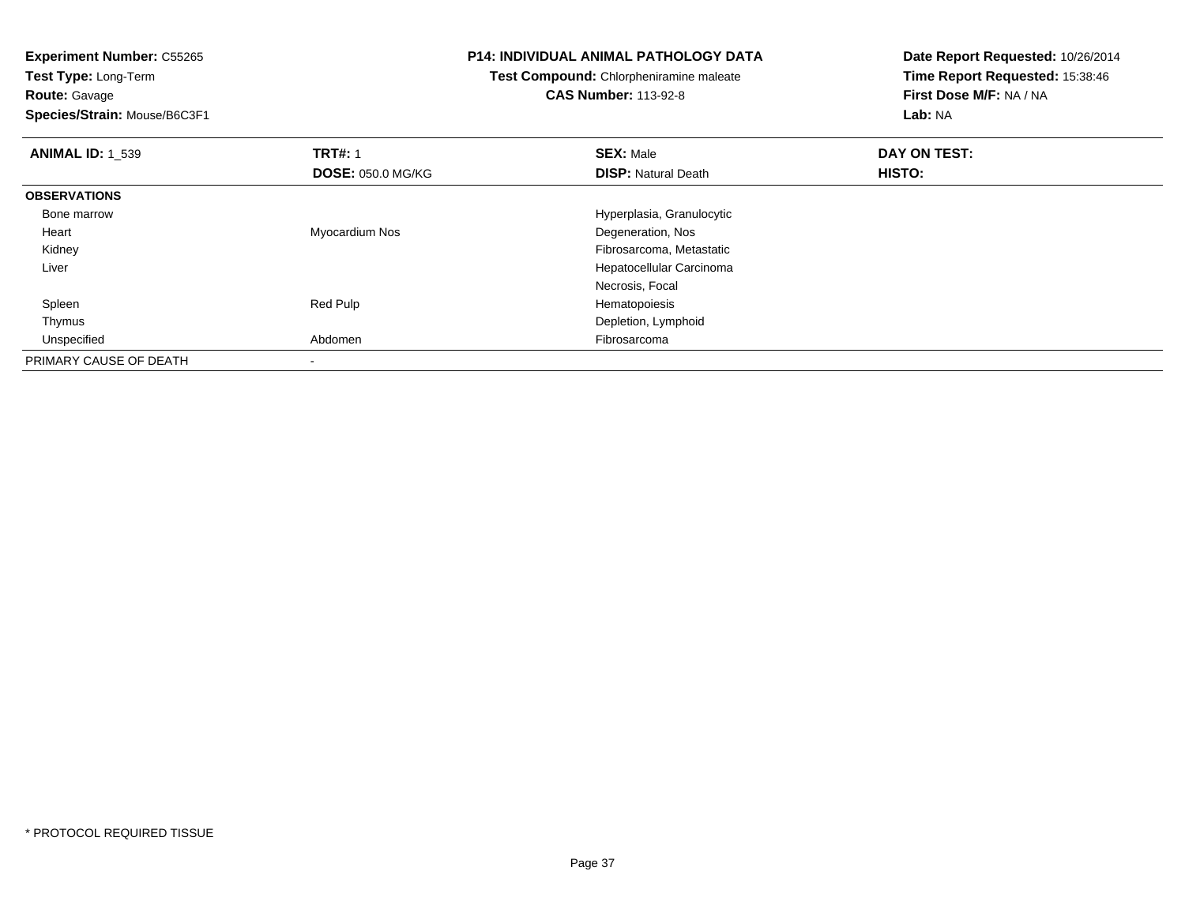**Experiment Number:** C55265
**Test Type:** Long-Term
**Route:** Gavage
**Species/Strain:** Mouse/B6C3F1

**P14: INDIVIDUAL ANIMAL PATHOLOGY DATA**
**Test Compound:** Chlorpheniramine maleate
**CAS Number:** 113-92-8

**Date Report Requested:** 10/26/2014
**Time Report Requested:** 15:38:46
**First Dose M/F:** NA / NA
**Lab:** NA

| **ANIMAL ID:** 1_539 | **TRT#:** 1 | **SEX:** Male | **DAY ON TEST:** |
|---|---|---|---|
| | **DOSE:** 050.0 MG/KG | **DISP:** Natural Death | **HISTO:** |
| **OBSERVATIONS** | | | |
| Bone marrow | | Hyperplasia, Granulocytic | |
| Heart | Myocardium Nos | Degeneration, Nos | |
| Kidney | | Fibrosarcoma, Metastatic | |
| Liver | | Hepatocellular Carcinoma | |
| | | Necrosis, Focal | |
| Spleen | Red Pulp | Hematopoiesis | |
| Thymus | | Depletion, Lymphoid | |
| Unspecified | Abdomen | Fibrosarcoma | |
| PRIMARY CAUSE OF DEATH | - | | |

* PROTOCOL REQUIRED TISSUE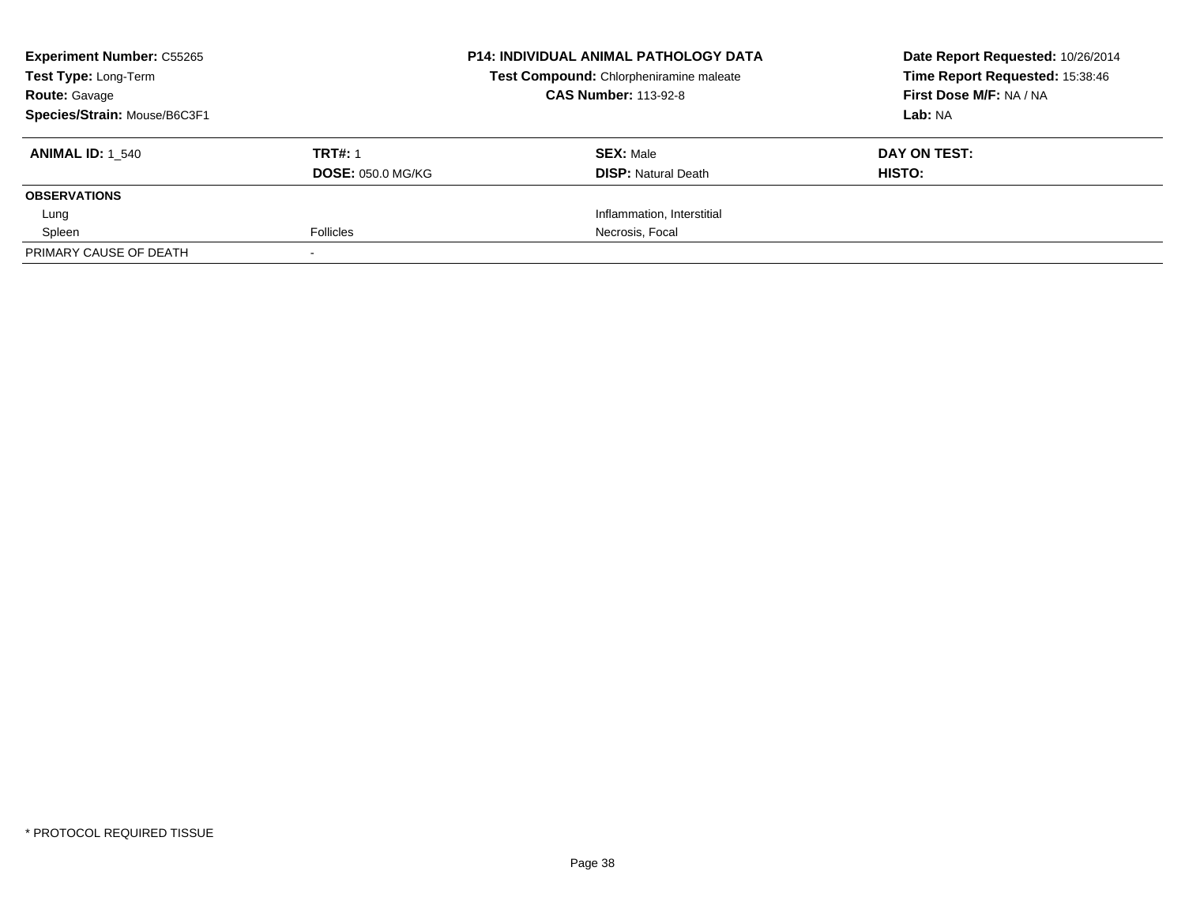**Experiment Number:** C55265
**Test Type:** Long-Term
**Route:** Gavage
**Species/Strain:** Mouse/B6C3F1

**P14: INDIVIDUAL ANIMAL PATHOLOGY DATA**
**Test Compound:** Chlorpheniramine maleate
**CAS Number:** 113-92-8

**Date Report Requested:** 10/26/2014
**Time Report Requested:** 15:38:46
**First Dose M/F:** NA / NA
**Lab:** NA

| **ANIMAL ID:** 1_540 | **TRT#:** 1 | **SEX:** Male | **DAY ON TEST:** |
|---|---|---|---|
| | **DOSE:** 050.0 MG/KG | **DISP:** Natural Death | **HISTO:** |
| **OBSERVATIONS** | | | |
| Lung | | Inflammation, Interstitial | |
| Spleen | Follicles | Necrosis, Focal | |
| PRIMARY CAUSE OF DEATH | - | | |

* PROTOCOL REQUIRED TISSUE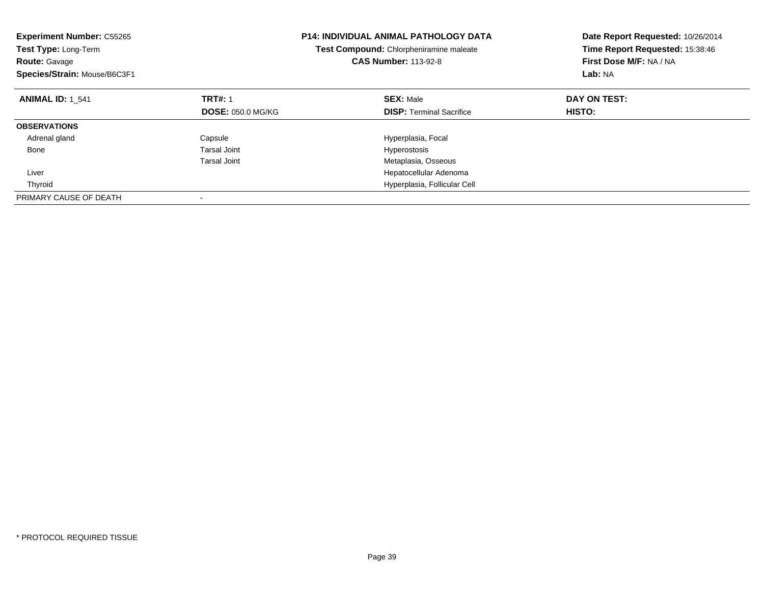**Experiment Number:** C55265
**Test Type:** Long-Term
**Route:** Gavage
**Species/Strain:** Mouse/B6C3F1

**P14: INDIVIDUAL ANIMAL PATHOLOGY DATA**
**Test Compound:** Chlorpheniramine maleate
**CAS Number:** 113-92-8

**Date Report Requested:** 10/26/2014
**Time Report Requested:** 15:38:46
**First Dose M/F:** NA / NA
**Lab:** NA

| **ANIMAL ID:** 1_541 | **TRT#:** 1 | **SEX:** Male | **DAY ON TEST:** |
|---|---|---|---|
| | **DOSE:** 050.0 MG/KG | **DISP:** Terminal Sacrifice | **HISTO:** |
| **OBSERVATIONS** | | | |
| Adrenal gland | Capsule | Hyperplasia, Focal | |
| Bone | Tarsal Joint | Hyperostosis | |
| | Tarsal Joint | Metaplasia, Osseous | |
| Liver | | Hepatocellular Adenoma | |
| Thyroid | | Hyperplasia, Follicular Cell | |
| PRIMARY CAUSE OF DEATH | - | | |

\* PROTOCOL REQUIRED TISSUE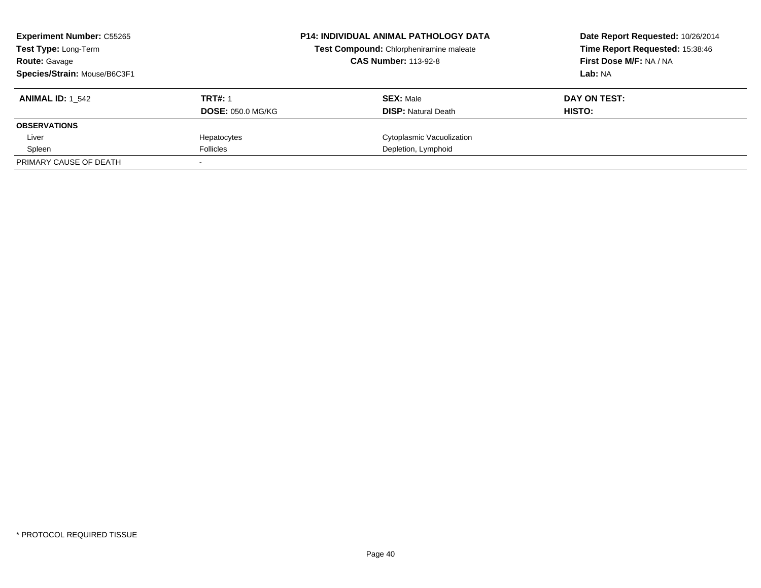**Experiment Number:** C55265
**Test Type:** Long-Term
**Route:** Gavage
**Species/Strain:** Mouse/B6C3F1

**P14: INDIVIDUAL ANIMAL PATHOLOGY DATA**
**Test Compound:** Chlorpheniramine maleate
**CAS Number:** 113-92-8

**Date Report Requested:** 10/26/2014
**Time Report Requested:** 15:38:46
**First Dose M/F:** NA / NA
**Lab:** NA

| **ANIMAL ID:** 1_542 | **TRT#:** 1 | **SEX:** Male | **DAY ON TEST:** |
|---|---|---|---|
| | **DOSE:** 050.0 MG/KG | **DISP:** Natural Death | **HISTO:** |
| **OBSERVATIONS** | | | |
| Liver | Hepatocytes | Cytoplasmic Vacuolization | |
| Spleen | Follicles | Depletion, Lymphoid | |
| PRIMARY CAUSE OF DEATH | - | | |

* PROTOCOL REQUIRED TISSUE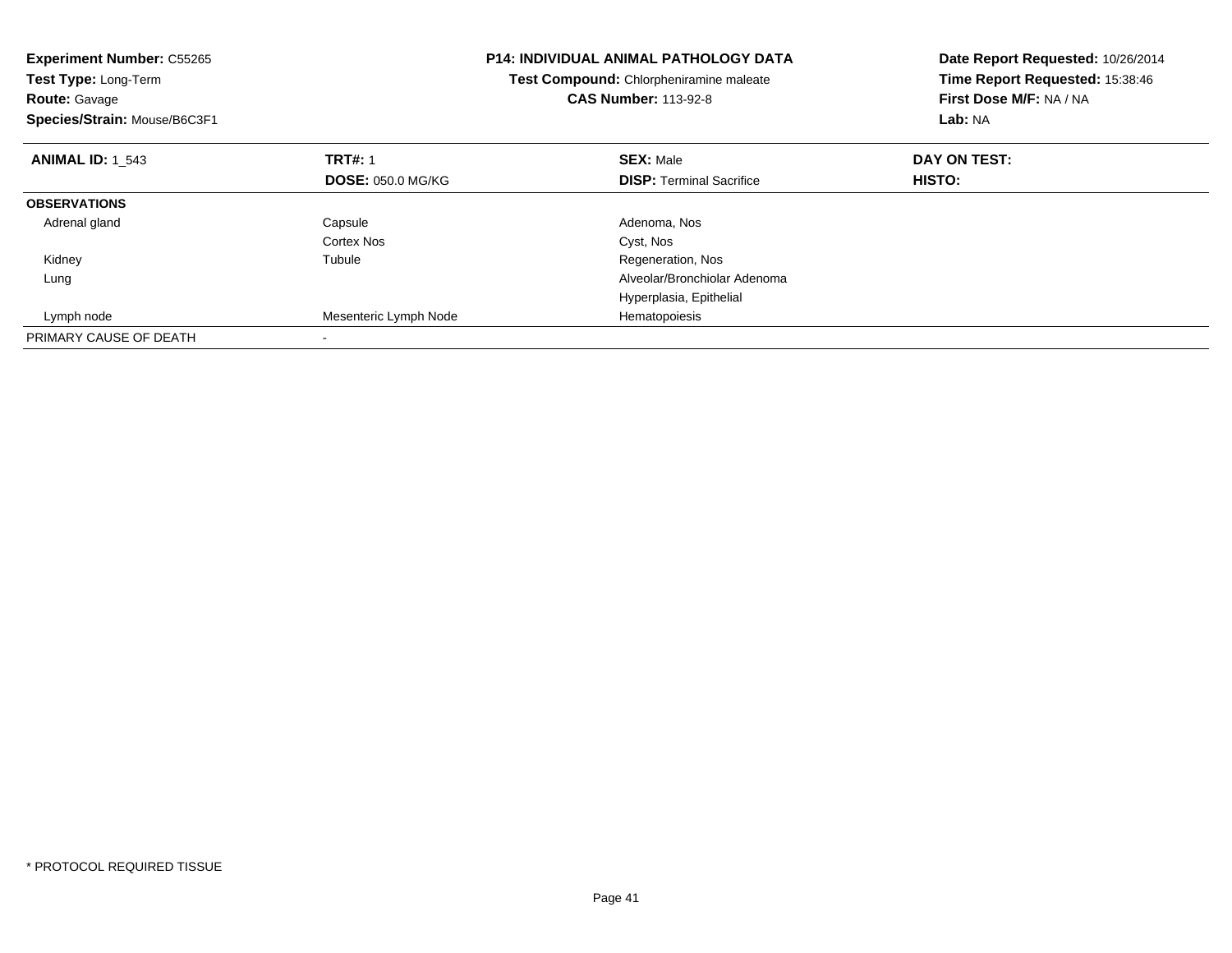**Experiment Number:** C55265
**Test Type:** Long-Term
**Route:** Gavage
**Species/Strain:** Mouse/B6C3F1

**P14: INDIVIDUAL ANIMAL PATHOLOGY DATA**
**Test Compound:** Chlorpheniramine maleate
**CAS Number:** 113-92-8

**Date Report Requested:** 10/26/2014
**Time Report Requested:** 15:38:46
**First Dose M/F:** NA / NA
**Lab:** NA

| **ANIMAL ID:** 1_543 | **TRT#:** 1 | **SEX:** Male | **DAY ON TEST:** |
|---|---|---|---|
| | **DOSE:** 050.0 MG/KG | **DISP:** Terminal Sacrifice | **HISTO:** |
| **OBSERVATIONS** | | | |
| Adrenal gland | Capsule | Adenoma, Nos | |
| | Cortex Nos | Cyst, Nos | |
| Kidney | Tubule | Regeneration, Nos | |
| Lung | | Alveolar/Bronchiolar Adenoma | |
| | | Hyperplasia, Epithelial | |
| Lymph node | Mesenteric Lymph Node | Hematopoiesis | |
| PRIMARY CAUSE OF DEATH | - | | |

* PROTOCOL REQUIRED TISSUE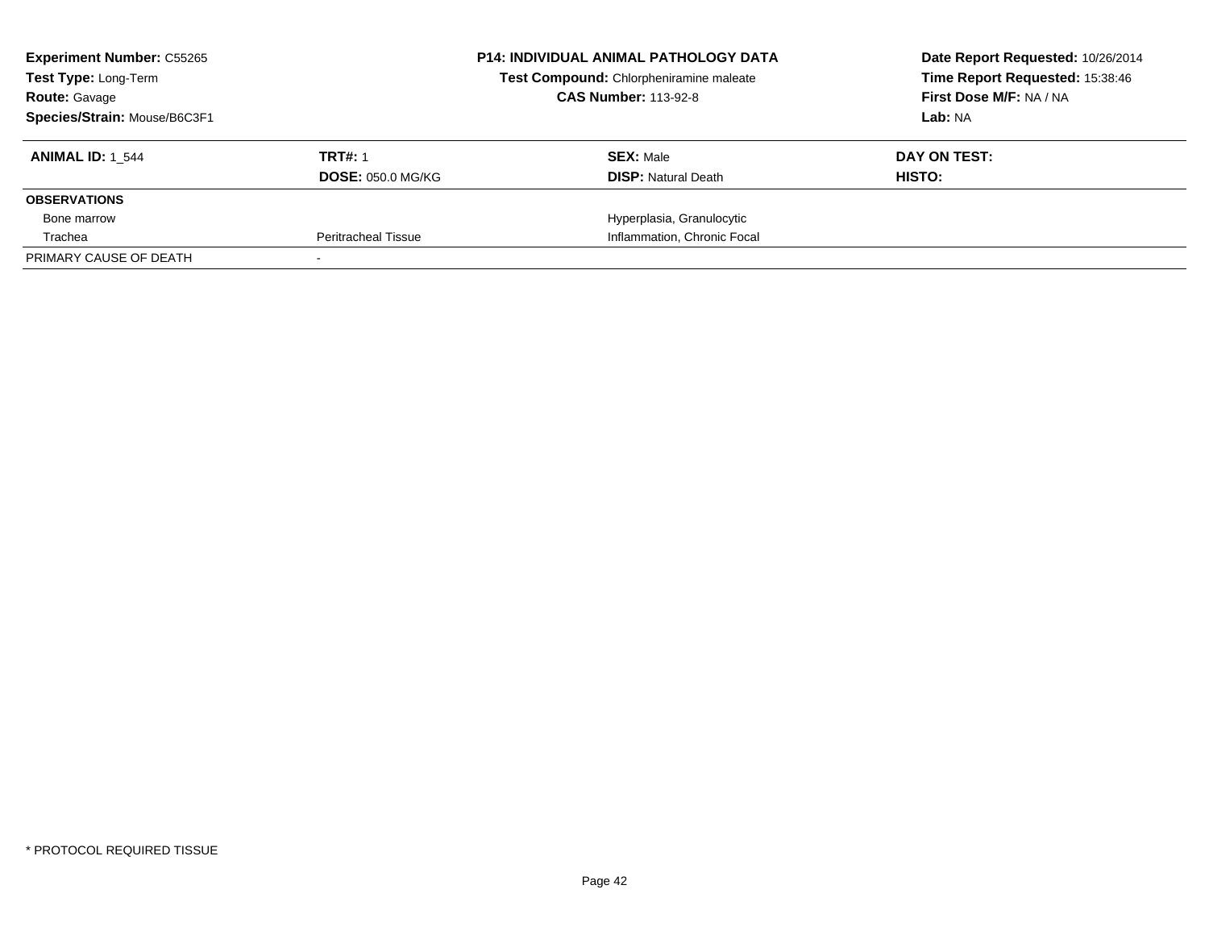**Experiment Number:** C55265
**Test Type:** Long-Term
**Route:** Gavage
**Species/Strain:** Mouse/B6C3F1

**P14: INDIVIDUAL ANIMAL PATHOLOGY DATA**
**Test Compound:** Chlorpheniramine maleate
**CAS Number:** 113-92-8

**Date Report Requested:** 10/26/2014
**Time Report Requested:** 15:38:46
**First Dose M/F:** NA / NA
**Lab:** NA

| **ANIMAL ID:** 1_544 | **TRT#:** 1<br>**DOSE:** 050.0 MG/KG | **SEX:** Male<br>**DISP:** Natural Death | **DAY ON TEST:**<br>**HISTO:** |
|---|---|---|---|
| **OBSERVATIONS** | | | |
| Bone marrow | | Hyperplasia, Granulocytic | |
| Trachea | Peritracheal Tissue | Inflammation, Chronic Focal | |
| PRIMARY CAUSE OF DEATH | - | | |

\* PROTOCOL REQUIRED TISSUE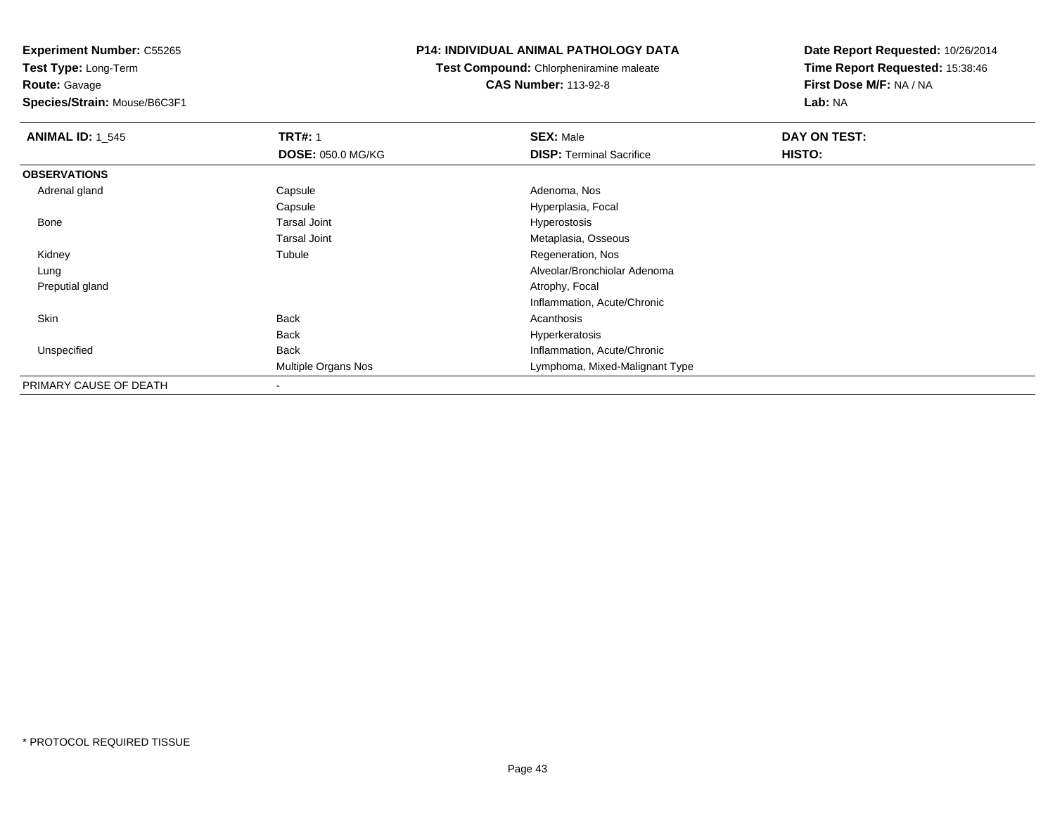**Experiment Number:** C55265
**Test Type:** Long-Term
**Route:** Gavage
**Species/Strain:** Mouse/B6C3F1

**P14: INDIVIDUAL ANIMAL PATHOLOGY DATA**
**Test Compound:** Chlorpheniramine maleate
**CAS Number:** 113-92-8

**Date Report Requested:** 10/26/2014
**Time Report Requested:** 15:38:46
**First Dose M/F:** NA / NA
**Lab:** NA

| **ANIMAL ID:** 1_545 | **TRT#:** 1 | **SEX:** Male | **DAY ON TEST:** |
|---|---|---|---|
| | **DOSE:** 050.0 MG/KG | **DISP:** Terminal Sacrifice | **HISTO:** |
| **OBSERVATIONS** | | | |
| Adrenal gland | Capsule | Adenoma, Nos | |
| | Capsule | Hyperplasia, Focal | |
| Bone | Tarsal Joint | Hyperostosis | |
| | Tarsal Joint | Metaplasia, Osseous | |
| Kidney | Tubule | Regeneration, Nos | |
| Lung | | Alveolar/Bronchiolar Adenoma | |
| Preputial gland | | Atrophy, Focal | |
| | | Inflammation, Acute/Chronic | |
| Skin | Back | Acanthosis | |
| | Back | Hyperkeratosis | |
| Unspecified | Back | Inflammation, Acute/Chronic | |
| | Multiple Organs Nos | Lymphoma, Mixed-Malignant Type | |
| PRIMARY CAUSE OF DEATH | - | | |

* PROTOCOL REQUIRED TISSUE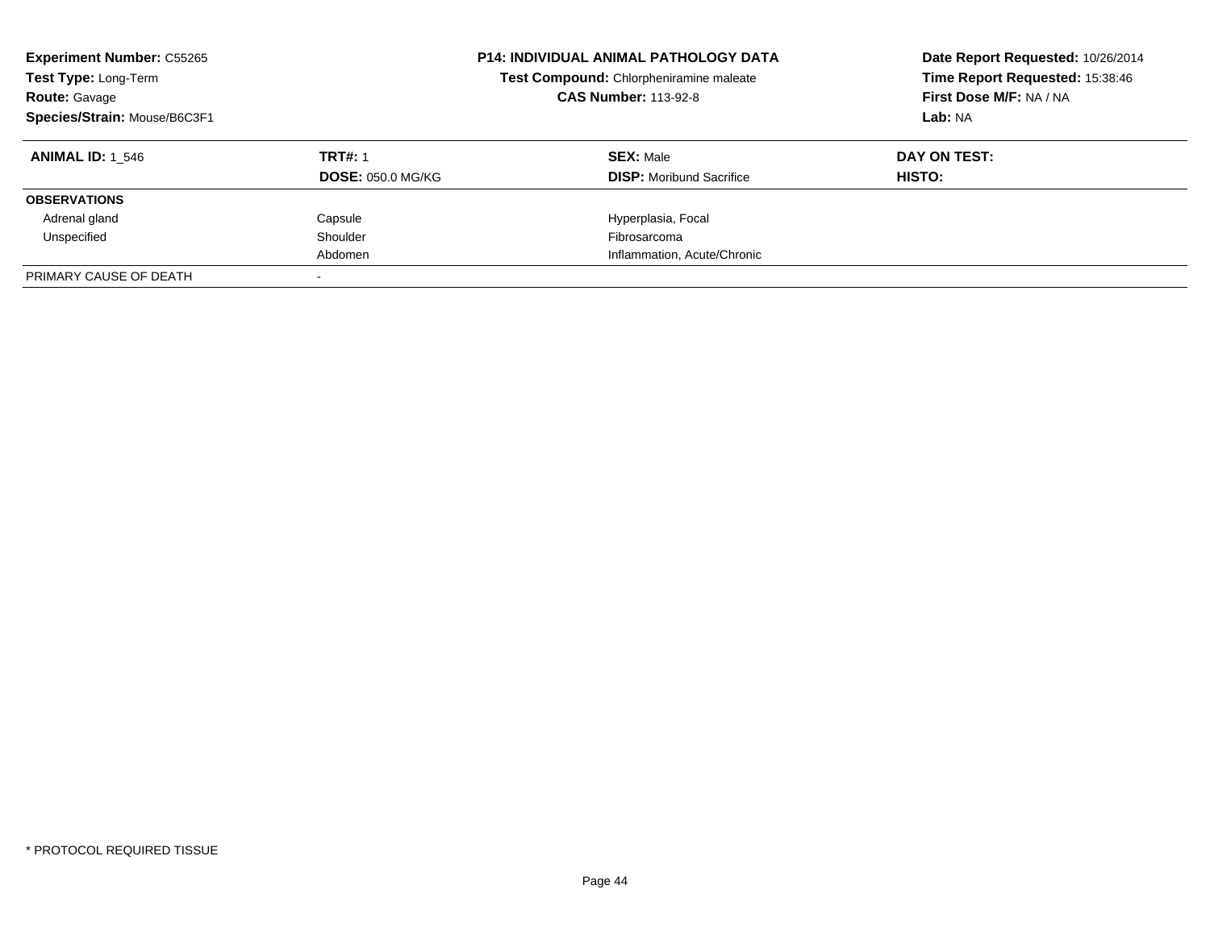**Experiment Number:** C55265
**Test Type:** Long-Term
**Route:** Gavage
**Species/Strain:** Mouse/B6C3F1

**P14: INDIVIDUAL ANIMAL PATHOLOGY DATA**
**Test Compound:** Chlorpheniramine maleate
**CAS Number:** 113-92-8

**Date Report Requested:** 10/26/2014
**Time Report Requested:** 15:38:46
**First Dose M/F:** NA / NA
**Lab:** NA

| **ANIMAL ID:** 1_546 | **TRT#:** 1 | **SEX:** Male | **DAY ON TEST:** |
|---|---|---|---|
| | **DOSE:** 050.0 MG/KG | **DISP:** Moribund Sacrifice | **HISTO:** |
| **OBSERVATIONS** | | | |
| Adrenal gland | Capsule | Hyperplasia, Focal | |
| Unspecified | Shoulder | Fibrosarcoma | |
| | Abdomen | Inflammation, Acute/Chronic | |
| PRIMARY CAUSE OF DEATH | - | | |

* PROTOCOL REQUIRED TISSUE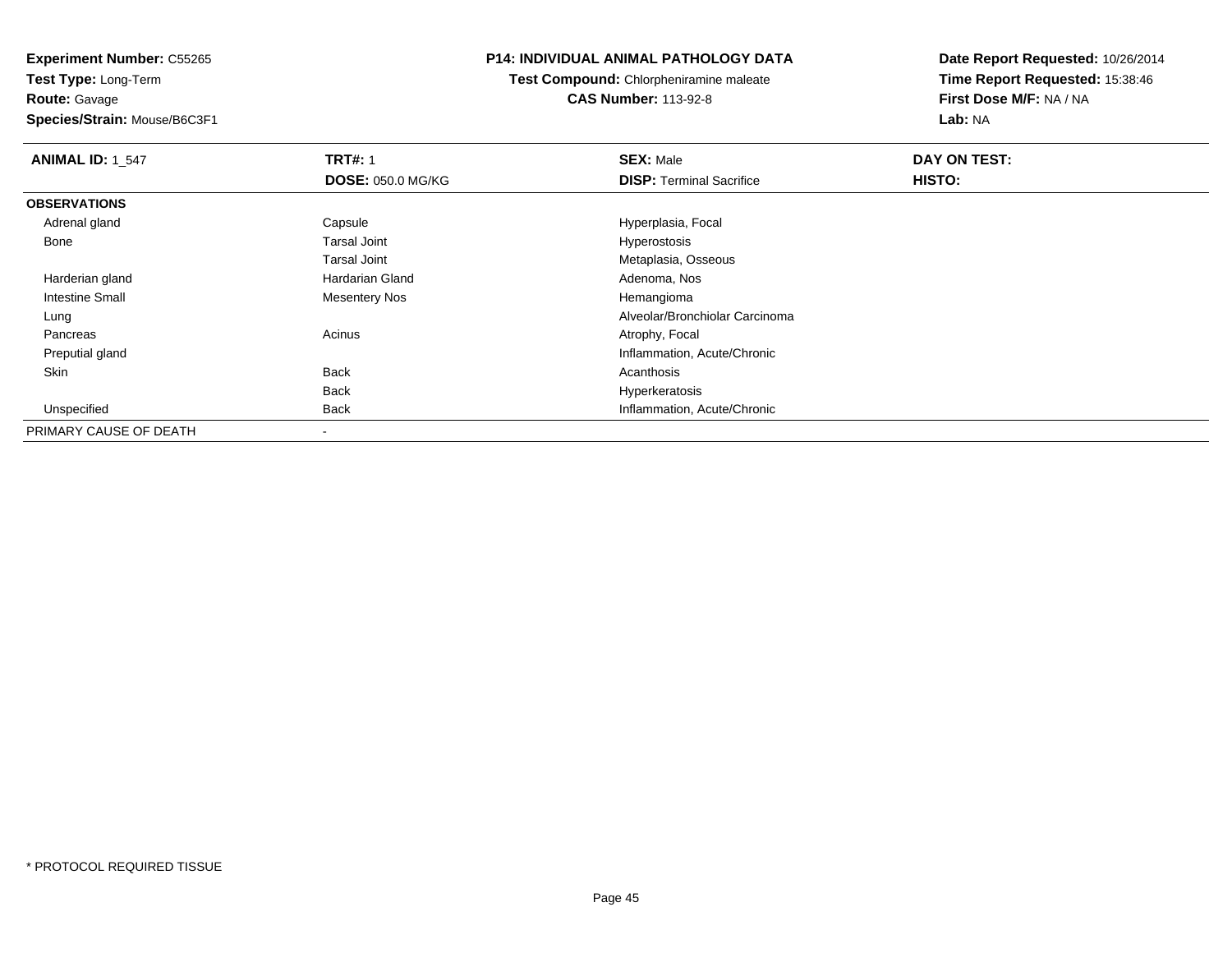**Experiment Number:** C55265
**Test Type:** Long-Term
**Route:** Gavage
**Species/Strain:** Mouse/B6C3F1

**P14: INDIVIDUAL ANIMAL PATHOLOGY DATA**
**Test Compound:** Chlorpheniramine maleate
**CAS Number:** 113-92-8

**Date Report Requested:** 10/26/2014
**Time Report Requested:** 15:38:46
**First Dose M/F:** NA / NA
**Lab:** NA

| **ANIMAL ID:** 1_547 | **TRT#:** 1 | **SEX:** Male | **DAY ON TEST:** |
|---|---|---|---|
| | **DOSE:** 050.0 MG/KG | **DISP:** Terminal Sacrifice | **HISTO:** |
| **OBSERVATIONS** | | | |
| Adrenal gland | Capsule | Hyperplasia, Focal | |
| Bone | Tarsal Joint | Hyperostosis | |
| | Tarsal Joint | Metaplasia, Osseous | |
| Harderian gland | Hardarian Gland | Adenoma, Nos | |
| Intestine Small | Mesentery Nos | Hemangioma | |
| Lung | | Alveolar/Bronchiolar Carcinoma | |
| Pancreas | Acinus | Atrophy, Focal | |
| Preputial gland | | Inflammation, Acute/Chronic | |
| Skin | Back | Acanthosis | |
| | Back | Hyperkeratosis | |
| Unspecified | Back | Inflammation, Acute/Chronic | |
| PRIMARY CAUSE OF DEATH | - | | |

* PROTOCOL REQUIRED TISSUE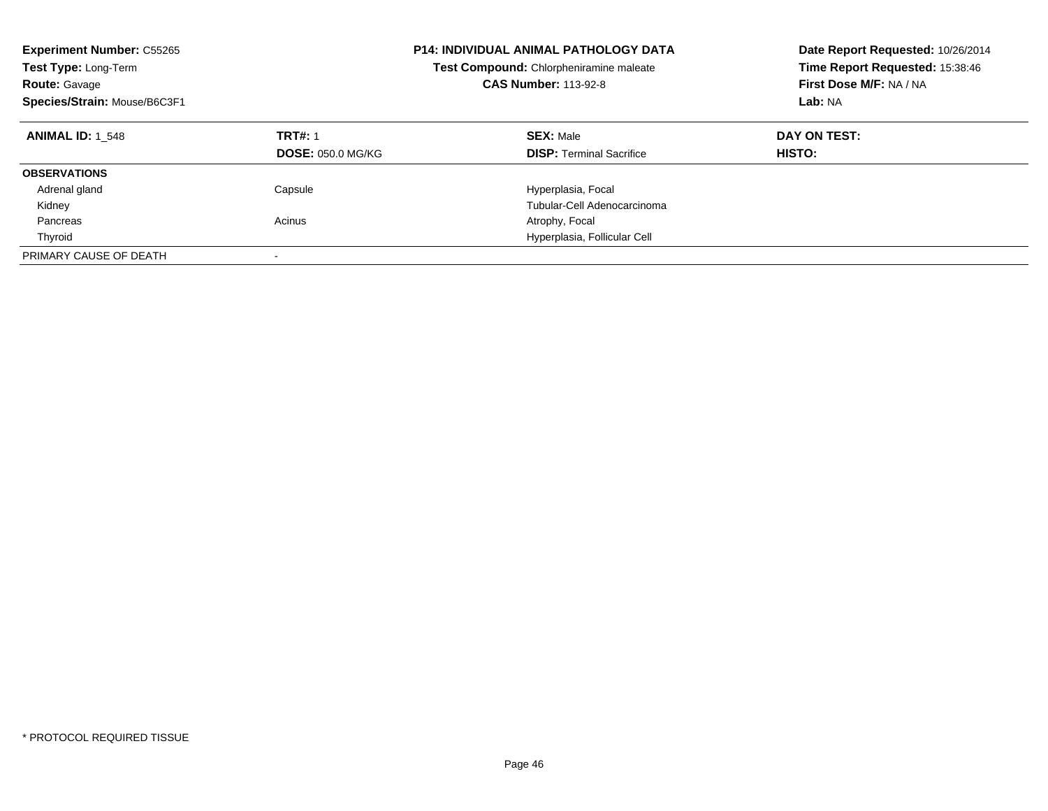**Experiment Number:** C55265
**Test Type:** Long-Term
**Route:** Gavage
**Species/Strain:** Mouse/B6C3F1

**P14: INDIVIDUAL ANIMAL PATHOLOGY DATA**
**Test Compound:** Chlorpheniramine maleate
**CAS Number:** 113-92-8

**Date Report Requested:** 10/26/2014
**Time Report Requested:** 15:38:46
**First Dose M/F:** NA / NA
**Lab:** NA

| **ANIMAL ID:** 1_548 | **TRT#:** 1 | **SEX:** Male | **DAY ON TEST:** |
|---|---|---|---|
| | **DOSE:** 050.0 MG/KG | **DISP:** Terminal Sacrifice | **HISTO:** |
| **OBSERVATIONS** | | | |
| Adrenal gland | Capsule | Hyperplasia, Focal | |
| Kidney | | Tubular-Cell Adenocarcinoma | |
| Pancreas | Acinus | Atrophy, Focal | |
| Thyroid | | Hyperplasia, Follicular Cell | |
| PRIMARY CAUSE OF DEATH | - | | |

* PROTOCOL REQUIRED TISSUE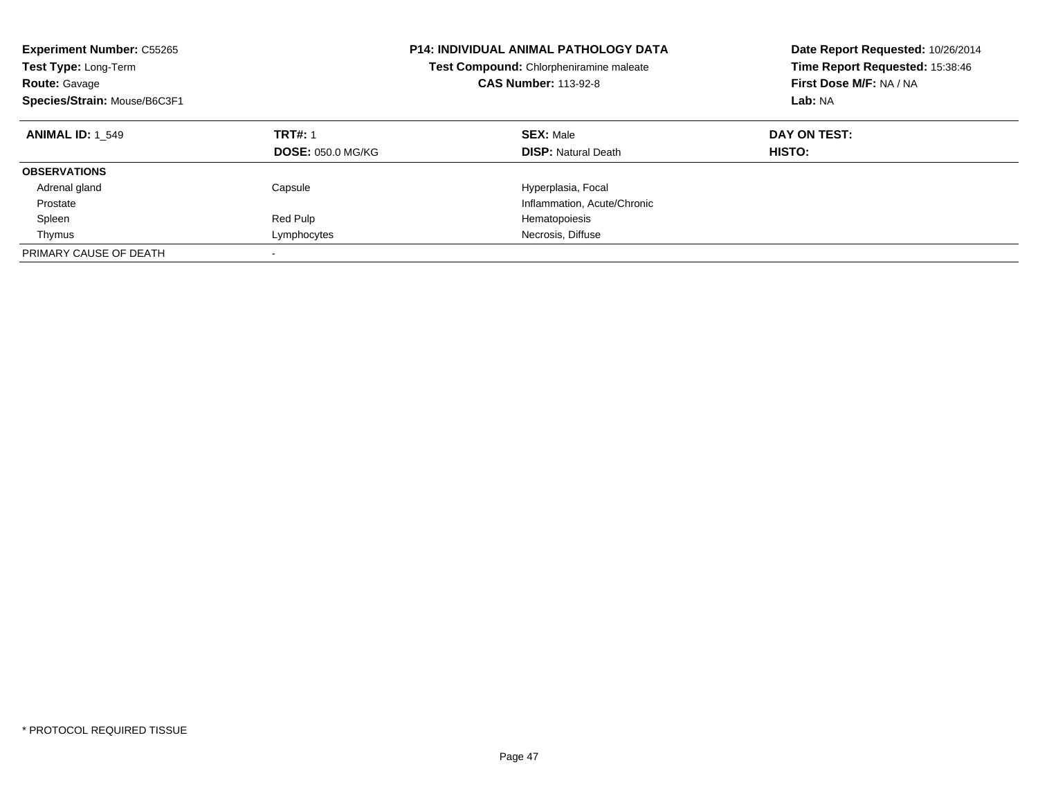**Experiment Number:** C55265
**Test Type:** Long-Term
**Route:** Gavage
**Species/Strain:** Mouse/B6C3F1

**P14: INDIVIDUAL ANIMAL PATHOLOGY DATA**
**Test Compound:** Chlorpheniramine maleate
**CAS Number:** 113-92-8

**Date Report Requested:** 10/26/2014
**Time Report Requested:** 15:38:46
**First Dose M/F:** NA / NA
**Lab:** NA

| **ANIMAL ID:** 1_549 | **TRT#:** 1 | **SEX:** Male | **DAY ON TEST:** |
|---|---|---|---|
| | **DOSE:** 050.0 MG/KG | **DISP:** Natural Death | **HISTO:** |
| **OBSERVATIONS** | | | |
| Adrenal gland | Capsule | Hyperplasia, Focal | |
| Prostate | | Inflammation, Acute/Chronic | |
| Spleen | Red Pulp | Hematopoiesis | |
| Thymus | Lymphocytes | Necrosis, Diffuse | |
| PRIMARY CAUSE OF DEATH | - | | |

* PROTOCOL REQUIRED TISSUE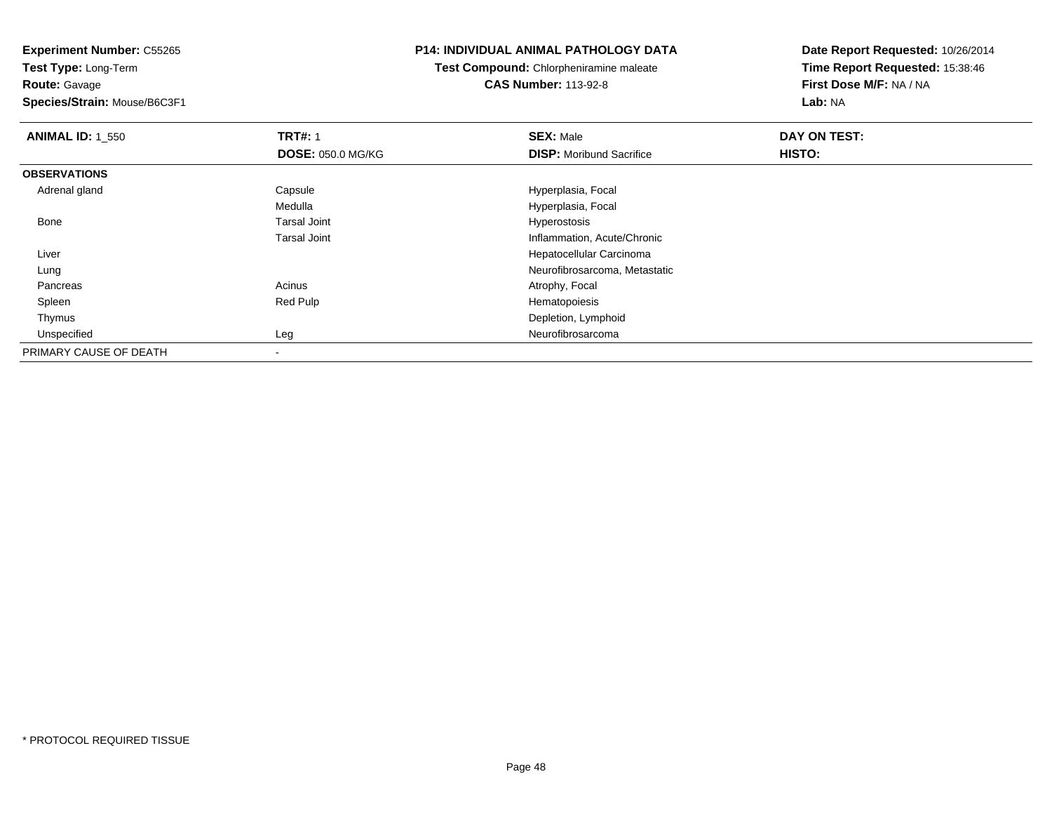**Experiment Number:** C55265
**Test Type:** Long-Term
**Route:** Gavage
**Species/Strain:** Mouse/B6C3F1

**P14: INDIVIDUAL ANIMAL PATHOLOGY DATA**
**Test Compound:** Chlorpheniramine maleate
**CAS Number:** 113-92-8

**Date Report Requested:** 10/26/2014
**Time Report Requested:** 15:38:46
**First Dose M/F:** NA / NA
**Lab:** NA

| **ANIMAL ID:** 1_550 | **TRT#:** 1 | **SEX:** Male | **DAY ON TEST:** |
|---|---|---|---|
| | **DOSE:** 050.0 MG/KG | **DISP:** Moribund Sacrifice | **HISTO:** |
| **OBSERVATIONS** | | | |
| Adrenal gland | Capsule | Hyperplasia, Focal | |
| | Medulla | Hyperplasia, Focal | |
| Bone | Tarsal Joint | Hyperostosis | |
| | Tarsal Joint | Inflammation, Acute/Chronic | |
| Liver | | Hepatocellular Carcinoma | |
| Lung | | Neurofibrosarcoma, Metastatic | |
| Pancreas | Acinus | Atrophy, Focal | |
| Spleen | Red Pulp | Hematopoiesis | |
| Thymus | | Depletion, Lymphoid | |
| Unspecified | Leg | Neurofibrosarcoma | |
| PRIMARY CAUSE OF DEATH | - | | |

\* PROTOCOL REQUIRED TISSUE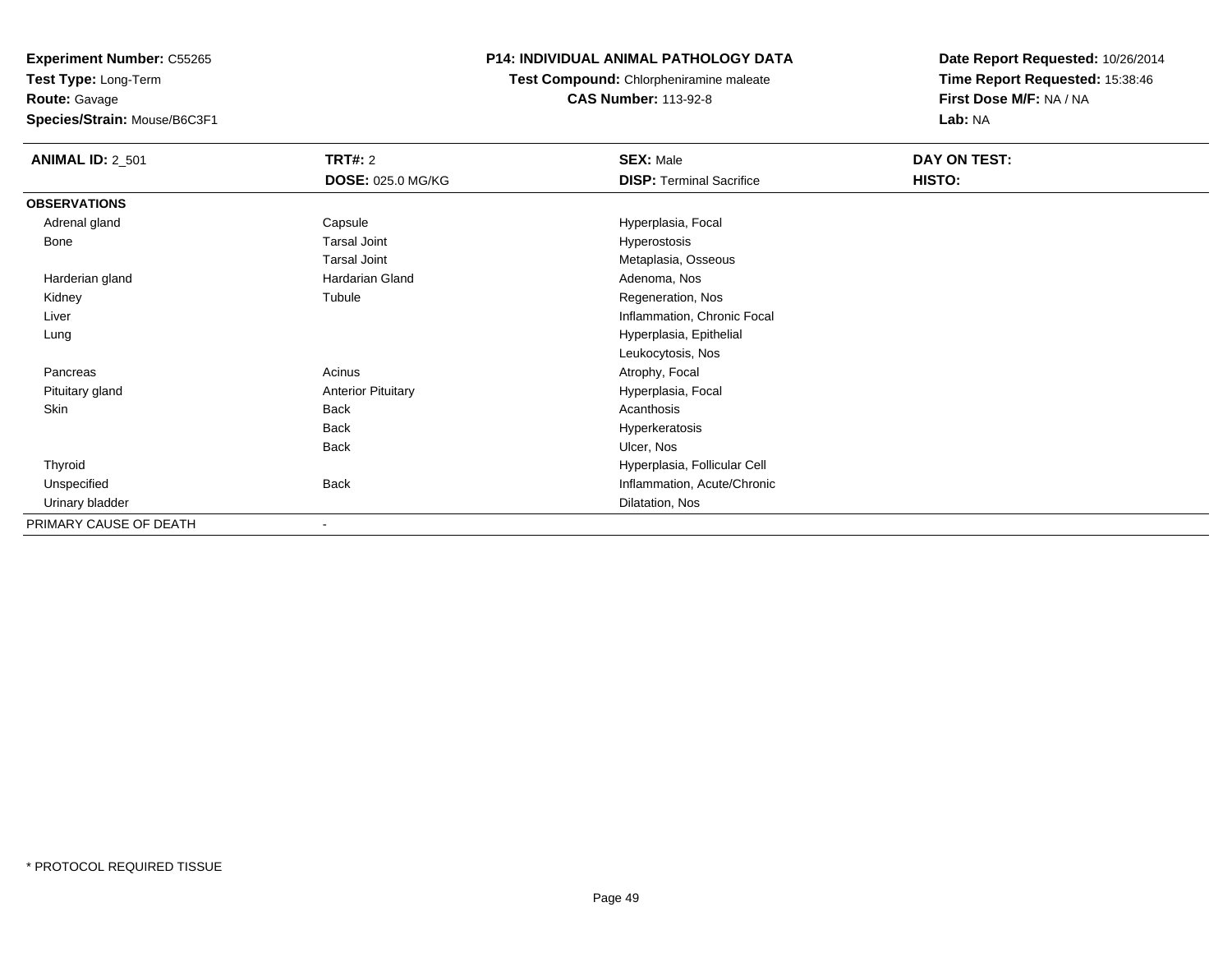**Experiment Number:** C55265
**Test Type:** Long-Term
**Route:** Gavage
**Species/Strain:** Mouse/B6C3F1

**P14: INDIVIDUAL ANIMAL PATHOLOGY DATA**
**Test Compound:** Chlorpheniramine maleate
**CAS Number:** 113-92-8

**Date Report Requested:** 10/26/2014
**Time Report Requested:** 15:38:46
**First Dose M/F:** NA / NA
**Lab:** NA

| **ANIMAL ID:** 2_501 | **TRT#:** 2 | **SEX:** Male | **DAY ON TEST:** |
|---|---|---|---|
| | **DOSE:** 025.0 MG/KG | **DISP:** Terminal Sacrifice | **HISTO:** |
| **OBSERVATIONS** | | | |
| Adrenal gland | Capsule | Hyperplasia, Focal | |
| Bone | Tarsal Joint | Hyperostosis | |
| | Tarsal Joint | Metaplasia, Osseous | |
| Harderian gland | Hardarian Gland | Adenoma, Nos | |
| Kidney | Tubule | Regeneration, Nos | |
| Liver | | Inflammation, Chronic Focal | |
| Lung | | Hyperplasia, Epithelial | |
| | | Leukocytosis, Nos | |
| Pancreas | Acinus | Atrophy, Focal | |
| Pituitary gland | Anterior Pituitary | Hyperplasia, Focal | |
| Skin | Back | Acanthosis | |
| | Back | Hyperkeratosis | |
| | Back | Ulcer, Nos | |
| Thyroid | | Hyperplasia, Follicular Cell | |
| Unspecified | Back | Inflammation, Acute/Chronic | |
| Urinary bladder | | Dilatation, Nos | |
| PRIMARY CAUSE OF DEATH | - | | |

* PROTOCOL REQUIRED TISSUE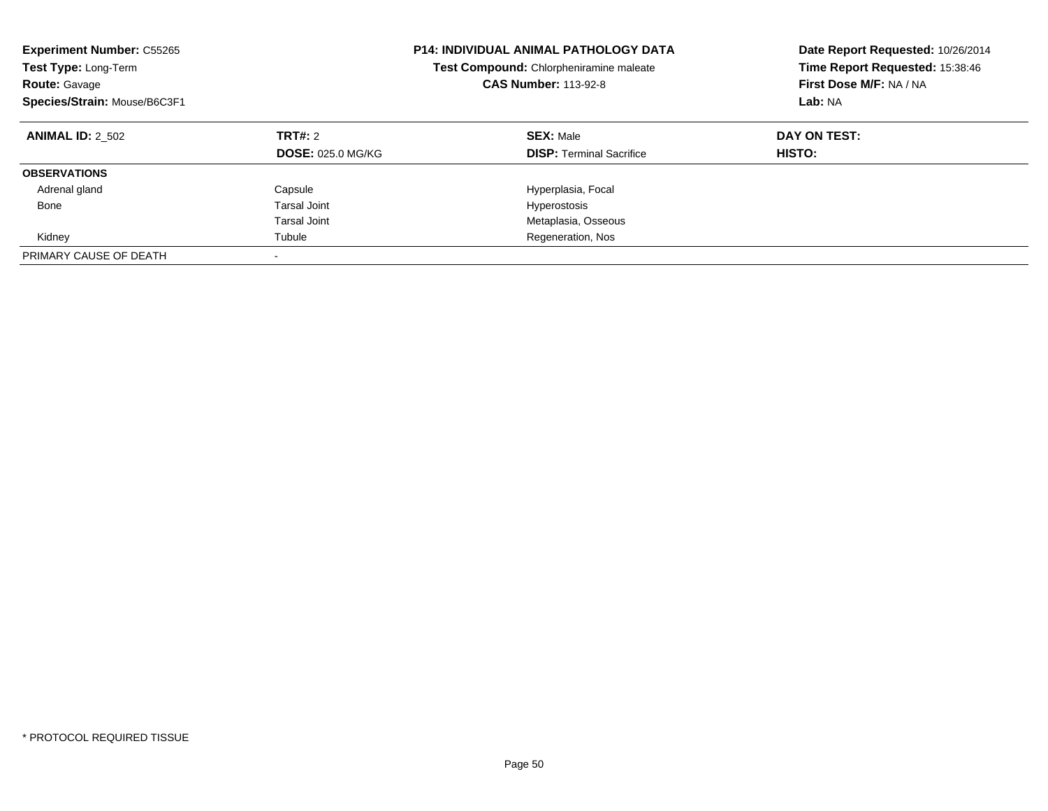**Experiment Number:** C55265
**Test Type:** Long-Term
**Route:** Gavage
**Species/Strain:** Mouse/B6C3F1

**P14: INDIVIDUAL ANIMAL PATHOLOGY DATA**
**Test Compound:** Chlorpheniramine maleate
**CAS Number:** 113-92-8

**Date Report Requested:** 10/26/2014
**Time Report Requested:** 15:38:46
**First Dose M/F:** NA / NA
**Lab:** NA

| **ANIMAL ID:** 2_502 | **TRT#:** 2<br>**DOSE:** 025.0 MG/KG | **SEX:** Male<br>**DISP:** Terminal Sacrifice | **DAY ON TEST:**<br>**HISTO:** |
|---|---|---|---|
| **OBSERVATIONS** | | | |
| Adrenal gland | Capsule | Hyperplasia, Focal | |
| Bone | Tarsal Joint | Hyperostosis | |
| | Tarsal Joint | Metaplasia, Osseous | |
| Kidney | Tubule | Regeneration, Nos | |
| PRIMARY CAUSE OF DEATH | - | | |

* PROTOCOL REQUIRED TISSUE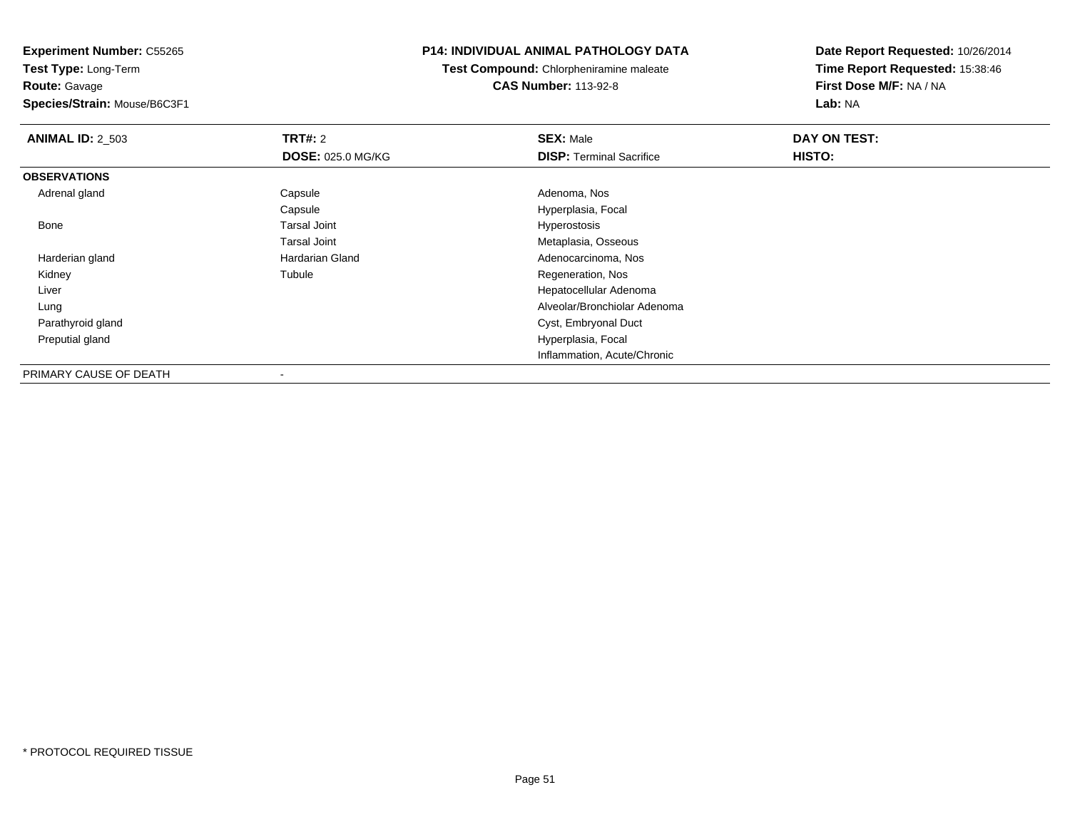**Experiment Number:** C55265
**Test Type:** Long-Term
**Route:** Gavage
**Species/Strain:** Mouse/B6C3F1

**P14: INDIVIDUAL ANIMAL PATHOLOGY DATA**
**Test Compound:** Chlorpheniramine maleate
**CAS Number:** 113-92-8

**Date Report Requested:** 10/26/2014
**Time Report Requested:** 15:38:46
**First Dose M/F:** NA / NA
**Lab:** NA

| **ANIMAL ID:** 2_503 | **TRT#:** 2 | **SEX:** Male | **DAY ON TEST:** |
|---|---|---|---|
| | **DOSE:** 025.0 MG/KG | **DISP:** Terminal Sacrifice | **HISTO:** |
| **OBSERVATIONS** | | | |
| Adrenal gland | Capsule | Adenoma, Nos | |
| | Capsule | Hyperplasia, Focal | |
| Bone | Tarsal Joint | Hyperostosis | |
| | Tarsal Joint | Metaplasia, Osseous | |
| Harderian gland | Hardarian Gland | Adenocarcinoma, Nos | |
| Kidney | Tubule | Regeneration, Nos | |
| Liver | | Hepatocellular Adenoma | |
| Lung | | Alveolar/Bronchiolar Adenoma | |
| Parathyroid gland | | Cyst, Embryonal Duct | |
| Preputial gland | | Hyperplasia, Focal | |
| | | Inflammation, Acute/Chronic | |
| PRIMARY CAUSE OF DEATH | - | | |

* PROTOCOL REQUIRED TISSUE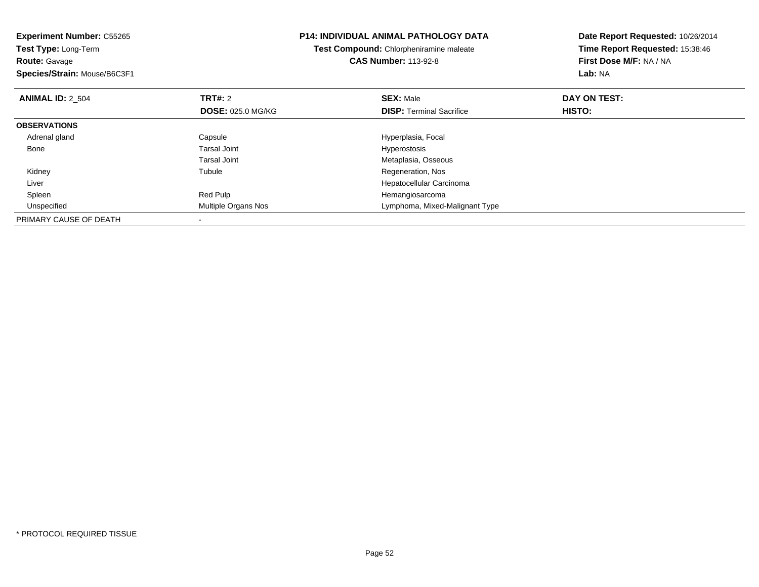**Experiment Number:** C55265
**Test Type:** Long-Term
**Route:** Gavage
**Species/Strain:** Mouse/B6C3F1

**P14: INDIVIDUAL ANIMAL PATHOLOGY DATA**
**Test Compound:** Chlorpheniramine maleate
**CAS Number:** 113-92-8

**Date Report Requested:** 10/26/2014
**Time Report Requested:** 15:38:46
**First Dose M/F:** NA / NA
**Lab:** NA

| **ANIMAL ID:** 2_504 | **TRT#:** 2 | **SEX:** Male | **DAY ON TEST:** |
|---|---|---|---|
| | **DOSE:** 025.0 MG/KG | **DISP:** Terminal Sacrifice | **HISTO:** |
| **OBSERVATIONS** | | | |
| Adrenal gland | Capsule | Hyperplasia, Focal | |
| Bone | Tarsal Joint | Hyperostosis | |
| | Tarsal Joint | Metaplasia, Osseous | |
| Kidney | Tubule | Regeneration, Nos | |
| Liver | | Hepatocellular Carcinoma | |
| Spleen | Red Pulp | Hemangiosarcoma | |
| Unspecified | Multiple Organs Nos | Lymphoma, Mixed-Malignant Type | |
| PRIMARY CAUSE OF DEATH | - | | |

* PROTOCOL REQUIRED TISSUE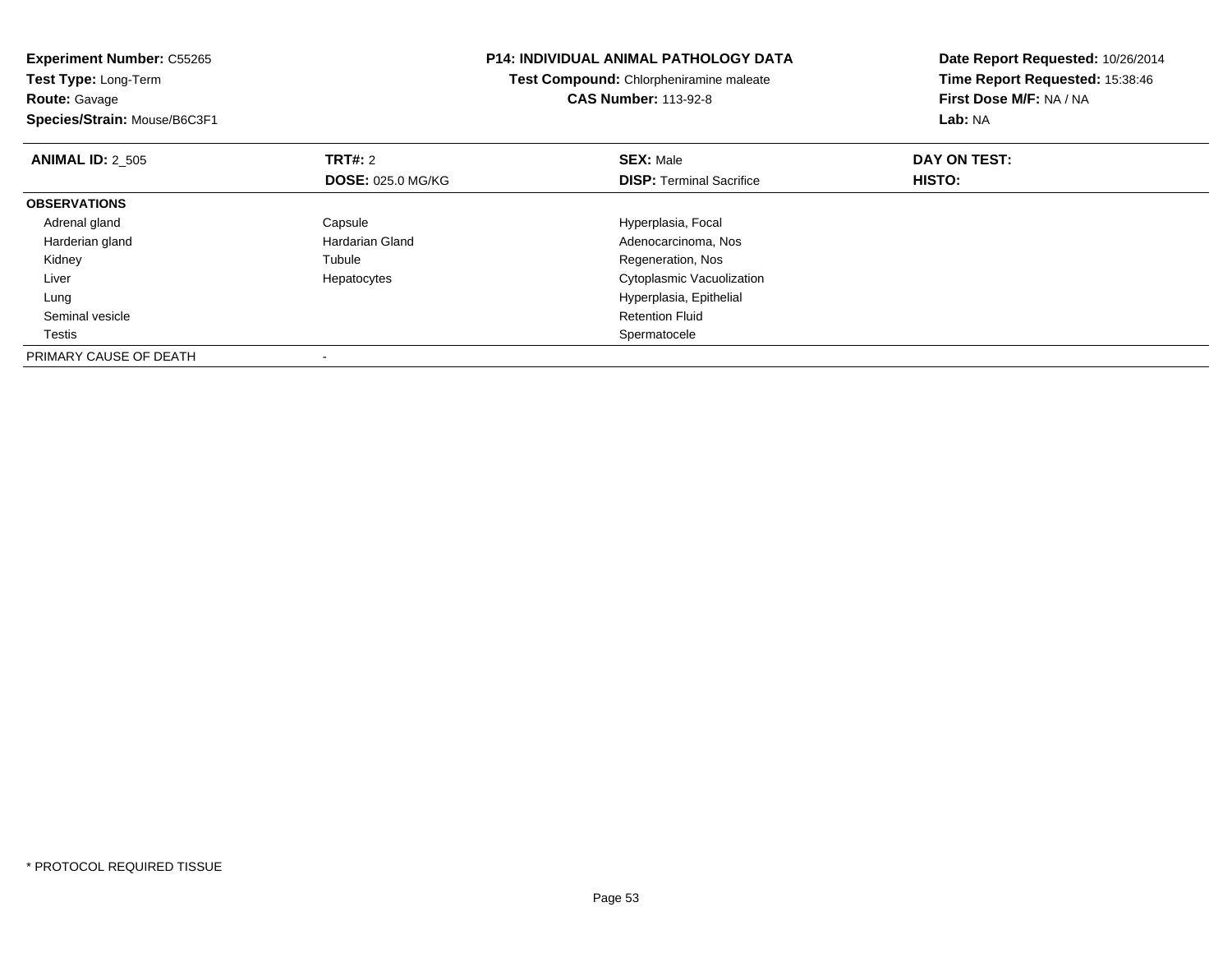**Experiment Number:** C55265
**Test Type:** Long-Term
**Route:** Gavage
**Species/Strain:** Mouse/B6C3F1

**P14: INDIVIDUAL ANIMAL PATHOLOGY DATA**
**Test Compound:** Chlorpheniramine maleate
**CAS Number:** 113-92-8

**Date Report Requested:** 10/26/2014
**Time Report Requested:** 15:38:46
**First Dose M/F:** NA / NA
**Lab:** NA

| **ANIMAL ID:** 2_505 | **TRT#:** 2 | **SEX:** Male | **DAY ON TEST:** |
|---|---|---|---|
| | **DOSE:** 025.0 MG/KG | **DISP:** Terminal Sacrifice | **HISTO:** |
| **OBSERVATIONS** | | | |
| Adrenal gland | Capsule | Hyperplasia, Focal | |
| Harderian gland | Hardarian Gland | Adenocarcinoma, Nos | |
| Kidney | Tubule | Regeneration, Nos | |
| Liver | Hepatocytes | Cytoplasmic Vacuolization | |
| Lung | | Hyperplasia, Epithelial | |
| Seminal vesicle | | Retention Fluid | |
| Testis | | Spermatocele | |
| PRIMARY CAUSE OF DEATH | - | | |

* PROTOCOL REQUIRED TISSUE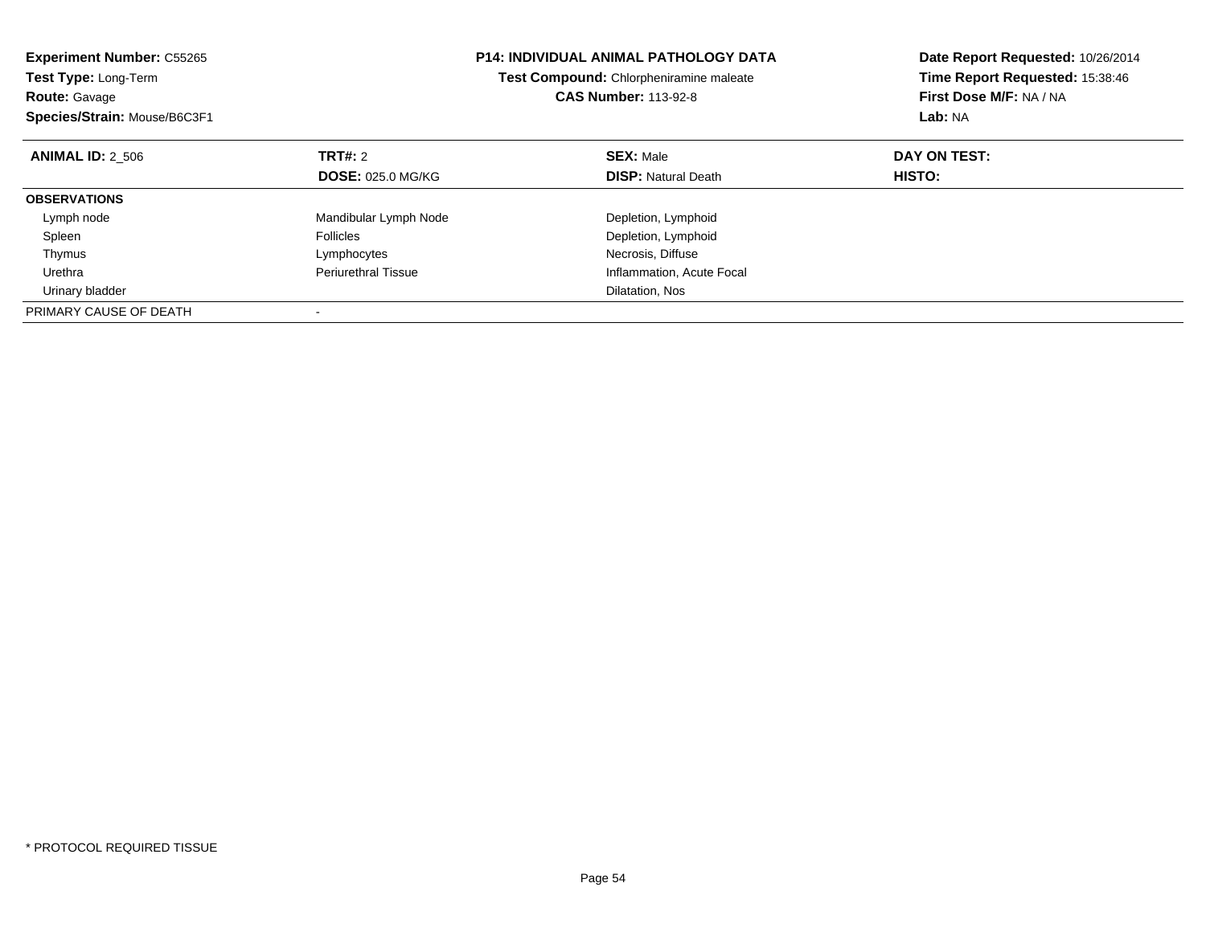**Experiment Number:** C55265
**Test Type:** Long-Term
**Route:** Gavage
**Species/Strain:** Mouse/B6C3F1

**P14: INDIVIDUAL ANIMAL PATHOLOGY DATA**
**Test Compound:** Chlorpheniramine maleate
**CAS Number:** 113-92-8

**Date Report Requested:** 10/26/2014
**Time Report Requested:** 15:38:46
**First Dose M/F:** NA / NA
**Lab:** NA

| **ANIMAL ID:** 2_506 | **TRT#:** 2 | **SEX:** Male | **DAY ON TEST:** |
|---|---|---|---|
| | **DOSE:** 025.0 MG/KG | **DISP:** Natural Death | **HISTO:** |
| **OBSERVATIONS** | | | |
| Lymph node | Mandibular Lymph Node | Depletion, Lymphoid | |
| Spleen | Follicles | Depletion, Lymphoid | |
| Thymus | Lymphocytes | Necrosis, Diffuse | |
| Urethra | Periurethral Tissue | Inflammation, Acute Focal | |
| Urinary bladder | | Dilatation, Nos | |
| PRIMARY CAUSE OF DEATH | - | | |

* PROTOCOL REQUIRED TISSUE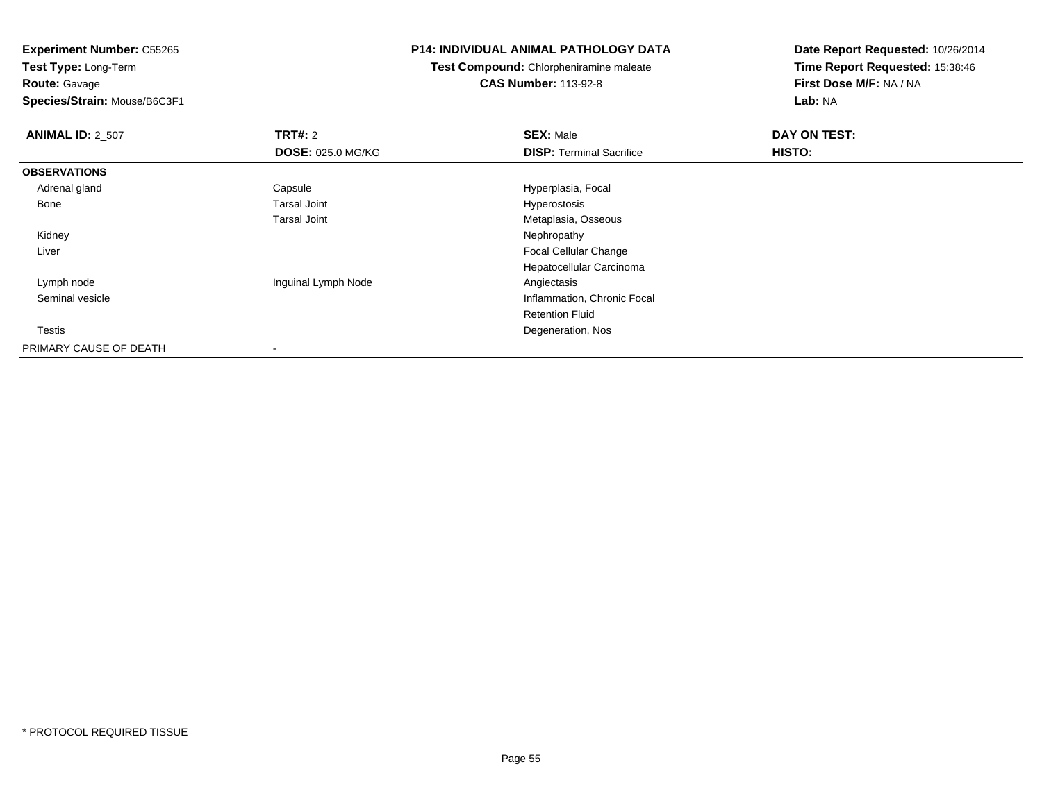**Experiment Number:** C55265
**Test Type:** Long-Term
**Route:** Gavage
**Species/Strain:** Mouse/B6C3F1

**P14: INDIVIDUAL ANIMAL PATHOLOGY DATA**
**Test Compound:** Chlorpheniramine maleate
**CAS Number:** 113-92-8

**Date Report Requested:** 10/26/2014
**Time Report Requested:** 15:38:46
**First Dose M/F:** NA / NA
**Lab:** NA

| **ANIMAL ID:** 2_507 | **TRT#:** 2 | **SEX:** Male | **DAY ON TEST:** |
|---|---|---|---|
| | **DOSE:** 025.0 MG/KG | **DISP:** Terminal Sacrifice | **HISTO:** |
| **OBSERVATIONS** | | | |
| Adrenal gland | Capsule | Hyperplasia, Focal | |
| Bone | Tarsal Joint | Hyperostosis | |
| | Tarsal Joint | Metaplasia, Osseous | |
| Kidney | | Nephropathy | |
| Liver | | Focal Cellular Change | |
| | | Hepatocellular Carcinoma | |
| Lymph node | Inguinal Lymph Node | Angiectasis | |
| Seminal vesicle | | Inflammation, Chronic Focal | |
| | | Retention Fluid | |
| Testis | | Degeneration, Nos | |
| PRIMARY CAUSE OF DEATH | - | | |

* PROTOCOL REQUIRED TISSUE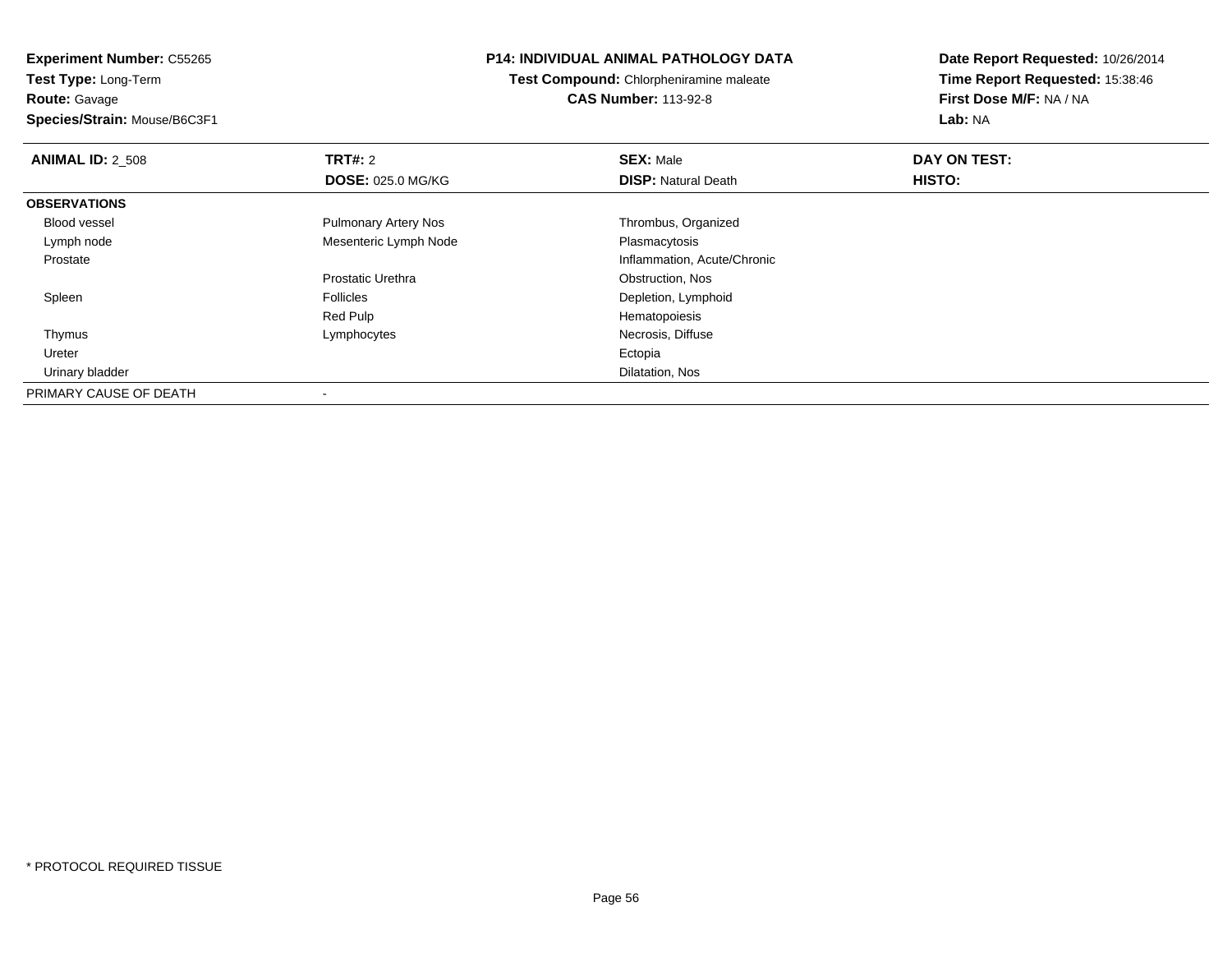**Experiment Number:** C55265
**Test Type:** Long-Term
**Route:** Gavage
**Species/Strain:** Mouse/B6C3F1

**P14: INDIVIDUAL ANIMAL PATHOLOGY DATA**
**Test Compound:** Chlorpheniramine maleate
**CAS Number:** 113-92-8

**Date Report Requested:** 10/26/2014
**Time Report Requested:** 15:38:46
**First Dose M/F:** NA / NA
**Lab:** NA

| **ANIMAL ID:** 2_508 | **TRT#:** 2 | **SEX:** Male | **DAY ON TEST:** |
|---|---|---|---|
| | **DOSE:** 025.0 MG/KG | **DISP:** Natural Death | **HISTO:** |
| **OBSERVATIONS** | | | |
| Blood vessel | Pulmonary Artery Nos | Thrombus, Organized | |
| Lymph node | Mesenteric Lymph Node | Plasmacytosis | |
| Prostate | | Inflammation, Acute/Chronic | |
| | Prostatic Urethra | Obstruction, Nos | |
| Spleen | Follicles | Depletion, Lymphoid | |
| | Red Pulp | Hematopoiesis | |
| Thymus | Lymphocytes | Necrosis, Diffuse | |
| Ureter | | Ectopia | |
| Urinary bladder | | Dilatation, Nos | |
| PRIMARY CAUSE OF DEATH | - | | |

* PROTOCOL REQUIRED TISSUE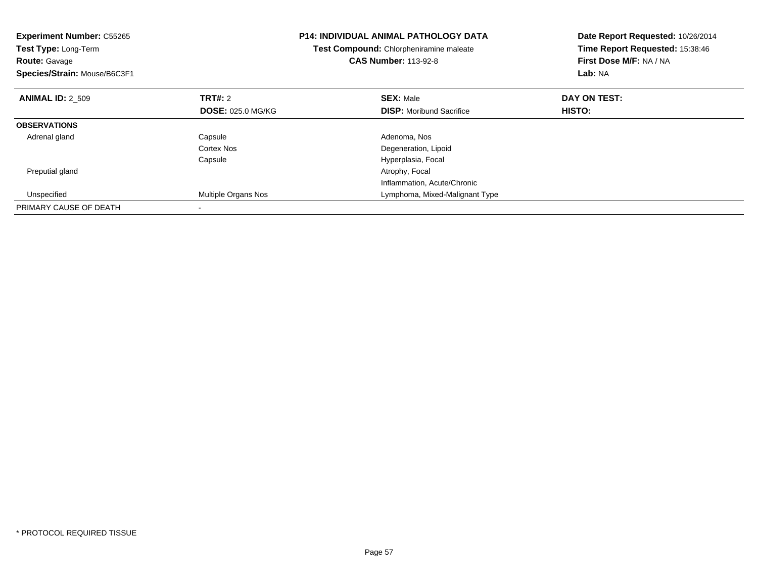**Experiment Number:** C55265
**Test Type:** Long-Term
**Route:** Gavage
**Species/Strain:** Mouse/B6C3F1

**P14: INDIVIDUAL ANIMAL PATHOLOGY DATA**
**Test Compound:** Chlorpheniramine maleate
**CAS Number:** 113-92-8

**Date Report Requested:** 10/26/2014
**Time Report Requested:** 15:38:46
**First Dose M/F:** NA / NA
**Lab:** NA

| **ANIMAL ID:** 2_509 | **TRT#:** 2 | **SEX:** Male | **DAY ON TEST:** |
|---|---|---|---|
| | **DOSE:** 025.0 MG/KG | **DISP:** Moribund Sacrifice | **HISTO:** |
| **OBSERVATIONS** | | | |
| Adrenal gland | Capsule | Adenoma, Nos | |
| | Cortex Nos | Degeneration, Lipoid | |
| | Capsule | Hyperplasia, Focal | |
| Preputial gland | | Atrophy, Focal | |
| | | Inflammation, Acute/Chronic | |
| Unspecified | Multiple Organs Nos | Lymphoma, Mixed-Malignant Type | |
| PRIMARY CAUSE OF DEATH | - | | |

* PROTOCOL REQUIRED TISSUE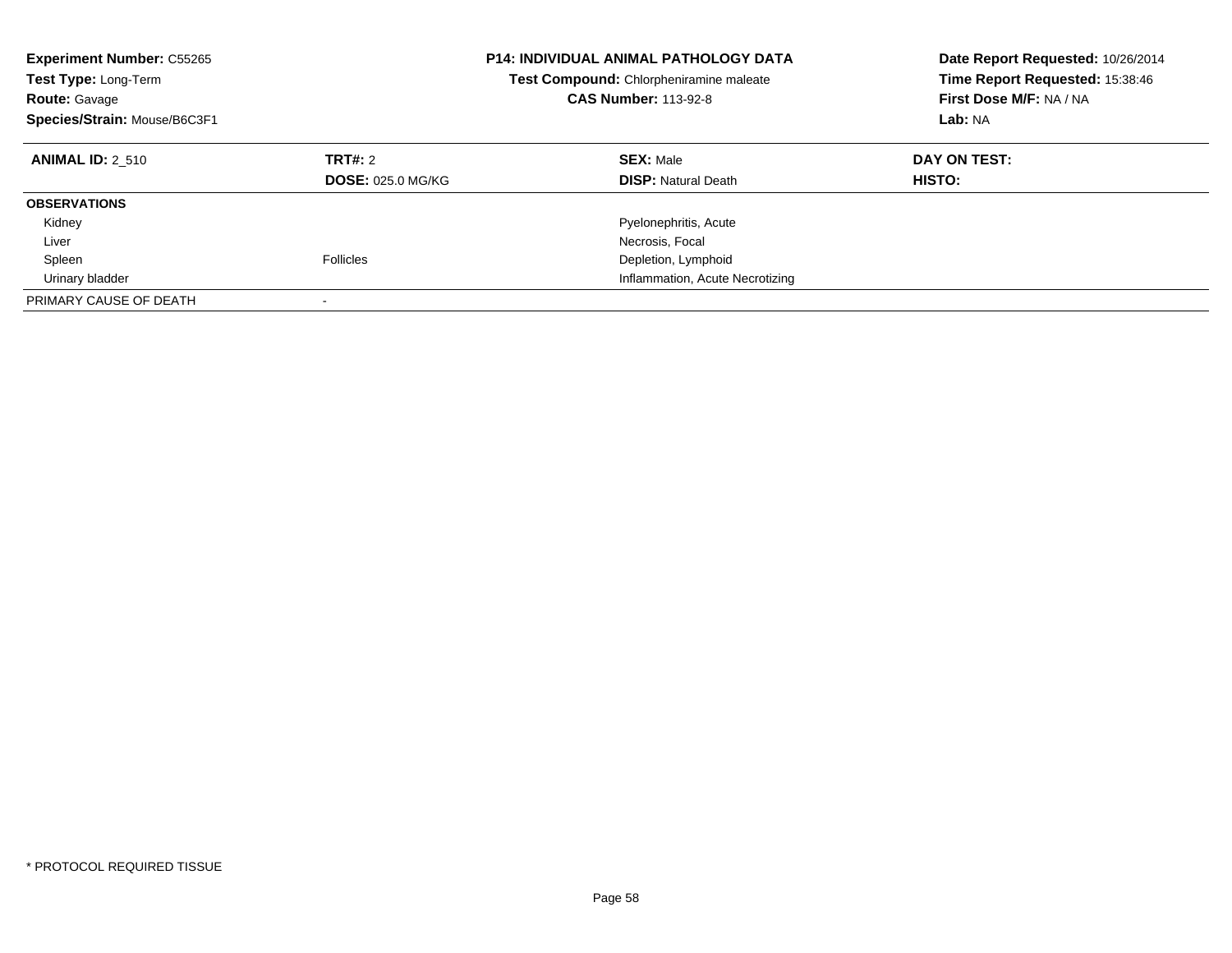**Experiment Number:** C55265
**Test Type:** Long-Term
**Route:** Gavage
**Species/Strain:** Mouse/B6C3F1

**P14: INDIVIDUAL ANIMAL PATHOLOGY DATA**
**Test Compound:** Chlorpheniramine maleate
**CAS Number:** 113-92-8

**Date Report Requested:** 10/26/2014
**Time Report Requested:** 15:38:46
**First Dose M/F:** NA / NA
**Lab:** NA

| **ANIMAL ID:** 2_510 | **TRT#:** 2 | **SEX:** Male | **DAY ON TEST:** |
|---|---|---|---|
| | **DOSE:** 025.0 MG/KG | **DISP:** Natural Death | **HISTO:** |
| **OBSERVATIONS** | | | |
| Kidney | | Pyelonephritis, Acute | |
| Liver | | Necrosis, Focal | |
| Spleen | Follicles | Depletion, Lymphoid | |
| Urinary bladder | | Inflammation, Acute Necrotizing | |
| PRIMARY CAUSE OF DEATH | - | | |

* PROTOCOL REQUIRED TISSUE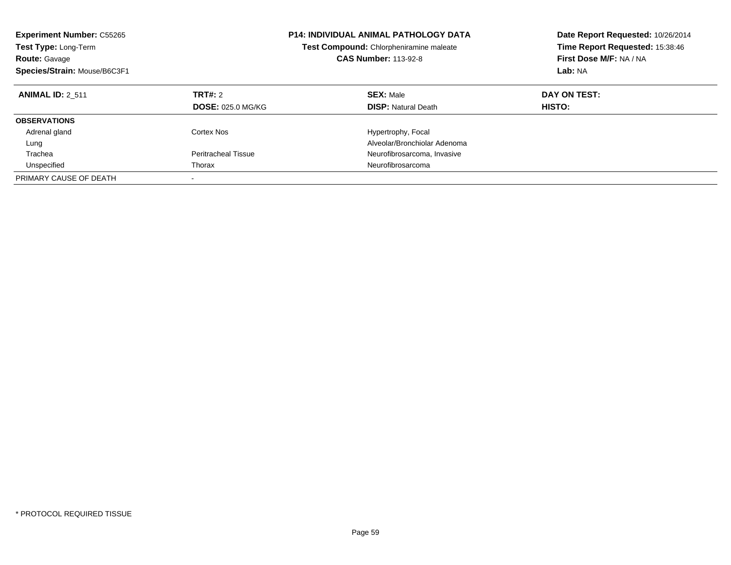**Experiment Number:** C55265
**Test Type:** Long-Term
**Route:** Gavage
**Species/Strain:** Mouse/B6C3F1

**P14: INDIVIDUAL ANIMAL PATHOLOGY DATA**
**Test Compound:** Chlorpheniramine maleate
**CAS Number:** 113-92-8

**Date Report Requested:** 10/26/2014
**Time Report Requested:** 15:38:46
**First Dose M/F:** NA / NA
**Lab:** NA

| **ANIMAL ID:** 2_511 | **TRT#:** 2 | **SEX:** Male | **DAY ON TEST:** |
|---|---|---|---|
| | **DOSE:** 025.0 MG/KG | **DISP:** Natural Death | **HISTO:** |
| **OBSERVATIONS** | | | |
| Adrenal gland | Cortex Nos | Hypertrophy, Focal | |
| Lung | | Alveolar/Bronchiolar Adenoma | |
| Trachea | Peritracheal Tissue | Neurofibrosarcoma, Invasive | |
| Unspecified | Thorax | Neurofibrosarcoma | |
| PRIMARY CAUSE OF DEATH | - | | |

* PROTOCOL REQUIRED TISSUE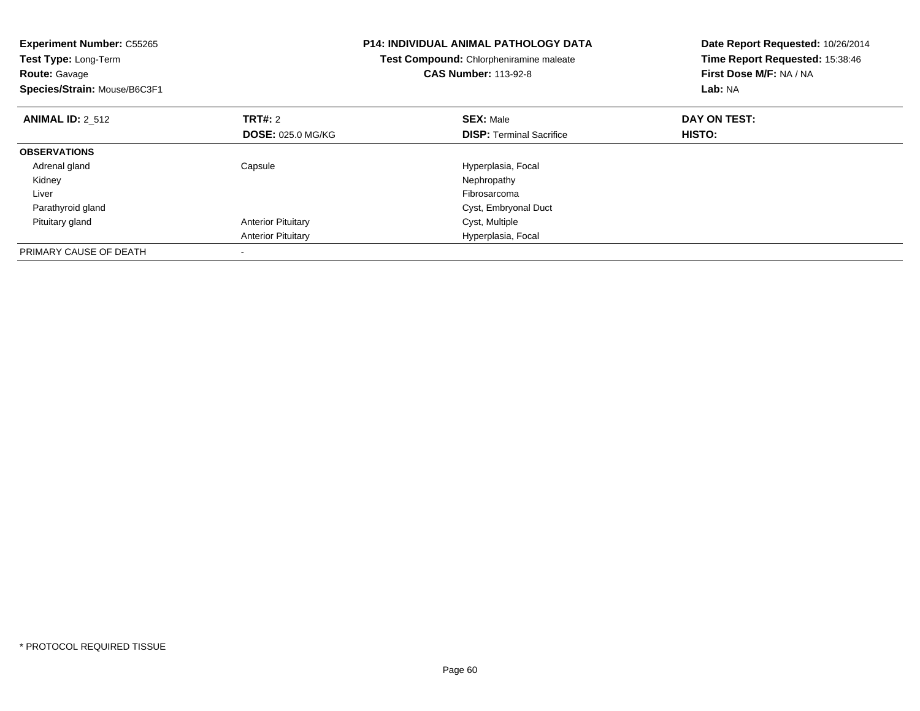**Experiment Number:** C55265
**Test Type:** Long-Term
**Route:** Gavage
**Species/Strain:** Mouse/B6C3F1

**P14: INDIVIDUAL ANIMAL PATHOLOGY DATA**
**Test Compound:** Chlorpheniramine maleate
**CAS Number:** 113-92-8

**Date Report Requested:** 10/26/2014
**Time Report Requested:** 15:38:46
**First Dose M/F:** NA / NA
**Lab:** NA

| **ANIMAL ID:** 2_512 | **TRT#:** 2 | **SEX:** Male | **DAY ON TEST:** |
|---|---|---|---|
| | **DOSE:** 025.0 MG/KG | **DISP:** Terminal Sacrifice | **HISTO:** |
| **OBSERVATIONS** | | | |
| Adrenal gland | Capsule | Hyperplasia, Focal | |
| Kidney | | Nephropathy | |
| Liver | | Fibrosarcoma | |
| Parathyroid gland | | Cyst, Embryonal Duct | |
| Pituitary gland | Anterior Pituitary | Cyst, Multiple | |
| | Anterior Pituitary | Hyperplasia, Focal | |
| PRIMARY CAUSE OF DEATH | - | | |

* PROTOCOL REQUIRED TISSUE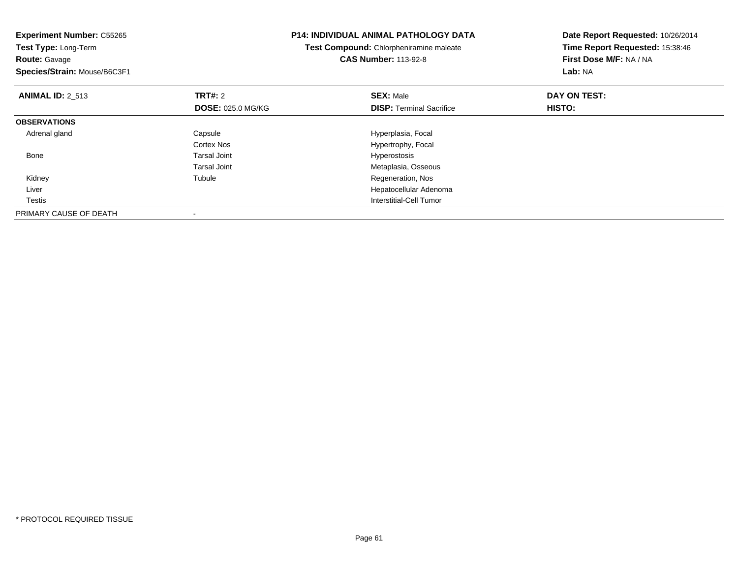**Experiment Number:** C55265
**Test Type:** Long-Term
**Route:** Gavage
**Species/Strain:** Mouse/B6C3F1

**P14: INDIVIDUAL ANIMAL PATHOLOGY DATA**
**Test Compound:** Chlorpheniramine maleate
**CAS Number:** 113-92-8

**Date Report Requested:** 10/26/2014
**Time Report Requested:** 15:38:46
**First Dose M/F:** NA / NA
**Lab:** NA

| **ANIMAL ID:** 2_513 | **TRT#:** 2 | **SEX:** Male | **DAY ON TEST:** |
|---|---|---|---|
| | **DOSE:** 025.0 MG/KG | **DISP:** Terminal Sacrifice | **HISTO:** |
| **OBSERVATIONS** | | | |
| Adrenal gland | Capsule | Hyperplasia, Focal | |
| | Cortex Nos | Hypertrophy, Focal | |
| Bone | Tarsal Joint | Hyperostosis | |
| | Tarsal Joint | Metaplasia, Osseous | |
| Kidney | Tubule | Regeneration, Nos | |
| Liver | | Hepatocellular Adenoma | |
| Testis | | Interstitial-Cell Tumor | |
| PRIMARY CAUSE OF DEATH | - | | |

* PROTOCOL REQUIRED TISSUE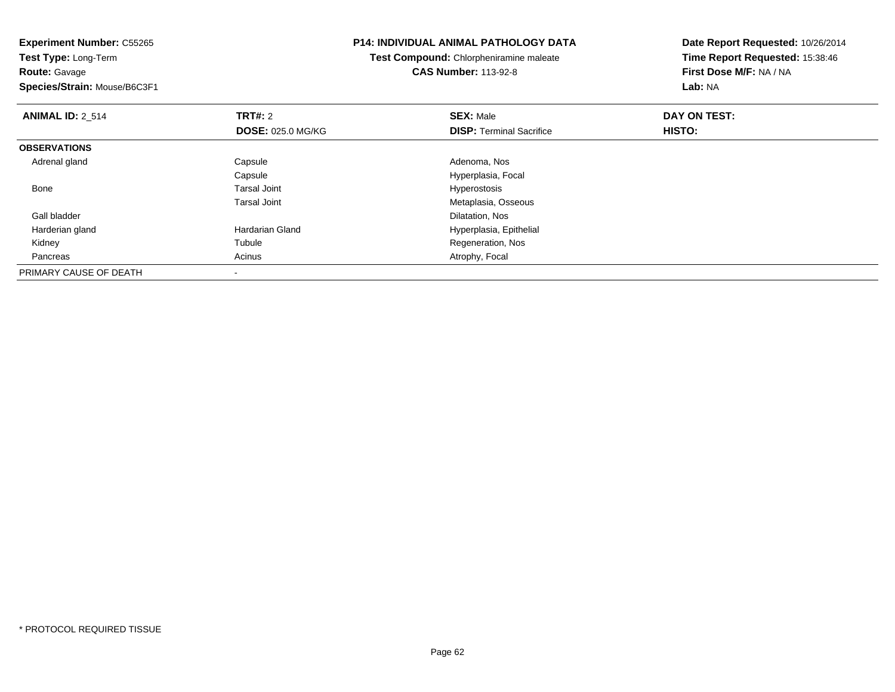**Experiment Number:** C55265
**Test Type:** Long-Term
**Route:** Gavage
**Species/Strain:** Mouse/B6C3F1

**P14: INDIVIDUAL ANIMAL PATHOLOGY DATA**
**Test Compound:** Chlorpheniramine maleate
**CAS Number:** 113-92-8

**Date Report Requested:** 10/26/2014
**Time Report Requested:** 15:38:46
**First Dose M/F:** NA / NA
**Lab:** NA

| **ANIMAL ID:** 2_514 | **TRT#:** 2 | **SEX:** Male | **DAY ON TEST:** |
|---|---|---|---|
| | **DOSE:** 025.0 MG/KG | **DISP:** Terminal Sacrifice | **HISTO:** |
| **OBSERVATIONS** | | | |
| Adrenal gland | Capsule | Adenoma, Nos | |
| | Capsule | Hyperplasia, Focal | |
| Bone | Tarsal Joint | Hyperostosis | |
| | Tarsal Joint | Metaplasia, Osseous | |
| Gall bladder | | Dilatation, Nos | |
| Harderian gland | Hardarian Gland | Hyperplasia, Epithelial | |
| Kidney | Tubule | Regeneration, Nos | |
| Pancreas | Acinus | Atrophy, Focal | |
| PRIMARY CAUSE OF DEATH | - | | |

* PROTOCOL REQUIRED TISSUE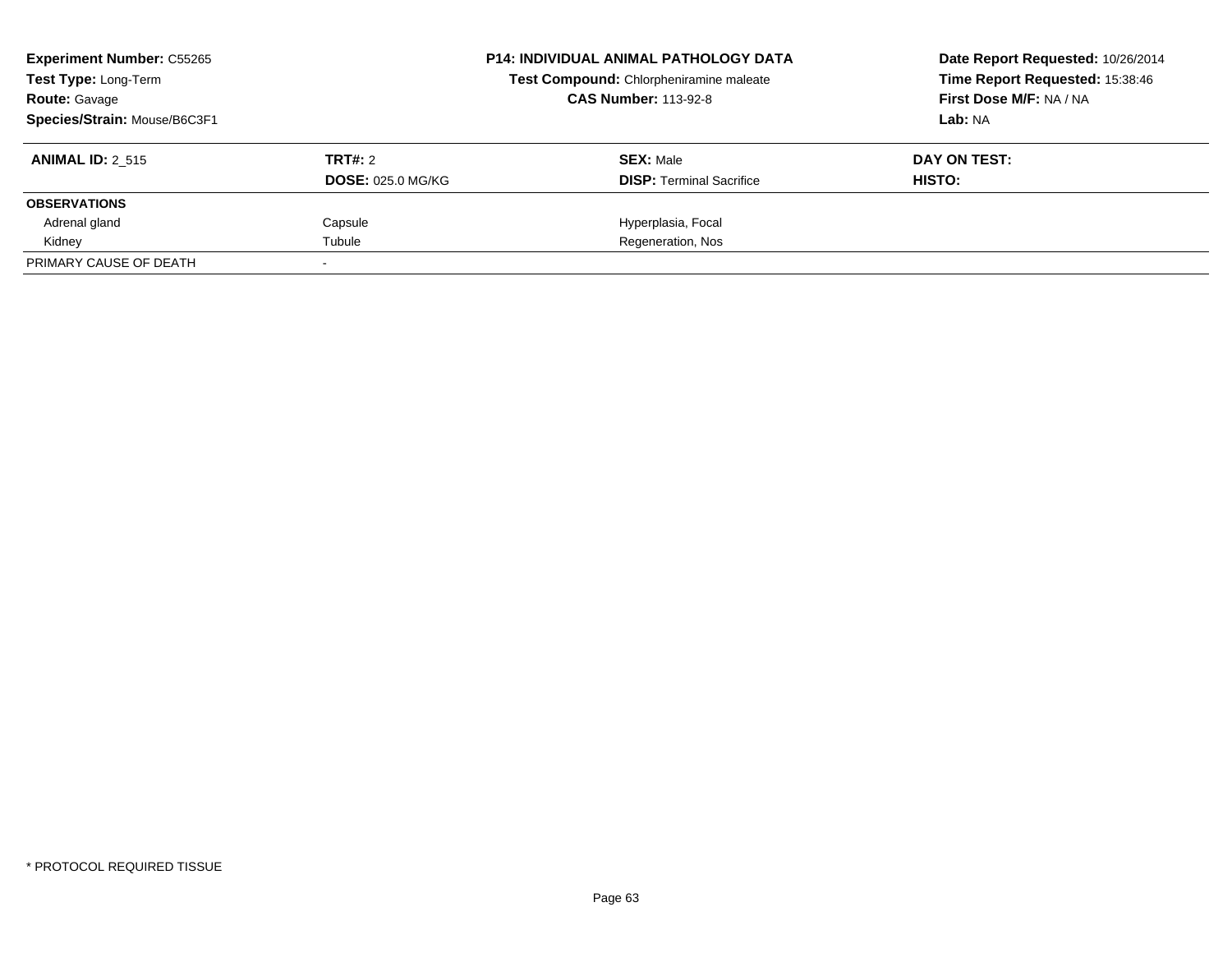**Experiment Number:** C55265
**Test Type:** Long-Term
**Route:** Gavage
**Species/Strain:** Mouse/B6C3F1

**P14: INDIVIDUAL ANIMAL PATHOLOGY DATA**
**Test Compound:** Chlorpheniramine maleate
**CAS Number:** 113-92-8

**Date Report Requested:** 10/26/2014
**Time Report Requested:** 15:38:46
**First Dose M/F:** NA / NA
**Lab:** NA

| **ANIMAL ID:** 2_515 | **TRT#:** 2 | **SEX:** Male | **DAY ON TEST:** |
|---|---|---|---|
| | **DOSE:** 025.0 MG/KG | **DISP:** Terminal Sacrifice | **HISTO:** |
| **OBSERVATIONS** | | | |
| Adrenal gland | Capsule | Hyperplasia, Focal | |
| Kidney | Tubule | Regeneration, Nos | |
| PRIMARY CAUSE OF DEATH | - | | |

* PROTOCOL REQUIRED TISSUE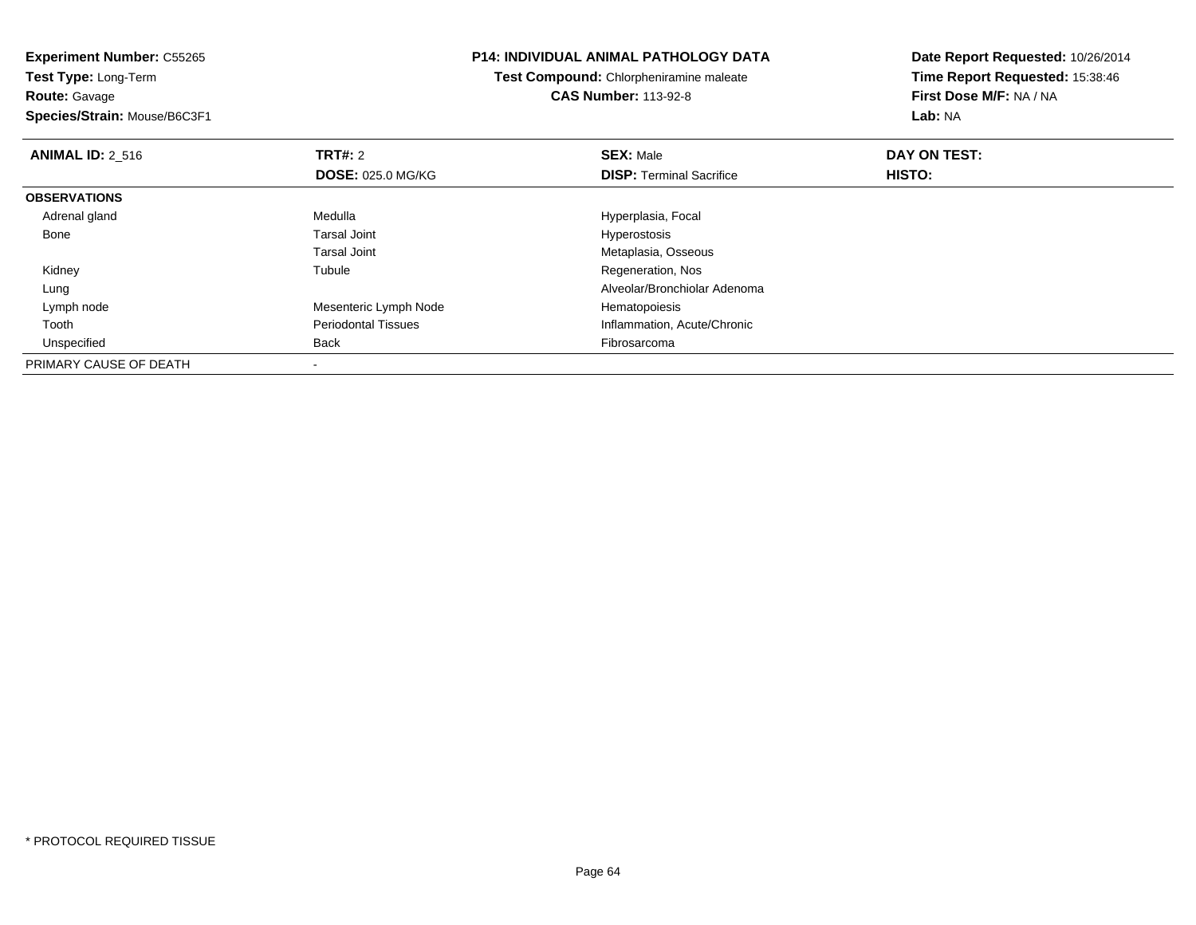**Experiment Number:** C55265
**Test Type:** Long-Term
**Route:** Gavage
**Species/Strain:** Mouse/B6C3F1

**P14: INDIVIDUAL ANIMAL PATHOLOGY DATA**
**Test Compound:** Chlorpheniramine maleate
**CAS Number:** 113-92-8

**Date Report Requested:** 10/26/2014
**Time Report Requested:** 15:38:46
**First Dose M/F:** NA / NA
**Lab:** NA

| **ANIMAL ID:** 2_516 | **TRT#:** 2 | **SEX:** Male | **DAY ON TEST:** |
|---|---|---|---|
| | **DOSE:** 025.0 MG/KG | **DISP:** Terminal Sacrifice | **HISTO:** |
| **OBSERVATIONS** | | | |
| Adrenal gland | Medulla | Hyperplasia, Focal | |
| Bone | Tarsal Joint | Hyperostosis | |
| | Tarsal Joint | Metaplasia, Osseous | |
| Kidney | Tubule | Regeneration, Nos | |
| Lung | | Alveolar/Bronchiolar Adenoma | |
| Lymph node | Mesenteric Lymph Node | Hematopoiesis | |
| Tooth | Periodontal Tissues | Inflammation, Acute/Chronic | |
| Unspecified | Back | Fibrosarcoma | |
| PRIMARY CAUSE OF DEATH | - | | |

* PROTOCOL REQUIRED TISSUE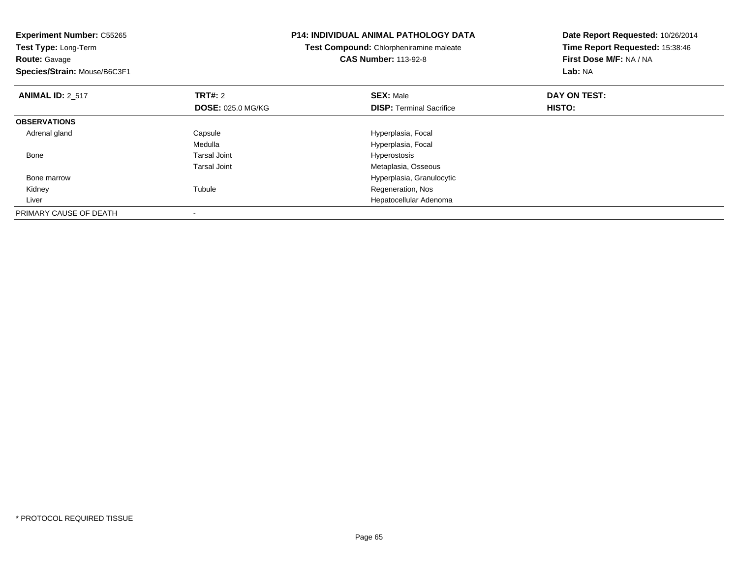**Experiment Number:** C55265
**Test Type:** Long-Term
**Route:** Gavage
**Species/Strain:** Mouse/B6C3F1

**P14: INDIVIDUAL ANIMAL PATHOLOGY DATA**
**Test Compound:** Chlorpheniramine maleate
**CAS Number:** 113-92-8

**Date Report Requested:** 10/26/2014
**Time Report Requested:** 15:38:46
**First Dose M/F:** NA / NA
**Lab:** NA

| **ANIMAL ID:** 2_517 | **TRT#:** 2 | **SEX:** Male | **DAY ON TEST:** |
|---|---|---|---|
| | **DOSE:** 025.0 MG/KG | **DISP:** Terminal Sacrifice | **HISTO:** |
| **OBSERVATIONS** | | | |
| Adrenal gland | Capsule | Hyperplasia, Focal | |
| | Medulla | Hyperplasia, Focal | |
| Bone | Tarsal Joint | Hyperostosis | |
| | Tarsal Joint | Metaplasia, Osseous | |
| Bone marrow | | Hyperplasia, Granulocytic | |
| Kidney | Tubule | Regeneration, Nos | |
| Liver | | Hepatocellular Adenoma | |
| PRIMARY CAUSE OF DEATH | - | | |

* PROTOCOL REQUIRED TISSUE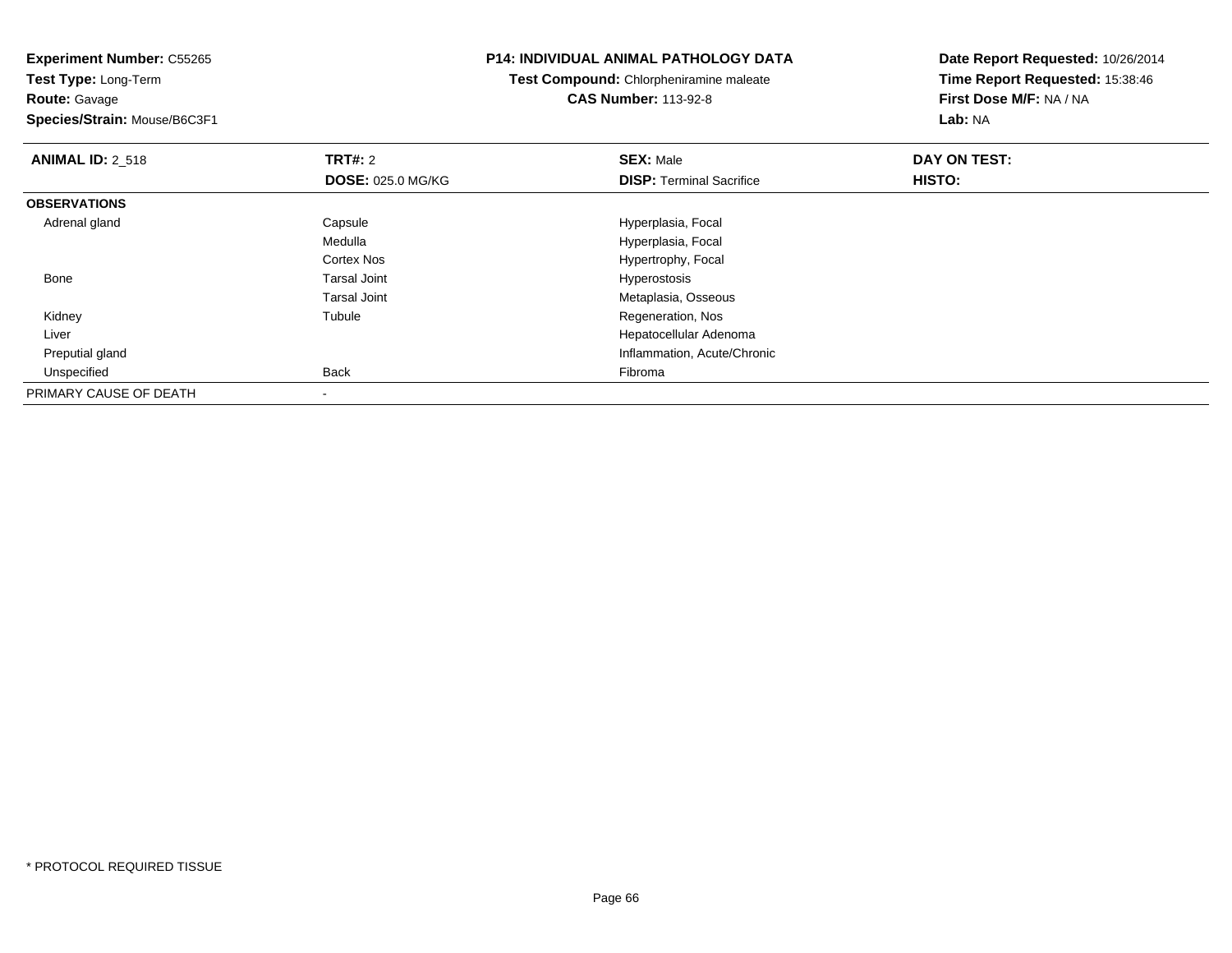**Experiment Number:** C55265
**Test Type:** Long-Term
**Route:** Gavage
**Species/Strain:** Mouse/B6C3F1

**P14: INDIVIDUAL ANIMAL PATHOLOGY DATA**
**Test Compound:** Chlorpheniramine maleate
**CAS Number:** 113-92-8

**Date Report Requested:** 10/26/2014
**Time Report Requested:** 15:38:46
**First Dose M/F:** NA / NA
**Lab:** NA

| **ANIMAL ID:** 2_518 | **TRT#:** 2 | **SEX:** Male | **DAY ON TEST:** |
|---|---|---|---|
| | **DOSE:** 025.0 MG/KG | **DISP:** Terminal Sacrifice | **HISTO:** |
| **OBSERVATIONS** | | | |
| Adrenal gland | Capsule | Hyperplasia, Focal | |
| | Medulla | Hyperplasia, Focal | |
| | Cortex Nos | Hypertrophy, Focal | |
| Bone | Tarsal Joint | Hyperostosis | |
| | Tarsal Joint | Metaplasia, Osseous | |
| Kidney | Tubule | Regeneration, Nos | |
| Liver | | Hepatocellular Adenoma | |
| Preputial gland | | Inflammation, Acute/Chronic | |
| Unspecified | Back | Fibroma | |
| PRIMARY CAUSE OF DEATH | - | | |

\* PROTOCOL REQUIRED TISSUE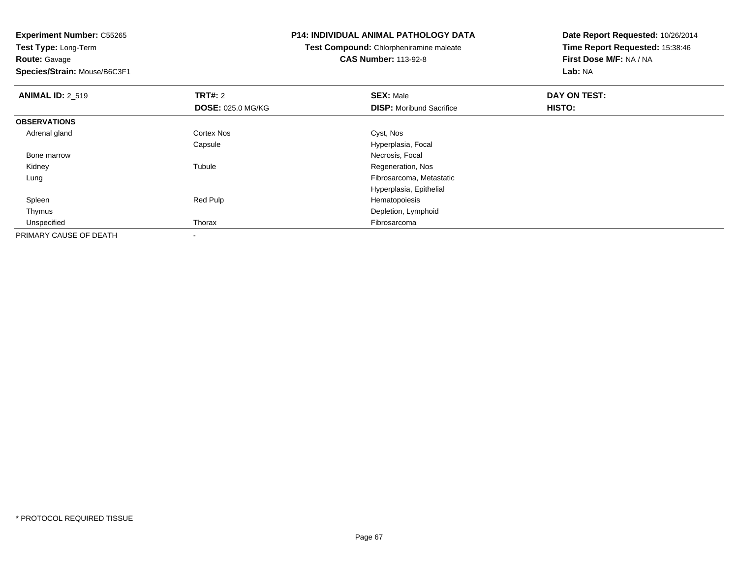**Experiment Number:** C55265
**Test Type:** Long-Term
**Route:** Gavage
**Species/Strain:** Mouse/B6C3F1

**P14: INDIVIDUAL ANIMAL PATHOLOGY DATA**
**Test Compound:** Chlorpheniramine maleate
**CAS Number:** 113-92-8

**Date Report Requested:** 10/26/2014
**Time Report Requested:** 15:38:46
**First Dose M/F:** NA / NA
**Lab:** NA

| **ANIMAL ID:** 2_519 | **TRT#:** 2 | **SEX:** Male | **DAY ON TEST:** |
|---|---|---|---|
| | **DOSE:** 025.0 MG/KG | **DISP:** Moribund Sacrifice | **HISTO:** |
| **OBSERVATIONS** | | | |
| Adrenal gland | Cortex Nos | Cyst, Nos | |
| | Capsule | Hyperplasia, Focal | |
| Bone marrow | | Necrosis, Focal | |
| Kidney | Tubule | Regeneration, Nos | |
| Lung | | Fibrosarcoma, Metastatic | |
| | | Hyperplasia, Epithelial | |
| Spleen | Red Pulp | Hematopoiesis | |
| Thymus | | Depletion, Lymphoid | |
| Unspecified | Thorax | Fibrosarcoma | |
| PRIMARY CAUSE OF DEATH | - | | |

\* PROTOCOL REQUIRED TISSUE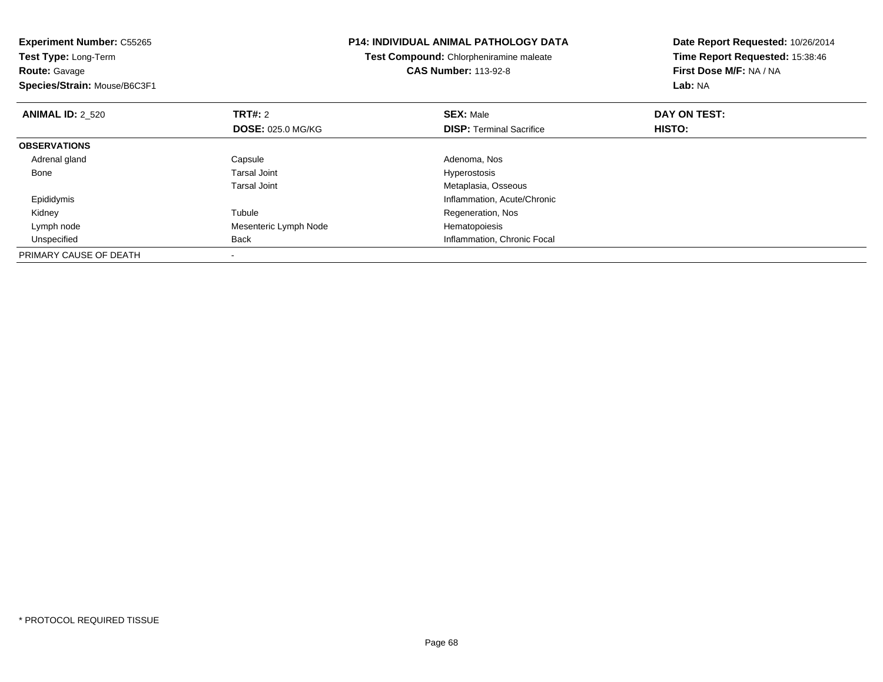**Experiment Number:** C55265
**Test Type:** Long-Term
**Route:** Gavage
**Species/Strain:** Mouse/B6C3F1

**P14: INDIVIDUAL ANIMAL PATHOLOGY DATA**
**Test Compound:** Chlorpheniramine maleate
**CAS Number:** 113-92-8

**Date Report Requested:** 10/26/2014
**Time Report Requested:** 15:38:46
**First Dose M/F:** NA / NA
**Lab:** NA

| **ANIMAL ID:** 2_520 | **TRT#:** 2 | **SEX:** Male | **DAY ON TEST:** |
|---|---|---|---|
| | **DOSE:** 025.0 MG/KG | **DISP:** Terminal Sacrifice | **HISTO:** |
| **OBSERVATIONS** | | | |
| Adrenal gland | Capsule | Adenoma, Nos | |
| Bone | Tarsal Joint | Hyperostosis | |
| | Tarsal Joint | Metaplasia, Osseous | |
| Epididymis | | Inflammation, Acute/Chronic | |
| Kidney | Tubule | Regeneration, Nos | |
| Lymph node | Mesenteric Lymph Node | Hematopoiesis | |
| Unspecified | Back | Inflammation, Chronic Focal | |
| PRIMARY CAUSE OF DEATH | - | | |

* PROTOCOL REQUIRED TISSUE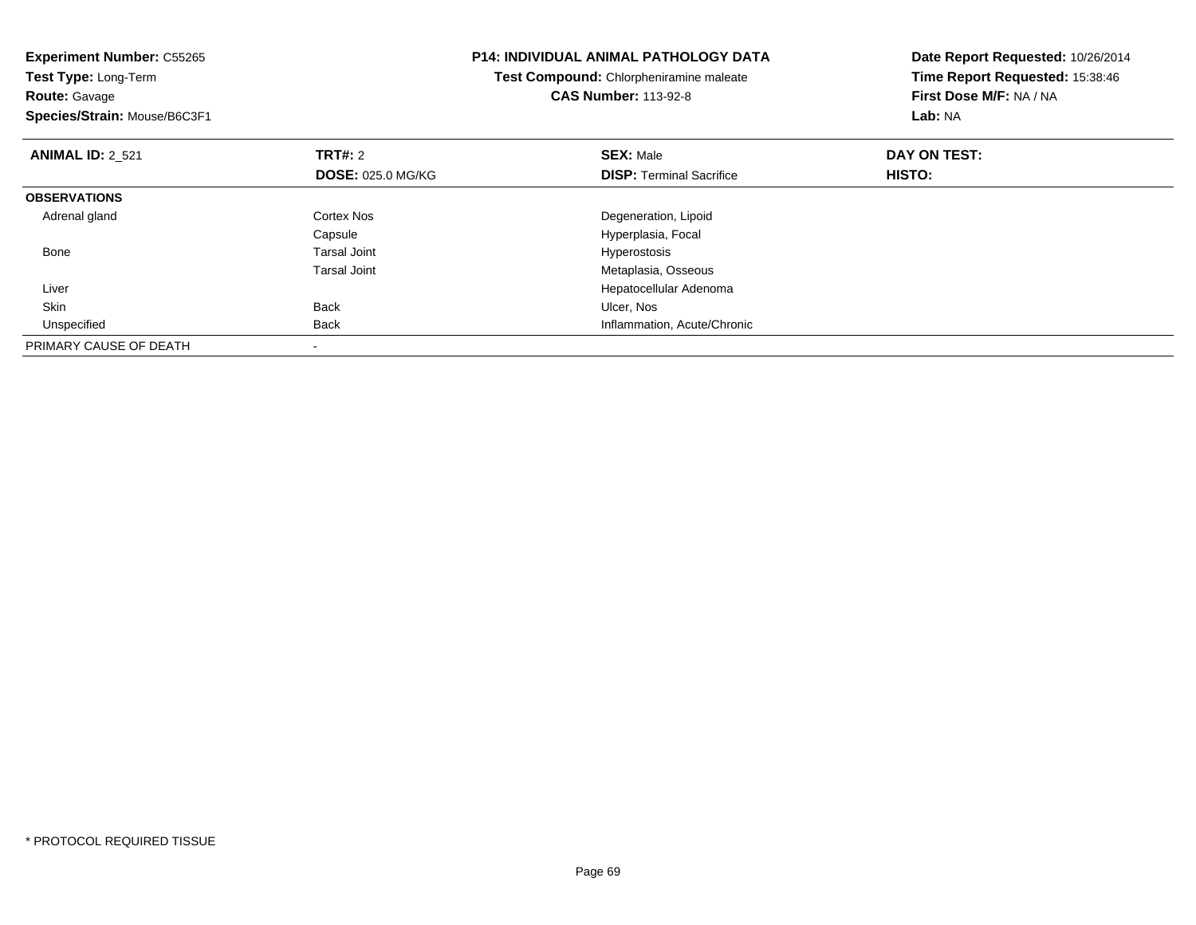**Experiment Number:** C55265
**Test Type:** Long-Term
**Route:** Gavage
**Species/Strain:** Mouse/B6C3F1

**P14: INDIVIDUAL ANIMAL PATHOLOGY DATA**
**Test Compound:** Chlorpheniramine maleate
**CAS Number:** 113-92-8

**Date Report Requested:** 10/26/2014
**Time Report Requested:** 15:38:46
**First Dose M/F:** NA / NA
**Lab:** NA

| **ANIMAL ID:** 2_521 | **TRT#:** 2 | **SEX:** Male | **DAY ON TEST:** |
|---|---|---|---|
| | **DOSE:** 025.0 MG/KG | **DISP:** Terminal Sacrifice | **HISTO:** |
| **OBSERVATIONS** | | | |
| Adrenal gland | Cortex Nos | Degeneration, Lipoid | |
| | Capsule | Hyperplasia, Focal | |
| Bone | Tarsal Joint | Hyperostosis | |
| | Tarsal Joint | Metaplasia, Osseous | |
| Liver | | Hepatocellular Adenoma | |
| Skin | Back | Ulcer, Nos | |
| Unspecified | Back | Inflammation, Acute/Chronic | |
| PRIMARY CAUSE OF DEATH | - | | |

* PROTOCOL REQUIRED TISSUE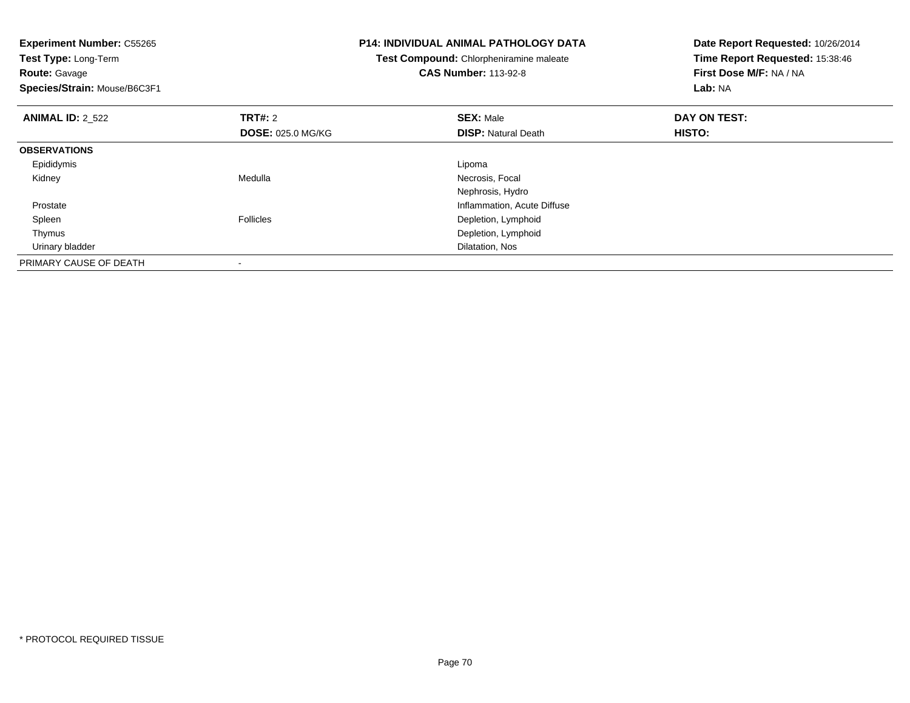**Experiment Number:** C55265
**Test Type:** Long-Term
**Route:** Gavage
**Species/Strain:** Mouse/B6C3F1

**P14: INDIVIDUAL ANIMAL PATHOLOGY DATA**
**Test Compound:** Chlorpheniramine maleate
**CAS Number:** 113-92-8

**Date Report Requested:** 10/26/2014
**Time Report Requested:** 15:38:46
**First Dose M/F:** NA / NA
**Lab:** NA

| **ANIMAL ID:** 2_522 | **TRT#:** 2 | **SEX:** Male | **DAY ON TEST:** |
|---|---|---|---|
| | **DOSE:** 025.0 MG/KG | **DISP:** Natural Death | **HISTO:** |
| **OBSERVATIONS** | | | |
| Epididymis | | Lipoma | |
| Kidney | Medulla | Necrosis, Focal | |
| | | Nephrosis, Hydro | |
| Prostate | | Inflammation, Acute Diffuse | |
| Spleen | Follicles | Depletion, Lymphoid | |
| Thymus | | Depletion, Lymphoid | |
| Urinary bladder | | Dilatation, Nos | |
| PRIMARY CAUSE OF DEATH | - | | |

* PROTOCOL REQUIRED TISSUE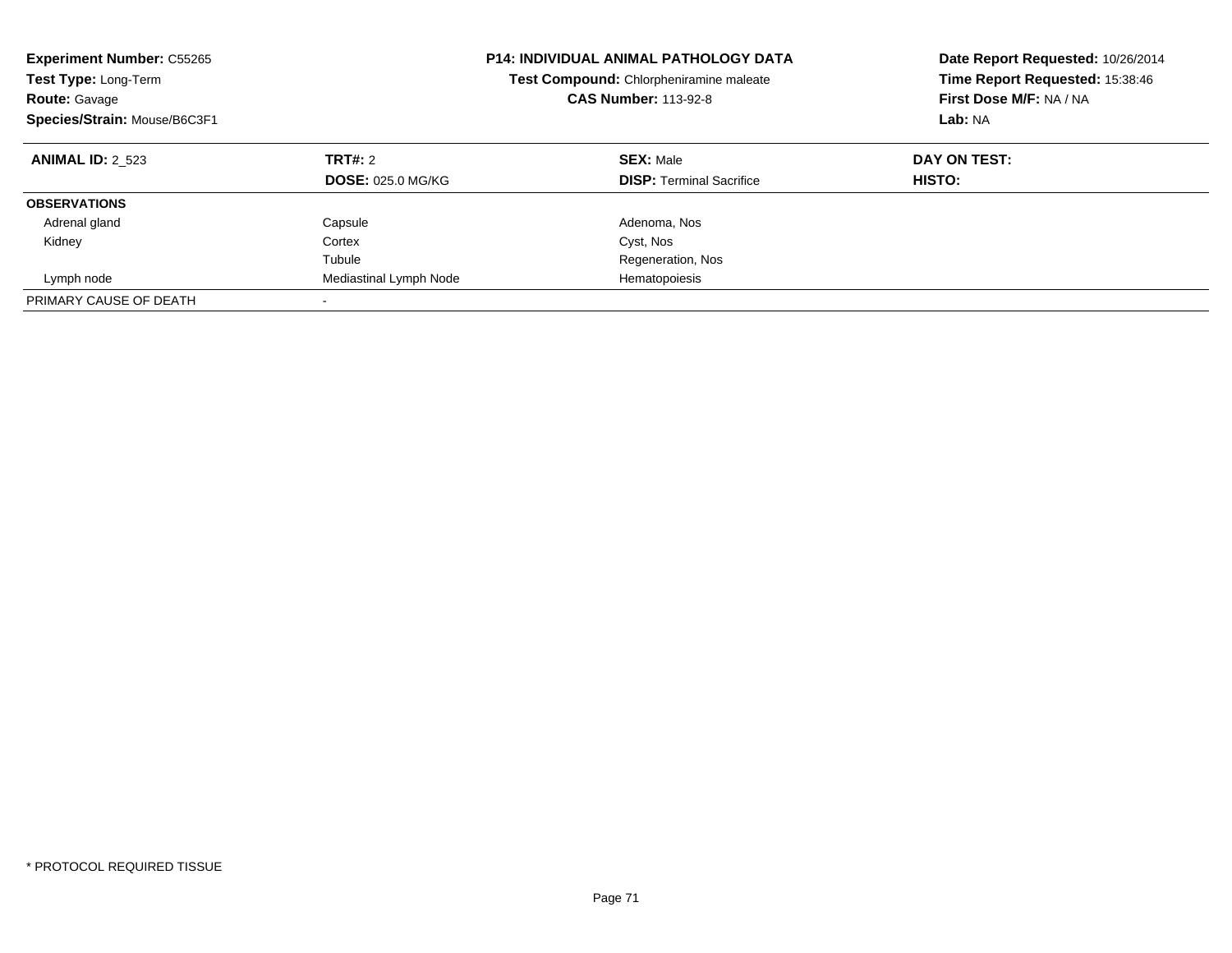**Experiment Number:** C55265
**Test Type:** Long-Term
**Route:** Gavage
**Species/Strain:** Mouse/B6C3F1

**P14: INDIVIDUAL ANIMAL PATHOLOGY DATA**
**Test Compound:** Chlorpheniramine maleate
**CAS Number:** 113-92-8

**Date Report Requested:** 10/26/2014
**Time Report Requested:** 15:38:46
**First Dose M/F:** NA / NA
**Lab:** NA

| **ANIMAL ID:** 2_523 | **TRT#:** 2 | **SEX:** Male | **DAY ON TEST:** |
|---|---|---|---|
| | **DOSE:** 025.0 MG/KG | **DISP:** Terminal Sacrifice | **HISTO:** |
| **OBSERVATIONS** | | | |
| Adrenal gland | Capsule | Adenoma, Nos | |
| Kidney | Cortex | Cyst, Nos | |
| | Tubule | Regeneration, Nos | |
| Lymph node | Mediastinal Lymph Node | Hematopoiesis | |
| PRIMARY CAUSE OF DEATH | - | | |

* PROTOCOL REQUIRED TISSUE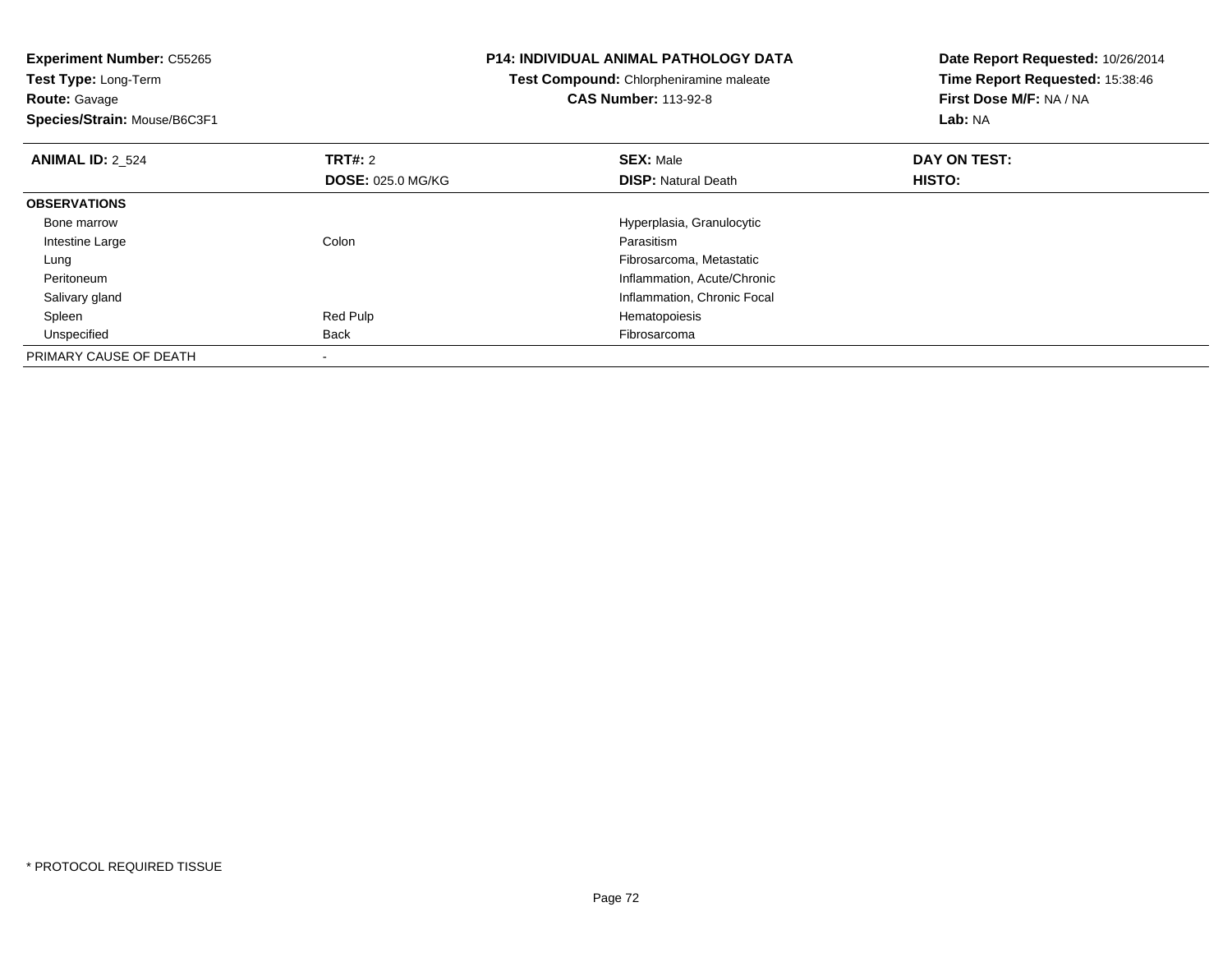**Experiment Number:** C55265
**Test Type:** Long-Term
**Route:** Gavage
**Species/Strain:** Mouse/B6C3F1

**P14: INDIVIDUAL ANIMAL PATHOLOGY DATA**
**Test Compound:** Chlorpheniramine maleate
**CAS Number:** 113-92-8

**Date Report Requested:** 10/26/2014
**Time Report Requested:** 15:38:46
**First Dose M/F:** NA / NA
**Lab:** NA

| **ANIMAL ID:** 2_524 | **TRT#:** 2<br>**DOSE:** 025.0 MG/KG | **SEX:** Male<br>**DISP:** Natural Death | **DAY ON TEST:**<br>**HISTO:** |
|---|---|---|---|
| **OBSERVATIONS** | | | |
| Bone marrow | | Hyperplasia, Granulocytic | |
| Intestine Large | Colon | Parasitism | |
| Lung | | Fibrosarcoma, Metastatic | |
| Peritoneum | | Inflammation, Acute/Chronic | |
| Salivary gland | | Inflammation, Chronic Focal | |
| Spleen | Red Pulp | Hematopoiesis | |
| Unspecified | Back | Fibrosarcoma | |
| PRIMARY CAUSE OF DEATH | - | | |

* PROTOCOL REQUIRED TISSUE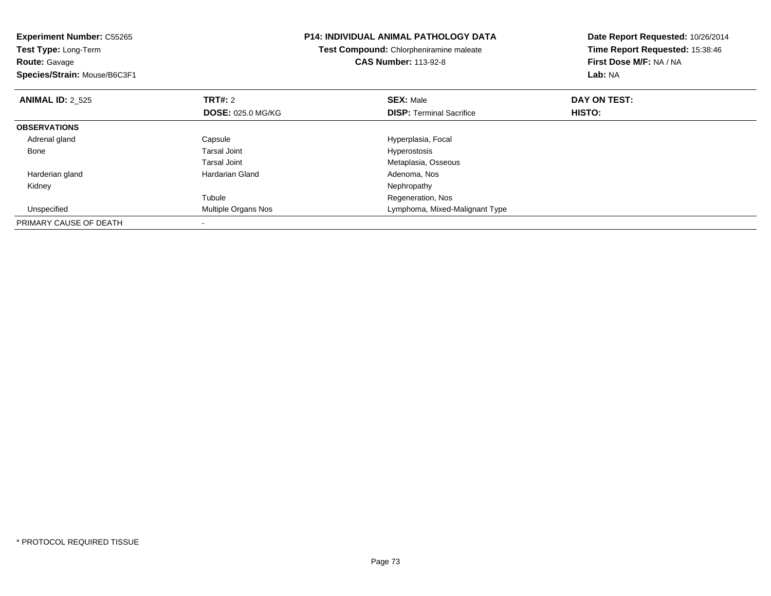**Experiment Number:** C55265
**Test Type:** Long-Term
**Route:** Gavage
**Species/Strain:** Mouse/B6C3F1

**P14: INDIVIDUAL ANIMAL PATHOLOGY DATA**
**Test Compound:** Chlorpheniramine maleate
**CAS Number:** 113-92-8

**Date Report Requested:** 10/26/2014
**Time Report Requested:** 15:38:46
**First Dose M/F:** NA / NA
**Lab:** NA

| **ANIMAL ID:** 2_525 | **TRT#:** 2 | **SEX:** Male | **DAY ON TEST:** |
|---|---|---|---|
| | **DOSE:** 025.0 MG/KG | **DISP:** Terminal Sacrifice | **HISTO:** |
| **OBSERVATIONS** | | | |
| Adrenal gland | Capsule | Hyperplasia, Focal | |
| Bone | Tarsal Joint | Hyperostosis | |
| | Tarsal Joint | Metaplasia, Osseous | |
| Harderian gland | Hardarian Gland | Adenoma, Nos | |
| Kidney | | Nephropathy | |
| | Tubule | Regeneration, Nos | |
| Unspecified | Multiple Organs Nos | Lymphoma, Mixed-Malignant Type | |
| PRIMARY CAUSE OF DEATH | - | | |

\* PROTOCOL REQUIRED TISSUE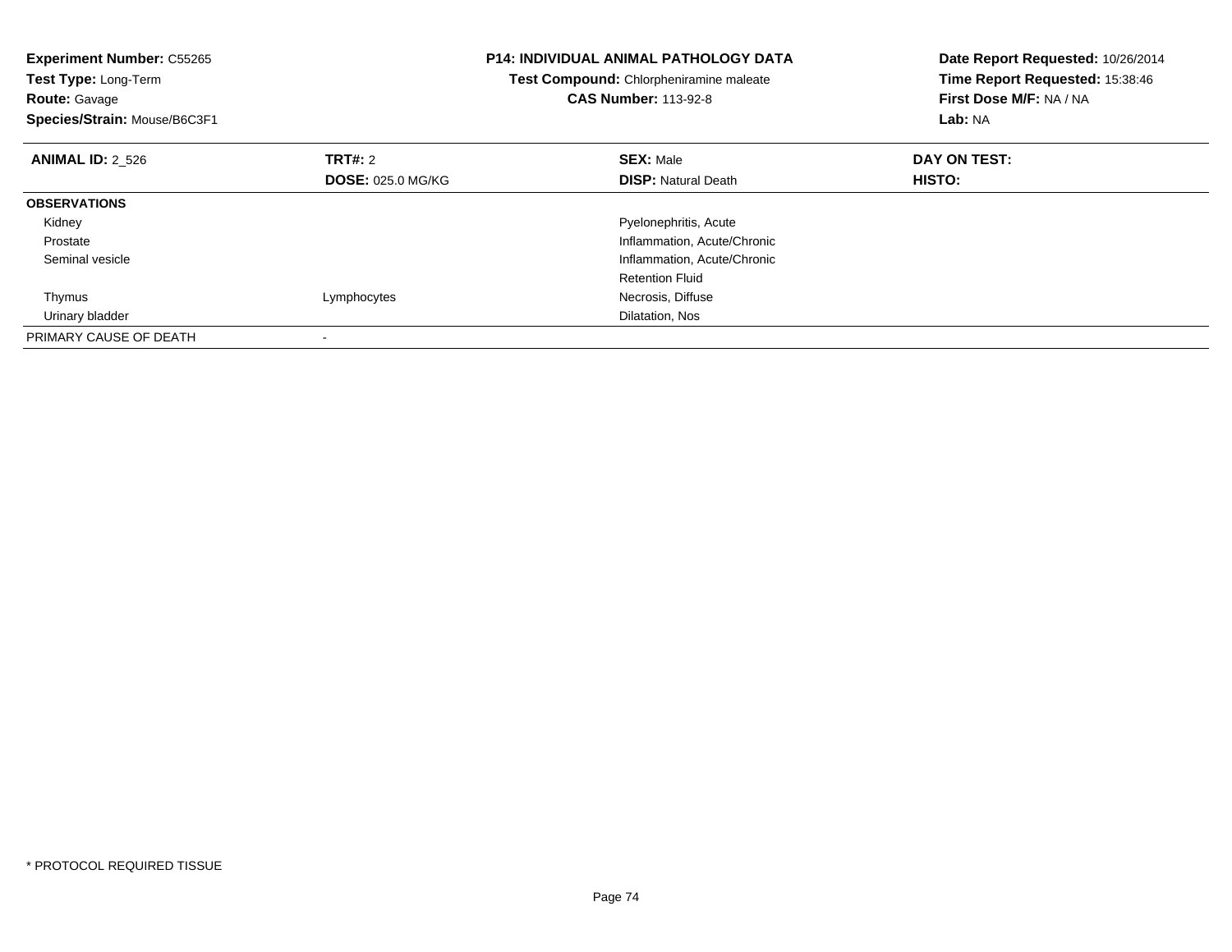**Experiment Number:** C55265
**Test Type:** Long-Term
**Route:** Gavage
**Species/Strain:** Mouse/B6C3F1

**P14: INDIVIDUAL ANIMAL PATHOLOGY DATA**
**Test Compound:** Chlorpheniramine maleate
**CAS Number:** 113-92-8

**Date Report Requested:** 10/26/2014
**Time Report Requested:** 15:38:46
**First Dose M/F:** NA / NA
**Lab:** NA

| **ANIMAL ID:** 2_526 | **TRT#:** 2 | **SEX:** Male | **DAY ON TEST:** |
|---|---|---|---|
| | **DOSE:** 025.0 MG/KG | **DISP:** Natural Death | **HISTO:** |
| **OBSERVATIONS** | | | |
| Kidney | | Pyelonephritis, Acute | |
| Prostate | | Inflammation, Acute/Chronic | |
| Seminal vesicle | | Inflammation, Acute/Chronic | |
| | | Retention Fluid | |
| Thymus | Lymphocytes | Necrosis, Diffuse | |
| Urinary bladder | | Dilatation, Nos | |
| PRIMARY CAUSE OF DEATH | - | | |

* PROTOCOL REQUIRED TISSUE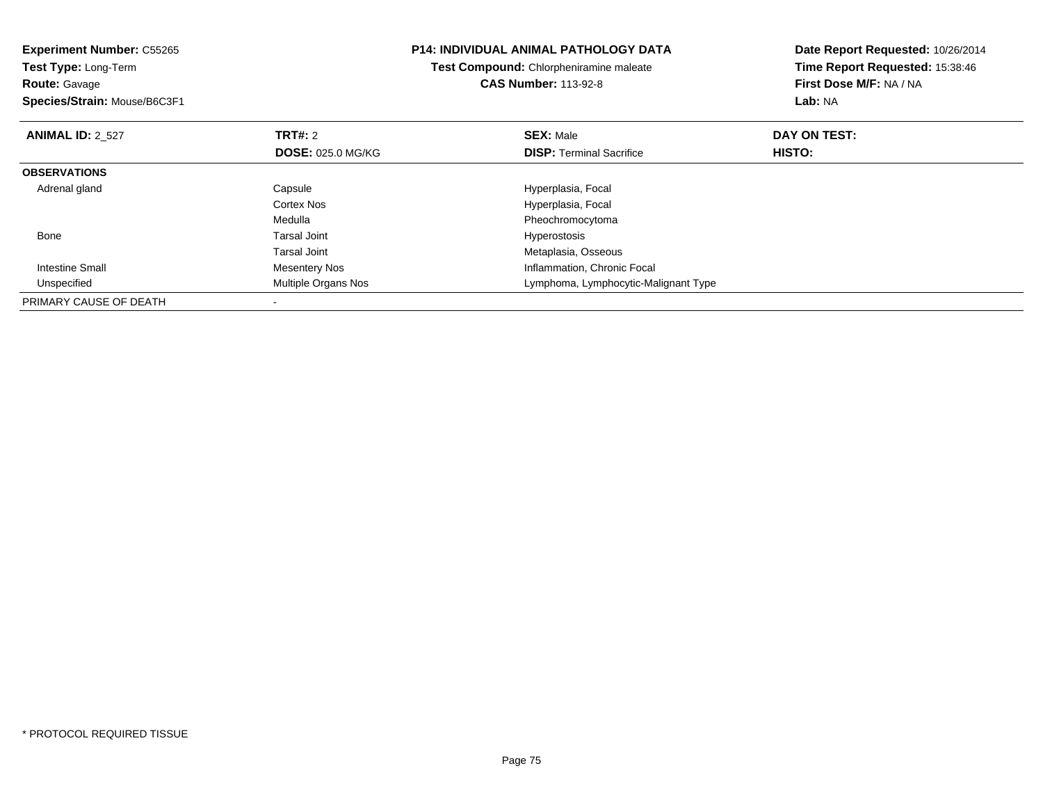**Experiment Number:** C55265
**Test Type:** Long-Term
**Route:** Gavage
**Species/Strain:** Mouse/B6C3F1

**P14: INDIVIDUAL ANIMAL PATHOLOGY DATA**
**Test Compound:** Chlorpheniramine maleate
**CAS Number:** 113-92-8

**Date Report Requested:** 10/26/2014
**Time Report Requested:** 15:38:46
**First Dose M/F:** NA / NA
**Lab:** NA

| **ANIMAL ID:** 2_527 | **TRT#:** 2 | **SEX:** Male | **DAY ON TEST:** |
|---|---|---|---|
| | **DOSE:** 025.0 MG/KG | **DISP:** Terminal Sacrifice | **HISTO:** |
| **OBSERVATIONS** | | | |
| Adrenal gland | Capsule | Hyperplasia, Focal | |
| | Cortex Nos | Hyperplasia, Focal | |
| | Medulla | Pheochromocytoma | |
| Bone | Tarsal Joint | Hyperostosis | |
| | Tarsal Joint | Metaplasia, Osseous | |
| Intestine Small | Mesentery Nos | Inflammation, Chronic Focal | |
| Unspecified | Multiple Organs Nos | Lymphoma, Lymphocytic-Malignant Type | |
| PRIMARY CAUSE OF DEATH | - | | |

* PROTOCOL REQUIRED TISSUE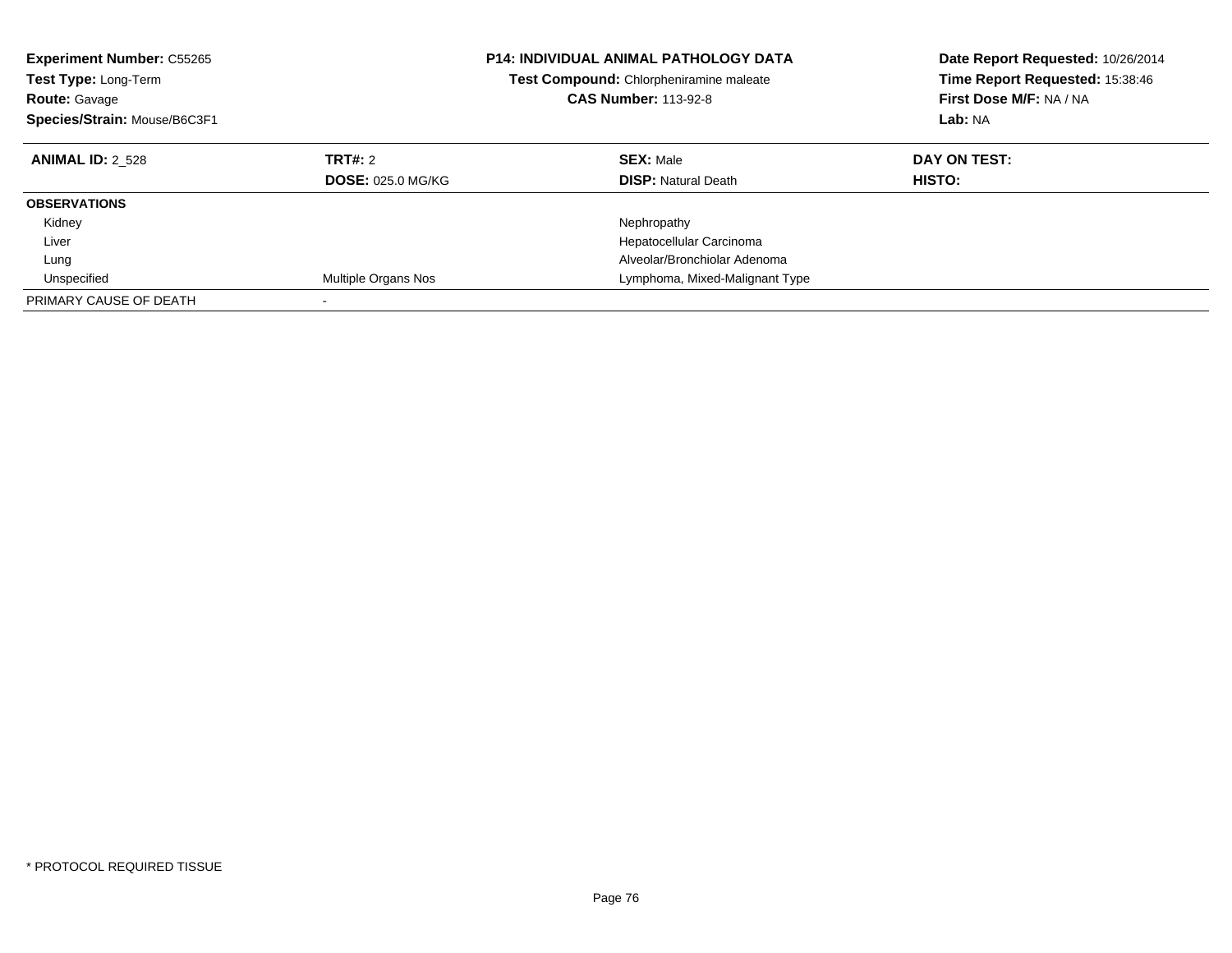**Experiment Number:** C55265
**Test Type:** Long-Term
**Route:** Gavage
**Species/Strain:** Mouse/B6C3F1

**P14: INDIVIDUAL ANIMAL PATHOLOGY DATA**
**Test Compound:** Chlorpheniramine maleate
**CAS Number:** 113-92-8

**Date Report Requested:** 10/26/2014
**Time Report Requested:** 15:38:46
**First Dose M/F:** NA / NA
**Lab:** NA

| **ANIMAL ID:** 2_528 | **TRT#:** 2 | **SEX:** Male | **DAY ON TEST:** |
|---|---|---|---|
| | **DOSE:** 025.0 MG/KG | **DISP:** Natural Death | **HISTO:** |
| **OBSERVATIONS** | | | |
| Kidney | | Nephropathy | |
| Liver | | Hepatocellular Carcinoma | |
| Lung | | Alveolar/Bronchiolar Adenoma | |
| Unspecified | Multiple Organs Nos | Lymphoma, Mixed-Malignant Type | |
| PRIMARY CAUSE OF DEATH | - | | |

* PROTOCOL REQUIRED TISSUE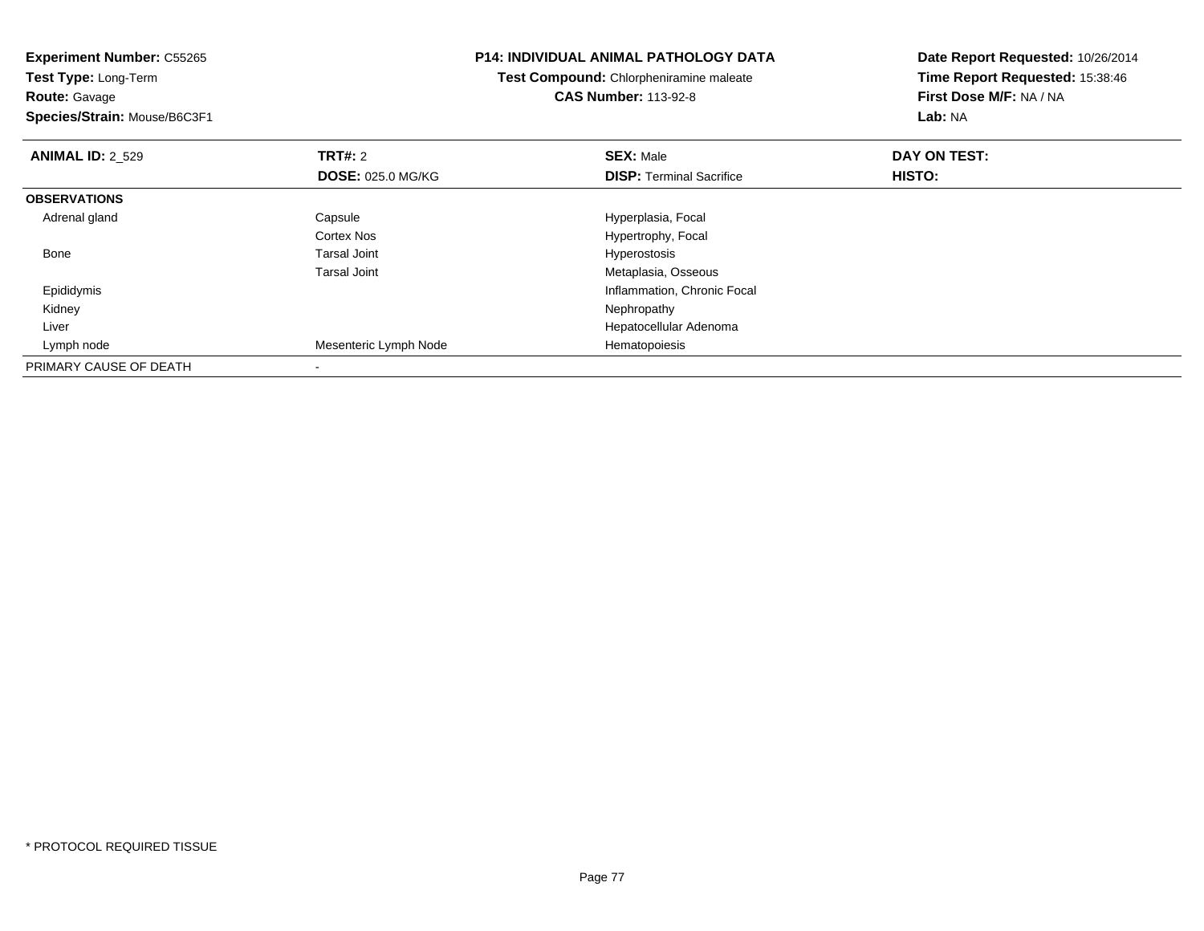**Experiment Number:** C55265
**Test Type:** Long-Term
**Route:** Gavage
**Species/Strain:** Mouse/B6C3F1

**P14: INDIVIDUAL ANIMAL PATHOLOGY DATA**
**Test Compound:** Chlorpheniramine maleate
**CAS Number:** 113-92-8

**Date Report Requested:** 10/26/2014
**Time Report Requested:** 15:38:46
**First Dose M/F:** NA / NA
**Lab:** NA

| **ANIMAL ID:** 2_529 | **TRT#:** 2 | **SEX:** Male | **DAY ON TEST:** |
|---|---|---|---|
| | **DOSE:** 025.0 MG/KG | **DISP:** Terminal Sacrifice | **HISTO:** |
| **OBSERVATIONS** | | | |
| Adrenal gland | Capsule | Hyperplasia, Focal | |
| | Cortex Nos | Hypertrophy, Focal | |
| Bone | Tarsal Joint | Hyperostosis | |
| | Tarsal Joint | Metaplasia, Osseous | |
| Epididymis | | Inflammation, Chronic Focal | |
| Kidney | | Nephropathy | |
| Liver | | Hepatocellular Adenoma | |
| Lymph node | Mesenteric Lymph Node | Hematopoiesis | |
| PRIMARY CAUSE OF DEATH | - | | |

* PROTOCOL REQUIRED TISSUE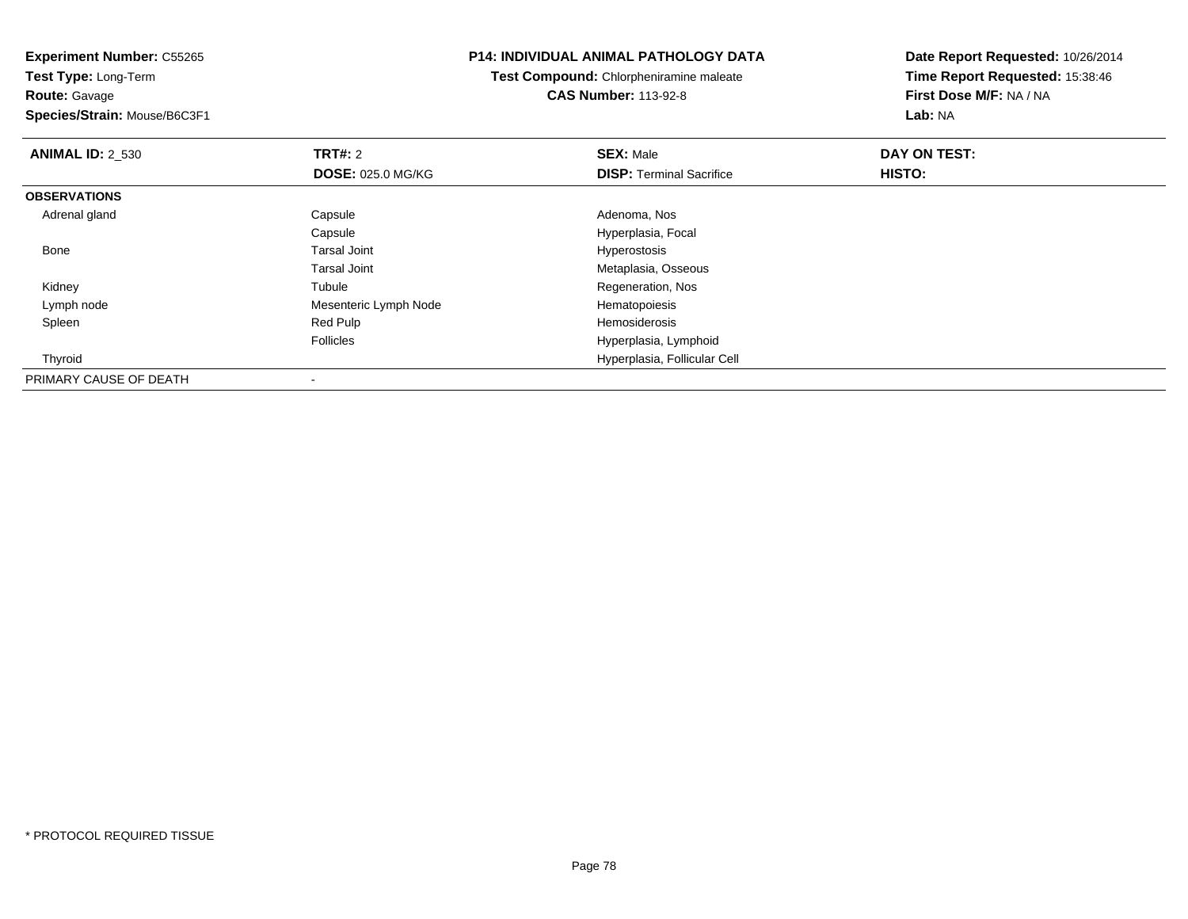**Experiment Number:** C55265
**Test Type:** Long-Term
**Route:** Gavage
**Species/Strain:** Mouse/B6C3F1

**P14: INDIVIDUAL ANIMAL PATHOLOGY DATA**
**Test Compound:** Chlorpheniramine maleate
**CAS Number:** 113-92-8

**Date Report Requested:** 10/26/2014
**Time Report Requested:** 15:38:46
**First Dose M/F:** NA / NA
**Lab:** NA

| **ANIMAL ID:** 2_530 | **TRT#:** 2 | **SEX:** Male | **DAY ON TEST:** |
|---|---|---|---|
| | **DOSE:** 025.0 MG/KG | **DISP:** Terminal Sacrifice | **HISTO:** |
| **OBSERVATIONS** | | | |
| Adrenal gland | Capsule | Adenoma, Nos | |
| | Capsule | Hyperplasia, Focal | |
| Bone | Tarsal Joint | Hyperostosis | |
| | Tarsal Joint | Metaplasia, Osseous | |
| Kidney | Tubule | Regeneration, Nos | |
| Lymph node | Mesenteric Lymph Node | Hematopoiesis | |
| Spleen | Red Pulp | Hemosiderosis | |
| | Follicles | Hyperplasia, Lymphoid | |
| Thyroid | | Hyperplasia, Follicular Cell | |
| PRIMARY CAUSE OF DEATH | - | | |

* PROTOCOL REQUIRED TISSUE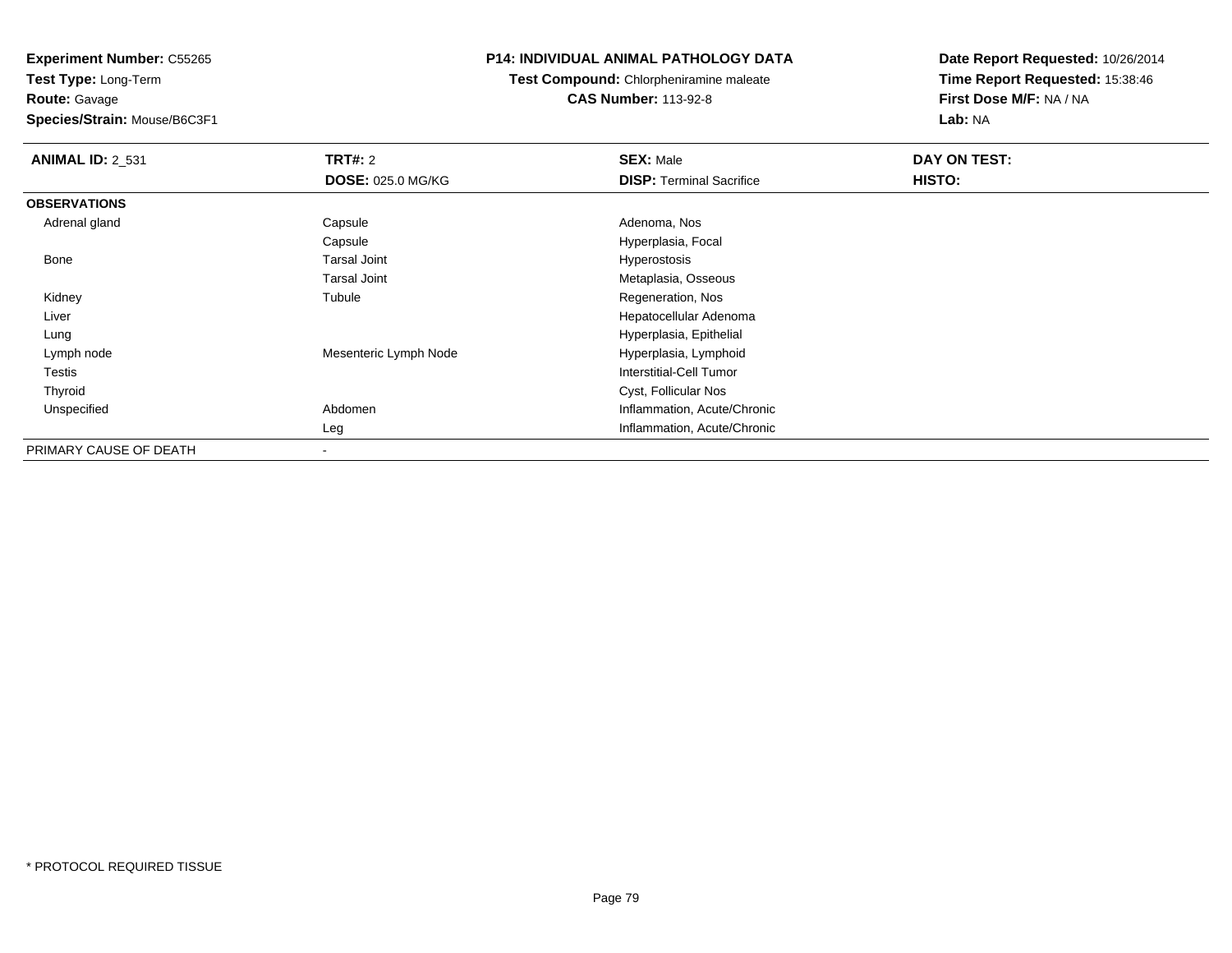**Experiment Number:** C55265
**Test Type:** Long-Term
**Route:** Gavage
**Species/Strain:** Mouse/B6C3F1

**P14: INDIVIDUAL ANIMAL PATHOLOGY DATA**
**Test Compound:** Chlorpheniramine maleate
**CAS Number:** 113-92-8

**Date Report Requested:** 10/26/2014
**Time Report Requested:** 15:38:46
**First Dose M/F:** NA / NA
**Lab:** NA

| **ANIMAL ID:** 2_531 | **TRT#:** 2 | **SEX:** Male | **DAY ON TEST:** |
|---|---|---|---|
| | **DOSE:** 025.0 MG/KG | **DISP:** Terminal Sacrifice | **HISTO:** |
| **OBSERVATIONS** | | | |
| Adrenal gland | Capsule | Adenoma, Nos | |
| | Capsule | Hyperplasia, Focal | |
| Bone | Tarsal Joint | Hyperostosis | |
| | Tarsal Joint | Metaplasia, Osseous | |
| Kidney | Tubule | Regeneration, Nos | |
| Liver | | Hepatocellular Adenoma | |
| Lung | | Hyperplasia, Epithelial | |
| Lymph node | Mesenteric Lymph Node | Hyperplasia, Lymphoid | |
| Testis | | Interstitial-Cell Tumor | |
| Thyroid | | Cyst, Follicular Nos | |
| Unspecified | Abdomen | Inflammation, Acute/Chronic | |
| | Leg | Inflammation, Acute/Chronic | |
| PRIMARY CAUSE OF DEATH | - | | |

* PROTOCOL REQUIRED TISSUE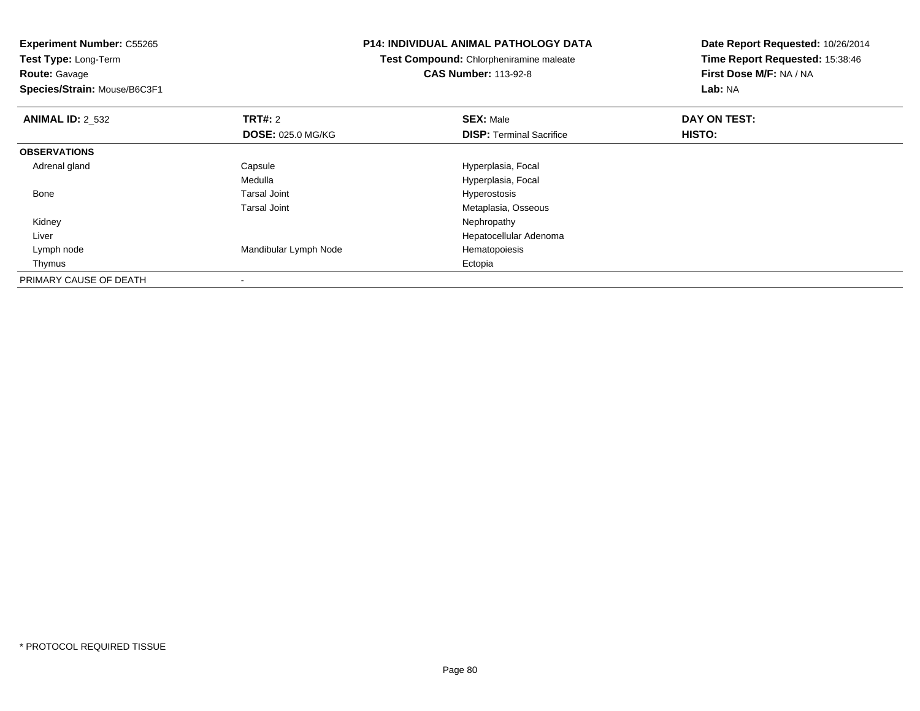**Experiment Number:** C55265
**Test Type:** Long-Term
**Route:** Gavage
**Species/Strain:** Mouse/B6C3F1

**P14: INDIVIDUAL ANIMAL PATHOLOGY DATA**
**Test Compound:** Chlorpheniramine maleate
**CAS Number:** 113-92-8

**Date Report Requested:** 10/26/2014
**Time Report Requested:** 15:38:46
**First Dose M/F:** NA / NA
**Lab:** NA

| **ANIMAL ID:** 2_532 | **TRT#:** 2 | **SEX:** Male | **DAY ON TEST:** |
|---|---|---|---|
| | **DOSE:** 025.0 MG/KG | **DISP:** Terminal Sacrifice | **HISTO:** |
| **OBSERVATIONS** | | | |
| Adrenal gland | Capsule | Hyperplasia, Focal | |
| | Medulla | Hyperplasia, Focal | |
| Bone | Tarsal Joint | Hyperostosis | |
| | Tarsal Joint | Metaplasia, Osseous | |
| Kidney | | Nephropathy | |
| Liver | | Hepatocellular Adenoma | |
| Lymph node | Mandibular Lymph Node | Hematopoiesis | |
| Thymus | | Ectopia | |
| PRIMARY CAUSE OF DEATH | - | | |

\* PROTOCOL REQUIRED TISSUE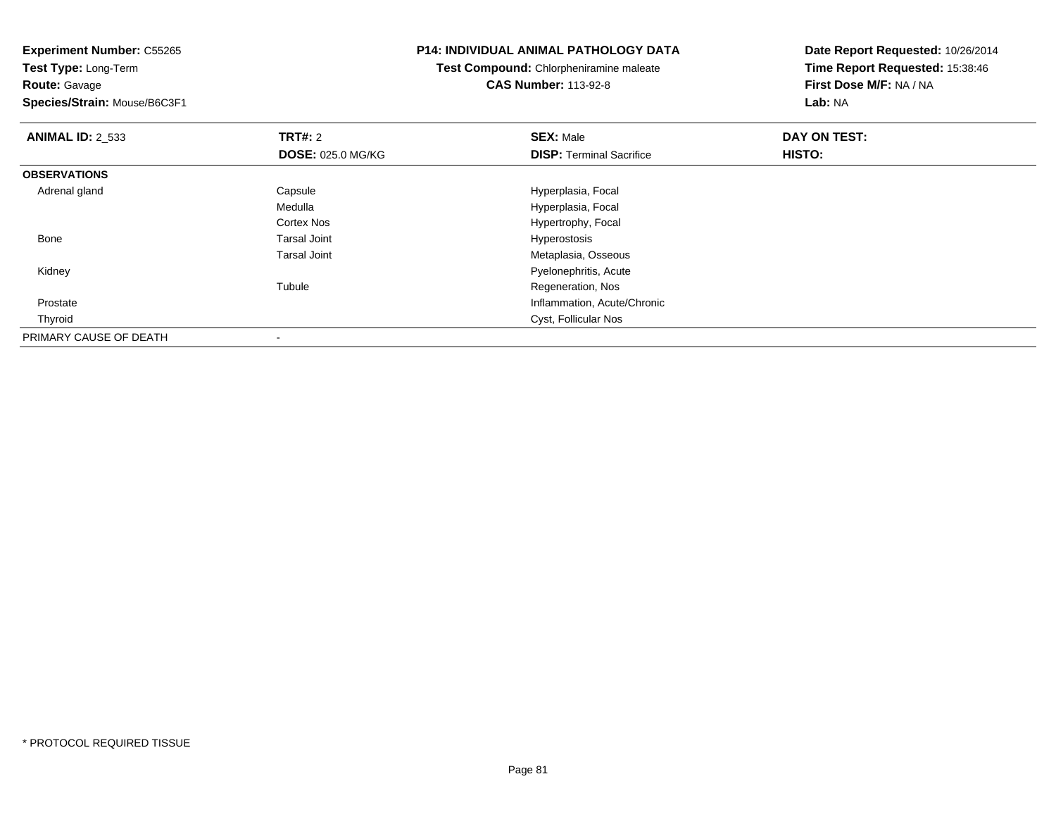**Experiment Number:** C55265
**Test Type:** Long-Term
**Route:** Gavage
**Species/Strain:** Mouse/B6C3F1

**P14: INDIVIDUAL ANIMAL PATHOLOGY DATA**
**Test Compound:** Chlorpheniramine maleate
**CAS Number:** 113-92-8

**Date Report Requested:** 10/26/2014
**Time Report Requested:** 15:38:46
**First Dose M/F:** NA / NA
**Lab:** NA

| **ANIMAL ID:** 2_533 | **TRT#:** 2 | **SEX:** Male | **DAY ON TEST:** |
|---|---|---|---|
| | **DOSE:** 025.0 MG/KG | **DISP:** Terminal Sacrifice | **HISTO:** |
| **OBSERVATIONS** | | | |
| Adrenal gland | Capsule | Hyperplasia, Focal | |
| | Medulla | Hyperplasia, Focal | |
| | Cortex Nos | Hypertrophy, Focal | |
| Bone | Tarsal Joint | Hyperostosis | |
| | Tarsal Joint | Metaplasia, Osseous | |
| Kidney | | Pyelonephritis, Acute | |
| | Tubule | Regeneration, Nos | |
| Prostate | | Inflammation, Acute/Chronic | |
| Thyroid | | Cyst, Follicular Nos | |
| PRIMARY CAUSE OF DEATH | - | | |

* PROTOCOL REQUIRED TISSUE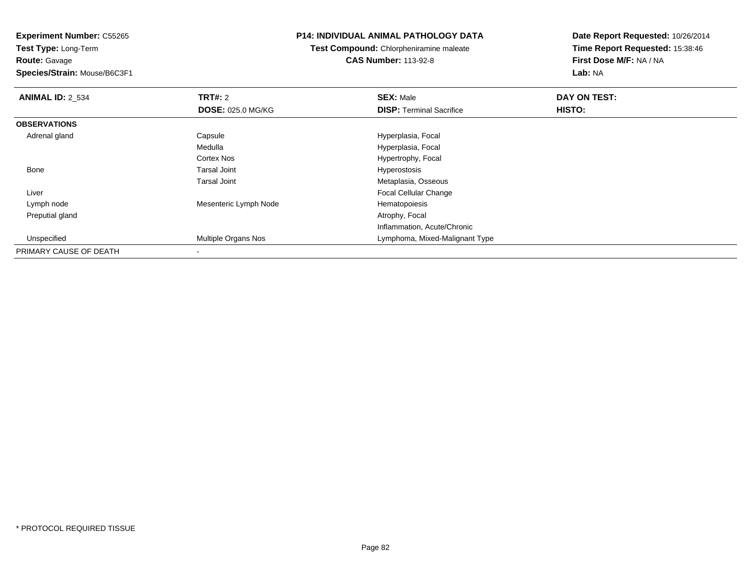**Experiment Number:** C55265
**Test Type:** Long-Term
**Route:** Gavage
**Species/Strain:** Mouse/B6C3F1

**P14: INDIVIDUAL ANIMAL PATHOLOGY DATA**
**Test Compound:** Chlorpheniramine maleate
**CAS Number:** 113-92-8

**Date Report Requested:** 10/26/2014
**Time Report Requested:** 15:38:46
**First Dose M/F:** NA / NA
**Lab:** NA

| **ANIMAL ID:** 2_534 | **TRT#:** 2 | **SEX:** Male | **DAY ON TEST:** |
|---|---|---|---|
| | **DOSE:** 025.0 MG/KG | **DISP:** Terminal Sacrifice | **HISTO:** |
| **OBSERVATIONS** | | | |
| Adrenal gland | Capsule | Hyperplasia, Focal | |
| | Medulla | Hyperplasia, Focal | |
| | Cortex Nos | Hypertrophy, Focal | |
| Bone | Tarsal Joint | Hyperostosis | |
| | Tarsal Joint | Metaplasia, Osseous | |
| Liver | | Focal Cellular Change | |
| Lymph node | Mesenteric Lymph Node | Hematopoiesis | |
| Preputial gland | | Atrophy, Focal | |
| | | Inflammation, Acute/Chronic | |
| Unspecified | Multiple Organs Nos | Lymphoma, Mixed-Malignant Type | |
| PRIMARY CAUSE OF DEATH | - | | |

* PROTOCOL REQUIRED TISSUE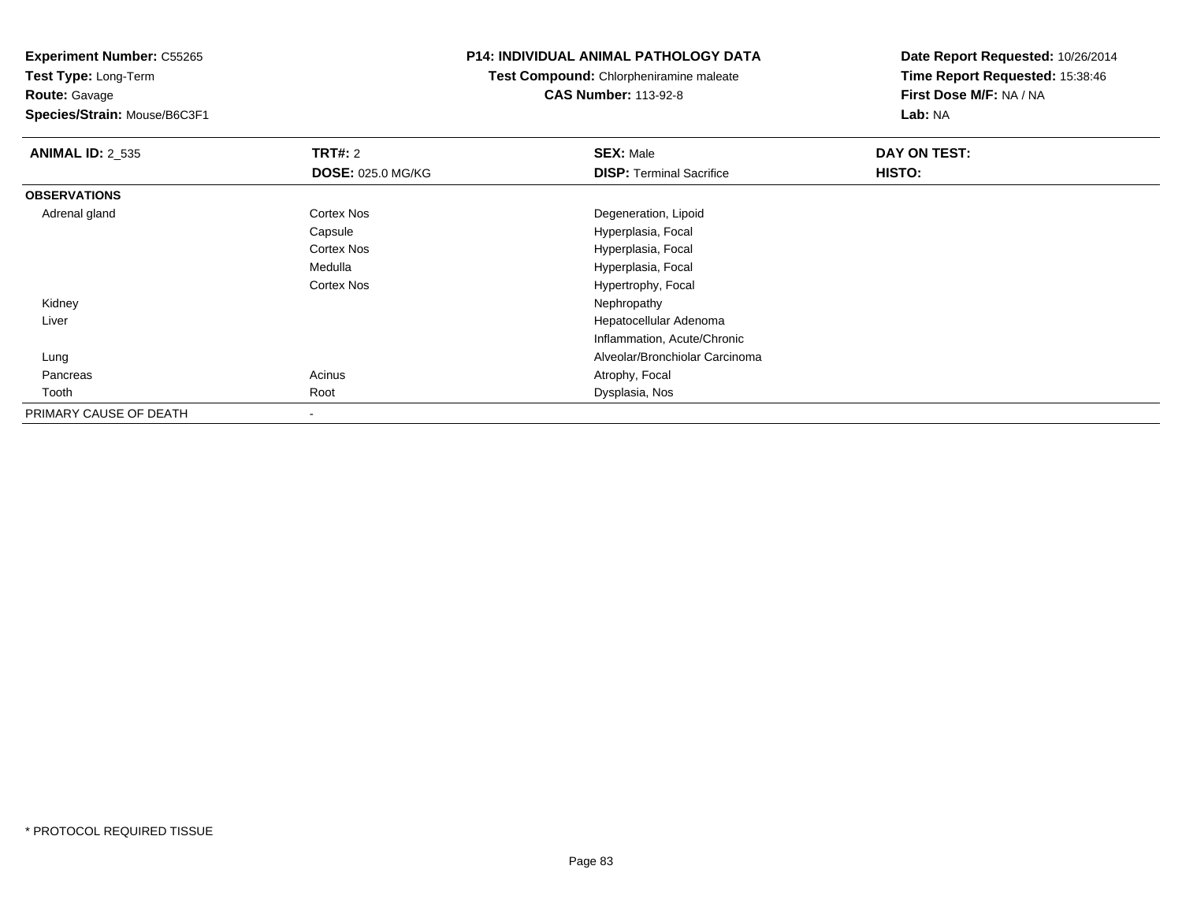**Experiment Number:** C55265
**Test Type:** Long-Term
**Route:** Gavage
**Species/Strain:** Mouse/B6C3F1

**P14: INDIVIDUAL ANIMAL PATHOLOGY DATA**
**Test Compound:** Chlorpheniramine maleate
**CAS Number:** 113-92-8

**Date Report Requested:** 10/26/2014
**Time Report Requested:** 15:38:46
**First Dose M/F:** NA / NA
**Lab:** NA

| **ANIMAL ID:** 2_535 | **TRT#:** 2 | **SEX:** Male | **DAY ON TEST:** |
|---|---|---|---|
| | **DOSE:** 025.0 MG/KG | **DISP:** Terminal Sacrifice | **HISTO:** |
| **OBSERVATIONS** | | | |
| Adrenal gland | Cortex Nos | Degeneration, Lipoid | |
| | Capsule | Hyperplasia, Focal | |
| | Cortex Nos | Hyperplasia, Focal | |
| | Medulla | Hyperplasia, Focal | |
| | Cortex Nos | Hypertrophy, Focal | |
| Kidney | | Nephropathy | |
| Liver | | Hepatocellular Adenoma | |
| | | Inflammation, Acute/Chronic | |
| Lung | | Alveolar/Bronchiolar Carcinoma | |
| Pancreas | Acinus | Atrophy, Focal | |
| Tooth | Root | Dysplasia, Nos | |
| PRIMARY CAUSE OF DEATH | - | | |

* PROTOCOL REQUIRED TISSUE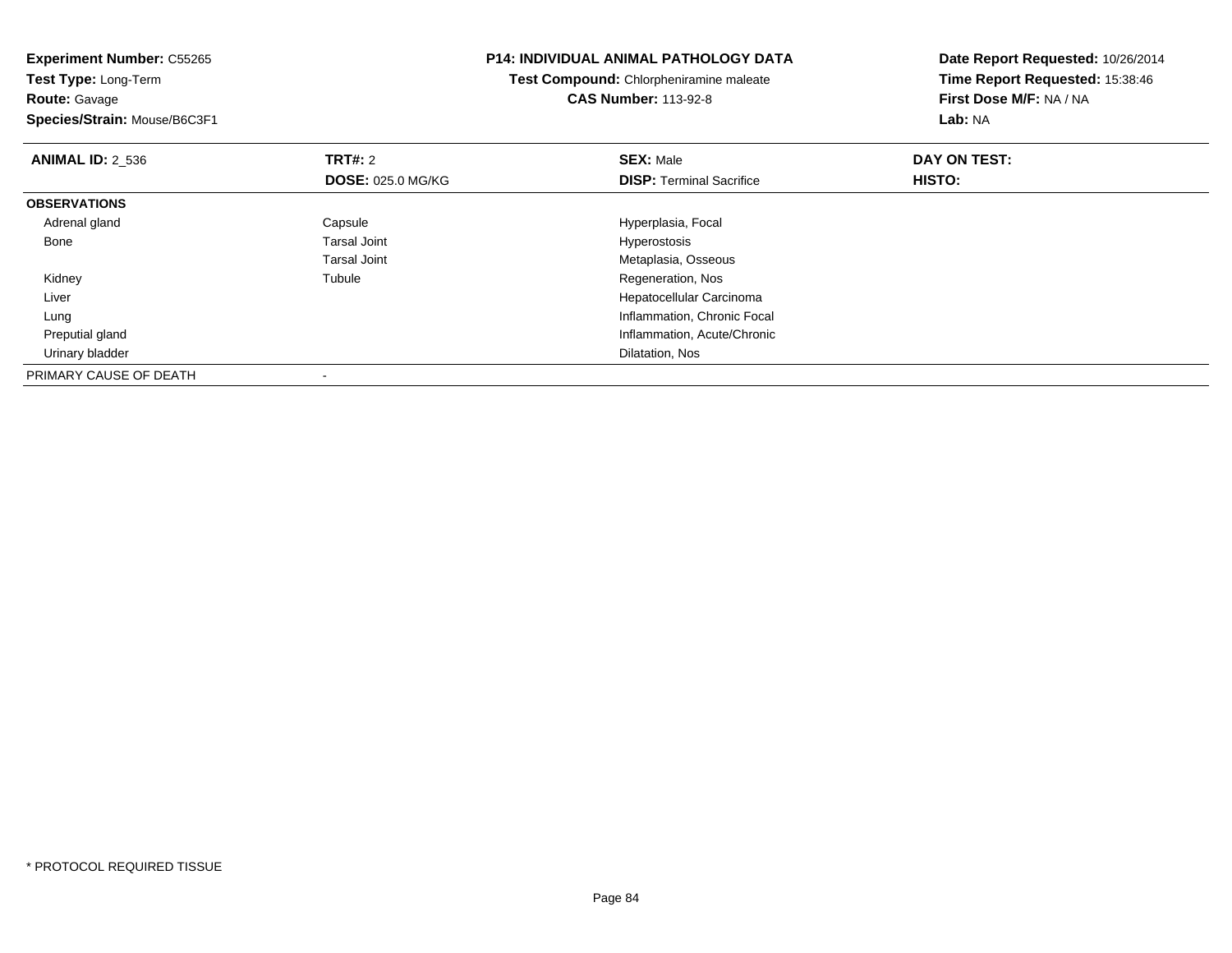**Experiment Number:** C55265
**Test Type:** Long-Term
**Route:** Gavage
**Species/Strain:** Mouse/B6C3F1

**P14: INDIVIDUAL ANIMAL PATHOLOGY DATA**
**Test Compound:** Chlorpheniramine maleate
**CAS Number:** 113-92-8

**Date Report Requested:** 10/26/2014
**Time Report Requested:** 15:38:46
**First Dose M/F:** NA / NA
**Lab:** NA

| **ANIMAL ID:** 2_536 | **TRT#:** 2 | **SEX:** Male | **DAY ON TEST:** |
|---|---|---|---|
| | **DOSE:** 025.0 MG/KG | **DISP:** Terminal Sacrifice | **HISTO:** |
| **OBSERVATIONS** | | | |
| Adrenal gland | Capsule | Hyperplasia, Focal | |
| Bone | Tarsal Joint | Hyperostosis | |
| | Tarsal Joint | Metaplasia, Osseous | |
| Kidney | Tubule | Regeneration, Nos | |
| Liver | | Hepatocellular Carcinoma | |
| Lung | | Inflammation, Chronic Focal | |
| Preputial gland | | Inflammation, Acute/Chronic | |
| Urinary bladder | | Dilatation, Nos | |
| PRIMARY CAUSE OF DEATH | - | | |

* PROTOCOL REQUIRED TISSUE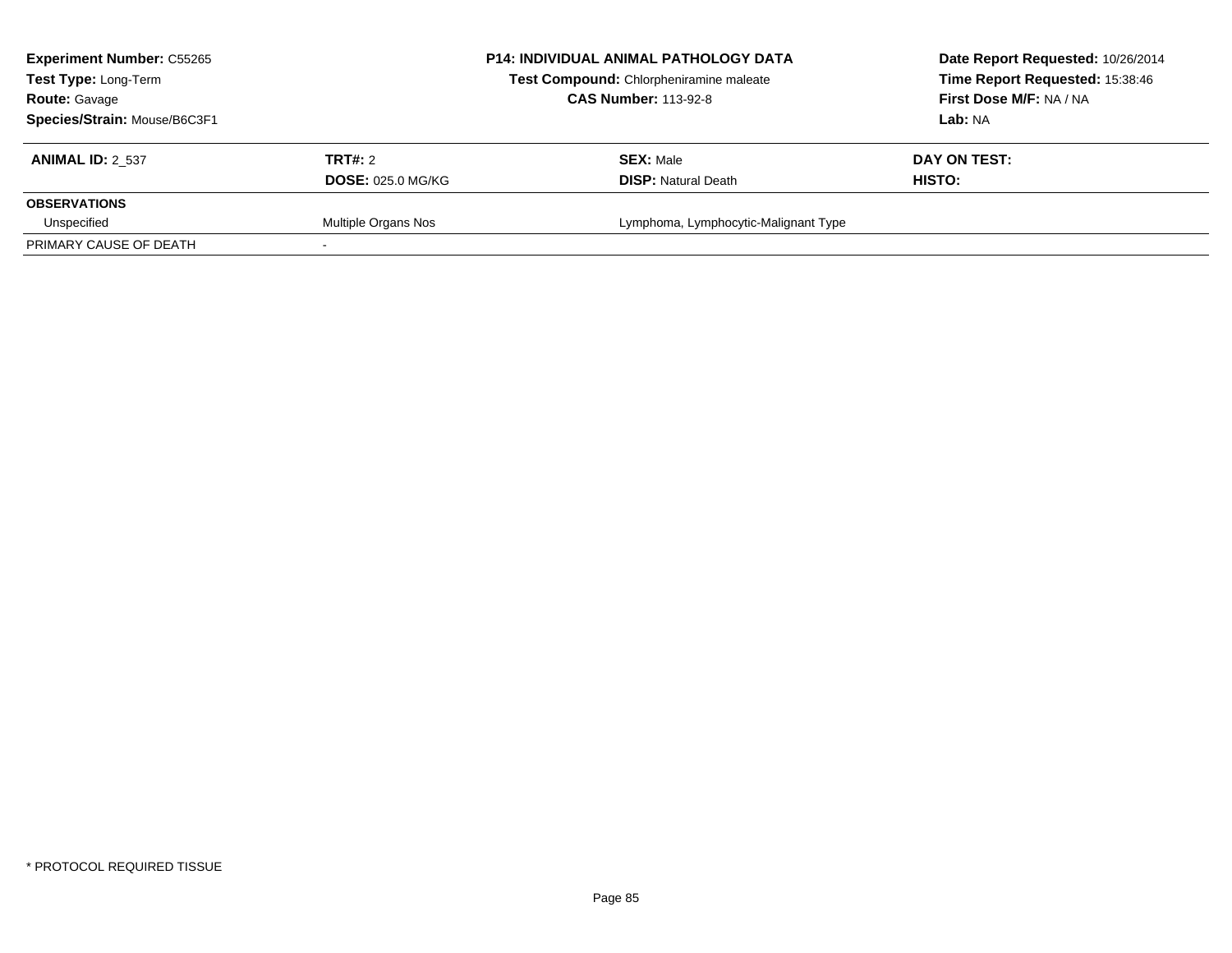| **Experiment Number:** C55265 | **P14: INDIVIDUAL ANIMAL PATHOLOGY DATA** | **Date Report Requested:** 10/26/2014 |
|---|---|---|
| **Test Type:** Long-Term | **Test Compound:** Chlorpheniramine maleate | **Time Report Requested:** 15:38:46 |
| **Route:** Gavage | **CAS Number:** 113-92-8 | **First Dose M/F:** NA / NA |
| **Species/Strain:** Mouse/B6C3F1 | | **Lab:** NA |

| **ANIMAL ID:** 2_537 | **TRT#:** 2 | **SEX:** Male | **DAY ON TEST:** |
|---|---|---|---|
| | **DOSE:** 025.0 MG/KG | **DISP:** Natural Death | **HISTO:** |
| **OBSERVATIONS** | | | |
| Unspecified | Multiple Organs Nos | Lymphoma, Lymphocytic-Malignant Type | |
| PRIMARY CAUSE OF DEATH | - | | |

* PROTOCOL REQUIRED TISSUE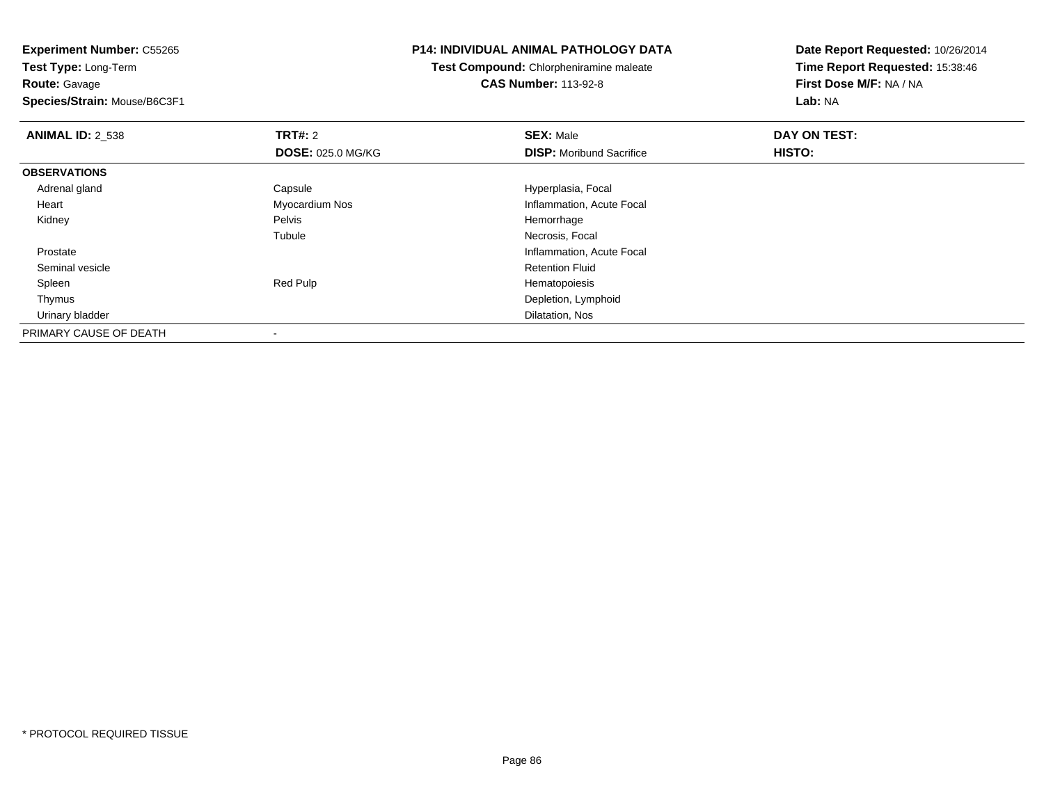**Experiment Number:** C55265
**Test Type:** Long-Term
**Route:** Gavage
**Species/Strain:** Mouse/B6C3F1

**P14: INDIVIDUAL ANIMAL PATHOLOGY DATA**
**Test Compound:** Chlorpheniramine maleate
**CAS Number:** 113-92-8

**Date Report Requested:** 10/26/2014
**Time Report Requested:** 15:38:46
**First Dose M/F:** NA / NA
**Lab:** NA

| **ANIMAL ID:** 2_538 | **TRT#:** 2 | **SEX:** Male | **DAY ON TEST:** |
|---|---|---|---|
| | **DOSE:** 025.0 MG/KG | **DISP:** Moribund Sacrifice | **HISTO:** |
| **OBSERVATIONS** | | | |
| Adrenal gland | Capsule | Hyperplasia, Focal | |
| Heart | Myocardium Nos | Inflammation, Acute Focal | |
| Kidney | Pelvis | Hemorrhage | |
| | Tubule | Necrosis, Focal | |
| Prostate | | Inflammation, Acute Focal | |
| Seminal vesicle | | Retention Fluid | |
| Spleen | Red Pulp | Hematopoiesis | |
| Thymus | | Depletion, Lymphoid | |
| Urinary bladder | | Dilatation, Nos | |
| PRIMARY CAUSE OF DEATH | - | | |

* PROTOCOL REQUIRED TISSUE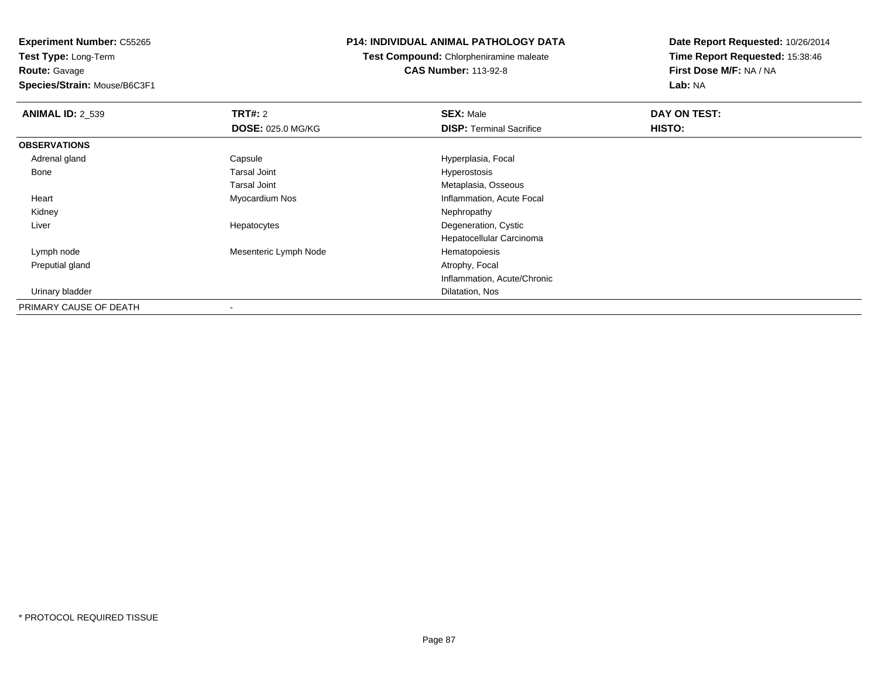**Experiment Number:** C55265
**Test Type:** Long-Term
**Route:** Gavage
**Species/Strain:** Mouse/B6C3F1

**P14: INDIVIDUAL ANIMAL PATHOLOGY DATA**
**Test Compound:** Chlorpheniramine maleate
**CAS Number:** 113-92-8

**Date Report Requested:** 10/26/2014
**Time Report Requested:** 15:38:46
**First Dose M/F:** NA / NA
**Lab:** NA

| **ANIMAL ID:** 2_539 | **TRT#:** 2 | **SEX:** Male | **DAY ON TEST:** |
|---|---|---|---|
| | **DOSE:** 025.0 MG/KG | **DISP:** Terminal Sacrifice | **HISTO:** |
| **OBSERVATIONS** | | | |
| Adrenal gland | Capsule | Hyperplasia, Focal | |
| Bone | Tarsal Joint | Hyperostosis | |
| | Tarsal Joint | Metaplasia, Osseous | |
| Heart | Myocardium Nos | Inflammation, Acute Focal | |
| Kidney | | Nephropathy | |
| Liver | Hepatocytes | Degeneration, Cystic | |
| | | Hepatocellular Carcinoma | |
| Lymph node | Mesenteric Lymph Node | Hematopoiesis | |
| Preputial gland | | Atrophy, Focal | |
| | | Inflammation, Acute/Chronic | |
| Urinary bladder | | Dilatation, Nos | |
| PRIMARY CAUSE OF DEATH | - | | |

* PROTOCOL REQUIRED TISSUE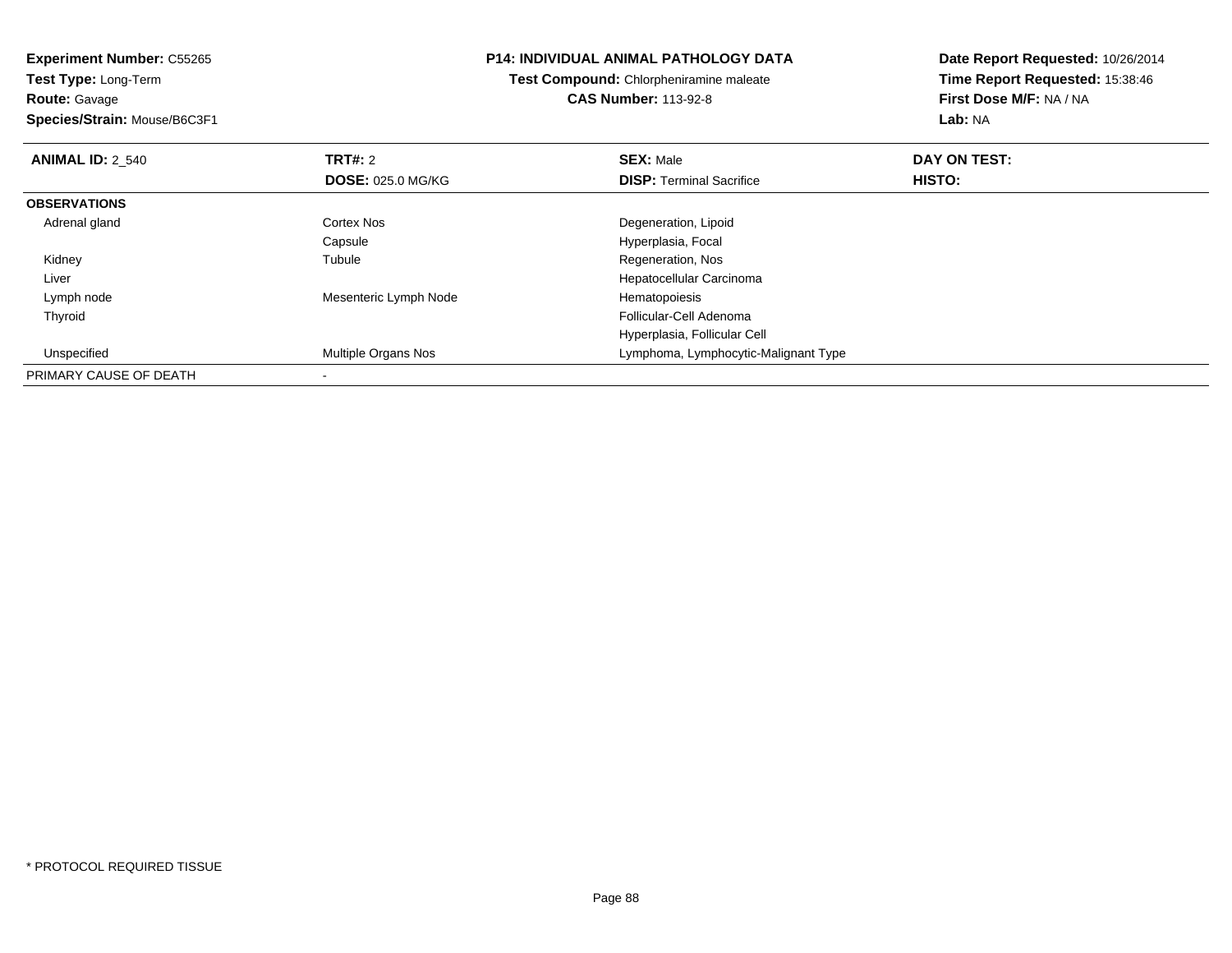**Experiment Number:** C55265
**Test Type:** Long-Term
**Route:** Gavage
**Species/Strain:** Mouse/B6C3F1

**P14: INDIVIDUAL ANIMAL PATHOLOGY DATA**
**Test Compound:** Chlorpheniramine maleate
**CAS Number:** 113-92-8

**Date Report Requested:** 10/26/2014
**Time Report Requested:** 15:38:46
**First Dose M/F:** NA / NA
**Lab:** NA

| **ANIMAL ID:** 2_540 | **TRT#:** 2 | **SEX:** Male | **DAY ON TEST:** |
|---|---|---|---|
| | **DOSE:** 025.0 MG/KG | **DISP:** Terminal Sacrifice | **HISTO:** |
| **OBSERVATIONS** | | | |
| Adrenal gland | Cortex Nos | Degeneration, Lipoid | |
| | Capsule | Hyperplasia, Focal | |
| Kidney | Tubule | Regeneration, Nos | |
| Liver | | Hepatocellular Carcinoma | |
| Lymph node | Mesenteric Lymph Node | Hematopoiesis | |
| Thyroid | | Follicular-Cell Adenoma | |
| | | Hyperplasia, Follicular Cell | |
| Unspecified | Multiple Organs Nos | Lymphoma, Lymphocytic-Malignant Type | |
| PRIMARY CAUSE OF DEATH | - | | |

* PROTOCOL REQUIRED TISSUE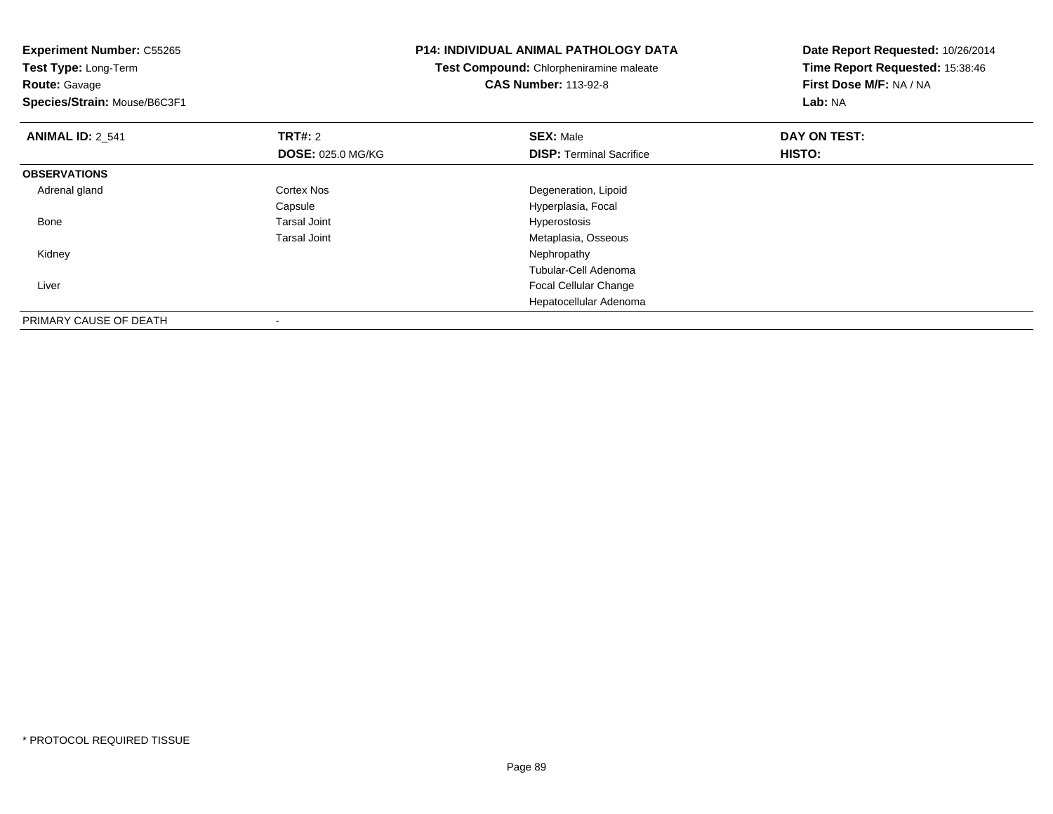**Experiment Number:** C55265
**Test Type:** Long-Term
**Route:** Gavage
**Species/Strain:** Mouse/B6C3F1

**P14: INDIVIDUAL ANIMAL PATHOLOGY DATA**
**Test Compound:** Chlorpheniramine maleate
**CAS Number:** 113-92-8

**Date Report Requested:** 10/26/2014
**Time Report Requested:** 15:38:46
**First Dose M/F:** NA / NA
**Lab:** NA

| **ANIMAL ID:** 2_541 | **TRT#:** 2 | **SEX:** Male | **DAY ON TEST:** |
|---|---|---|---|
| | **DOSE:** 025.0 MG/KG | **DISP:** Terminal Sacrifice | **HISTO:** |
| **OBSERVATIONS** | | | |
| Adrenal gland | Cortex Nos | Degeneration, Lipoid | |
| | Capsule | Hyperplasia, Focal | |
| Bone | Tarsal Joint | Hyperostosis | |
| | Tarsal Joint | Metaplasia, Osseous | |
| Kidney | | Nephropathy | |
| | | Tubular-Cell Adenoma | |
| Liver | | Focal Cellular Change | |
| | | Hepatocellular Adenoma | |
| PRIMARY CAUSE OF DEATH | - | | |

* PROTOCOL REQUIRED TISSUE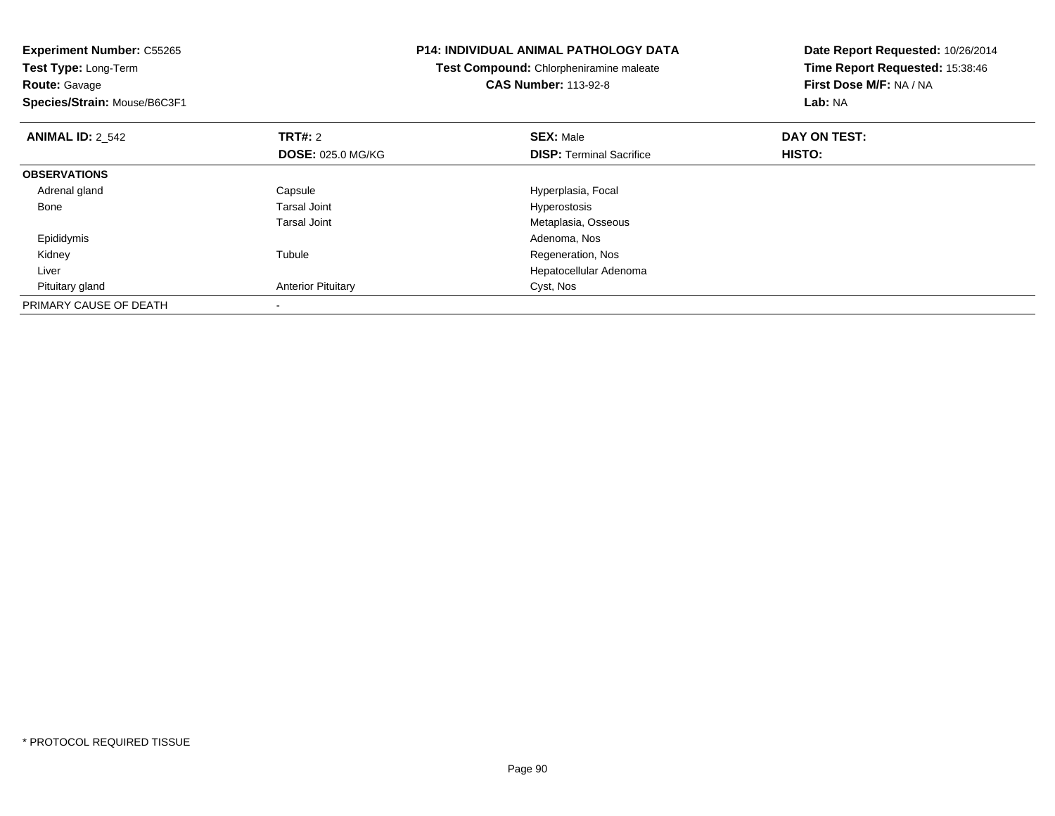**Experiment Number:** C55265
**Test Type:** Long-Term
**Route:** Gavage
**Species/Strain:** Mouse/B6C3F1

**P14: INDIVIDUAL ANIMAL PATHOLOGY DATA**
**Test Compound:** Chlorpheniramine maleate
**CAS Number:** 113-92-8

**Date Report Requested:** 10/26/2014
**Time Report Requested:** 15:38:46
**First Dose M/F:** NA / NA
**Lab:** NA

| **ANIMAL ID:** 2_542 | **TRT#:** 2 | **SEX:** Male | **DAY ON TEST:** |
|---|---|---|---|
| | **DOSE:** 025.0 MG/KG | **DISP:** Terminal Sacrifice | **HISTO:** |
| **OBSERVATIONS** | | | |
| Adrenal gland | Capsule | Hyperplasia, Focal | |
| Bone | Tarsal Joint | Hyperostosis | |
| | Tarsal Joint | Metaplasia, Osseous | |
| Epididymis | | Adenoma, Nos | |
| Kidney | Tubule | Regeneration, Nos | |
| Liver | | Hepatocellular Adenoma | |
| Pituitary gland | Anterior Pituitary | Cyst, Nos | |
| PRIMARY CAUSE OF DEATH | - | | |

* PROTOCOL REQUIRED TISSUE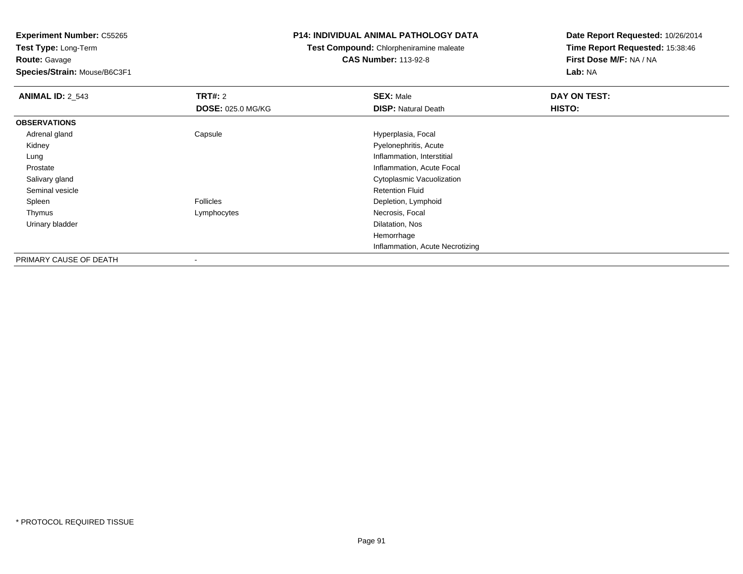**Experiment Number:** C55265
**Test Type:** Long-Term
**Route:** Gavage
**Species/Strain:** Mouse/B6C3F1

**P14: INDIVIDUAL ANIMAL PATHOLOGY DATA**
**Test Compound:** Chlorpheniramine maleate
**CAS Number:** 113-92-8

**Date Report Requested:** 10/26/2014
**Time Report Requested:** 15:38:46
**First Dose M/F:** NA / NA
**Lab:** NA

| **ANIMAL ID:** 2_543 | **TRT#:** 2 | **SEX:** Male | **DAY ON TEST:** |
|---|---|---|---|
| | **DOSE:** 025.0 MG/KG | **DISP:** Natural Death | **HISTO:** |
| **OBSERVATIONS** | | | |
| Adrenal gland | Capsule | Hyperplasia, Focal | |
| Kidney | | Pyelonephritis, Acute | |
| Lung | | Inflammation, Interstitial | |
| Prostate | | Inflammation, Acute Focal | |
| Salivary gland | | Cytoplasmic Vacuolization | |
| Seminal vesicle | | Retention Fluid | |
| Spleen | Follicles | Depletion, Lymphoid | |
| Thymus | Lymphocytes | Necrosis, Focal | |
| Urinary bladder | | Dilatation, Nos | |
| | | Hemorrhage | |
| | | Inflammation, Acute Necrotizing | |
| PRIMARY CAUSE OF DEATH | - | | |

* PROTOCOL REQUIRED TISSUE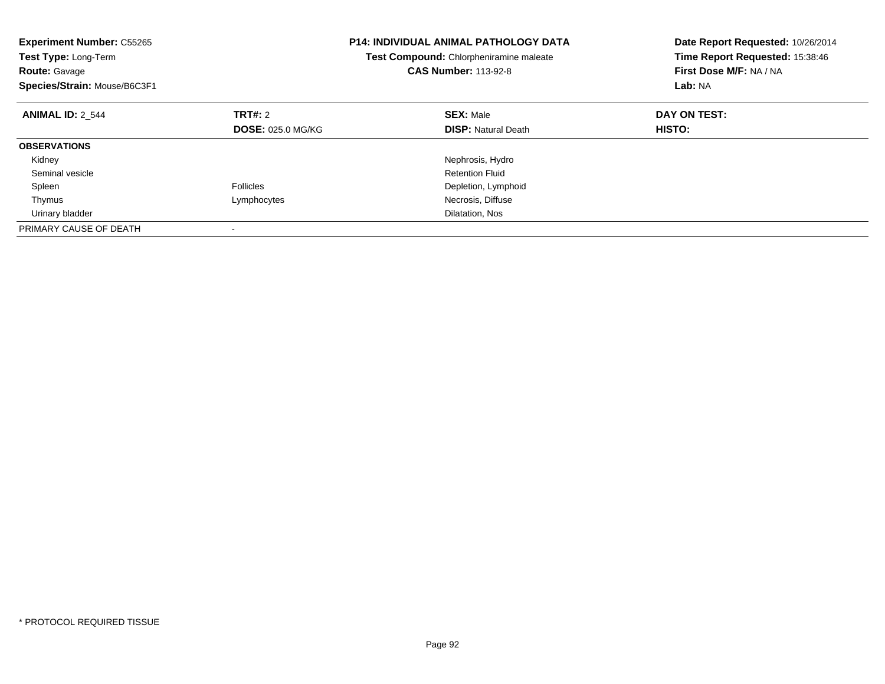**Experiment Number:** C55265
**Test Type:** Long-Term
**Route:** Gavage
**Species/Strain:** Mouse/B6C3F1

**P14: INDIVIDUAL ANIMAL PATHOLOGY DATA**
**Test Compound:** Chlorpheniramine maleate
**CAS Number:** 113-92-8

**Date Report Requested:** 10/26/2014
**Time Report Requested:** 15:38:46
**First Dose M/F:** NA / NA
**Lab:** NA

| **ANIMAL ID:** 2_544 | **TRT#:** 2 | **SEX:** Male | **DAY ON TEST:** |
|---|---|---|---|
| | **DOSE:** 025.0 MG/KG | **DISP:** Natural Death | **HISTO:** |
| **OBSERVATIONS** | | | |
| Kidney | | Nephrosis, Hydro | |
| Seminal vesicle | | Retention Fluid | |
| Spleen | Follicles | Depletion, Lymphoid | |
| Thymus | Lymphocytes | Necrosis, Diffuse | |
| Urinary bladder | | Dilatation, Nos | |
| PRIMARY CAUSE OF DEATH | - | | |

* PROTOCOL REQUIRED TISSUE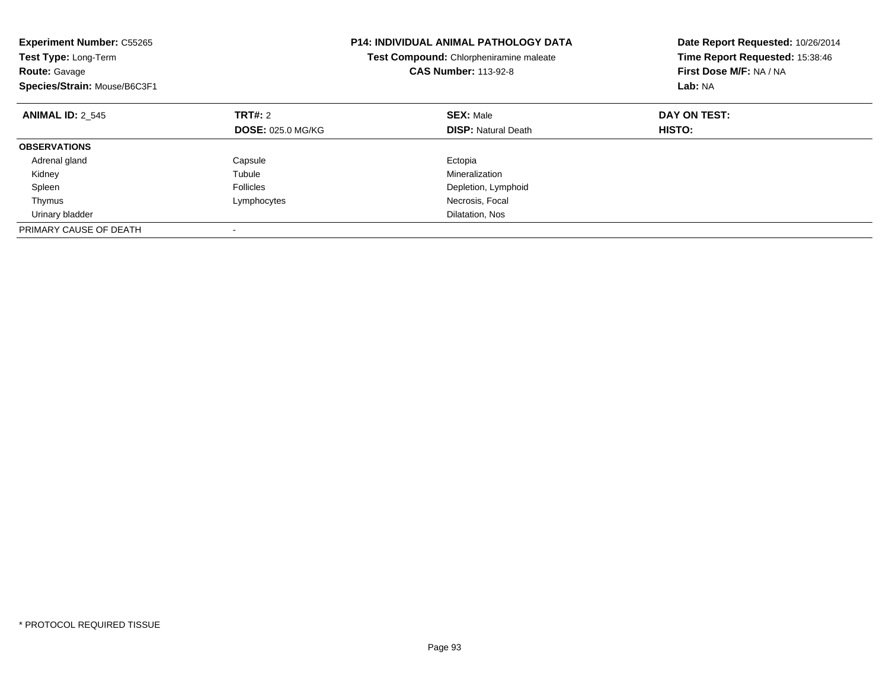**Experiment Number:** C55265
**Test Type:** Long-Term
**Route:** Gavage
**Species/Strain:** Mouse/B6C3F1

**P14: INDIVIDUAL ANIMAL PATHOLOGY DATA**
**Test Compound:** Chlorpheniramine maleate
**CAS Number:** 113-92-8

**Date Report Requested:** 10/26/2014
**Time Report Requested:** 15:38:46
**First Dose M/F:** NA / NA
**Lab:** NA

| **ANIMAL ID:** 2_545 | **TRT#:** 2 | **SEX:** Male | **DAY ON TEST:** |
|---|---|---|---|
| | **DOSE:** 025.0 MG/KG | **DISP:** Natural Death | **HISTO:** |
| **OBSERVATIONS** | | | |
| Adrenal gland | Capsule | Ectopia | |
| Kidney | Tubule | Mineralization | |
| Spleen | Follicles | Depletion, Lymphoid | |
| Thymus | Lymphocytes | Necrosis, Focal | |
| Urinary bladder | | Dilatation, Nos | |
| PRIMARY CAUSE OF DEATH | - | | |

* PROTOCOL REQUIRED TISSUE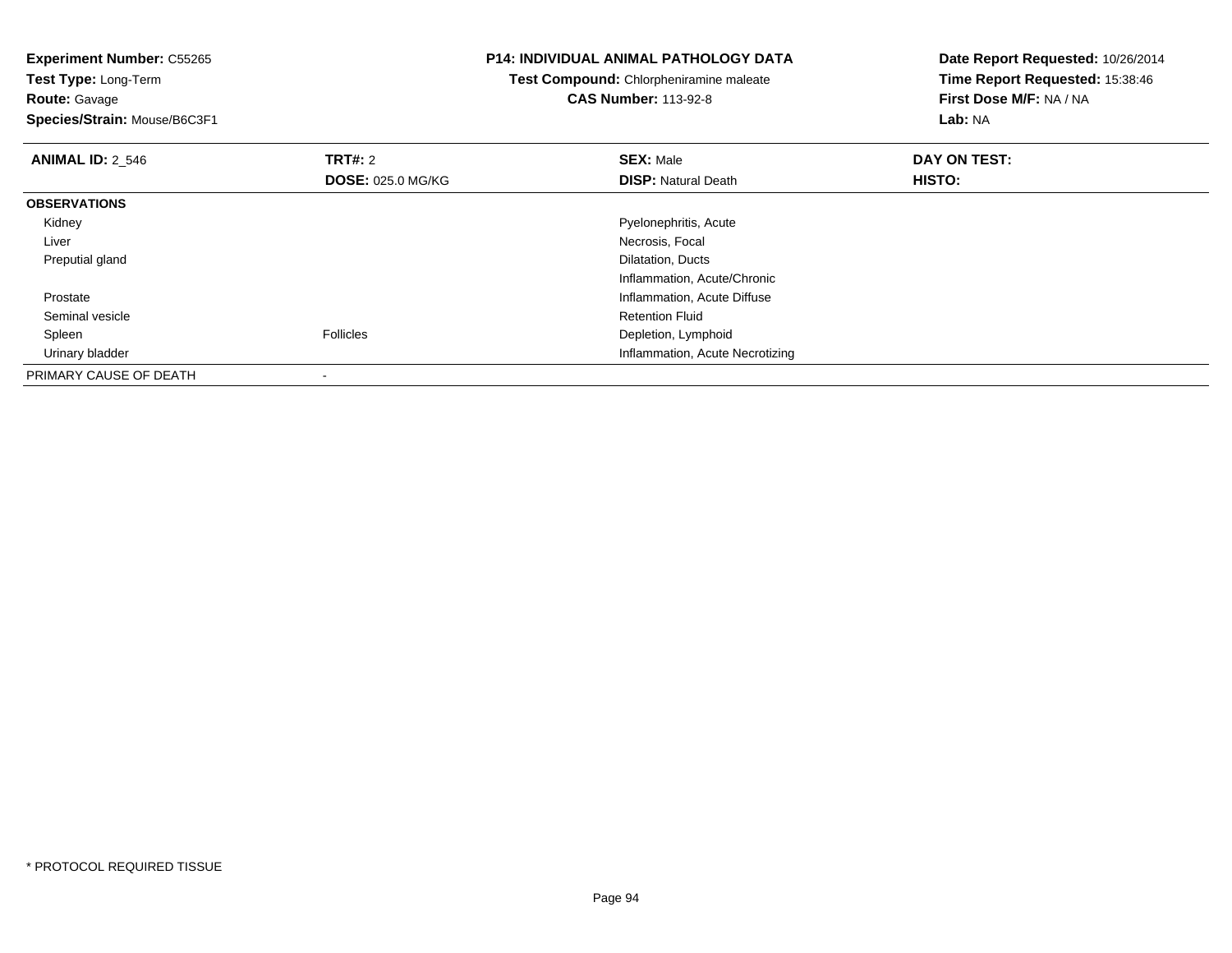**Experiment Number:** C55265
**Test Type:** Long-Term
**Route:** Gavage
**Species/Strain:** Mouse/B6C3F1

**P14: INDIVIDUAL ANIMAL PATHOLOGY DATA**
**Test Compound:** Chlorpheniramine maleate
**CAS Number:** 113-92-8

**Date Report Requested:** 10/26/2014
**Time Report Requested:** 15:38:46
**First Dose M/F:** NA / NA
**Lab:** NA

| **ANIMAL ID:** 2_546 | **TRT#:** 2 | **SEX:** Male | **DAY ON TEST:** |
|---|---|---|---|
| | **DOSE:** 025.0 MG/KG | **DISP:** Natural Death | **HISTO:** |
| **OBSERVATIONS** | | | |
| Kidney | | Pyelonephritis, Acute | |
| Liver | | Necrosis, Focal | |
| Preputial gland | | Dilatation, Ducts | |
| | | Inflammation, Acute/Chronic | |
| Prostate | | Inflammation, Acute Diffuse | |
| Seminal vesicle | | Retention Fluid | |
| Spleen | Follicles | Depletion, Lymphoid | |
| Urinary bladder | | Inflammation, Acute Necrotizing | |
| PRIMARY CAUSE OF DEATH | - | | |

* PROTOCOL REQUIRED TISSUE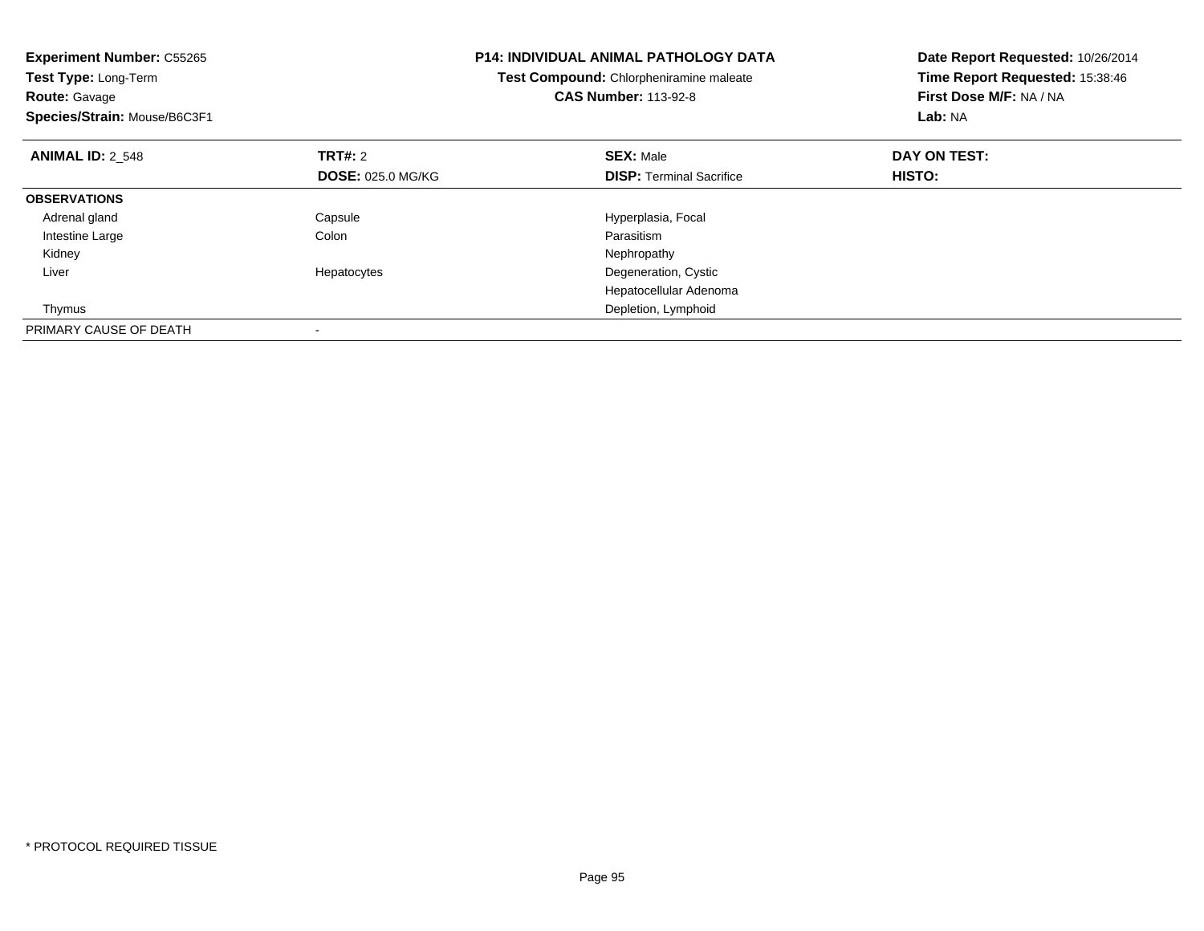**Experiment Number:** C55265
**Test Type:** Long-Term
**Route:** Gavage
**Species/Strain:** Mouse/B6C3F1

**P14: INDIVIDUAL ANIMAL PATHOLOGY DATA**
**Test Compound:** Chlorpheniramine maleate
**CAS Number:** 113-92-8

**Date Report Requested:** 10/26/2014
**Time Report Requested:** 15:38:46
**First Dose M/F:** NA / NA
**Lab:** NA

| **ANIMAL ID:** 2_548 | **TRT#:** 2<br>**DOSE:** 025.0 MG/KG | **SEX:** Male<br>**DISP:** Terminal Sacrifice | **DAY ON TEST:**<br>**HISTO:** |
|---|---|---|---|
| **OBSERVATIONS** | | | |
| Adrenal gland | Capsule | Hyperplasia, Focal | |
| Intestine Large | Colon | Parasitism | |
| Kidney | | Nephropathy | |
| Liver | Hepatocytes | Degeneration, Cystic | |
| | | Hepatocellular Adenoma | |
| Thymus | | Depletion, Lymphoid | |
| PRIMARY CAUSE OF DEATH | - | | |

* PROTOCOL REQUIRED TISSUE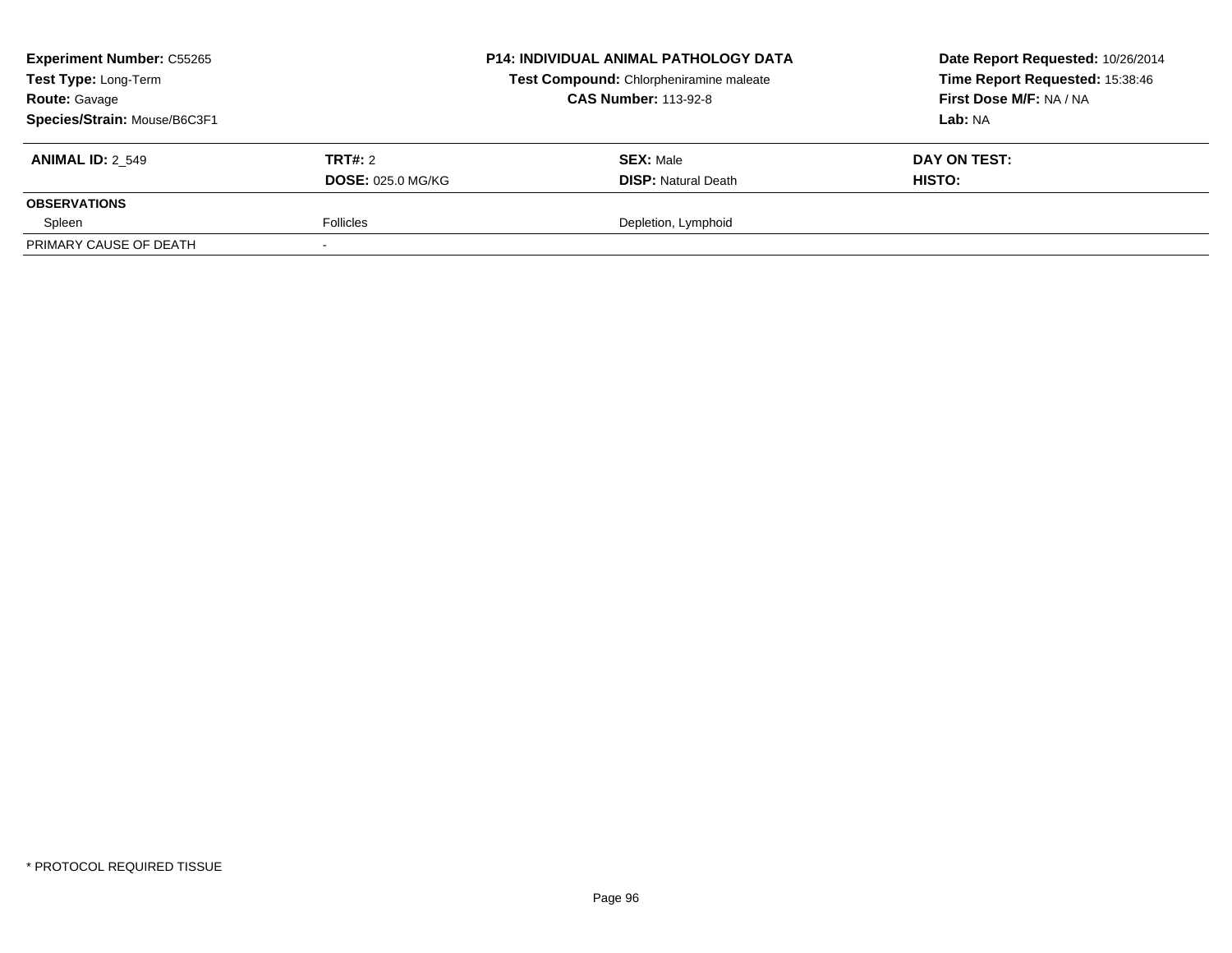**Experiment Number:** C55265
**Test Type:** Long-Term
**Route:** Gavage
**Species/Strain:** Mouse/B6C3F1

**P14: INDIVIDUAL ANIMAL PATHOLOGY DATA**
**Test Compound:** Chlorpheniramine maleate
**CAS Number:** 113-92-8

**Date Report Requested:** 10/26/2014
**Time Report Requested:** 15:38:46
**First Dose M/F:** NA / NA
**Lab:** NA

| **ANIMAL ID:** 2_549 | **TRT#:** 2 | **SEX:** Male | **DAY ON TEST:** |
|---|---|---|---|
| | **DOSE:** 025.0 MG/KG | **DISP:** Natural Death | **HISTO:** |
| **OBSERVATIONS** | | | |
| Spleen | Follicles | Depletion, Lymphoid | |
| PRIMARY CAUSE OF DEATH | - | | |

\* PROTOCOL REQUIRED TISSUE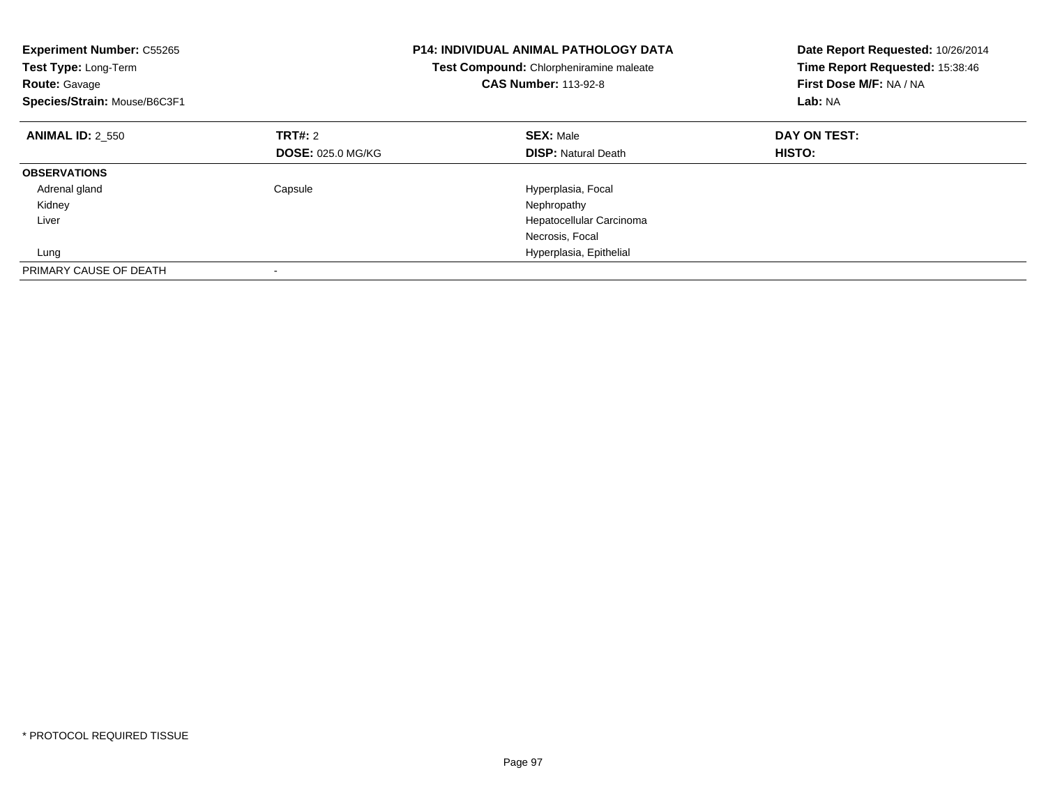**Experiment Number:** C55265
**Test Type:** Long-Term
**Route:** Gavage
**Species/Strain:** Mouse/B6C3F1

**P14: INDIVIDUAL ANIMAL PATHOLOGY DATA**
**Test Compound:** Chlorpheniramine maleate
**CAS Number:** 113-92-8

**Date Report Requested:** 10/26/2014
**Time Report Requested:** 15:38:46
**First Dose M/F:** NA / NA
**Lab:** NA

| **ANIMAL ID:** 2_550 | **TRT#:** 2 | **SEX:** Male | **DAY ON TEST:** |
|---|---|---|---|
| | **DOSE:** 025.0 MG/KG | **DISP:** Natural Death | **HISTO:** |
| **OBSERVATIONS** | | | |
| Adrenal gland | Capsule | Hyperplasia, Focal | |
| Kidney | | Nephropathy | |
| Liver | | Hepatocellular Carcinoma | |
| | | Necrosis, Focal | |
| Lung | | Hyperplasia, Epithelial | |
| PRIMARY CAUSE OF DEATH | - | | |

* PROTOCOL REQUIRED TISSUE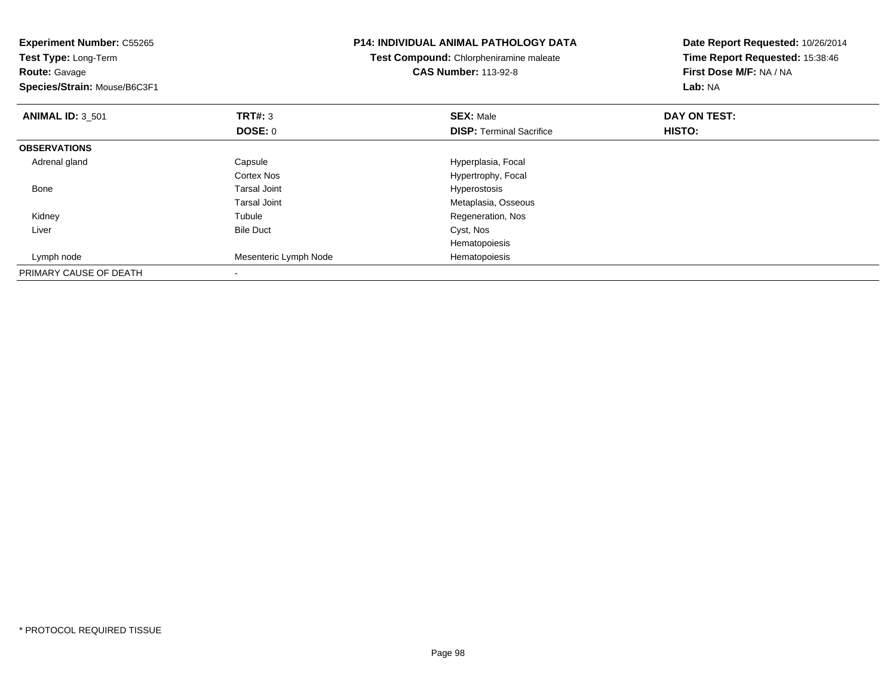**Experiment Number:** C55265
**Test Type:** Long-Term
**Route:** Gavage
**Species/Strain:** Mouse/B6C3F1

**P14: INDIVIDUAL ANIMAL PATHOLOGY DATA**
**Test Compound:** Chlorpheniramine maleate
**CAS Number:** 113-92-8

**Date Report Requested:** 10/26/2014
**Time Report Requested:** 15:38:46
**First Dose M/F:** NA / NA
**Lab:** NA

| **ANIMAL ID:** 3_501 | **TRT#:** 3 | **SEX:** Male | **DAY ON TEST:** |
|---|---|---|---|
| | **DOSE:** 0 | **DISP:** Terminal Sacrifice | **HISTO:** |
| **OBSERVATIONS** | | | |
| Adrenal gland | Capsule | Hyperplasia, Focal | |
| | Cortex Nos | Hypertrophy, Focal | |
| Bone | Tarsal Joint | Hyperostosis | |
| | Tarsal Joint | Metaplasia, Osseous | |
| Kidney | Tubule | Regeneration, Nos | |
| Liver | Bile Duct | Cyst, Nos | |
| | | Hematopoiesis | |
| Lymph node | Mesenteric Lymph Node | Hematopoiesis | |
| PRIMARY CAUSE OF DEATH | - | | |

* PROTOCOL REQUIRED TISSUE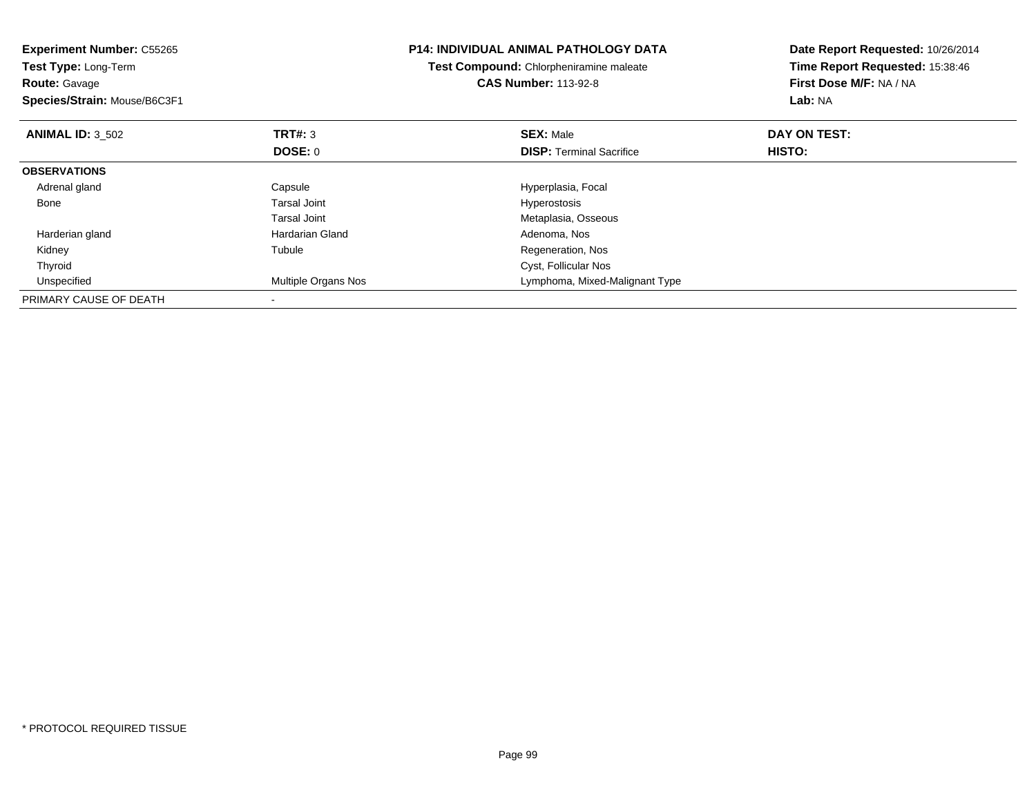**Experiment Number:** C55265
**Test Type:** Long-Term
**Route:** Gavage
**Species/Strain:** Mouse/B6C3F1

**P14: INDIVIDUAL ANIMAL PATHOLOGY DATA**
**Test Compound:** Chlorpheniramine maleate
**CAS Number:** 113-92-8

**Date Report Requested:** 10/26/2014
**Time Report Requested:** 15:38:46
**First Dose M/F:** NA / NA
**Lab:** NA

| **ANIMAL ID:** 3_502 | **TRT#:** 3 | **SEX:** Male | **DAY ON TEST:** |
|---|---|---|---|
| | **DOSE:** 0 | **DISP:** Terminal Sacrifice | **HISTO:** |
| **OBSERVATIONS** | | | |
| Adrenal gland | Capsule | Hyperplasia, Focal | |
| Bone | Tarsal Joint | Hyperostosis | |
| | Tarsal Joint | Metaplasia, Osseous | |
| Harderian gland | Hardarian Gland | Adenoma, Nos | |
| Kidney | Tubule | Regeneration, Nos | |
| Thyroid | | Cyst, Follicular Nos | |
| Unspecified | Multiple Organs Nos | Lymphoma, Mixed-Malignant Type | |
| PRIMARY CAUSE OF DEATH | - | | |

* PROTOCOL REQUIRED TISSUE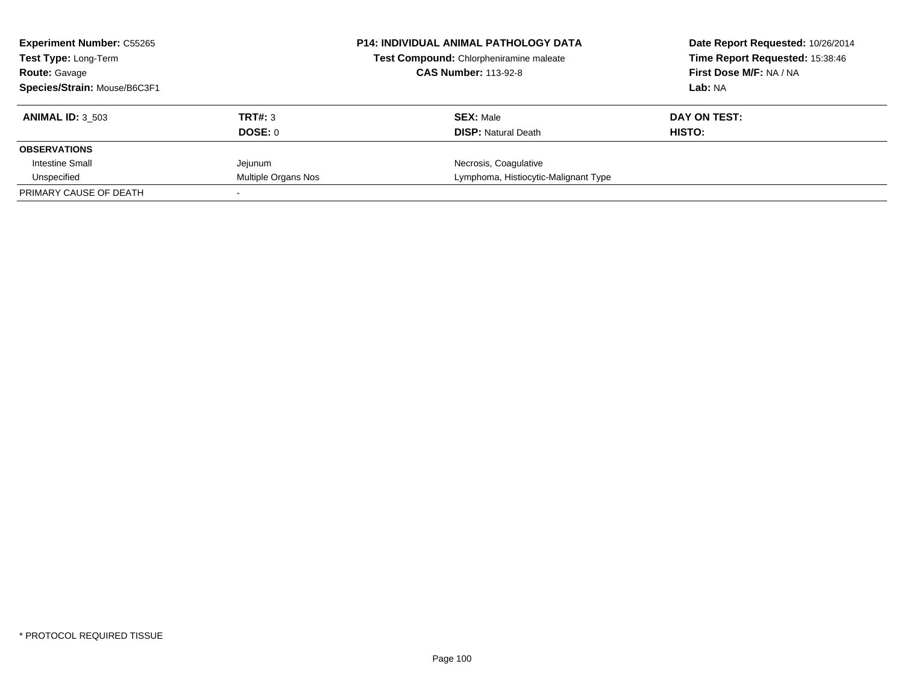**Experiment Number:** C55265
**Test Type:** Long-Term
**Route:** Gavage
**Species/Strain:** Mouse/B6C3F1

**P14: INDIVIDUAL ANIMAL PATHOLOGY DATA**
**Test Compound:** Chlorpheniramine maleate
**CAS Number:** 113-92-8

**Date Report Requested:** 10/26/2014
**Time Report Requested:** 15:38:46
**First Dose M/F:** NA / NA
**Lab:** NA

| **ANIMAL ID:** 3_503 | **TRT#:** 3 | **SEX:** Male | **DAY ON TEST:** |
|---|---|---|---|
| | **DOSE:** 0 | **DISP:** Natural Death | **HISTO:** |
| **OBSERVATIONS** | | | |
| Intestine Small | Jejunum | Necrosis, Coagulative | |
| Unspecified | Multiple Organs Nos | Lymphoma, Histiocytic-Malignant Type | |
| PRIMARY CAUSE OF DEATH | - | | |

* PROTOCOL REQUIRED TISSUE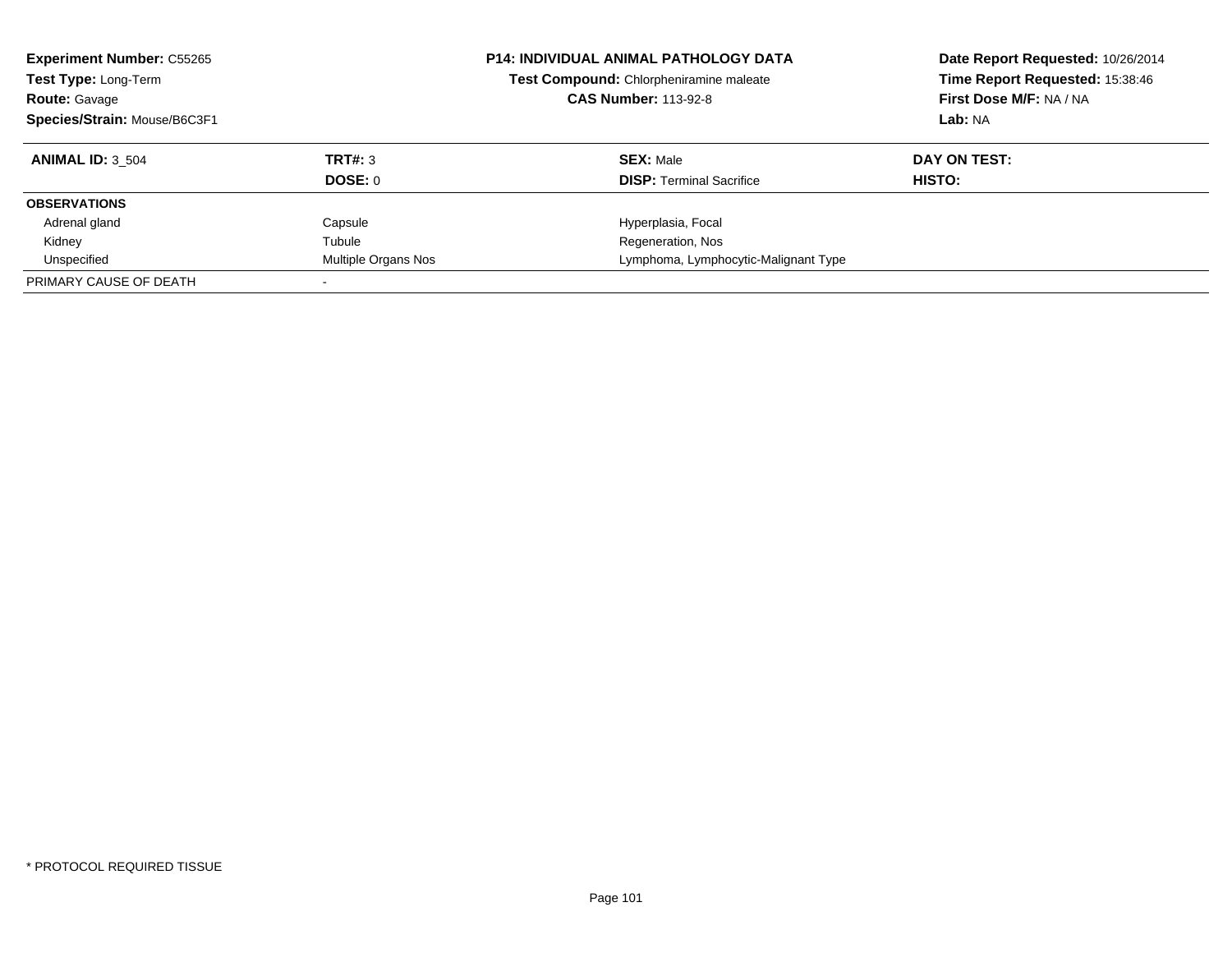**Experiment Number:** C55265
**Test Type:** Long-Term
**Route:** Gavage
**Species/Strain:** Mouse/B6C3F1

**P14: INDIVIDUAL ANIMAL PATHOLOGY DATA**
**Test Compound:** Chlorpheniramine maleate
**CAS Number:** 113-92-8

**Date Report Requested:** 10/26/2014
**Time Report Requested:** 15:38:46
**First Dose M/F:** NA / NA
**Lab:** NA

| **ANIMAL ID:** 3_504 | **TRT#:** 3 | **SEX:** Male | **DAY ON TEST:** |
|---|---|---|---|
| | **DOSE:** 0 | **DISP:** Terminal Sacrifice | **HISTO:** |
| **OBSERVATIONS** | | | |
| Adrenal gland | Capsule | Hyperplasia, Focal | |
| Kidney | Tubule | Regeneration, Nos | |
| Unspecified | Multiple Organs Nos | Lymphoma, Lymphocytic-Malignant Type | |
| PRIMARY CAUSE OF DEATH | - | | |

* PROTOCOL REQUIRED TISSUE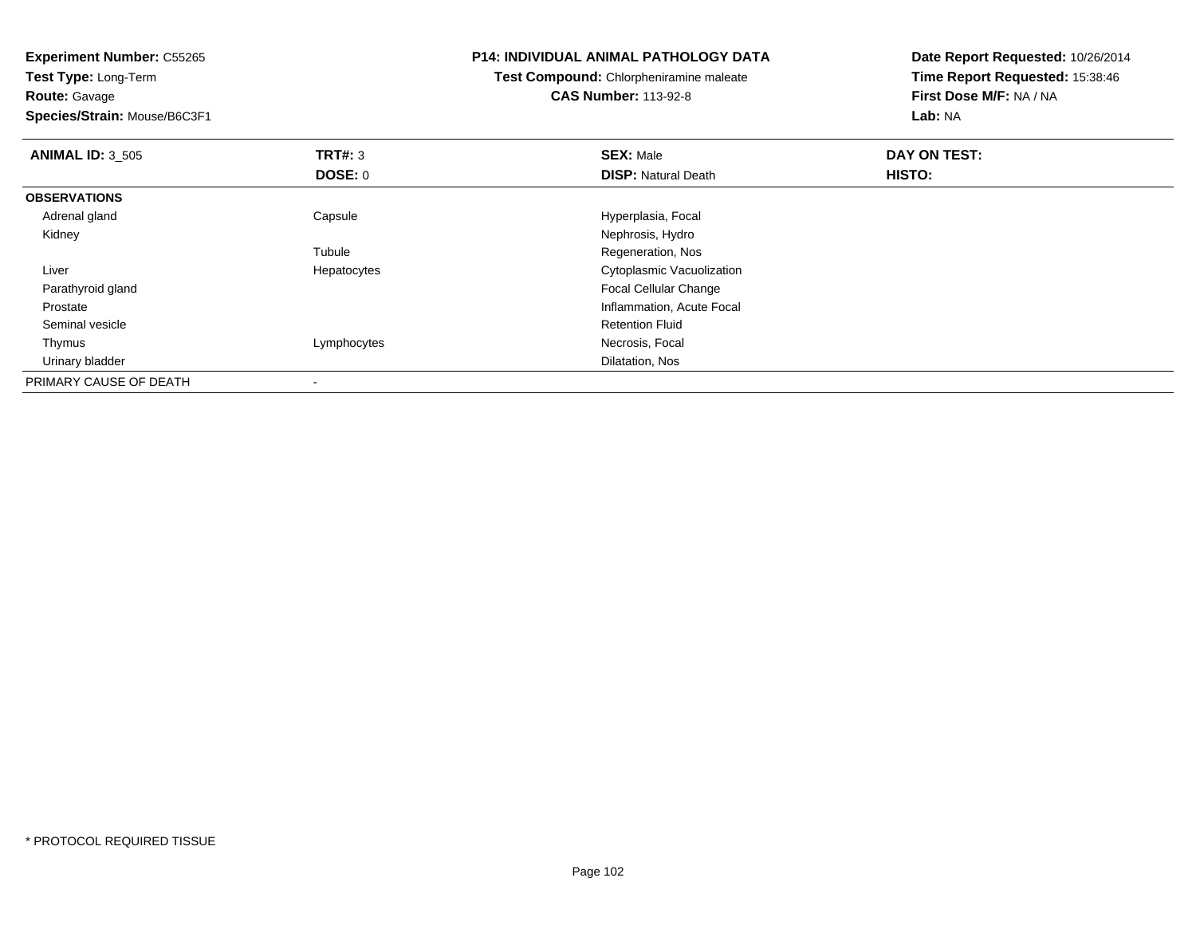**Experiment Number:** C55265
**Test Type:** Long-Term
**Route:** Gavage
**Species/Strain:** Mouse/B6C3F1

**P14: INDIVIDUAL ANIMAL PATHOLOGY DATA**
**Test Compound:** Chlorpheniramine maleate
**CAS Number:** 113-92-8

**Date Report Requested:** 10/26/2014
**Time Report Requested:** 15:38:46
**First Dose M/F:** NA / NA
**Lab:** NA

| **ANIMAL ID:** 3_505 | **TRT#:** 3 | **SEX:** Male | **DAY ON TEST:** |
|---|---|---|---|
| | **DOSE:** 0 | **DISP:** Natural Death | **HISTO:** |
| **OBSERVATIONS** | | | |
| Adrenal gland | Capsule | Hyperplasia, Focal | |
| Kidney | | Nephrosis, Hydro | |
| | Tubule | Regeneration, Nos | |
| Liver | Hepatocytes | Cytoplasmic Vacuolization | |
| Parathyroid gland | | Focal Cellular Change | |
| Prostate | | Inflammation, Acute Focal | |
| Seminal vesicle | | Retention Fluid | |
| Thymus | Lymphocytes | Necrosis, Focal | |
| Urinary bladder | | Dilatation, Nos | |
| PRIMARY CAUSE OF DEATH | - | | |

* PROTOCOL REQUIRED TISSUE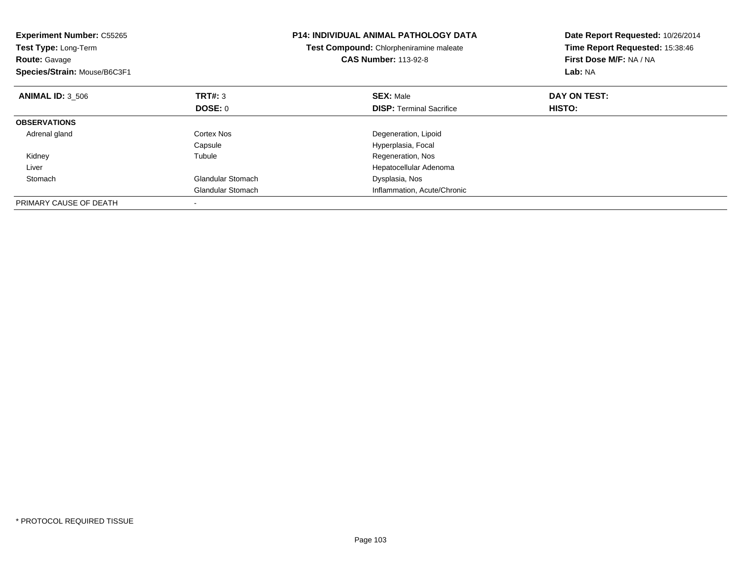**Experiment Number:** C55265
**Test Type:** Long-Term
**Route:** Gavage
**Species/Strain:** Mouse/B6C3F1

**P14: INDIVIDUAL ANIMAL PATHOLOGY DATA**
**Test Compound:** Chlorpheniramine maleate
**CAS Number:** 113-92-8

**Date Report Requested:** 10/26/2014
**Time Report Requested:** 15:38:46
**First Dose M/F:** NA / NA
**Lab:** NA

| **ANIMAL ID:** 3_506 | **TRT#:** 3 | **SEX:** Male | **DAY ON TEST:** |
|---|---|---|---|
| | **DOSE:** 0 | **DISP:** Terminal Sacrifice | **HISTO:** |
| **OBSERVATIONS** | | | |
| Adrenal gland | Cortex Nos | Degeneration, Lipoid | |
| | Capsule | Hyperplasia, Focal | |
| Kidney | Tubule | Regeneration, Nos | |
| Liver | | Hepatocellular Adenoma | |
| Stomach | Glandular Stomach | Dysplasia, Nos | |
| | Glandular Stomach | Inflammation, Acute/Chronic | |
| PRIMARY CAUSE OF DEATH | - | | |

* PROTOCOL REQUIRED TISSUE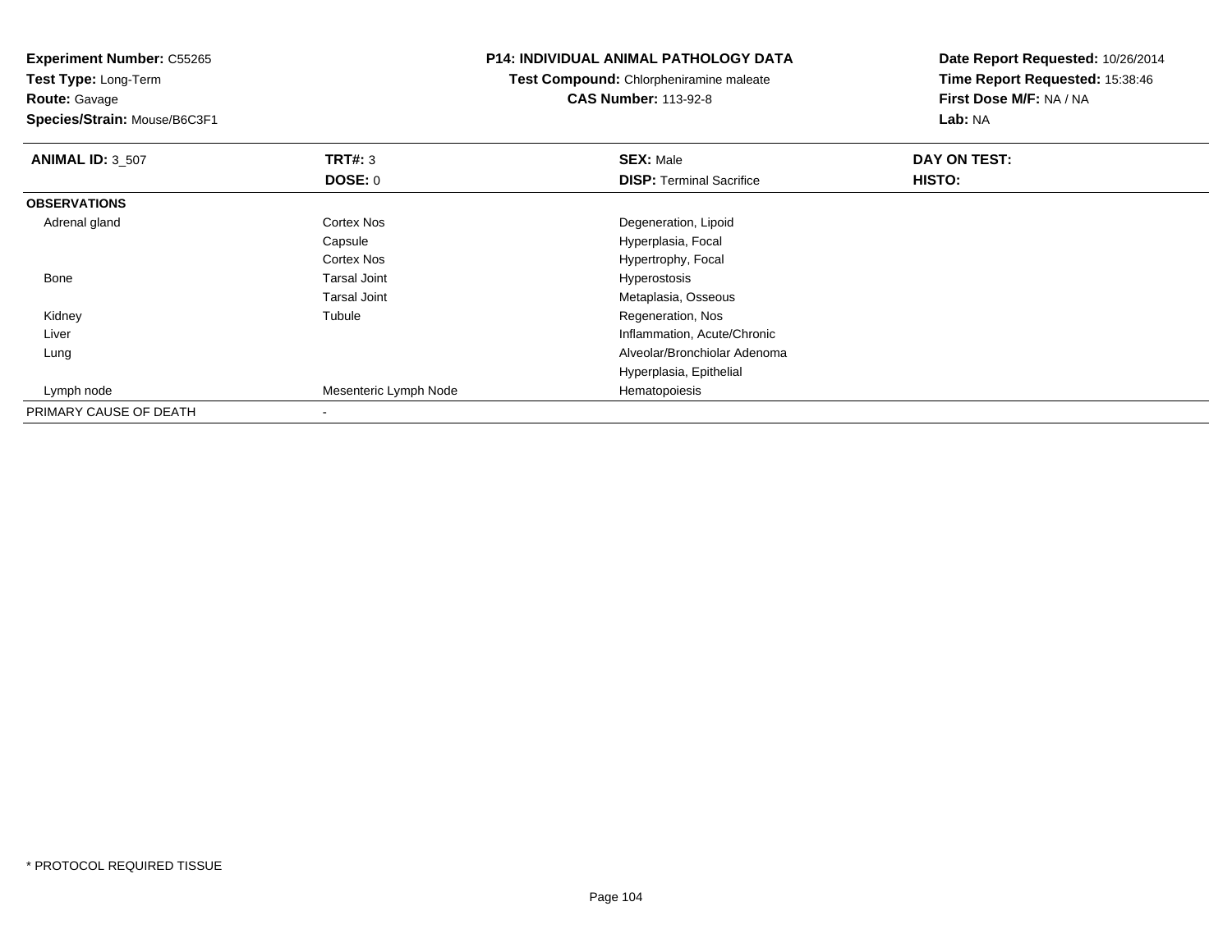**Experiment Number:** C55265
**Test Type:** Long-Term
**Route:** Gavage
**Species/Strain:** Mouse/B6C3F1

**P14: INDIVIDUAL ANIMAL PATHOLOGY DATA**
**Test Compound:** Chlorpheniramine maleate
**CAS Number:** 113-92-8

**Date Report Requested:** 10/26/2014
**Time Report Requested:** 15:38:46
**First Dose M/F:** NA / NA
**Lab:** NA

| **ANIMAL ID:** 3_507 | **TRT#:** 3 | **SEX:** Male | **DAY ON TEST:** |
|---|---|---|---|
| | **DOSE:** 0 | **DISP:** Terminal Sacrifice | **HISTO:** |
| **OBSERVATIONS** | | | |
| Adrenal gland | Cortex Nos | Degeneration, Lipoid | |
| | Capsule | Hyperplasia, Focal | |
| | Cortex Nos | Hypertrophy, Focal | |
| Bone | Tarsal Joint | Hyperostosis | |
| | Tarsal Joint | Metaplasia, Osseous | |
| Kidney | Tubule | Regeneration, Nos | |
| Liver | | Inflammation, Acute/Chronic | |
| Lung | | Alveolar/Bronchiolar Adenoma | |
| | | Hyperplasia, Epithelial | |
| Lymph node | Mesenteric Lymph Node | Hematopoiesis | |
| PRIMARY CAUSE OF DEATH | - | | |

* PROTOCOL REQUIRED TISSUE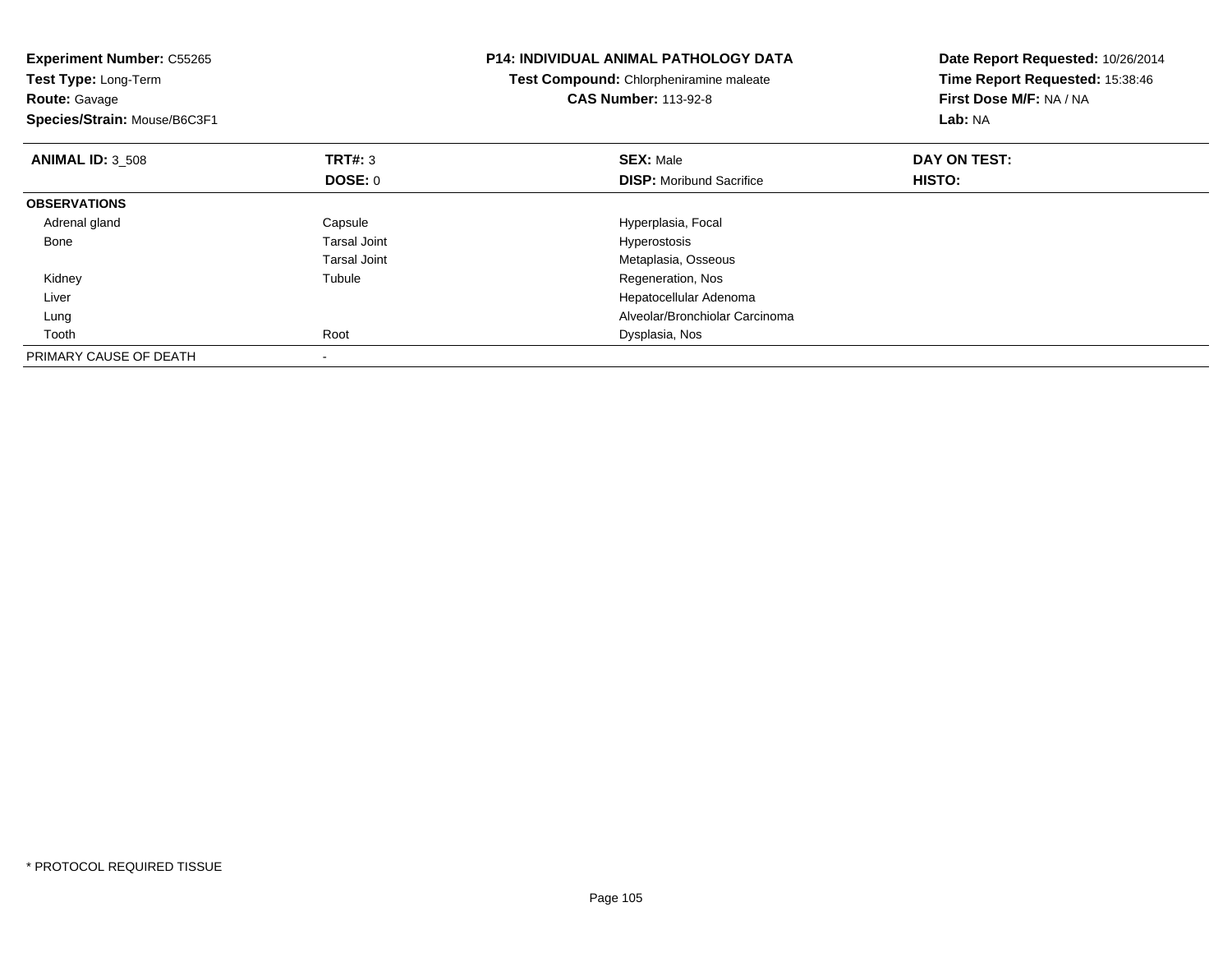**Experiment Number:** C55265
**Test Type:** Long-Term
**Route:** Gavage
**Species/Strain:** Mouse/B6C3F1

**P14: INDIVIDUAL ANIMAL PATHOLOGY DATA**
**Test Compound:** Chlorpheniramine maleate
**CAS Number:** 113-92-8

**Date Report Requested:** 10/26/2014
**Time Report Requested:** 15:38:46
**First Dose M/F:** NA / NA
**Lab:** NA

| **ANIMAL ID:** 3_508 | **TRT#:** 3 | **SEX:** Male | **DAY ON TEST:** |
|---|---|---|---|
| | **DOSE:** 0 | **DISP:** Moribund Sacrifice | **HISTO:** |
| **OBSERVATIONS** | | | |
| Adrenal gland | Capsule | Hyperplasia, Focal | |
| Bone | Tarsal Joint | Hyperostosis | |
| | Tarsal Joint | Metaplasia, Osseous | |
| Kidney | Tubule | Regeneration, Nos | |
| Liver | | Hepatocellular Adenoma | |
| Lung | | Alveolar/Bronchiolar Carcinoma | |
| Tooth | Root | Dysplasia, Nos | |
| PRIMARY CAUSE OF DEATH | - | | |

* PROTOCOL REQUIRED TISSUE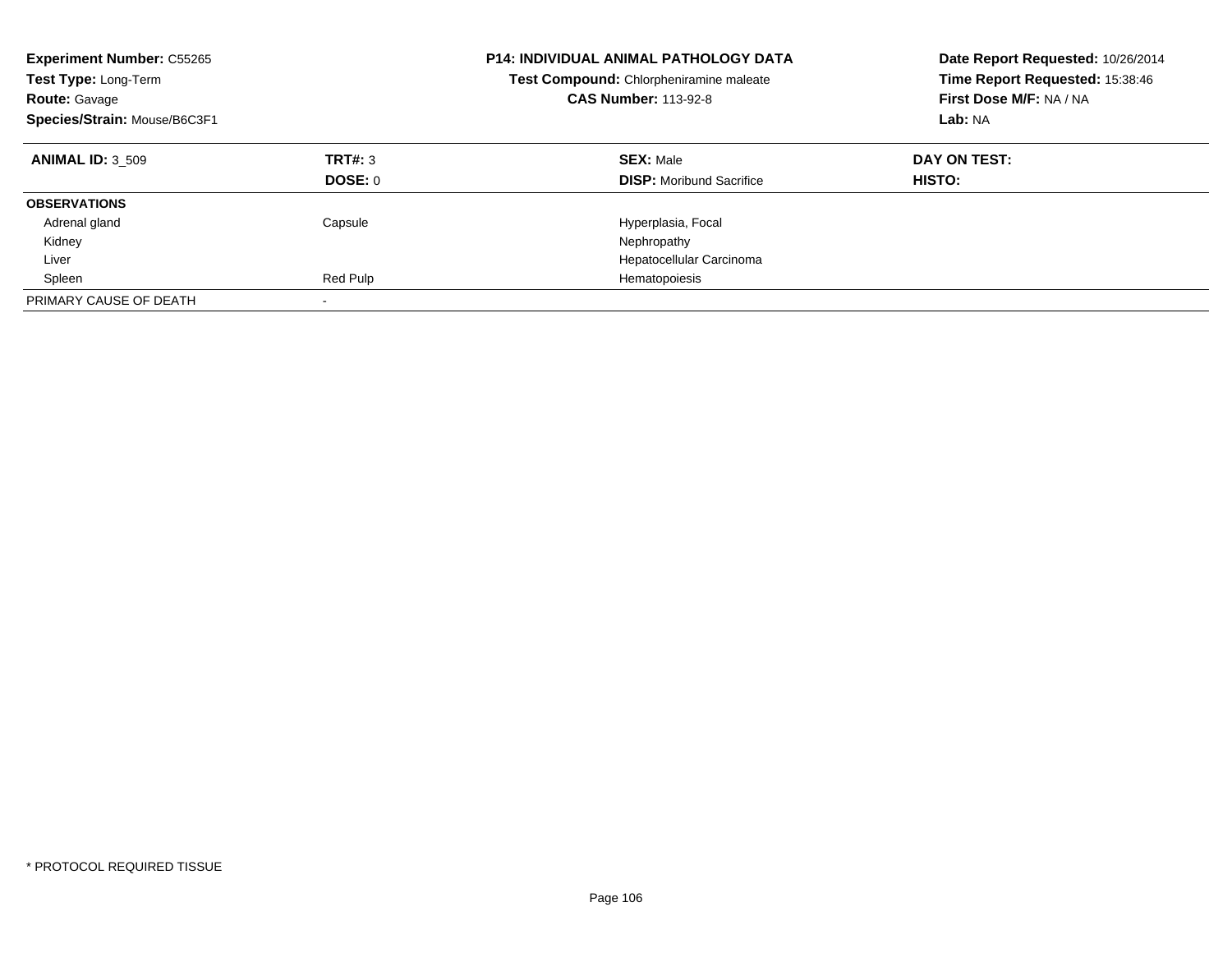**Experiment Number:** C55265
**Test Type:** Long-Term
**Route:** Gavage
**Species/Strain:** Mouse/B6C3F1

**P14: INDIVIDUAL ANIMAL PATHOLOGY DATA**
**Test Compound:** Chlorpheniramine maleate
**CAS Number:** 113-92-8

**Date Report Requested:** 10/26/2014
**Time Report Requested:** 15:38:46
**First Dose M/F:** NA / NA
**Lab:** NA

| **ANIMAL ID:** 3_509 | **TRT#:** 3 | **SEX:** Male | **DAY ON TEST:** |
|---|---|---|---|
| | **DOSE:** 0 | **DISP:** Moribund Sacrifice | **HISTO:** |
| **OBSERVATIONS** | | | |
| Adrenal gland | Capsule | Hyperplasia, Focal | |
| Kidney | | Nephropathy | |
| Liver | | Hepatocellular Carcinoma | |
| Spleen | Red Pulp | Hematopoiesis | |
| PRIMARY CAUSE OF DEATH | - | | |

\* PROTOCOL REQUIRED TISSUE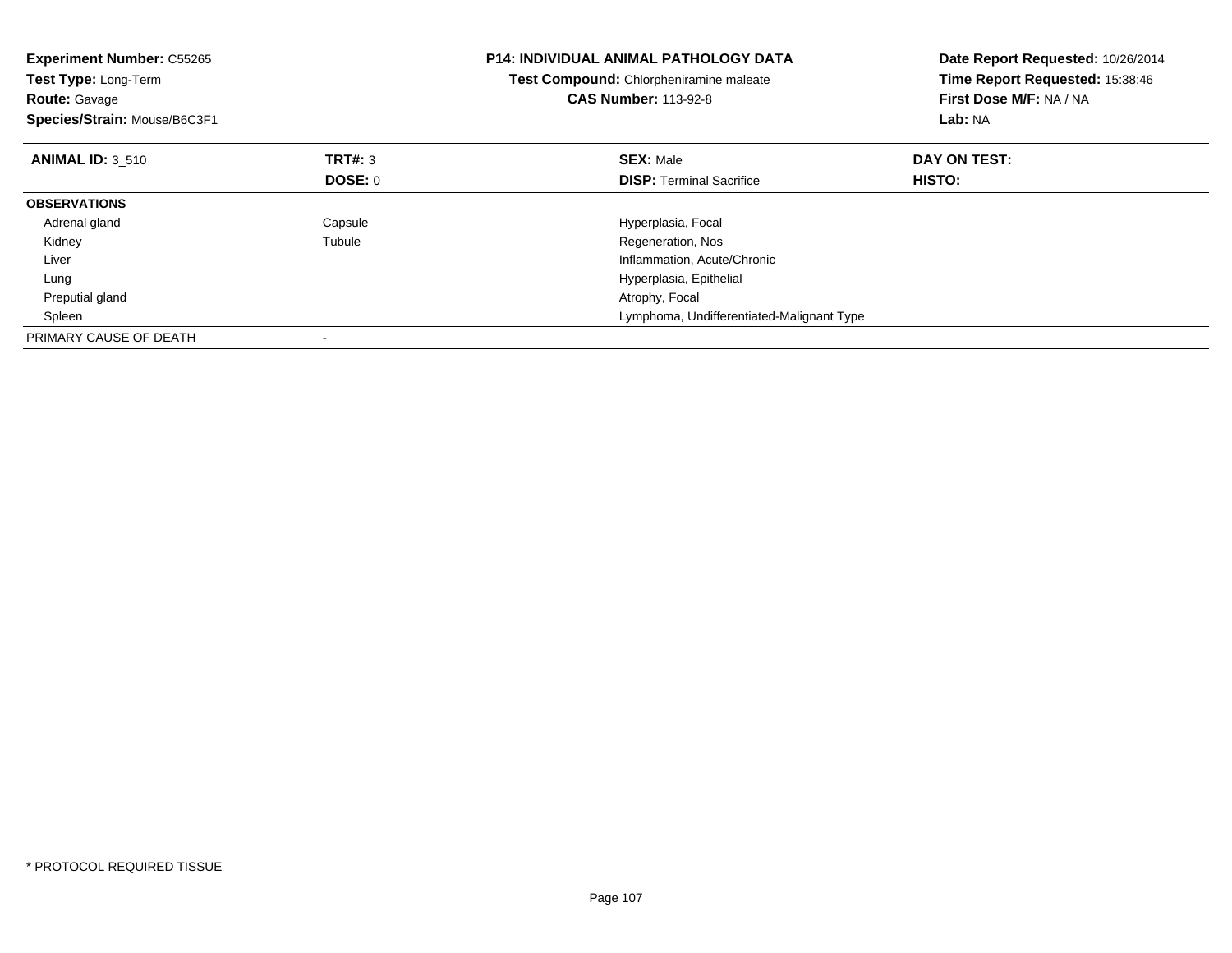**Experiment Number:** C55265
**Test Type:** Long-Term
**Route:** Gavage
**Species/Strain:** Mouse/B6C3F1

**P14: INDIVIDUAL ANIMAL PATHOLOGY DATA**
**Test Compound:** Chlorpheniramine maleate
**CAS Number:** 113-92-8

**Date Report Requested:** 10/26/2014
**Time Report Requested:** 15:38:46
**First Dose M/F:** NA / NA
**Lab:** NA

| **ANIMAL ID:** 3_510 | **TRT#:** 3 | **SEX:** Male | **DAY ON TEST:** |
|---|---|---|---|
| | **DOSE:** 0 | **DISP:** Terminal Sacrifice | **HISTO:** |
| **OBSERVATIONS** | | | |
| Adrenal gland | Capsule | Hyperplasia, Focal | |
| Kidney | Tubule | Regeneration, Nos | |
| Liver | | Inflammation, Acute/Chronic | |
| Lung | | Hyperplasia, Epithelial | |
| Preputial gland | | Atrophy, Focal | |
| Spleen | | Lymphoma, Undifferentiated-Malignant Type | |
| PRIMARY CAUSE OF DEATH | - | | |

* PROTOCOL REQUIRED TISSUE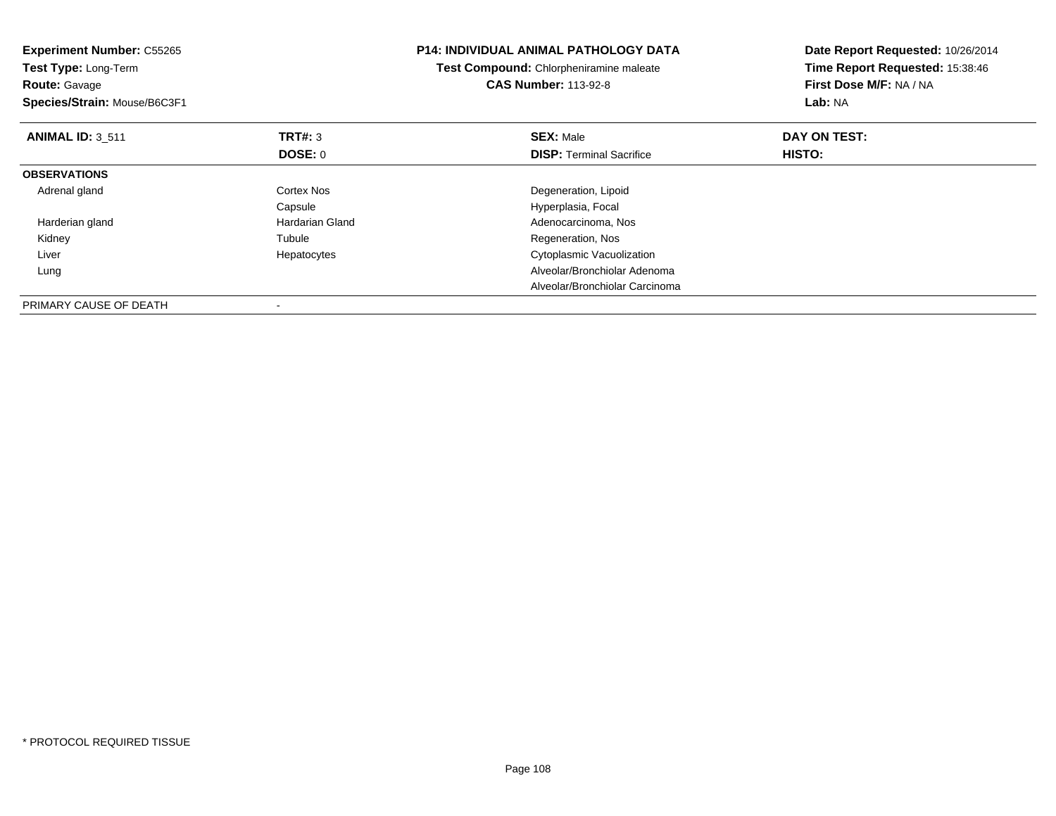**Experiment Number:** C55265
**Test Type:** Long-Term
**Route:** Gavage
**Species/Strain:** Mouse/B6C3F1

**P14: INDIVIDUAL ANIMAL PATHOLOGY DATA**
**Test Compound:** Chlorpheniramine maleate
**CAS Number:** 113-92-8

**Date Report Requested:** 10/26/2014
**Time Report Requested:** 15:38:46
**First Dose M/F:** NA / NA
**Lab:** NA

| **ANIMAL ID:** 3_511 | **TRT#:** 3 | **SEX:** Male | **DAY ON TEST:** |
|---|---|---|---|
| | **DOSE:** 0 | **DISP:** Terminal Sacrifice | **HISTO:** |
| **OBSERVATIONS** | | | |
| Adrenal gland | Cortex Nos | Degeneration, Lipoid | |
| | Capsule | Hyperplasia, Focal | |
| Harderian gland | Hardarian Gland | Adenocarcinoma, Nos | |
| Kidney | Tubule | Regeneration, Nos | |
| Liver | Hepatocytes | Cytoplasmic Vacuolization | |
| Lung | | Alveolar/Bronchiolar Adenoma | |
| | | Alveolar/Bronchiolar Carcinoma | |
| PRIMARY CAUSE OF DEATH | - | | |

* PROTOCOL REQUIRED TISSUE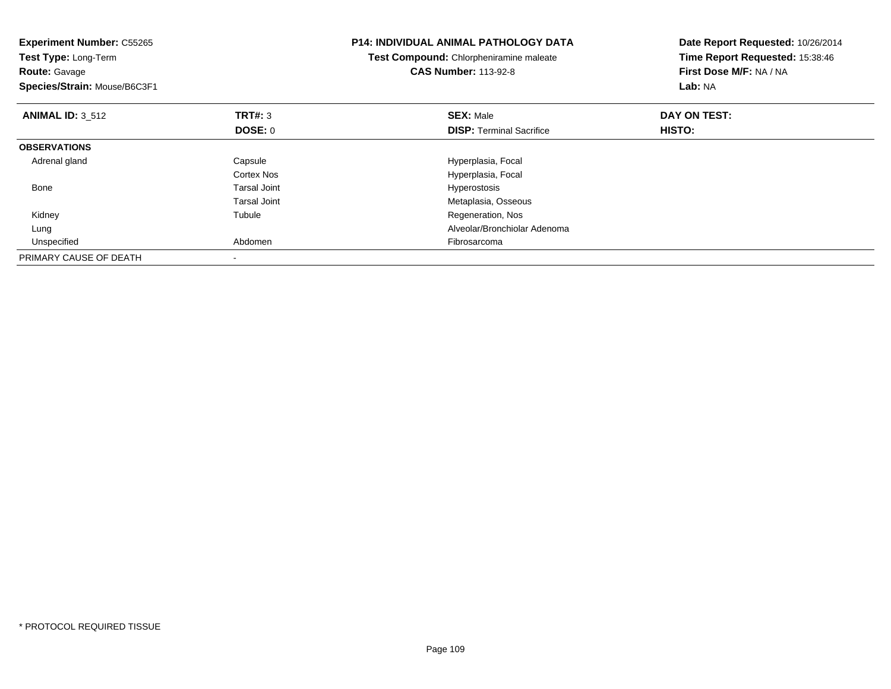**Experiment Number:** C55265
**Test Type:** Long-Term
**Route:** Gavage
**Species/Strain:** Mouse/B6C3F1

**P14: INDIVIDUAL ANIMAL PATHOLOGY DATA**
**Test Compound:** Chlorpheniramine maleate
**CAS Number:** 113-92-8

**Date Report Requested:** 10/26/2014
**Time Report Requested:** 15:38:46
**First Dose M/F:** NA / NA
**Lab:** NA

| **ANIMAL ID:** 3_512 | **TRT#:** 3 | **SEX:** Male | **DAY ON TEST:** |
|---|---|---|---|
| | **DOSE:** 0 | **DISP:** Terminal Sacrifice | **HISTO:** |
| **OBSERVATIONS** | | | |
| Adrenal gland | Capsule | Hyperplasia, Focal | |
| | Cortex Nos | Hyperplasia, Focal | |
| Bone | Tarsal Joint | Hyperostosis | |
| | Tarsal Joint | Metaplasia, Osseous | |
| Kidney | Tubule | Regeneration, Nos | |
| Lung | | Alveolar/Bronchiolar Adenoma | |
| Unspecified | Abdomen | Fibrosarcoma | |
| PRIMARY CAUSE OF DEATH | - | | |

* PROTOCOL REQUIRED TISSUE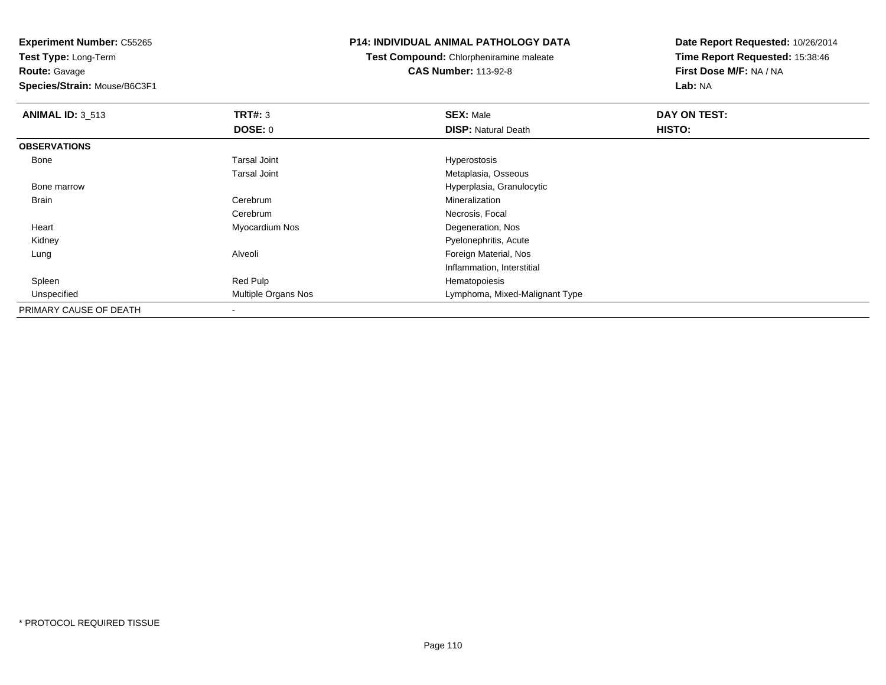**Experiment Number:** C55265
**Test Type:** Long-Term
**Route:** Gavage
**Species/Strain:** Mouse/B6C3F1

**P14: INDIVIDUAL ANIMAL PATHOLOGY DATA**
**Test Compound:** Chlorpheniramine maleate
**CAS Number:** 113-92-8

**Date Report Requested:** 10/26/2014
**Time Report Requested:** 15:38:46
**First Dose M/F:** NA / NA
**Lab:** NA

| **ANIMAL ID:** 3_513 | **TRT#:** 3 | **SEX:** Male | **DAY ON TEST:** |
|---|---|---|---|
| | **DOSE:** 0 | **DISP:** Natural Death | **HISTO:** |
| **OBSERVATIONS** | | | |
| Bone | Tarsal Joint | Hyperostosis | |
| | Tarsal Joint | Metaplasia, Osseous | |
| Bone marrow | | Hyperplasia, Granulocytic | |
| Brain | Cerebrum | Mineralization | |
| | Cerebrum | Necrosis, Focal | |
| Heart | Myocardium Nos | Degeneration, Nos | |
| Kidney | | Pyelonephritis, Acute | |
| Lung | Alveoli | Foreign Material, Nos | |
| | | Inflammation, Interstitial | |
| Spleen | Red Pulp | Hematopoiesis | |
| Unspecified | Multiple Organs Nos | Lymphoma, Mixed-Malignant Type | |
| PRIMARY CAUSE OF DEATH | - | | |

* PROTOCOL REQUIRED TISSUE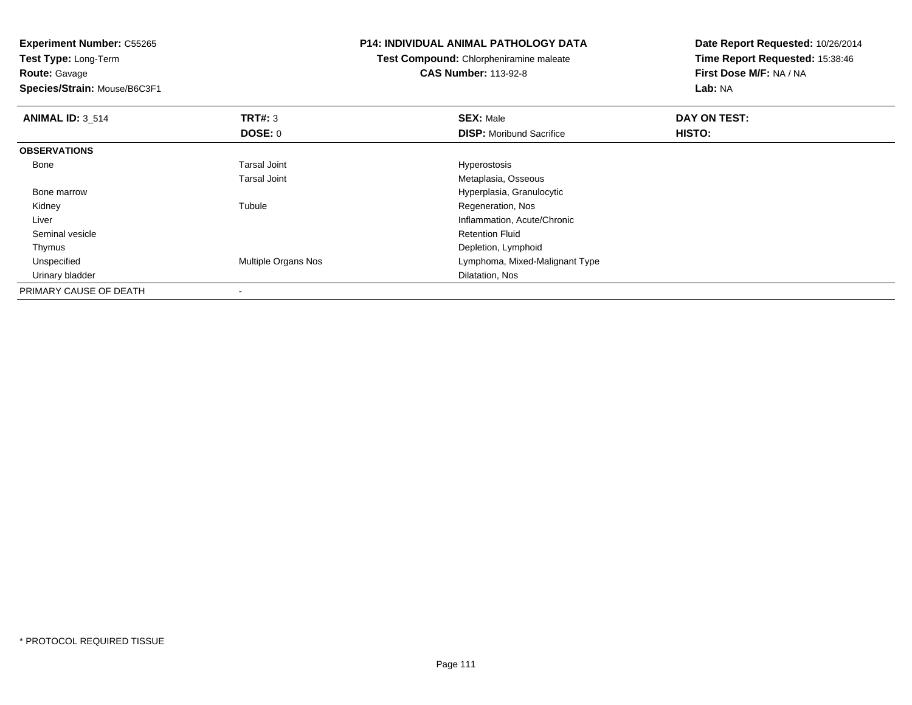**Experiment Number:** C55265
**Test Type:** Long-Term
**Route:** Gavage
**Species/Strain:** Mouse/B6C3F1

**P14: INDIVIDUAL ANIMAL PATHOLOGY DATA**
**Test Compound:** Chlorpheniramine maleate
**CAS Number:** 113-92-8

**Date Report Requested:** 10/26/2014
**Time Report Requested:** 15:38:46
**First Dose M/F:** NA / NA
**Lab:** NA

| **ANIMAL ID:** 3_514 | **TRT#:** 3 | **SEX:** Male | **DAY ON TEST:** |
|---|---|---|---|
| | **DOSE:** 0 | **DISP:** Moribund Sacrifice | **HISTO:** |
| **OBSERVATIONS** | | | |
| Bone | Tarsal Joint | Hyperostosis | |
| | Tarsal Joint | Metaplasia, Osseous | |
| Bone marrow | | Hyperplasia, Granulocytic | |
| Kidney | Tubule | Regeneration, Nos | |
| Liver | | Inflammation, Acute/Chronic | |
| Seminal vesicle | | Retention Fluid | |
| Thymus | | Depletion, Lymphoid | |
| Unspecified | Multiple Organs Nos | Lymphoma, Mixed-Malignant Type | |
| Urinary bladder | | Dilatation, Nos | |
| PRIMARY CAUSE OF DEATH | - | | |

* PROTOCOL REQUIRED TISSUE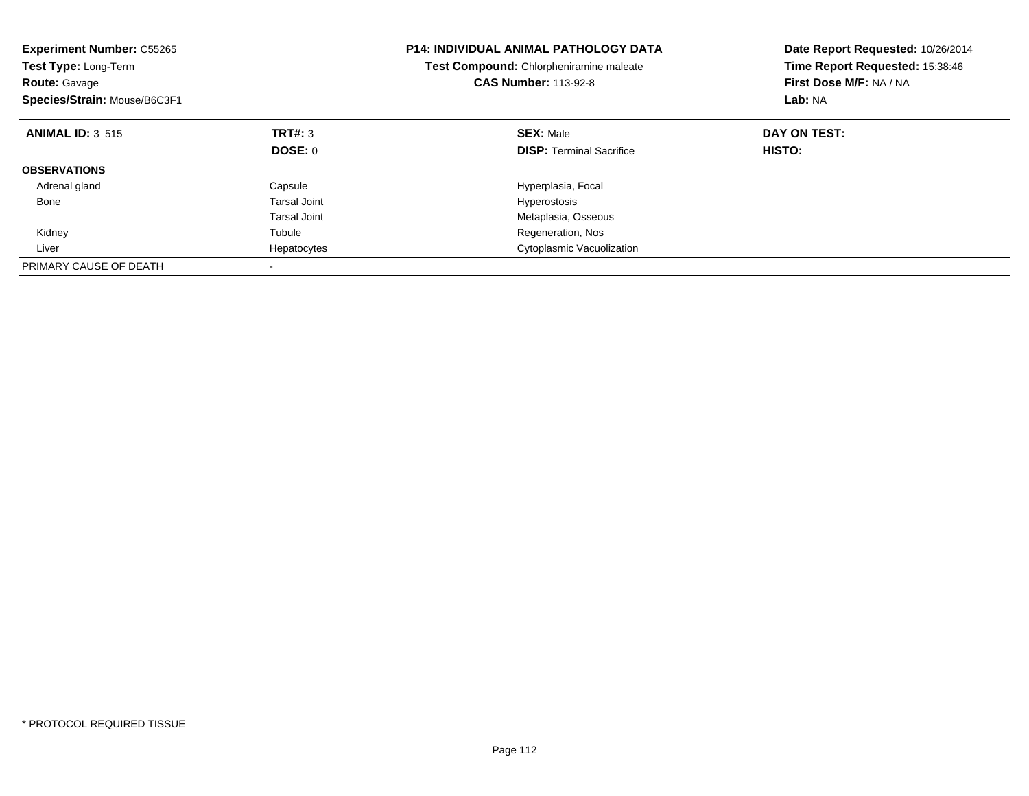**Experiment Number:** C55265
**Test Type:** Long-Term
**Route:** Gavage
**Species/Strain:** Mouse/B6C3F1

**P14: INDIVIDUAL ANIMAL PATHOLOGY DATA**
**Test Compound:** Chlorpheniramine maleate
**CAS Number:** 113-92-8

**Date Report Requested:** 10/26/2014
**Time Report Requested:** 15:38:46
**First Dose M/F:** NA / NA
**Lab:** NA

| **ANIMAL ID:** 3_515 | **TRT#:** 3 | **SEX:** Male | **DAY ON TEST:** |
|---|---|---|---|
| | **DOSE:** 0 | **DISP:** Terminal Sacrifice | **HISTO:** |
| **OBSERVATIONS** | | | |
| Adrenal gland | Capsule | Hyperplasia, Focal | |
| Bone | Tarsal Joint | Hyperostosis | |
| | Tarsal Joint | Metaplasia, Osseous | |
| Kidney | Tubule | Regeneration, Nos | |
| Liver | Hepatocytes | Cytoplasmic Vacuolization | |
| PRIMARY CAUSE OF DEATH | - | | |

\* PROTOCOL REQUIRED TISSUE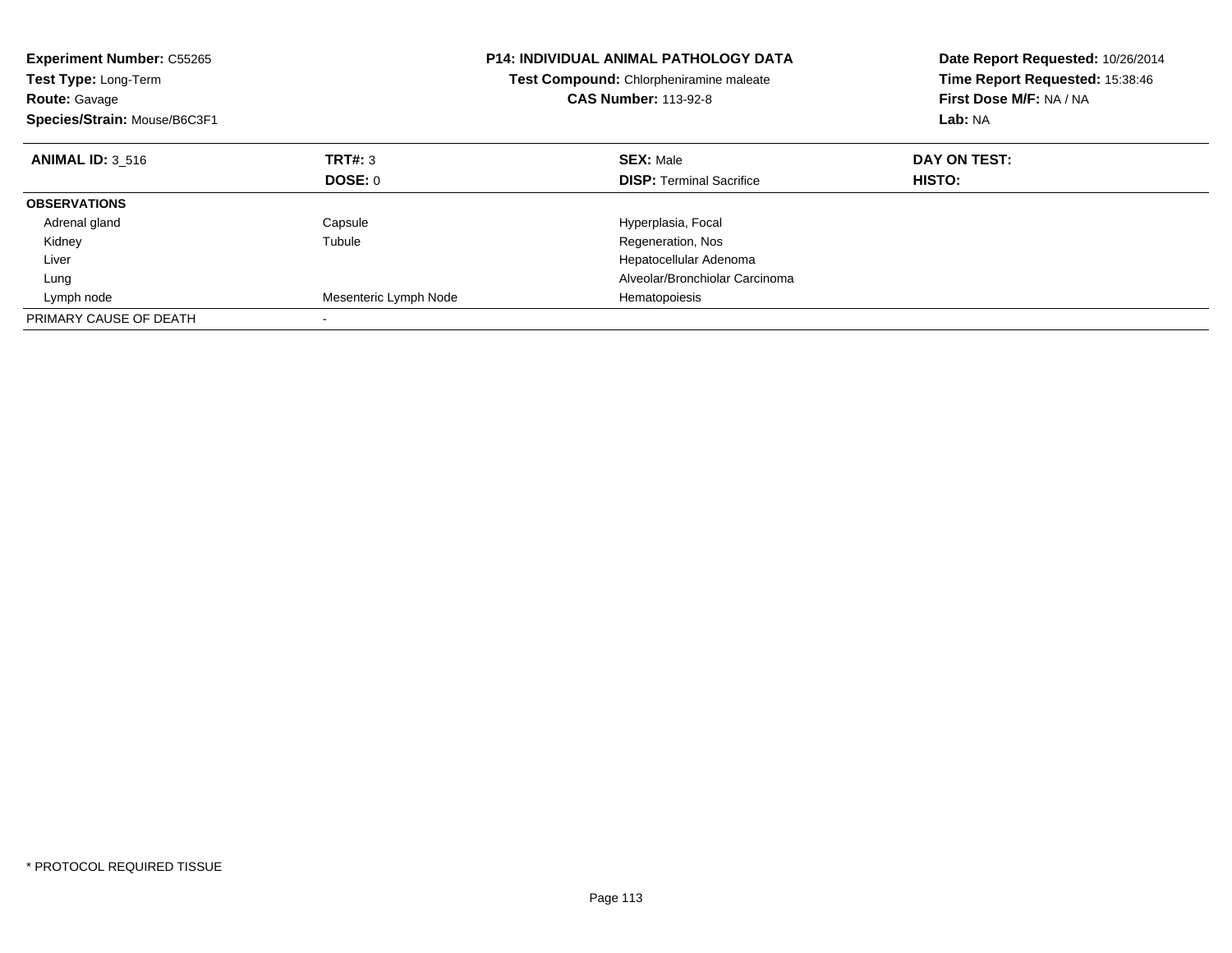**Experiment Number:** C55265
**Test Type:** Long-Term
**Route:** Gavage
**Species/Strain:** Mouse/B6C3F1

**P14: INDIVIDUAL ANIMAL PATHOLOGY DATA**
**Test Compound:** Chlorpheniramine maleate
**CAS Number:** 113-92-8

**Date Report Requested:** 10/26/2014
**Time Report Requested:** 15:38:46
**First Dose M/F:** NA / NA
**Lab:** NA

| **ANIMAL ID:** 3_516 | **TRT#:** 3<br>**DOSE:** 0 | **SEX:** Male<br>**DISP:** Terminal Sacrifice | **DAY ON TEST:**<br>**HISTO:** |
|---|---|---|---|
| **OBSERVATIONS** | | | |
| Adrenal gland | Capsule | Hyperplasia, Focal | |
| Kidney | Tubule | Regeneration, Nos | |
| Liver | | Hepatocellular Adenoma | |
| Lung | | Alveolar/Bronchiolar Carcinoma | |
| Lymph node | Mesenteric Lymph Node | Hematopoiesis | |
| PRIMARY CAUSE OF DEATH | - | | |

* PROTOCOL REQUIRED TISSUE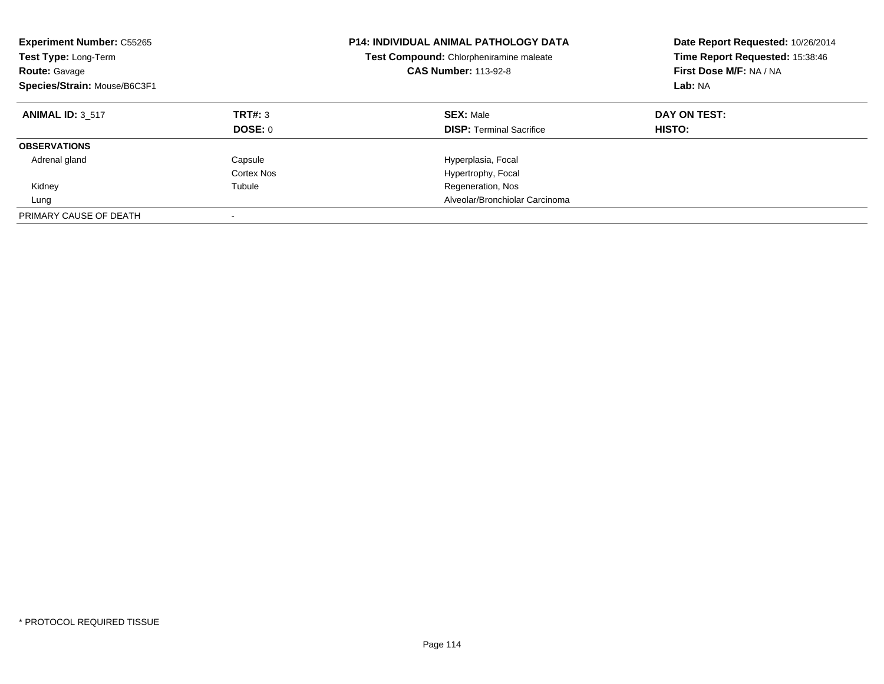**Experiment Number:** C55265
**Test Type:** Long-Term
**Route:** Gavage
**Species/Strain:** Mouse/B6C3F1

**P14: INDIVIDUAL ANIMAL PATHOLOGY DATA**
**Test Compound:** Chlorpheniramine maleate
**CAS Number:** 113-92-8

**Date Report Requested:** 10/26/2014
**Time Report Requested:** 15:38:46
**First Dose M/F:** NA / NA
**Lab:** NA

| **ANIMAL ID:** 3_517 | **TRT#:** 3 | **SEX:** Male | **DAY ON TEST:** |
|---|---|---|---|
| | **DOSE:** 0 | **DISP:** Terminal Sacrifice | **HISTO:** |
| **OBSERVATIONS** | | | |
| Adrenal gland | Capsule | Hyperplasia, Focal | |
| | Cortex Nos | Hypertrophy, Focal | |
| Kidney | Tubule | Regeneration, Nos | |
| Lung | | Alveolar/Bronchiolar Carcinoma | |
| PRIMARY CAUSE OF DEATH | - | | |

* PROTOCOL REQUIRED TISSUE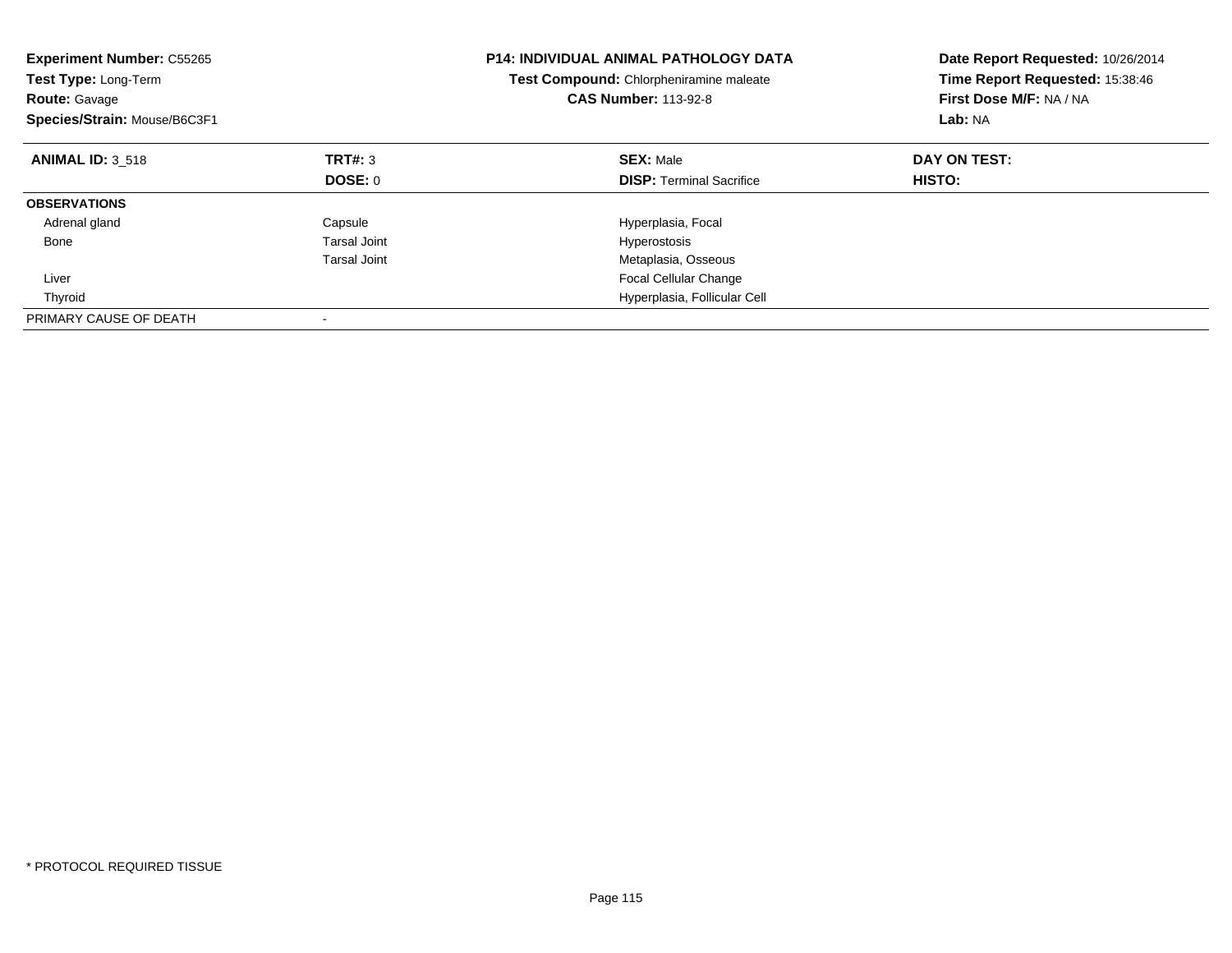**Experiment Number:** C55265
**Test Type:** Long-Term
**Route:** Gavage
**Species/Strain:** Mouse/B6C3F1

**P14: INDIVIDUAL ANIMAL PATHOLOGY DATA**
**Test Compound:** Chlorpheniramine maleate
**CAS Number:** 113-92-8

**Date Report Requested:** 10/26/2014
**Time Report Requested:** 15:38:46
**First Dose M/F:** NA / NA
**Lab:** NA

| **ANIMAL ID:** 3_518 | **TRT#:** 3 | **SEX:** Male | **DAY ON TEST:** |
|---|---|---|---|
| | **DOSE:** 0 | **DISP:** Terminal Sacrifice | **HISTO:** |
| **OBSERVATIONS** | | | |
| Adrenal gland | Capsule | Hyperplasia, Focal | |
| Bone | Tarsal Joint | Hyperostosis | |
| | Tarsal Joint | Metaplasia, Osseous | |
| Liver | | Focal Cellular Change | |
| Thyroid | | Hyperplasia, Follicular Cell | |
| PRIMARY CAUSE OF DEATH | - | | |

* PROTOCOL REQUIRED TISSUE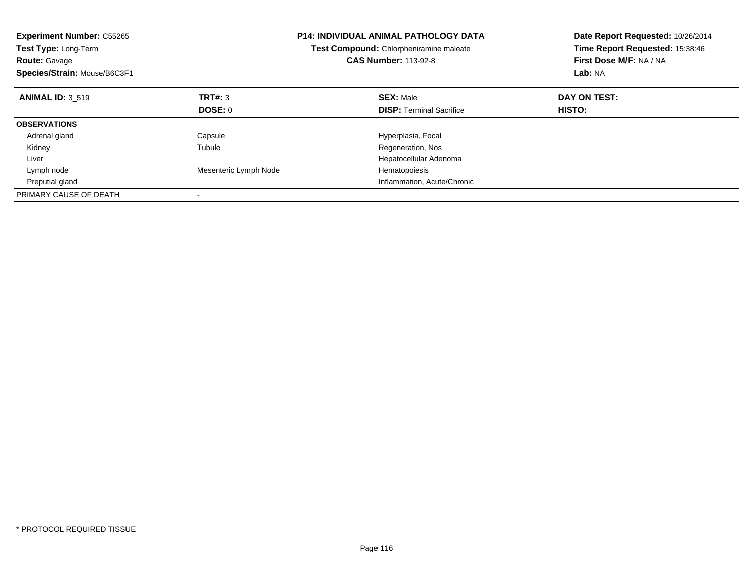**Experiment Number:** C55265
**Test Type:** Long-Term
**Route:** Gavage
**Species/Strain:** Mouse/B6C3F1

**P14: INDIVIDUAL ANIMAL PATHOLOGY DATA**
**Test Compound:** Chlorpheniramine maleate
**CAS Number:** 113-92-8

**Date Report Requested:** 10/26/2014
**Time Report Requested:** 15:38:46
**First Dose M/F:** NA / NA
**Lab:** NA

| **ANIMAL ID:** 3_519 | **TRT#:** 3 | **SEX:** Male | **DAY ON TEST:** |
|---|---|---|---|
| | **DOSE:** 0 | **DISP:** Terminal Sacrifice | **HISTO:** |
| **OBSERVATIONS** | | | |
| Adrenal gland | Capsule | Hyperplasia, Focal | |
| Kidney | Tubule | Regeneration, Nos | |
| Liver | | Hepatocellular Adenoma | |
| Lymph node | Mesenteric Lymph Node | Hematopoiesis | |
| Preputial gland | | Inflammation, Acute/Chronic | |
| PRIMARY CAUSE OF DEATH | - | | |

\* PROTOCOL REQUIRED TISSUE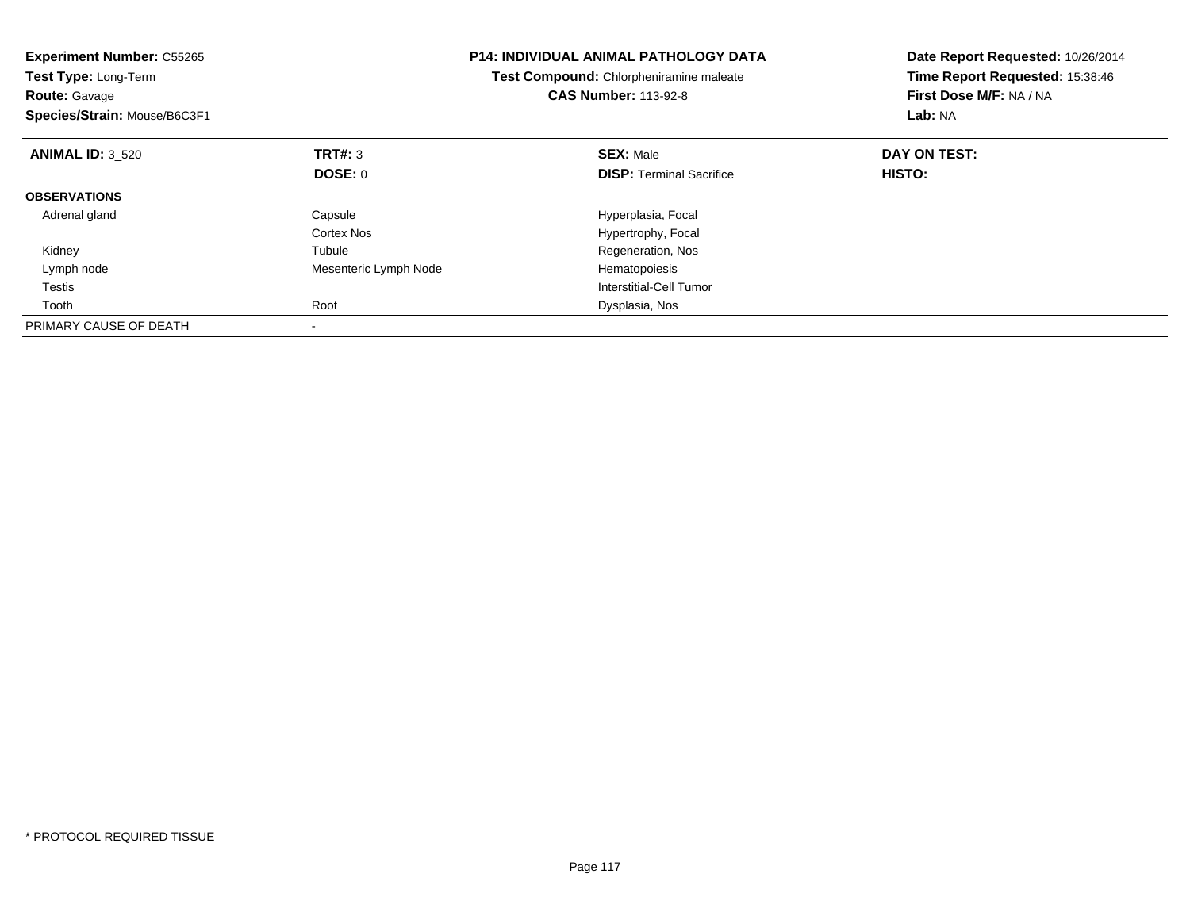**Experiment Number:** C55265
**Test Type:** Long-Term
**Route:** Gavage
**Species/Strain:** Mouse/B6C3F1

**P14: INDIVIDUAL ANIMAL PATHOLOGY DATA**
**Test Compound:** Chlorpheniramine maleate
**CAS Number:** 113-92-8

**Date Report Requested:** 10/26/2014
**Time Report Requested:** 15:38:46
**First Dose M/F:** NA / NA
**Lab:** NA

| **ANIMAL ID:** 3_520 | **TRT#:** 3 | **SEX:** Male | **DAY ON TEST:** |
|---|---|---|---|
| | **DOSE:** 0 | **DISP:** Terminal Sacrifice | **HISTO:** |
| **OBSERVATIONS** | | | |
| Adrenal gland | Capsule | Hyperplasia, Focal | |
| | Cortex Nos | Hypertrophy, Focal | |
| Kidney | Tubule | Regeneration, Nos | |
| Lymph node | Mesenteric Lymph Node | Hematopoiesis | |
| Testis | | Interstitial-Cell Tumor | |
| Tooth | Root | Dysplasia, Nos | |
| PRIMARY CAUSE OF DEATH | - | | |

* PROTOCOL REQUIRED TISSUE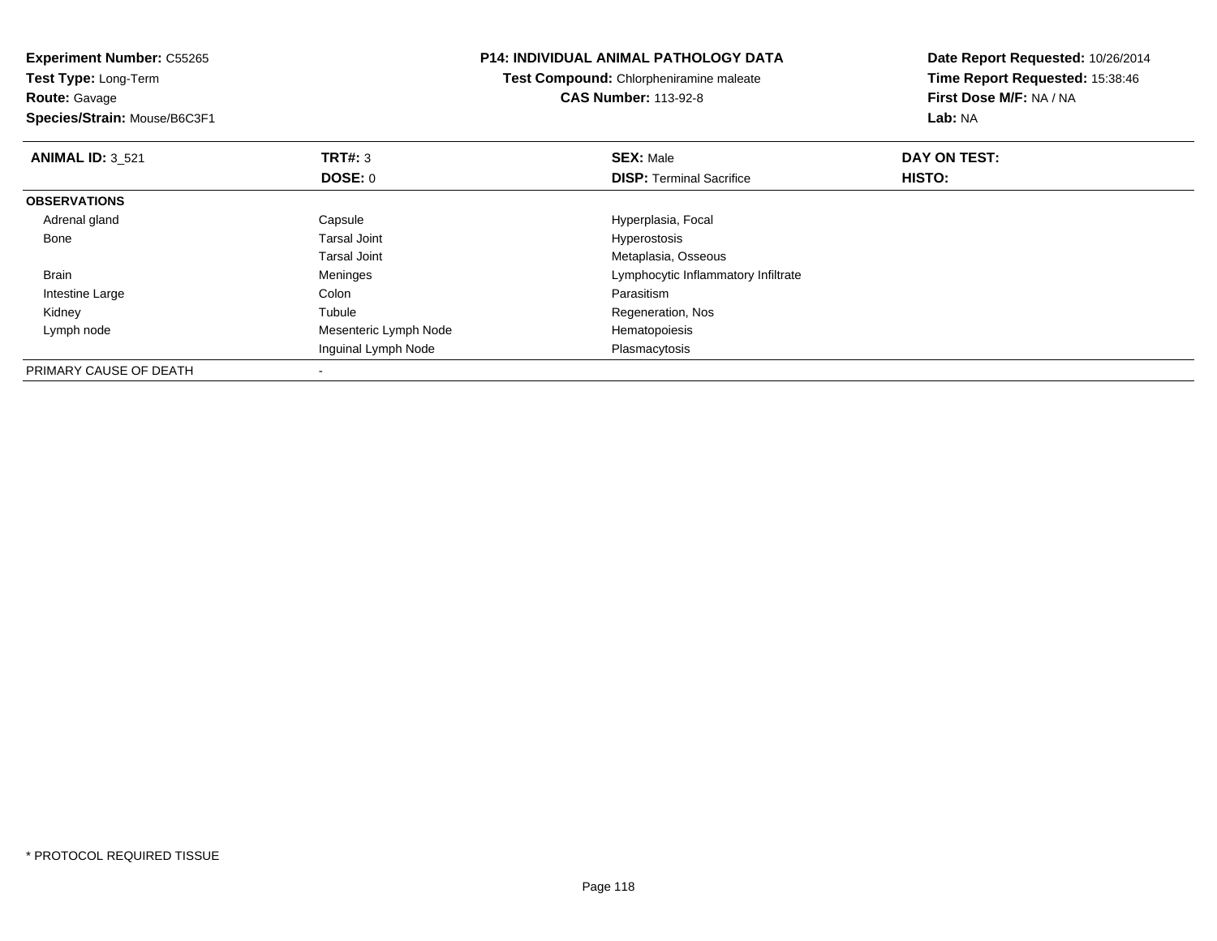**Experiment Number:** C55265
**Test Type:** Long-Term
**Route:** Gavage
**Species/Strain:** Mouse/B6C3F1

**P14: INDIVIDUAL ANIMAL PATHOLOGY DATA**
**Test Compound:** Chlorpheniramine maleate
**CAS Number:** 113-92-8

**Date Report Requested:** 10/26/2014
**Time Report Requested:** 15:38:46
**First Dose M/F:** NA / NA
**Lab:** NA

| **ANIMAL ID:** 3_521 | **TRT#:** 3 | **SEX:** Male | **DAY ON TEST:** |
|---|---|---|---|
| | **DOSE:** 0 | **DISP:** Terminal Sacrifice | **HISTO:** |
| **OBSERVATIONS** | | | |
| Adrenal gland | Capsule | Hyperplasia, Focal | |
| Bone | Tarsal Joint | Hyperostosis | |
| | Tarsal Joint | Metaplasia, Osseous | |
| Brain | Meninges | Lymphocytic Inflammatory Infiltrate | |
| Intestine Large | Colon | Parasitism | |
| Kidney | Tubule | Regeneration, Nos | |
| Lymph node | Mesenteric Lymph Node | Hematopoiesis | |
| | Inguinal Lymph Node | Plasmacytosis | |
| PRIMARY CAUSE OF DEATH | - | | |

* PROTOCOL REQUIRED TISSUE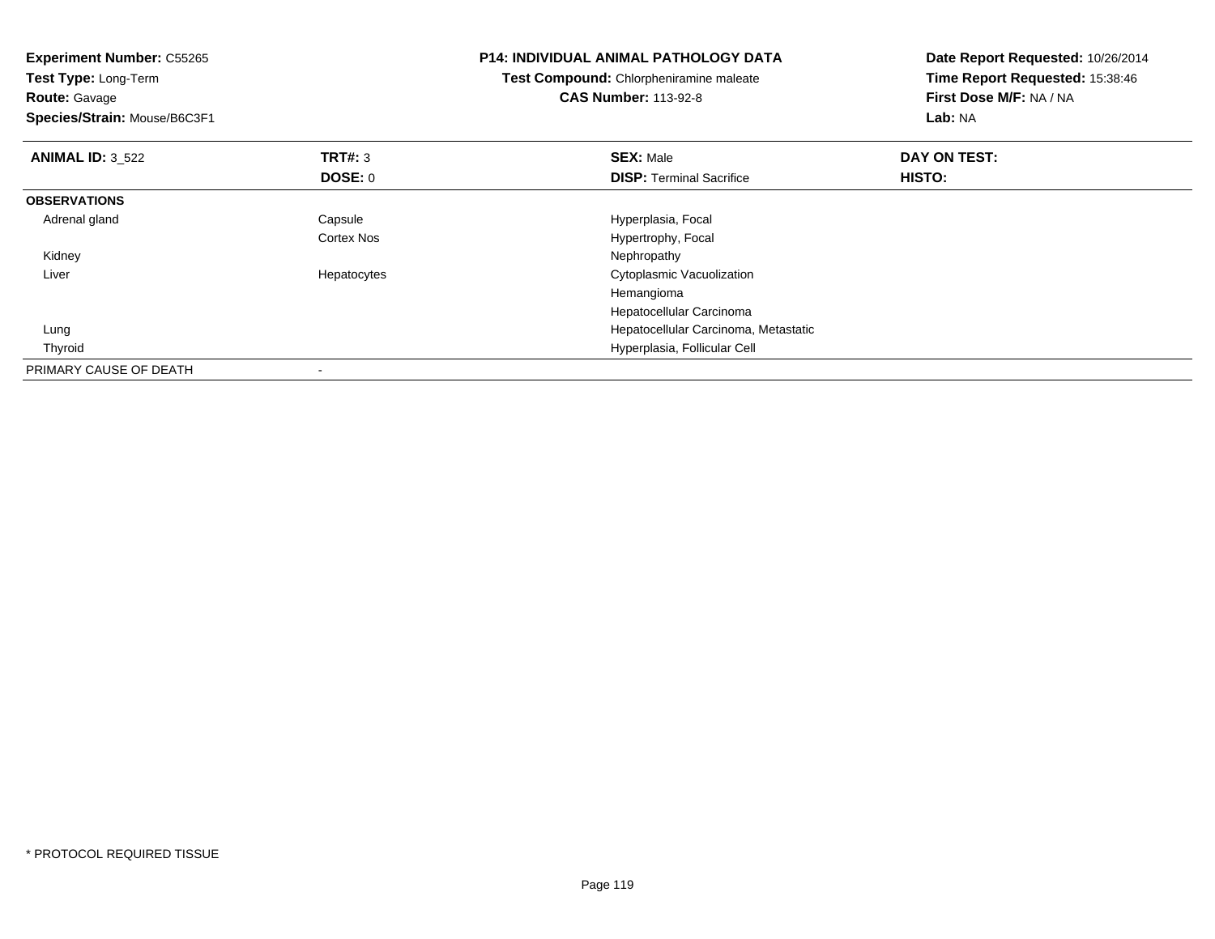**Experiment Number:** C55265
**Test Type:** Long-Term
**Route:** Gavage
**Species/Strain:** Mouse/B6C3F1

**P14: INDIVIDUAL ANIMAL PATHOLOGY DATA**
**Test Compound:** Chlorpheniramine maleate
**CAS Number:** 113-92-8

**Date Report Requested:** 10/26/2014
**Time Report Requested:** 15:38:46
**First Dose M/F:** NA / NA
**Lab:** NA

| **ANIMAL ID:** 3_522 | **TRT#:** 3 | **SEX:** Male | **DAY ON TEST:** |
|---|---|---|---|
| | **DOSE:** 0 | **DISP:** Terminal Sacrifice | **HISTO:** |
| **OBSERVATIONS** | | | |
| Adrenal gland | Capsule | Hyperplasia, Focal | |
| | Cortex Nos | Hypertrophy, Focal | |
| Kidney | | Nephropathy | |
| Liver | Hepatocytes | Cytoplasmic Vacuolization | |
| | | Hemangioma | |
| | | Hepatocellular Carcinoma | |
| Lung | | Hepatocellular Carcinoma, Metastatic | |
| Thyroid | | Hyperplasia, Follicular Cell | |
| PRIMARY CAUSE OF DEATH | - | | |

* PROTOCOL REQUIRED TISSUE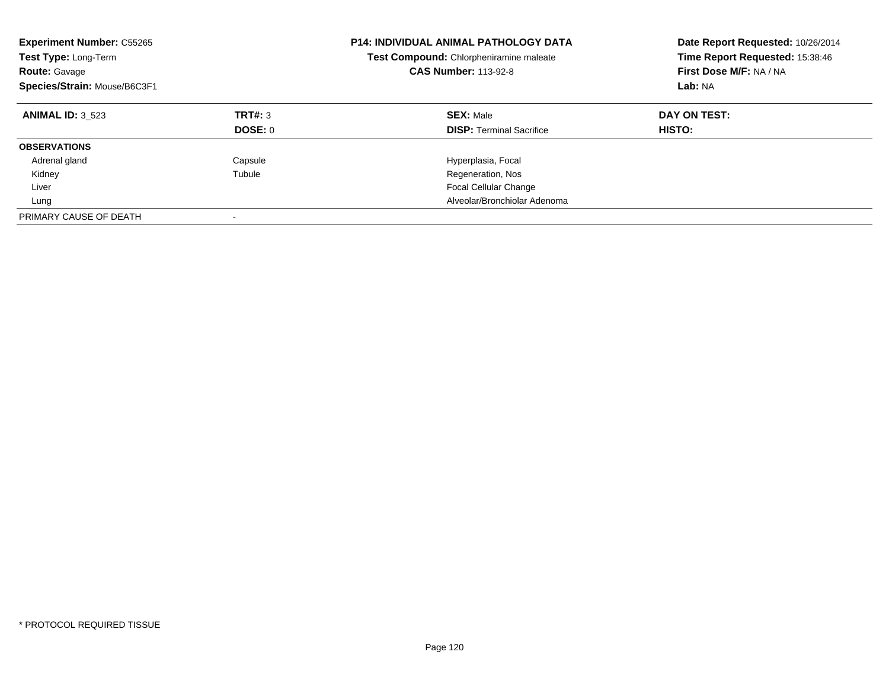**Experiment Number:** C55265
**Test Type:** Long-Term
**Route:** Gavage
**Species/Strain:** Mouse/B6C3F1

**P14: INDIVIDUAL ANIMAL PATHOLOGY DATA**
**Test Compound:** Chlorpheniramine maleate
**CAS Number:** 113-92-8

**Date Report Requested:** 10/26/2014
**Time Report Requested:** 15:38:46
**First Dose M/F:** NA / NA
**Lab:** NA

| **ANIMAL ID:** 3_523 | **TRT#:** 3 | **SEX:** Male | **DAY ON TEST:** |
|---|---|---|---|
| | **DOSE:** 0 | **DISP:** Terminal Sacrifice | **HISTO:** |
| **OBSERVATIONS** | | | |
| Adrenal gland | Capsule | Hyperplasia, Focal | |
| Kidney | Tubule | Regeneration, Nos | |
| Liver | | Focal Cellular Change | |
| Lung | | Alveolar/Bronchiolar Adenoma | |
| PRIMARY CAUSE OF DEATH | - | | |

* PROTOCOL REQUIRED TISSUE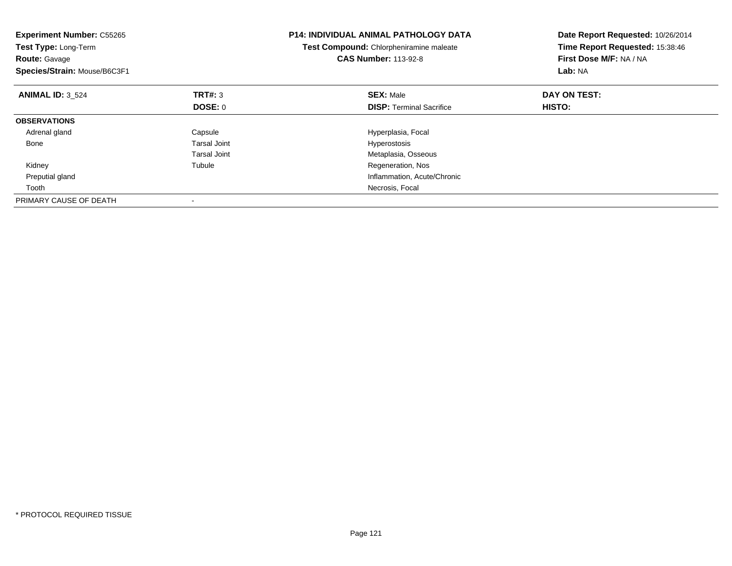**Experiment Number:** C55265
**Test Type:** Long-Term
**Route:** Gavage
**Species/Strain:** Mouse/B6C3F1

**P14: INDIVIDUAL ANIMAL PATHOLOGY DATA**
**Test Compound:** Chlorpheniramine maleate
**CAS Number:** 113-92-8

**Date Report Requested:** 10/26/2014
**Time Report Requested:** 15:38:46
**First Dose M/F:** NA / NA
**Lab:** NA

| **ANIMAL ID:** 3_524 | **TRT#:** 3 | **SEX:** Male | **DAY ON TEST:** |
|---|---|---|---|
| | **DOSE:** 0 | **DISP:** Terminal Sacrifice | **HISTO:** |
| **OBSERVATIONS** | | | |
| Adrenal gland | Capsule | Hyperplasia, Focal | |
| Bone | Tarsal Joint | Hyperostosis | |
| | Tarsal Joint | Metaplasia, Osseous | |
| Kidney | Tubule | Regeneration, Nos | |
| Preputial gland | | Inflammation, Acute/Chronic | |
| Tooth | | Necrosis, Focal | |
| PRIMARY CAUSE OF DEATH | - | | |

* PROTOCOL REQUIRED TISSUE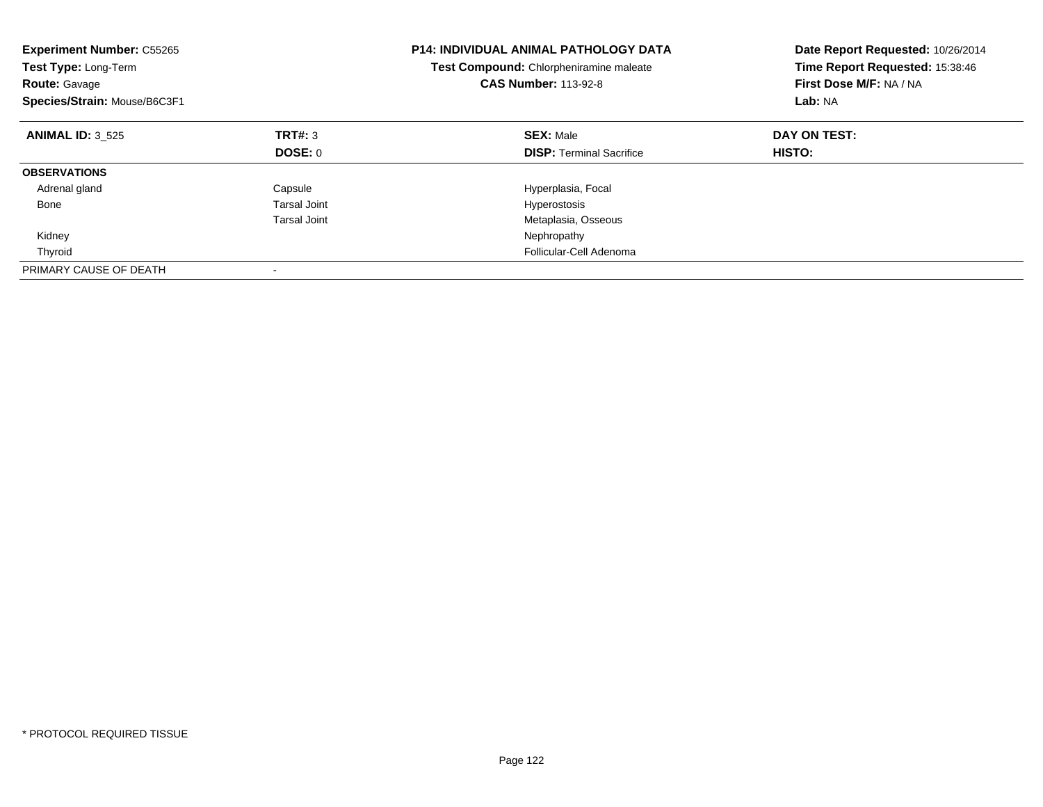**Experiment Number:** C55265
**Test Type:** Long-Term
**Route:** Gavage
**Species/Strain:** Mouse/B6C3F1

**P14: INDIVIDUAL ANIMAL PATHOLOGY DATA**
**Test Compound:** Chlorpheniramine maleate
**CAS Number:** 113-92-8

**Date Report Requested:** 10/26/2014
**Time Report Requested:** 15:38:46
**First Dose M/F:** NA / NA
**Lab:** NA

| **ANIMAL ID:** 3_525 | **TRT#:** 3 | **SEX:** Male | **DAY ON TEST:** |
|---|---|---|---|
| | **DOSE:** 0 | **DISP:** Terminal Sacrifice | **HISTO:** |
| **OBSERVATIONS** | | | |
| Adrenal gland | Capsule | Hyperplasia, Focal | |
| Bone | Tarsal Joint | Hyperostosis | |
| | Tarsal Joint | Metaplasia, Osseous | |
| Kidney | | Nephropathy | |
| Thyroid | | Follicular-Cell Adenoma | |
| PRIMARY CAUSE OF DEATH | - | | |

* PROTOCOL REQUIRED TISSUE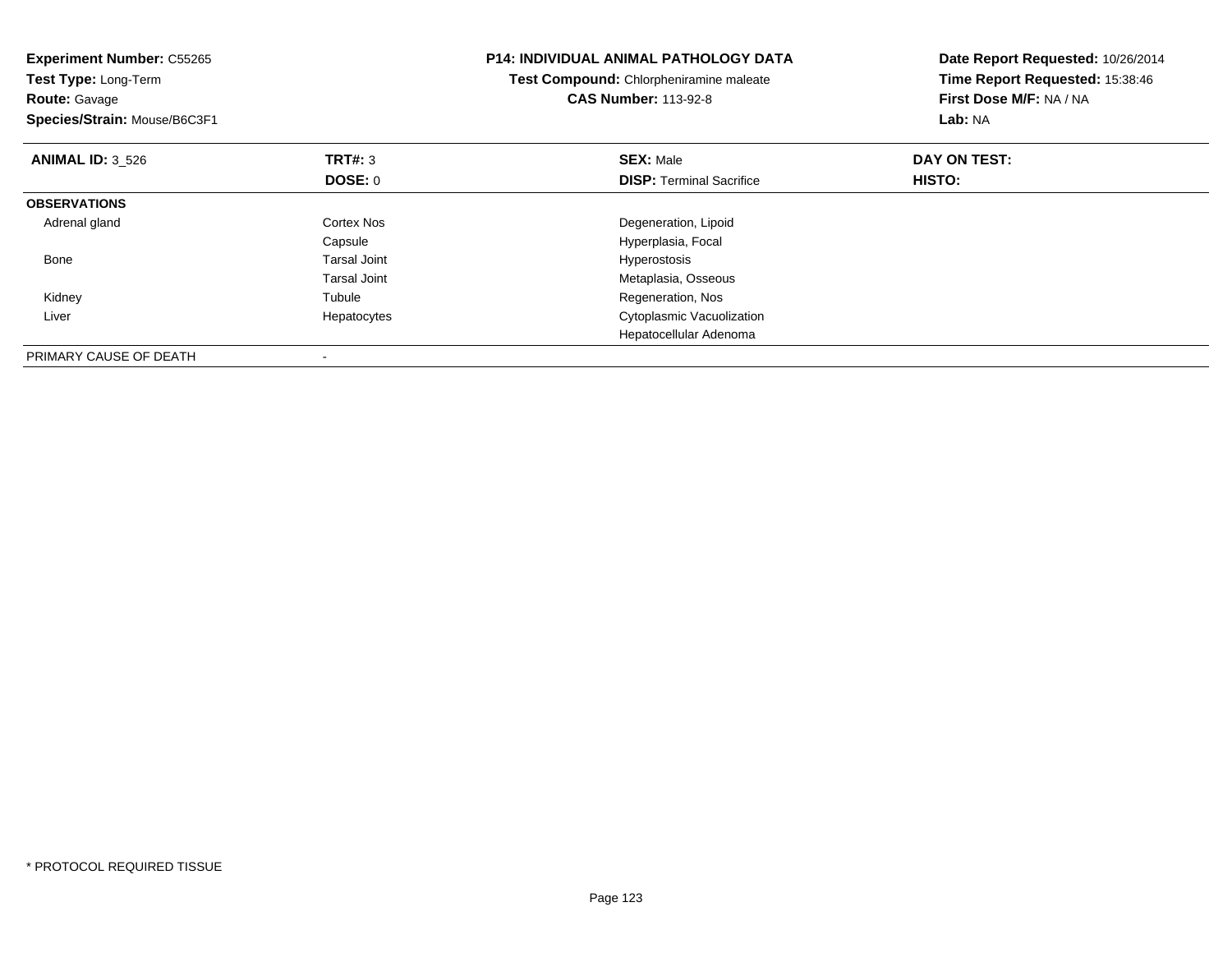**Experiment Number:** C55265
**Test Type:** Long-Term
**Route:** Gavage
**Species/Strain:** Mouse/B6C3F1

**P14: INDIVIDUAL ANIMAL PATHOLOGY DATA**
**Test Compound:** Chlorpheniramine maleate
**CAS Number:** 113-92-8

**Date Report Requested:** 10/26/2014
**Time Report Requested:** 15:38:46
**First Dose M/F:** NA / NA
**Lab:** NA

| **ANIMAL ID:** 3_526 | **TRT#:** 3 | **SEX:** Male | **DAY ON TEST:** |
|---|---|---|---|
| | **DOSE:** 0 | **DISP:** Terminal Sacrifice | **HISTO:** |
| **OBSERVATIONS** | | | |
| Adrenal gland | Cortex Nos | Degeneration, Lipoid | |
| | Capsule | Hyperplasia, Focal | |
| Bone | Tarsal Joint | Hyperostosis | |
| | Tarsal Joint | Metaplasia, Osseous | |
| Kidney | Tubule | Regeneration, Nos | |
| Liver | Hepatocytes | Cytoplasmic Vacuolization | |
| | | Hepatocellular Adenoma | |
| PRIMARY CAUSE OF DEATH | - | | |

* PROTOCOL REQUIRED TISSUE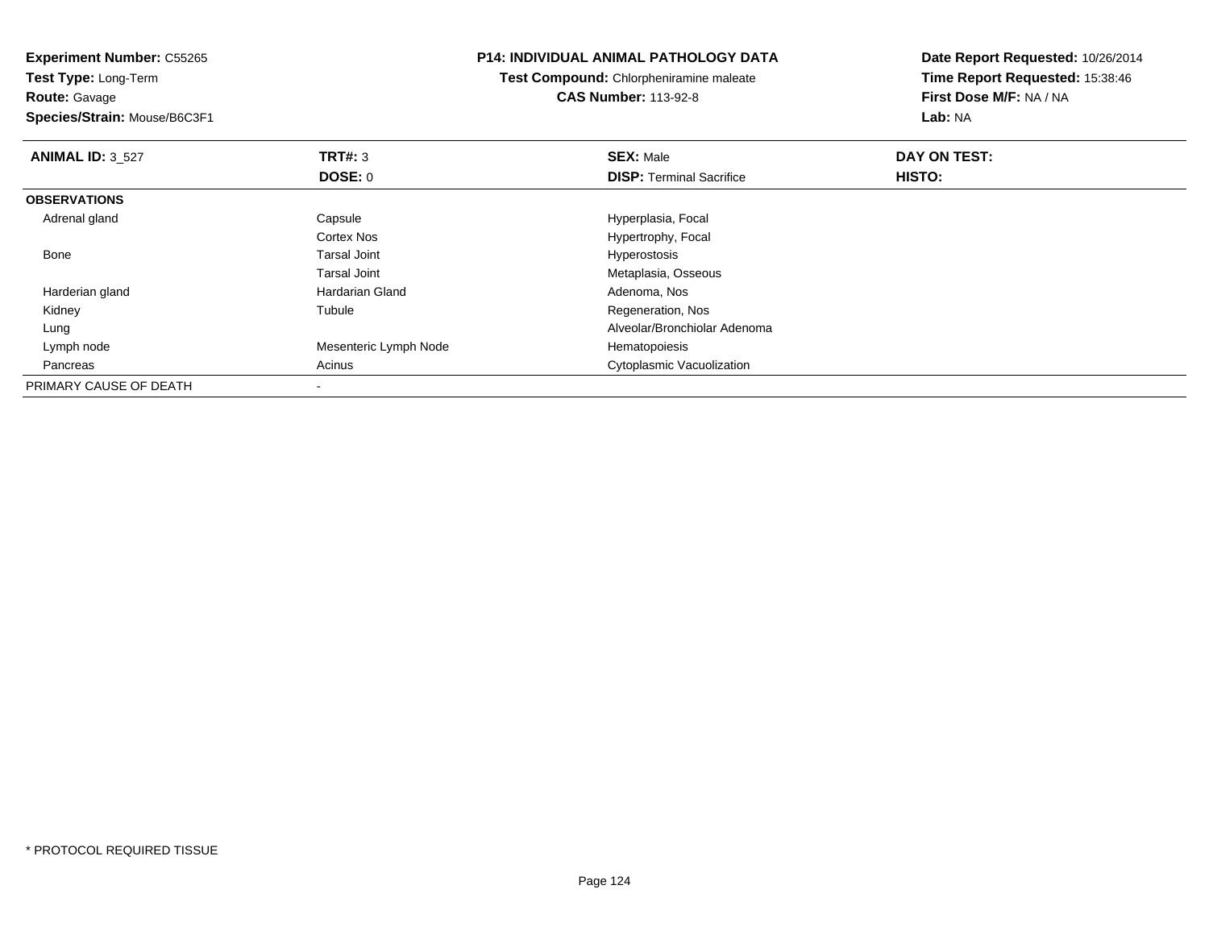**Experiment Number:** C55265
**Test Type:** Long-Term
**Route:** Gavage
**Species/Strain:** Mouse/B6C3F1

**P14: INDIVIDUAL ANIMAL PATHOLOGY DATA**
**Test Compound:** Chlorpheniramine maleate
**CAS Number:** 113-92-8

**Date Report Requested:** 10/26/2014
**Time Report Requested:** 15:38:46
**First Dose M/F:** NA / NA
**Lab:** NA

| **ANIMAL ID:** 3_527 | **TRT#:** 3 | **SEX:** Male | **DAY ON TEST:** |
|---|---|---|---|
| | **DOSE:** 0 | **DISP:** Terminal Sacrifice | **HISTO:** |
| **OBSERVATIONS** | | | |
| Adrenal gland | Capsule | Hyperplasia, Focal | |
| | Cortex Nos | Hypertrophy, Focal | |
| Bone | Tarsal Joint | Hyperostosis | |
| | Tarsal Joint | Metaplasia, Osseous | |
| Harderian gland | Hardarian Gland | Adenoma, Nos | |
| Kidney | Tubule | Regeneration, Nos | |
| Lung | | Alveolar/Bronchiolar Adenoma | |
| Lymph node | Mesenteric Lymph Node | Hematopoiesis | |
| Pancreas | Acinus | Cytoplasmic Vacuolization | |
| PRIMARY CAUSE OF DEATH | - | | |

* PROTOCOL REQUIRED TISSUE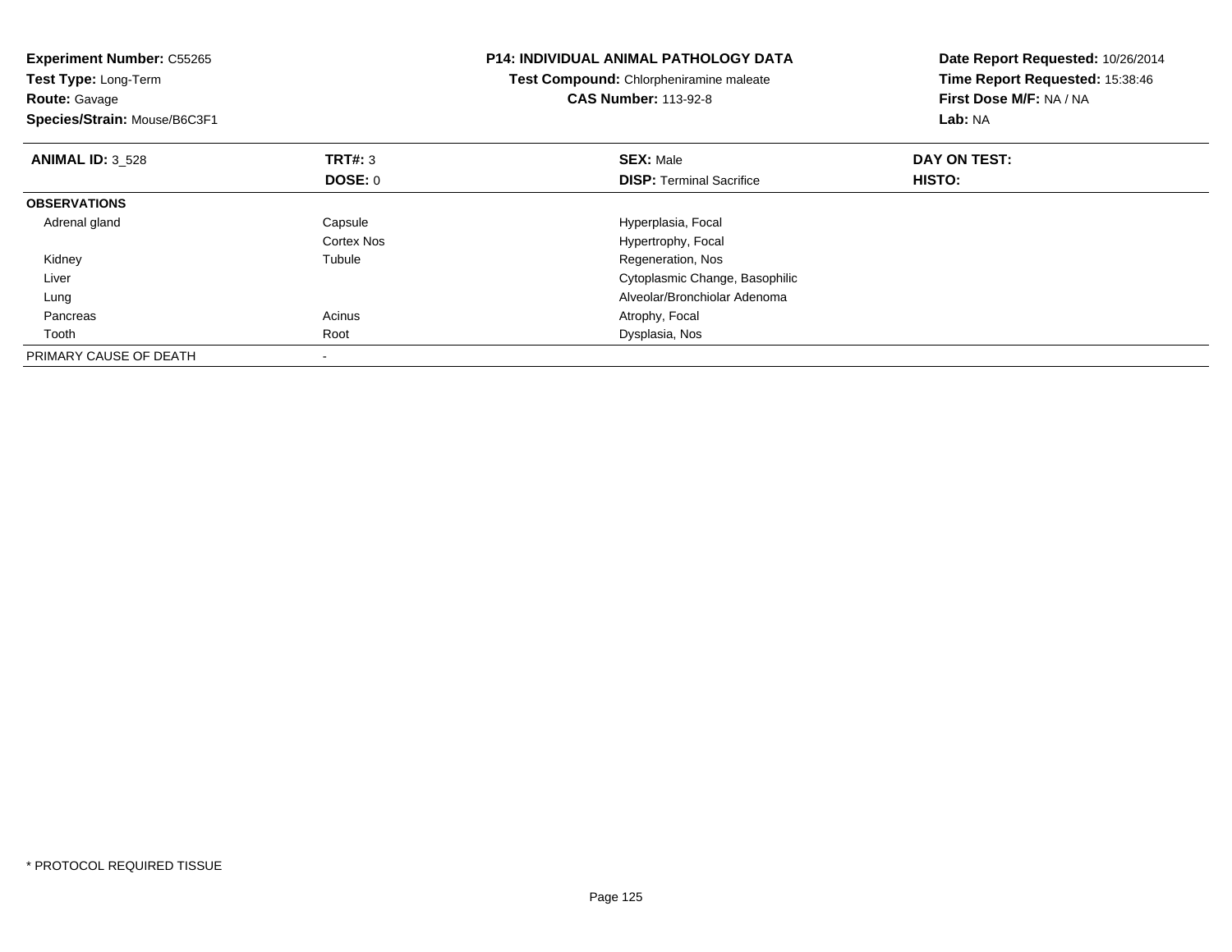**Experiment Number:** C55265
**Test Type:** Long-Term
**Route:** Gavage
**Species/Strain:** Mouse/B6C3F1

**P14: INDIVIDUAL ANIMAL PATHOLOGY DATA**
**Test Compound:** Chlorpheniramine maleate
**CAS Number:** 113-92-8

**Date Report Requested:** 10/26/2014
**Time Report Requested:** 15:38:46
**First Dose M/F:** NA / NA
**Lab:** NA

| **ANIMAL ID:** 3_528 | **TRT#:** 3 | **SEX:** Male | **DAY ON TEST:** |
|---|---|---|---|
| | **DOSE:** 0 | **DISP:** Terminal Sacrifice | **HISTO:** |
| **OBSERVATIONS** | | | |
| Adrenal gland | Capsule | Hyperplasia, Focal | |
| | Cortex Nos | Hypertrophy, Focal | |
| Kidney | Tubule | Regeneration, Nos | |
| Liver | | Cytoplasmic Change, Basophilic | |
| Lung | | Alveolar/Bronchiolar Adenoma | |
| Pancreas | Acinus | Atrophy, Focal | |
| Tooth | Root | Dysplasia, Nos | |
| PRIMARY CAUSE OF DEATH | - | | |

* PROTOCOL REQUIRED TISSUE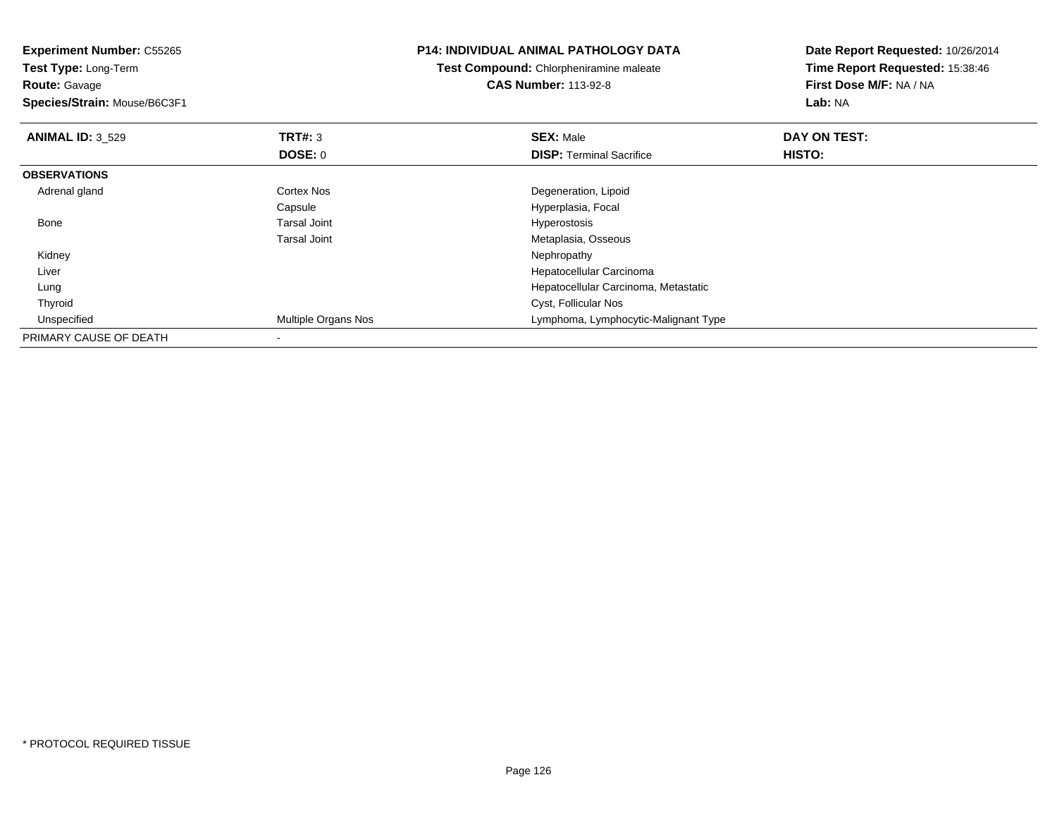**Experiment Number:** C55265
**Test Type:** Long-Term
**Route:** Gavage
**Species/Strain:** Mouse/B6C3F1

**P14: INDIVIDUAL ANIMAL PATHOLOGY DATA**
**Test Compound:** Chlorpheniramine maleate
**CAS Number:** 113-92-8

**Date Report Requested:** 10/26/2014
**Time Report Requested:** 15:38:46
**First Dose M/F:** NA / NA
**Lab:** NA

| **ANIMAL ID:** 3_529 | **TRT#:** 3 | **SEX:** Male | **DAY ON TEST:** |
|---|---|---|---|
| | **DOSE:** 0 | **DISP:** Terminal Sacrifice | **HISTO:** |
| **OBSERVATIONS** | | | |
| Adrenal gland | Cortex Nos | Degeneration, Lipoid | |
| | Capsule | Hyperplasia, Focal | |
| Bone | Tarsal Joint | Hyperostosis | |
| | Tarsal Joint | Metaplasia, Osseous | |
| Kidney | | Nephropathy | |
| Liver | | Hepatocellular Carcinoma | |
| Lung | | Hepatocellular Carcinoma, Metastatic | |
| Thyroid | | Cyst, Follicular Nos | |
| Unspecified | Multiple Organs Nos | Lymphoma, Lymphocytic-Malignant Type | |
| PRIMARY CAUSE OF DEATH | - | | |

* PROTOCOL REQUIRED TISSUE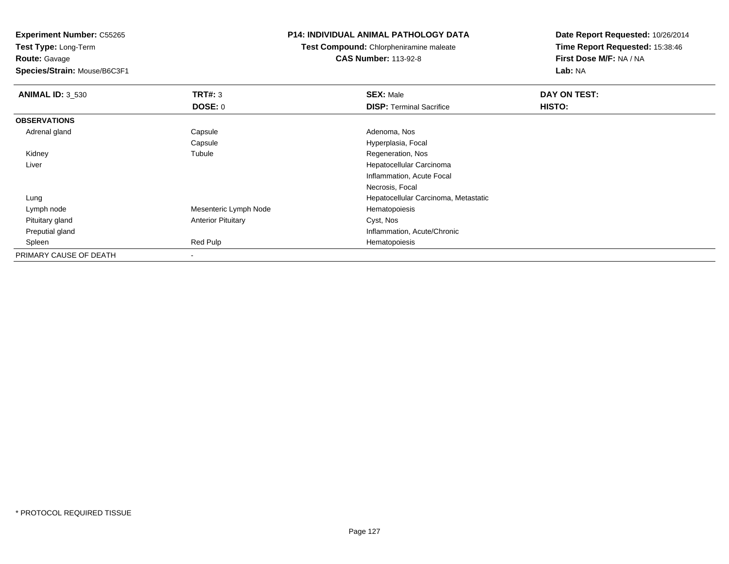**Experiment Number:** C55265
**Test Type:** Long-Term
**Route:** Gavage
**Species/Strain:** Mouse/B6C3F1

**P14: INDIVIDUAL ANIMAL PATHOLOGY DATA**
**Test Compound:** Chlorpheniramine maleate
**CAS Number:** 113-92-8

**Date Report Requested:** 10/26/2014
**Time Report Requested:** 15:38:46
**First Dose M/F:** NA / NA
**Lab:** NA

| **ANIMAL ID:** 3_530 | **TRT#:** 3 | **SEX:** Male | **DAY ON TEST:** |
|---|---|---|---|
| | **DOSE:** 0 | **DISP:** Terminal Sacrifice | **HISTO:** |
| **OBSERVATIONS** | | | |
| Adrenal gland | Capsule | Adenoma, Nos | |
| | Capsule | Hyperplasia, Focal | |
| Kidney | Tubule | Regeneration, Nos | |
| Liver | | Hepatocellular Carcinoma | |
| | | Inflammation, Acute Focal | |
| | | Necrosis, Focal | |
| Lung | | Hepatocellular Carcinoma, Metastatic | |
| Lymph node | Mesenteric Lymph Node | Hematopoiesis | |
| Pituitary gland | Anterior Pituitary | Cyst, Nos | |
| Preputial gland | | Inflammation, Acute/Chronic | |
| Spleen | Red Pulp | Hematopoiesis | |
| PRIMARY CAUSE OF DEATH | - | | |

\* PROTOCOL REQUIRED TISSUE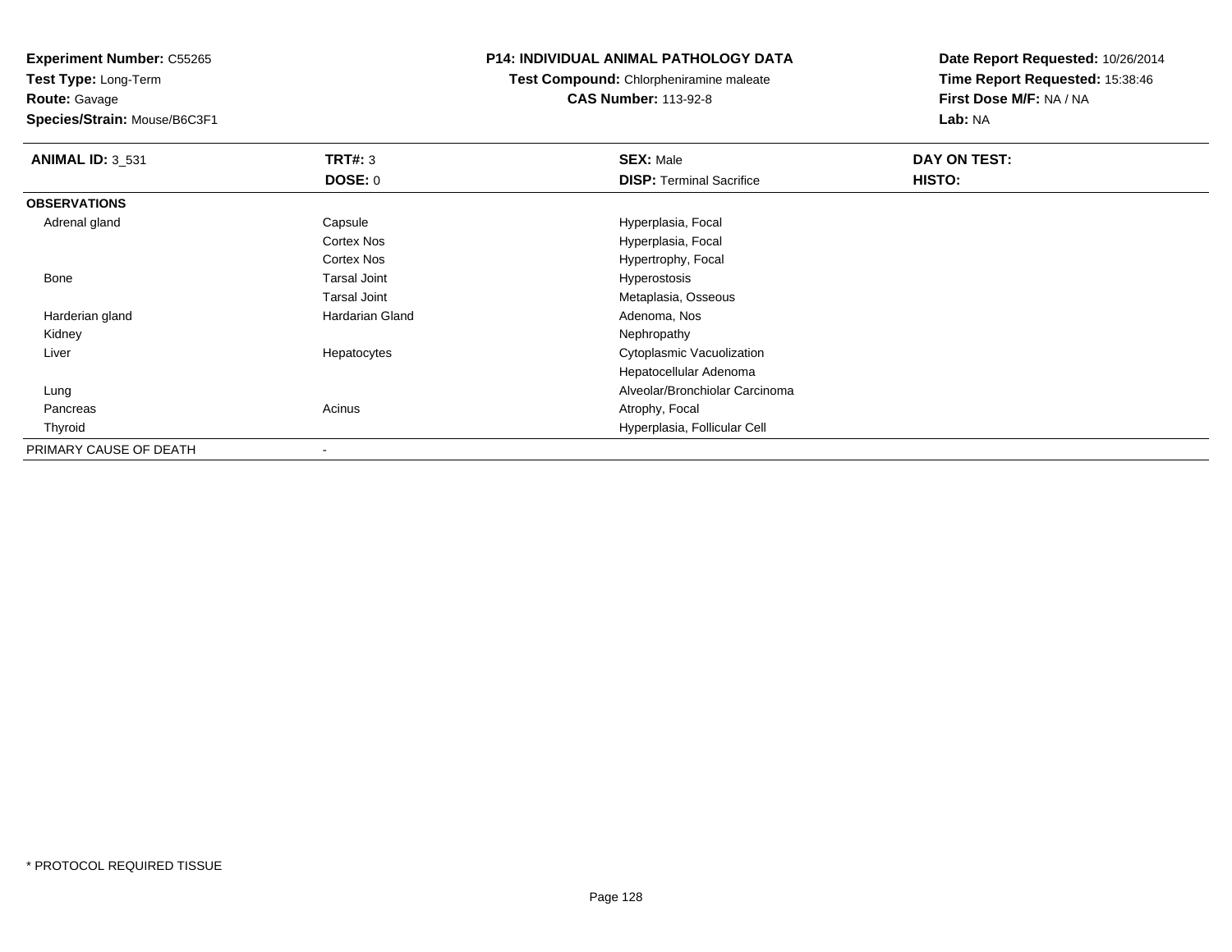**Experiment Number:** C55265
**Test Type:** Long-Term
**Route:** Gavage
**Species/Strain:** Mouse/B6C3F1

**P14: INDIVIDUAL ANIMAL PATHOLOGY DATA**
**Test Compound:** Chlorpheniramine maleate
**CAS Number:** 113-92-8

**Date Report Requested:** 10/26/2014
**Time Report Requested:** 15:38:46
**First Dose M/F:** NA / NA
**Lab:** NA

| **ANIMAL ID:** 3_531 | **TRT#:** 3 | **SEX:** Male | **DAY ON TEST:** |
|---|---|---|---|
| | **DOSE:** 0 | **DISP:** Terminal Sacrifice | **HISTO:** |
| **OBSERVATIONS** | | | |
| Adrenal gland | Capsule | Hyperplasia, Focal | |
| | Cortex Nos | Hyperplasia, Focal | |
| | Cortex Nos | Hypertrophy, Focal | |
| Bone | Tarsal Joint | Hyperostosis | |
| | Tarsal Joint | Metaplasia, Osseous | |
| Harderian gland | Hardarian Gland | Adenoma, Nos | |
| Kidney | | Nephropathy | |
| Liver | Hepatocytes | Cytoplasmic Vacuolization | |
| | | Hepatocellular Adenoma | |
| Lung | | Alveolar/Bronchiolar Carcinoma | |
| Pancreas | Acinus | Atrophy, Focal | |
| Thyroid | | Hyperplasia, Follicular Cell | |
| PRIMARY CAUSE OF DEATH | - | | |

* PROTOCOL REQUIRED TISSUE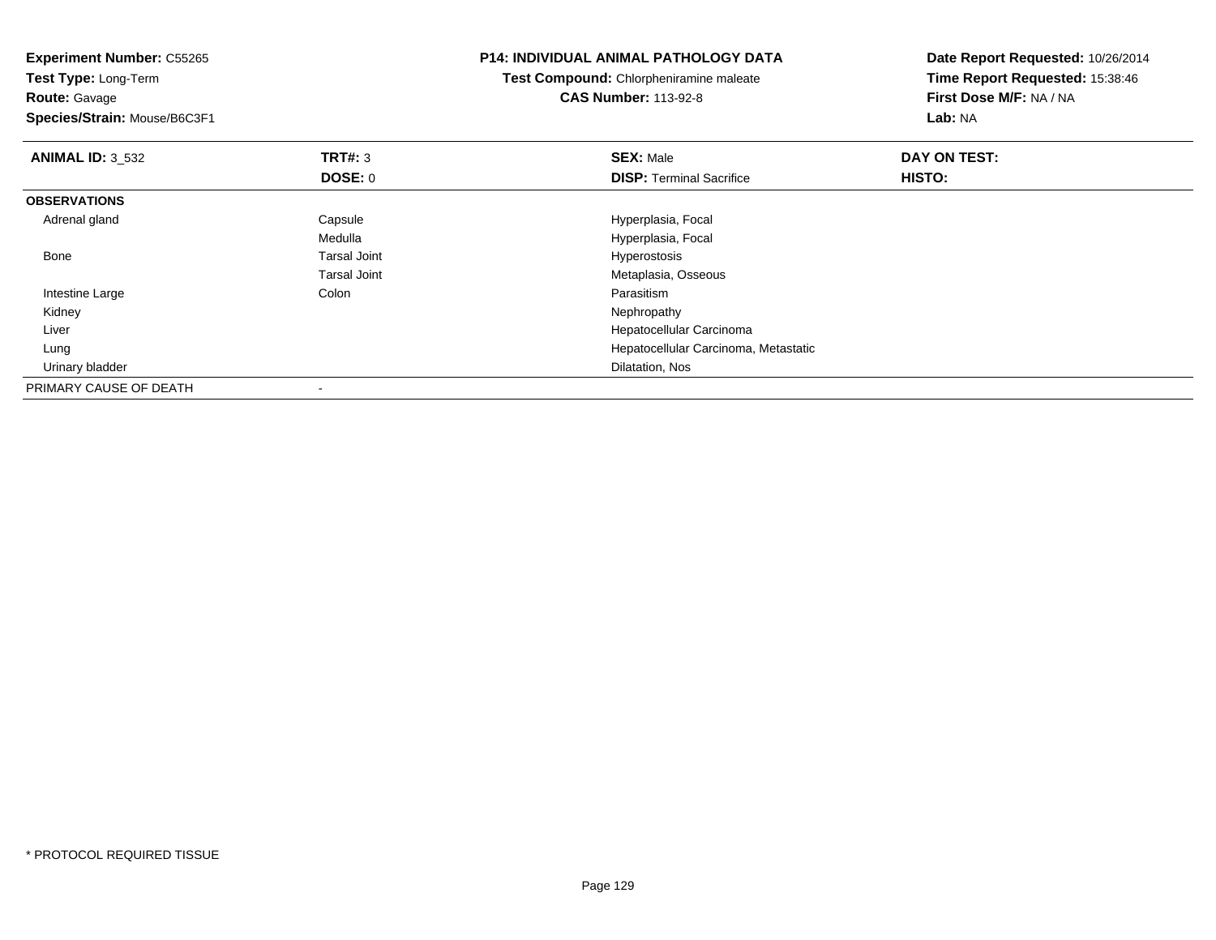**Experiment Number:** C55265
**Test Type:** Long-Term
**Route:** Gavage
**Species/Strain:** Mouse/B6C3F1

**P14: INDIVIDUAL ANIMAL PATHOLOGY DATA**
**Test Compound:** Chlorpheniramine maleate
**CAS Number:** 113-92-8

**Date Report Requested:** 10/26/2014
**Time Report Requested:** 15:38:46
**First Dose M/F:** NA / NA
**Lab:** NA

| **ANIMAL ID:** 3_532 | **TRT#:** 3 | **SEX:** Male | **DAY ON TEST:** |
|---|---|---|---|
| | **DOSE:** 0 | **DISP:** Terminal Sacrifice | **HISTO:** |
| **OBSERVATIONS** | | | |
| Adrenal gland | Capsule | Hyperplasia, Focal | |
| | Medulla | Hyperplasia, Focal | |
| Bone | Tarsal Joint | Hyperostosis | |
| | Tarsal Joint | Metaplasia, Osseous | |
| Intestine Large | Colon | Parasitism | |
| Kidney | | Nephropathy | |
| Liver | | Hepatocellular Carcinoma | |
| Lung | | Hepatocellular Carcinoma, Metastatic | |
| Urinary bladder | | Dilatation, Nos | |
| PRIMARY CAUSE OF DEATH | - | | |

* PROTOCOL REQUIRED TISSUE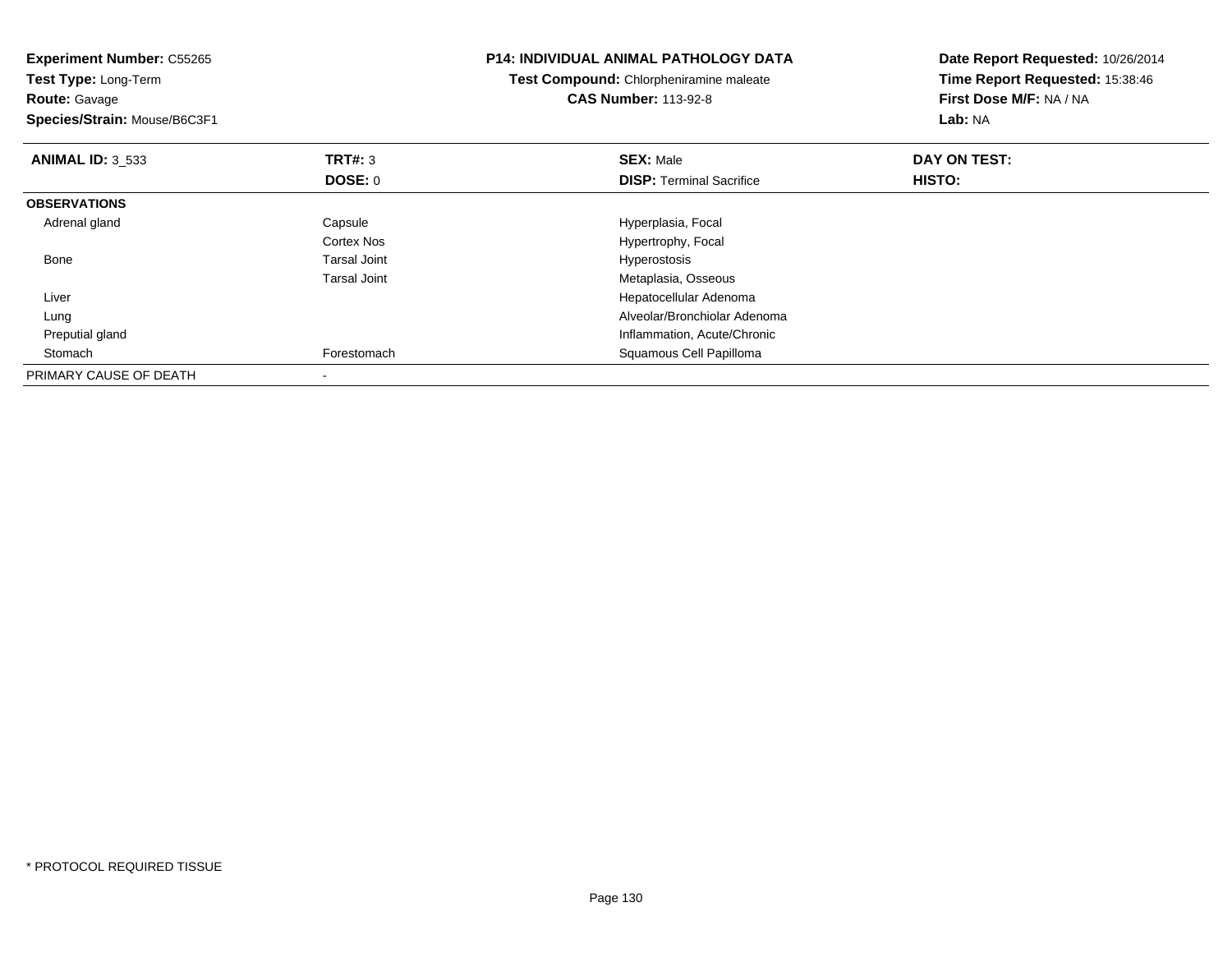**Experiment Number:** C55265
**Test Type:** Long-Term
**Route:** Gavage
**Species/Strain:** Mouse/B6C3F1

**P14: INDIVIDUAL ANIMAL PATHOLOGY DATA**
**Test Compound:** Chlorpheniramine maleate
**CAS Number:** 113-92-8

**Date Report Requested:** 10/26/2014
**Time Report Requested:** 15:38:46
**First Dose M/F:** NA / NA
**Lab:** NA

| **ANIMAL ID:** 3_533 | **TRT#:** 3 | **SEX:** Male | **DAY ON TEST:** |
|---|---|---|---|
| | **DOSE:** 0 | **DISP:** Terminal Sacrifice | **HISTO:** |
| **OBSERVATIONS** | | | |
| Adrenal gland | Capsule | Hyperplasia, Focal | |
| | Cortex Nos | Hypertrophy, Focal | |
| Bone | Tarsal Joint | Hyperostosis | |
| | Tarsal Joint | Metaplasia, Osseous | |
| Liver | | Hepatocellular Adenoma | |
| Lung | | Alveolar/Bronchiolar Adenoma | |
| Preputial gland | | Inflammation, Acute/Chronic | |
| Stomach | Forestomach | Squamous Cell Papilloma | |
| PRIMARY CAUSE OF DEATH | - | | |

* PROTOCOL REQUIRED TISSUE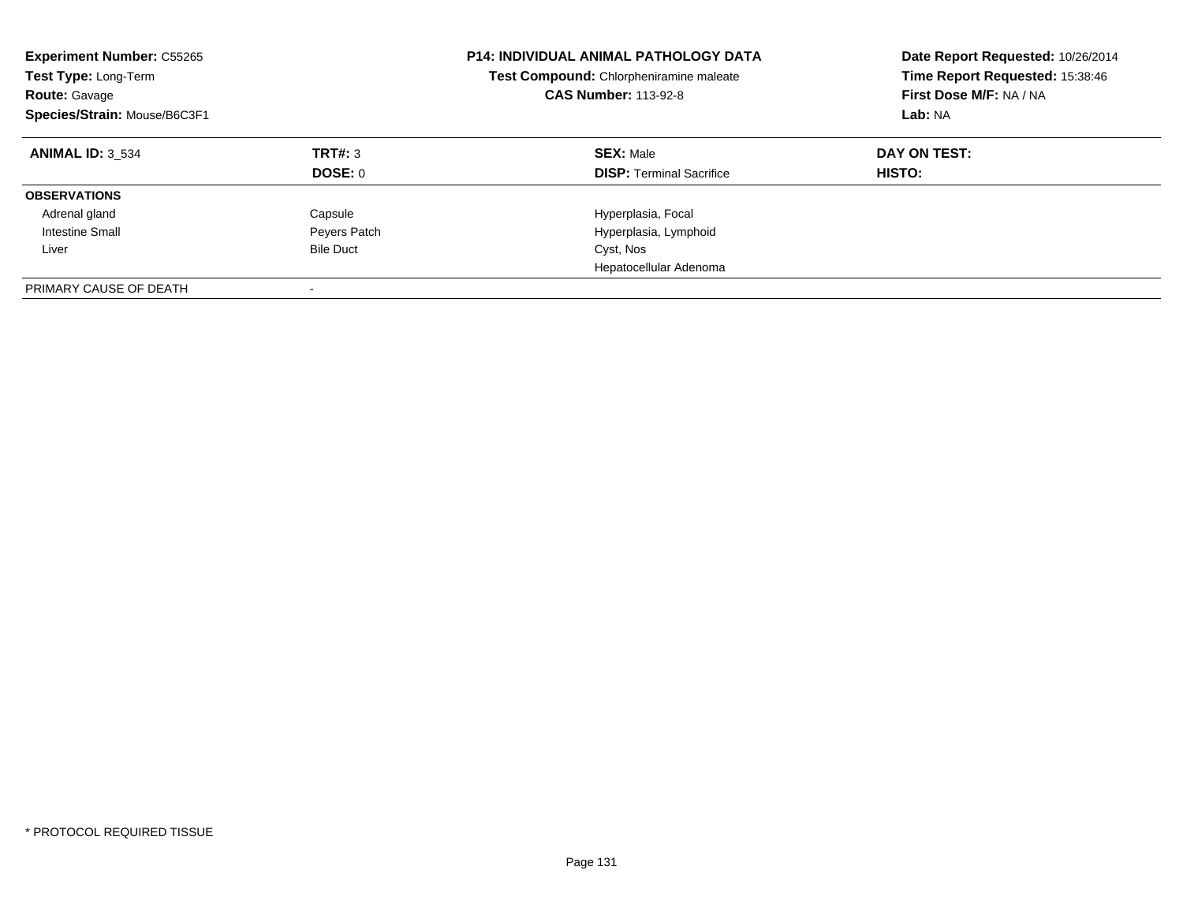**Experiment Number:** C55265
**Test Type:** Long-Term
**Route:** Gavage
**Species/Strain:** Mouse/B6C3F1

**P14: INDIVIDUAL ANIMAL PATHOLOGY DATA**
**Test Compound:** Chlorpheniramine maleate
**CAS Number:** 113-92-8

**Date Report Requested:** 10/26/2014
**Time Report Requested:** 15:38:46
**First Dose M/F:** NA / NA
**Lab:** NA

| **ANIMAL ID:** 3_534 | **TRT#:** 3 | **SEX:** Male | **DAY ON TEST:** |
|---|---|---|---|
| | **DOSE:** 0 | **DISP:** Terminal Sacrifice | **HISTO:** |
| **OBSERVATIONS** | | | |
| Adrenal gland | Capsule | Hyperplasia, Focal | |
| Intestine Small | Peyers Patch | Hyperplasia, Lymphoid | |
| Liver | Bile Duct | Cyst, Nos | |
| | | Hepatocellular Adenoma | |
| PRIMARY CAUSE OF DEATH | - | | |

* PROTOCOL REQUIRED TISSUE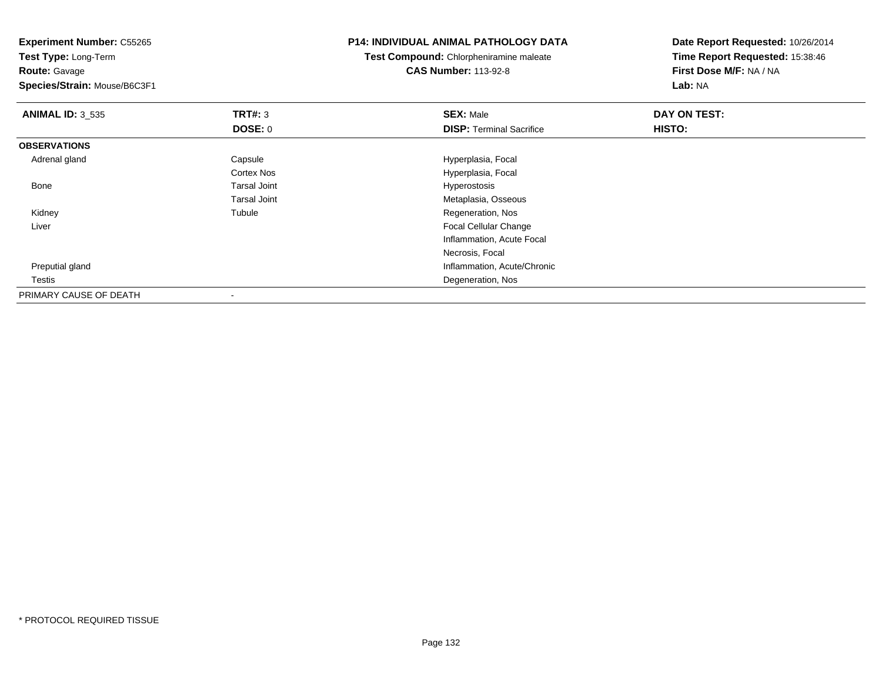**Experiment Number:** C55265
**Test Type:** Long-Term
**Route:** Gavage
**Species/Strain:** Mouse/B6C3F1

**P14: INDIVIDUAL ANIMAL PATHOLOGY DATA**
**Test Compound:** Chlorpheniramine maleate
**CAS Number:** 113-92-8

**Date Report Requested:** 10/26/2014
**Time Report Requested:** 15:38:46
**First Dose M/F:** NA / NA
**Lab:** NA

| **ANIMAL ID:** 3_535 | **TRT#:** 3 | **SEX:** Male | **DAY ON TEST:** |
|---|---|---|---|
| | **DOSE:** 0 | **DISP:** Terminal Sacrifice | **HISTO:** |
| **OBSERVATIONS** | | | |
| Adrenal gland | Capsule | Hyperplasia, Focal | |
| | Cortex Nos | Hyperplasia, Focal | |
| Bone | Tarsal Joint | Hyperostosis | |
| | Tarsal Joint | Metaplasia, Osseous | |
| Kidney | Tubule | Regeneration, Nos | |
| Liver | | Focal Cellular Change | |
| | | Inflammation, Acute Focal | |
| | | Necrosis, Focal | |
| Preputial gland | | Inflammation, Acute/Chronic | |
| Testis | | Degeneration, Nos | |
| PRIMARY CAUSE OF DEATH | - | | |

* PROTOCOL REQUIRED TISSUE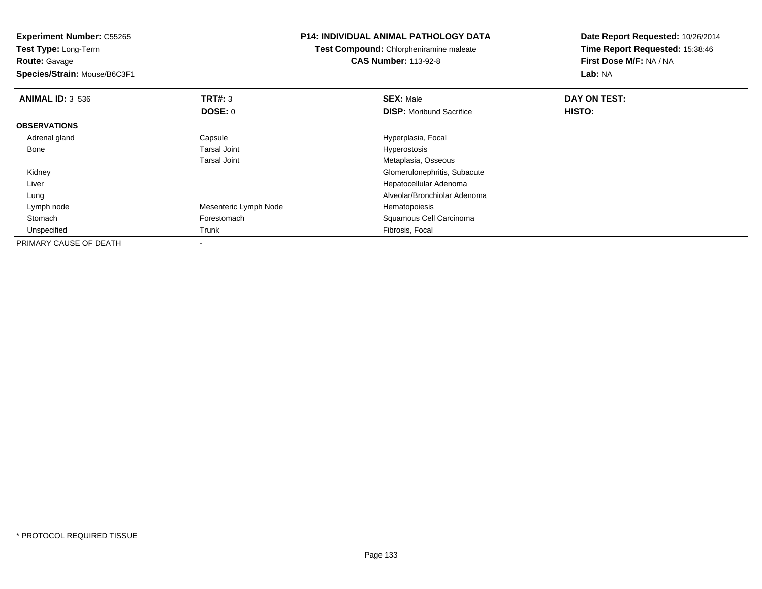**Experiment Number:** C55265
**Test Type:** Long-Term
**Route:** Gavage
**Species/Strain:** Mouse/B6C3F1

**P14: INDIVIDUAL ANIMAL PATHOLOGY DATA**
**Test Compound:** Chlorpheniramine maleate
**CAS Number:** 113-92-8

**Date Report Requested:** 10/26/2014
**Time Report Requested:** 15:38:46
**First Dose M/F:** NA / NA
**Lab:** NA

| **ANIMAL ID:** 3_536 | **TRT#:** 3 | **SEX:** Male | **DAY ON TEST:** |
|---|---|---|---|
| | **DOSE:** 0 | **DISP:** Moribund Sacrifice | **HISTO:** |
| **OBSERVATIONS** | | | |
| Adrenal gland | Capsule | Hyperplasia, Focal | |
| Bone | Tarsal Joint | Hyperostosis | |
| | Tarsal Joint | Metaplasia, Osseous | |
| Kidney | | Glomerulonephritis, Subacute | |
| Liver | | Hepatocellular Adenoma | |
| Lung | | Alveolar/Bronchiolar Adenoma | |
| Lymph node | Mesenteric Lymph Node | Hematopoiesis | |
| Stomach | Forestomach | Squamous Cell Carcinoma | |
| Unspecified | Trunk | Fibrosis, Focal | |
| PRIMARY CAUSE OF DEATH | - | | |

* PROTOCOL REQUIRED TISSUE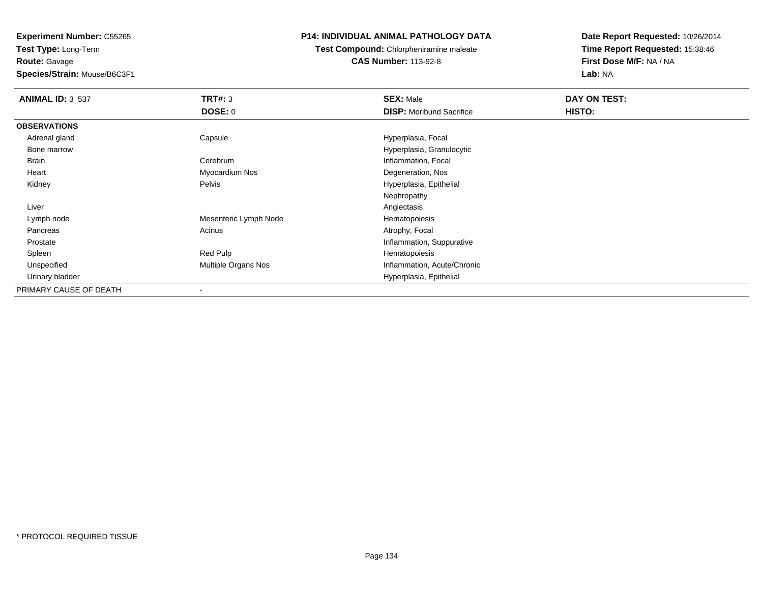**Experiment Number:** C55265
**Test Type:** Long-Term
**Route:** Gavage
**Species/Strain:** Mouse/B6C3F1

**P14: INDIVIDUAL ANIMAL PATHOLOGY DATA**
**Test Compound:** Chlorpheniramine maleate
**CAS Number:** 113-92-8

**Date Report Requested:** 10/26/2014
**Time Report Requested:** 15:38:46
**First Dose M/F:** NA / NA
**Lab:** NA

| **ANIMAL ID:** 3_537 | **TRT#:** 3 | **SEX:** Male | **DAY ON TEST:** |
|---|---|---|---|
| | **DOSE:** 0 | **DISP:** Moribund Sacrifice | **HISTO:** |
| **OBSERVATIONS** | | | |
| Adrenal gland | Capsule | Hyperplasia, Focal | |
| Bone marrow | | Hyperplasia, Granulocytic | |
| Brain | Cerebrum | Inflammation, Focal | |
| Heart | Myocardium Nos | Degeneration, Nos | |
| Kidney | Pelvis | Hyperplasia, Epithelial | |
| | | Nephropathy | |
| Liver | | Angiectasis | |
| Lymph node | Mesenteric Lymph Node | Hematopoiesis | |
| Pancreas | Acinus | Atrophy, Focal | |
| Prostate | | Inflammation, Suppurative | |
| Spleen | Red Pulp | Hematopoiesis | |
| Unspecified | Multiple Organs Nos | Inflammation, Acute/Chronic | |
| Urinary bladder | | Hyperplasia, Epithelial | |
| PRIMARY CAUSE OF DEATH | - | | |

* PROTOCOL REQUIRED TISSUE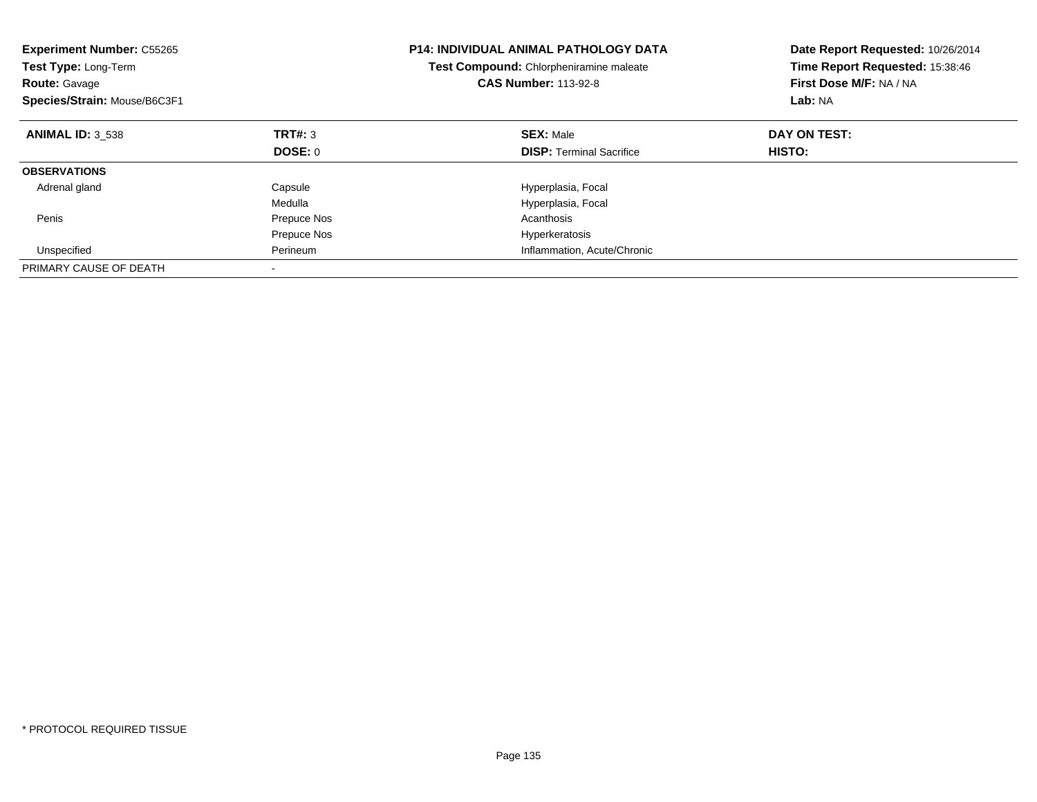**Experiment Number:** C55265
**Test Type:** Long-Term
**Route:** Gavage
**Species/Strain:** Mouse/B6C3F1

**P14: INDIVIDUAL ANIMAL PATHOLOGY DATA**
**Test Compound:** Chlorpheniramine maleate
**CAS Number:** 113-92-8

**Date Report Requested:** 10/26/2014
**Time Report Requested:** 15:38:46
**First Dose M/F:** NA / NA
**Lab:** NA

| **ANIMAL ID:** 3_538 | **TRT#:** 3 | **SEX:** Male | **DAY ON TEST:** |
|---|---|---|---|
| | **DOSE:** 0 | **DISP:** Terminal Sacrifice | **HISTO:** |
| **OBSERVATIONS** | | | |
| Adrenal gland | Capsule | Hyperplasia, Focal | |
| | Medulla | Hyperplasia, Focal | |
| Penis | Prepuce Nos | Acanthosis | |
| | Prepuce Nos | Hyperkeratosis | |
| Unspecified | Perineum | Inflammation, Acute/Chronic | |
| PRIMARY CAUSE OF DEATH | - | | |

* PROTOCOL REQUIRED TISSUE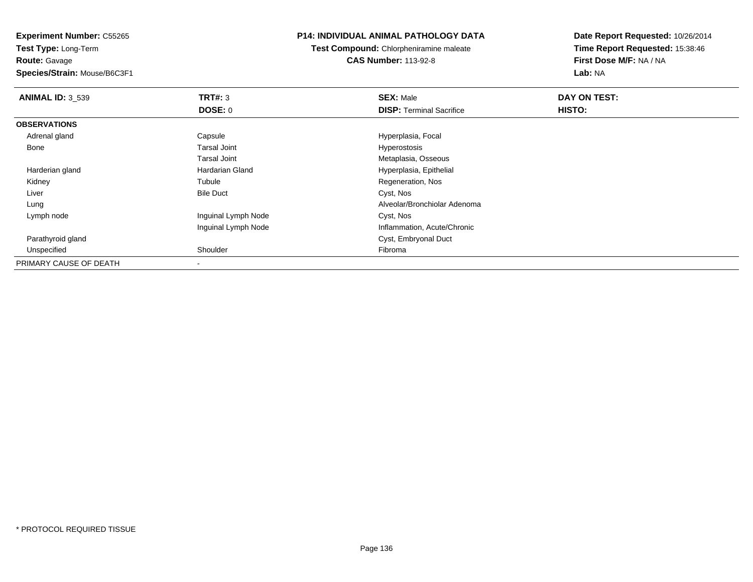**Experiment Number:** C55265
**Test Type:** Long-Term
**Route:** Gavage
**Species/Strain:** Mouse/B6C3F1

**P14: INDIVIDUAL ANIMAL PATHOLOGY DATA**
**Test Compound:** Chlorpheniramine maleate
**CAS Number:** 113-92-8

**Date Report Requested:** 10/26/2014
**Time Report Requested:** 15:38:46
**First Dose M/F:** NA / NA
**Lab:** NA

| **ANIMAL ID:** 3_539 | **TRT#:** 3 | **SEX:** Male | **DAY ON TEST:** |
|---|---|---|---|
| | **DOSE:** 0 | **DISP:** Terminal Sacrifice | **HISTO:** |
| **OBSERVATIONS** | | | |
| Adrenal gland | Capsule | Hyperplasia, Focal | |
| Bone | Tarsal Joint | Hyperostosis | |
| | Tarsal Joint | Metaplasia, Osseous | |
| Harderian gland | Hardarian Gland | Hyperplasia, Epithelial | |
| Kidney | Tubule | Regeneration, Nos | |
| Liver | Bile Duct | Cyst, Nos | |
| Lung | | Alveolar/Bronchiolar Adenoma | |
| Lymph node | Inguinal Lymph Node | Cyst, Nos | |
| | Inguinal Lymph Node | Inflammation, Acute/Chronic | |
| Parathyroid gland | | Cyst, Embryonal Duct | |
| Unspecified | Shoulder | Fibroma | |
| PRIMARY CAUSE OF DEATH | - | | |

* PROTOCOL REQUIRED TISSUE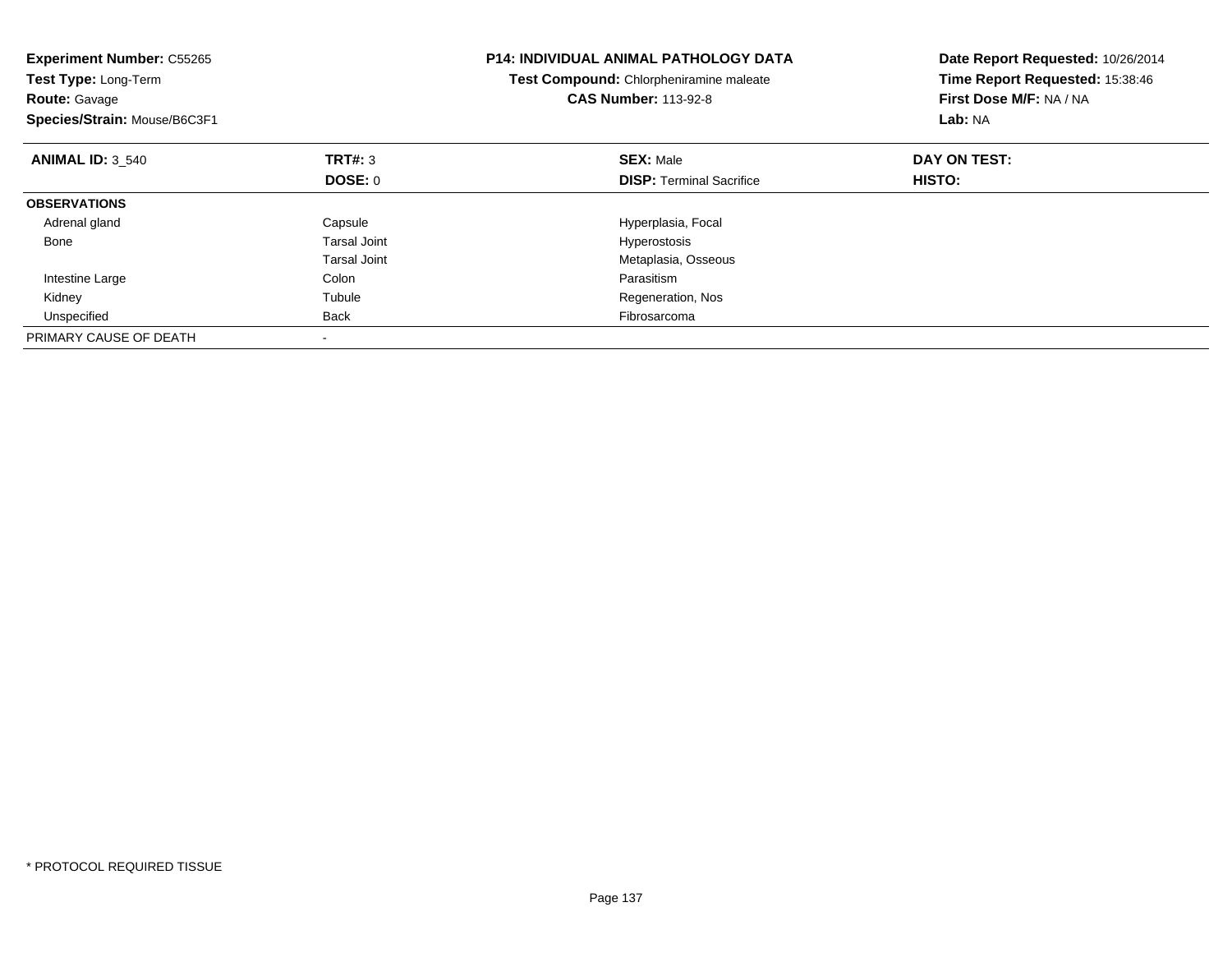**Experiment Number:** C55265
**Test Type:** Long-Term
**Route:** Gavage
**Species/Strain:** Mouse/B6C3F1

**P14: INDIVIDUAL ANIMAL PATHOLOGY DATA**
**Test Compound:** Chlorpheniramine maleate
**CAS Number:** 113-92-8

**Date Report Requested:** 10/26/2014
**Time Report Requested:** 15:38:46
**First Dose M/F:** NA / NA
**Lab:** NA

| **ANIMAL ID:** 3_540 | **TRT#:** 3 | **SEX:** Male | **DAY ON TEST:** |
|---|---|---|---|
| | **DOSE:** 0 | **DISP:** Terminal Sacrifice | **HISTO:** |
| **OBSERVATIONS** | | | |
| Adrenal gland | Capsule | Hyperplasia, Focal | |
| Bone | Tarsal Joint | Hyperostosis | |
| | Tarsal Joint | Metaplasia, Osseous | |
| Intestine Large | Colon | Parasitism | |
| Kidney | Tubule | Regeneration, Nos | |
| Unspecified | Back | Fibrosarcoma | |
| PRIMARY CAUSE OF DEATH | - | | |

* PROTOCOL REQUIRED TISSUE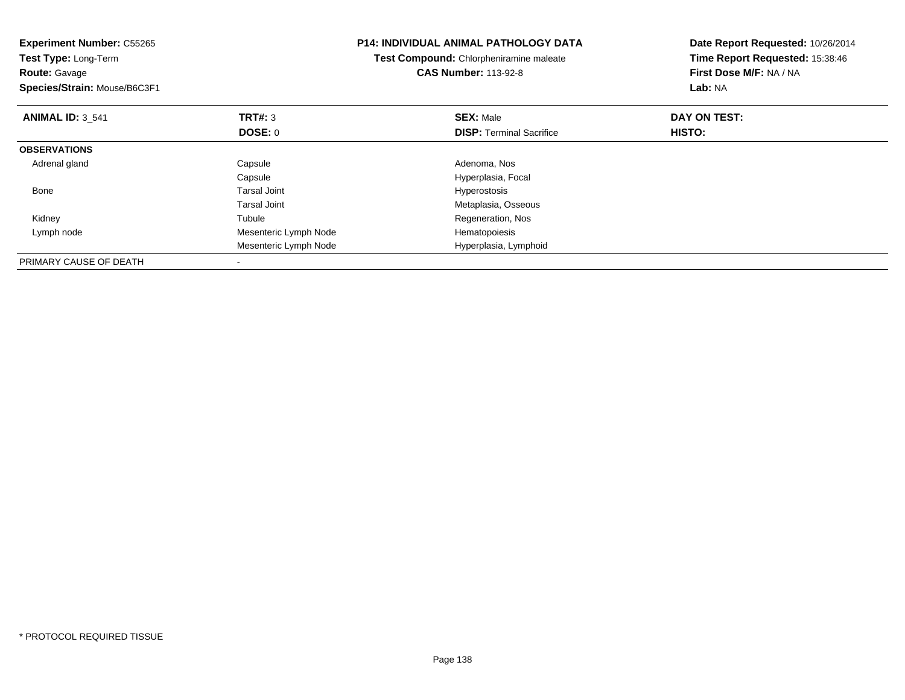**Experiment Number:** C55265
**Test Type:** Long-Term
**Route:** Gavage
**Species/Strain:** Mouse/B6C3F1

**P14: INDIVIDUAL ANIMAL PATHOLOGY DATA**
**Test Compound:** Chlorpheniramine maleate
**CAS Number:** 113-92-8

**Date Report Requested:** 10/26/2014
**Time Report Requested:** 15:38:46
**First Dose M/F:** NA / NA
**Lab:** NA

| **ANIMAL ID:** 3_541 | **TRT#:** 3 | **SEX:** Male | **DAY ON TEST:** |
|---|---|---|---|
| | **DOSE:** 0 | **DISP:** Terminal Sacrifice | **HISTO:** |
| **OBSERVATIONS** | | | |
| Adrenal gland | Capsule | Adenoma, Nos | |
| | Capsule | Hyperplasia, Focal | |
| Bone | Tarsal Joint | Hyperostosis | |
| | Tarsal Joint | Metaplasia, Osseous | |
| Kidney | Tubule | Regeneration, Nos | |
| Lymph node | Mesenteric Lymph Node | Hematopoiesis | |
| | Mesenteric Lymph Node | Hyperplasia, Lymphoid | |
| PRIMARY CAUSE OF DEATH | - | | |

\* PROTOCOL REQUIRED TISSUE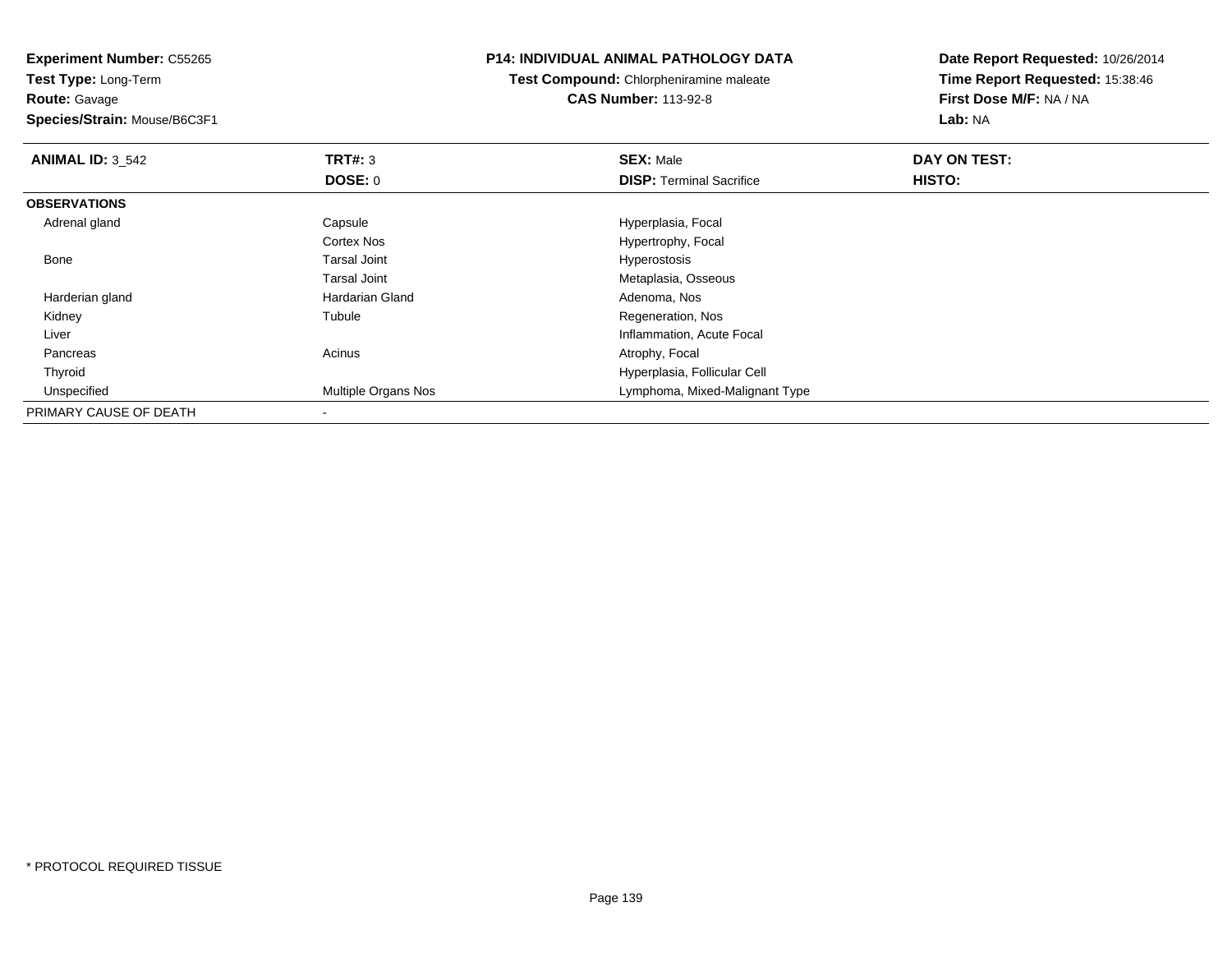**Experiment Number:** C55265
**Test Type:** Long-Term
**Route:** Gavage
**Species/Strain:** Mouse/B6C3F1

**P14: INDIVIDUAL ANIMAL PATHOLOGY DATA**
**Test Compound:** Chlorpheniramine maleate
**CAS Number:** 113-92-8

**Date Report Requested:** 10/26/2014
**Time Report Requested:** 15:38:46
**First Dose M/F:** NA / NA
**Lab:** NA

| **ANIMAL ID:** 3_542 | **TRT#:** 3 | **SEX:** Male | **DAY ON TEST:** |
|---|---|---|---|
| | **DOSE:** 0 | **DISP:** Terminal Sacrifice | **HISTO:** |
| **OBSERVATIONS** | | | |
| Adrenal gland | Capsule | Hyperplasia, Focal | |
| | Cortex Nos | Hypertrophy, Focal | |
| Bone | Tarsal Joint | Hyperostosis | |
| | Tarsal Joint | Metaplasia, Osseous | |
| Harderian gland | Hardarian Gland | Adenoma, Nos | |
| Kidney | Tubule | Regeneration, Nos | |
| Liver | | Inflammation, Acute Focal | |
| Pancreas | Acinus | Atrophy, Focal | |
| Thyroid | | Hyperplasia, Follicular Cell | |
| Unspecified | Multiple Organs Nos | Lymphoma, Mixed-Malignant Type | |
| PRIMARY CAUSE OF DEATH | - | | |

* PROTOCOL REQUIRED TISSUE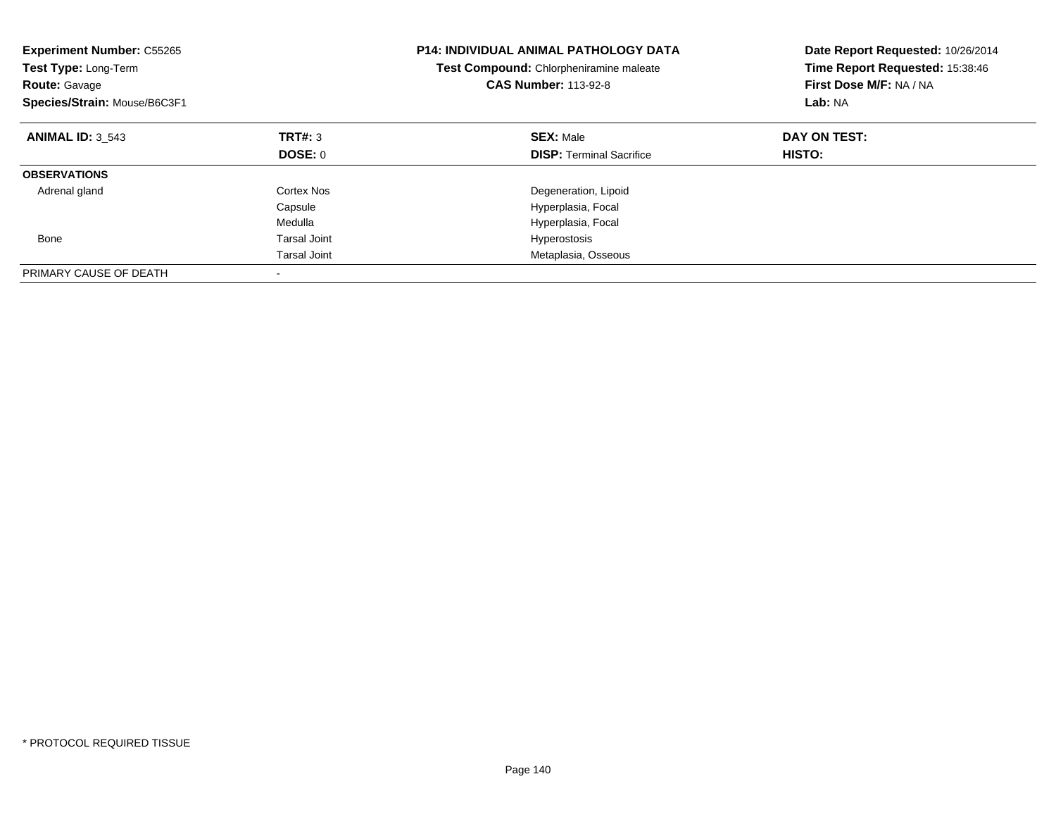**Experiment Number:** C55265
**Test Type:** Long-Term
**Route:** Gavage
**Species/Strain:** Mouse/B6C3F1

**P14: INDIVIDUAL ANIMAL PATHOLOGY DATA**
**Test Compound:** Chlorpheniramine maleate
**CAS Number:** 113-92-8

**Date Report Requested:** 10/26/2014
**Time Report Requested:** 15:38:46
**First Dose M/F:** NA / NA
**Lab:** NA

| **ANIMAL ID:** 3_543 | **TRT#:** 3 | **SEX:** Male | **DAY ON TEST:** |
|---|---|---|---|
| | **DOSE:** 0 | **DISP:** Terminal Sacrifice | **HISTO:** |
| **OBSERVATIONS** | | | |
| Adrenal gland | Cortex Nos | Degeneration, Lipoid | |
| | Capsule | Hyperplasia, Focal | |
| | Medulla | Hyperplasia, Focal | |
| Bone | Tarsal Joint | Hyperostosis | |
| | Tarsal Joint | Metaplasia, Osseous | |
| PRIMARY CAUSE OF DEATH | - | | |

* PROTOCOL REQUIRED TISSUE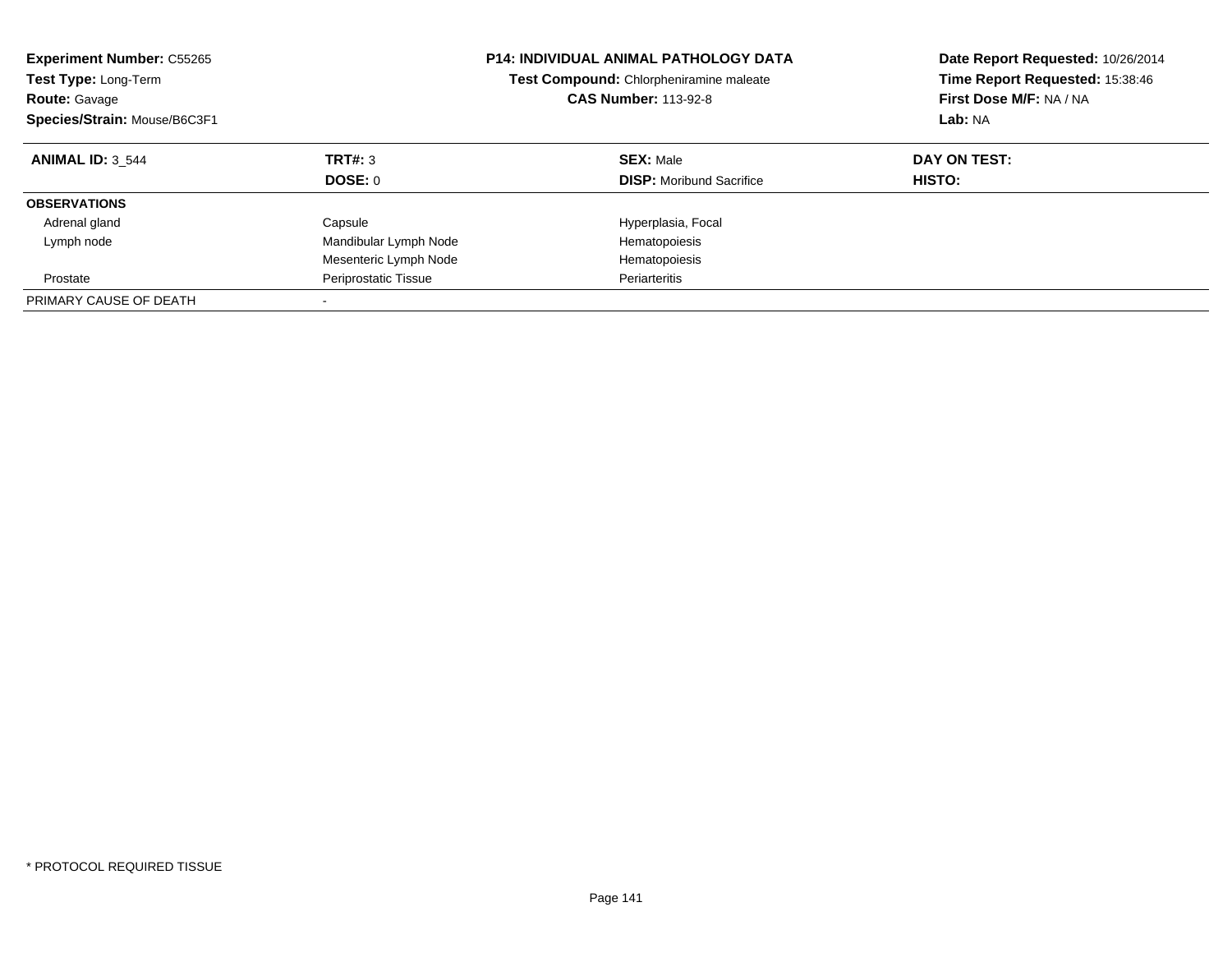**Experiment Number:** C55265
**Test Type:** Long-Term
**Route:** Gavage
**Species/Strain:** Mouse/B6C3F1

**P14: INDIVIDUAL ANIMAL PATHOLOGY DATA**
**Test Compound:** Chlorpheniramine maleate
**CAS Number:** 113-92-8

**Date Report Requested:** 10/26/2014
**Time Report Requested:** 15:38:46
**First Dose M/F:** NA / NA
**Lab:** NA

| **ANIMAL ID:** 3_544 | **TRT#:** 3 | **SEX:** Male | **DAY ON TEST:** |
|---|---|---|---|
| | **DOSE:** 0 | **DISP:** Moribund Sacrifice | **HISTO:** |
| **OBSERVATIONS** | | | |
| Adrenal gland | Capsule | Hyperplasia, Focal | |
| Lymph node | Mandibular Lymph Node | Hematopoiesis | |
| | Mesenteric Lymph Node | Hematopoiesis | |
| Prostate | Periprostatic Tissue | Periarteritis | |
| PRIMARY CAUSE OF DEATH | - | | |

* PROTOCOL REQUIRED TISSUE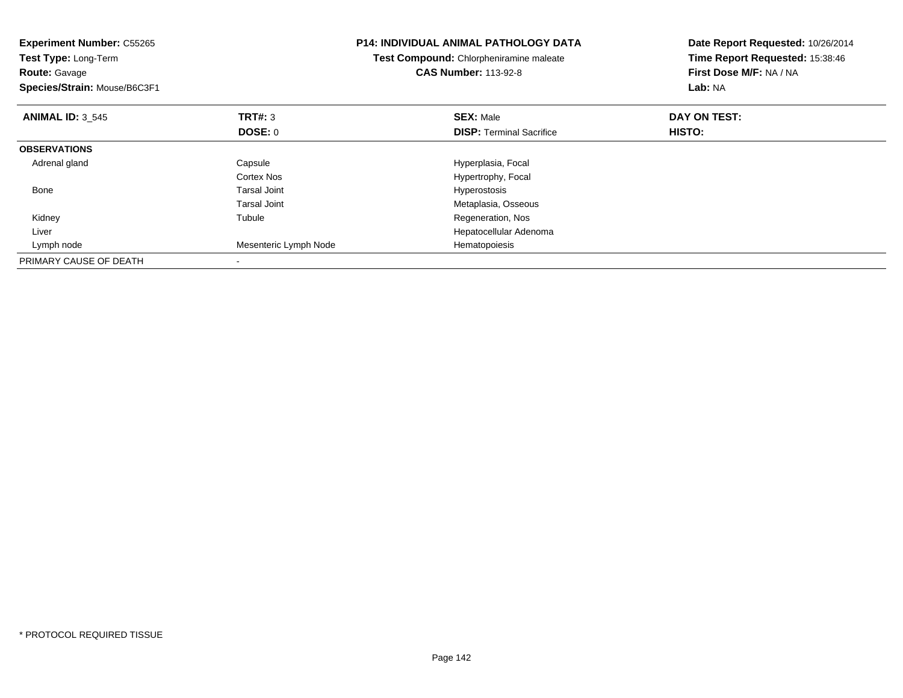**Experiment Number:** C55265
**Test Type:** Long-Term
**Route:** Gavage
**Species/Strain:** Mouse/B6C3F1

**P14: INDIVIDUAL ANIMAL PATHOLOGY DATA**
**Test Compound:** Chlorpheniramine maleate
**CAS Number:** 113-92-8

**Date Report Requested:** 10/26/2014
**Time Report Requested:** 15:38:46
**First Dose M/F:** NA / NA
**Lab:** NA

| **ANIMAL ID:** 3_545 | **TRT#:** 3 | **SEX:** Male | **DAY ON TEST:** |
|---|---|---|---|
| | **DOSE:** 0 | **DISP:** Terminal Sacrifice | **HISTO:** |
| **OBSERVATIONS** | | | |
| Adrenal gland | Capsule | Hyperplasia, Focal | |
| | Cortex Nos | Hypertrophy, Focal | |
| Bone | Tarsal Joint | Hyperostosis | |
| | Tarsal Joint | Metaplasia, Osseous | |
| Kidney | Tubule | Regeneration, Nos | |
| Liver | | Hepatocellular Adenoma | |
| Lymph node | Mesenteric Lymph Node | Hematopoiesis | |
| PRIMARY CAUSE OF DEATH | - | | |

* PROTOCOL REQUIRED TISSUE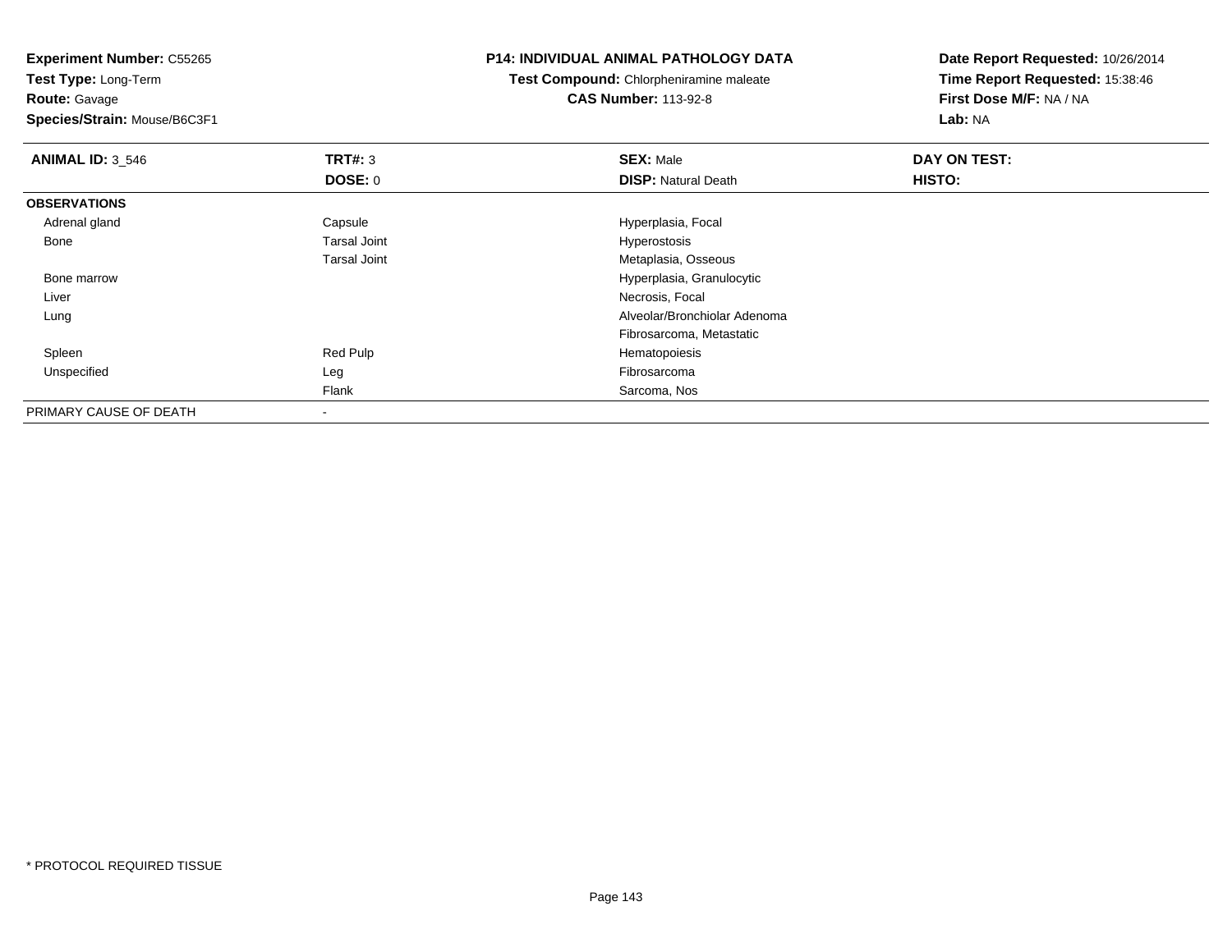**Experiment Number:** C55265
**Test Type:** Long-Term
**Route:** Gavage
**Species/Strain:** Mouse/B6C3F1

**P14: INDIVIDUAL ANIMAL PATHOLOGY DATA**
**Test Compound:** Chlorpheniramine maleate
**CAS Number:** 113-92-8

**Date Report Requested:** 10/26/2014
**Time Report Requested:** 15:38:46
**First Dose M/F:** NA / NA
**Lab:** NA

| **ANIMAL ID:** 3_546 | **TRT#:** 3 | **SEX:** Male | **DAY ON TEST:** |
|---|---|---|---|
| | **DOSE:** 0 | **DISP:** Natural Death | **HISTO:** |
| **OBSERVATIONS** | | | |
| Adrenal gland | Capsule | Hyperplasia, Focal | |
| Bone | Tarsal Joint | Hyperostosis | |
| | Tarsal Joint | Metaplasia, Osseous | |
| Bone marrow | | Hyperplasia, Granulocytic | |
| Liver | | Necrosis, Focal | |
| Lung | | Alveolar/Bronchiolar Adenoma | |
| | | Fibrosarcoma, Metastatic | |
| Spleen | Red Pulp | Hematopoiesis | |
| Unspecified | Leg | Fibrosarcoma | |
| | Flank | Sarcoma, Nos | |
| PRIMARY CAUSE OF DEATH | - | | |

* PROTOCOL REQUIRED TISSUE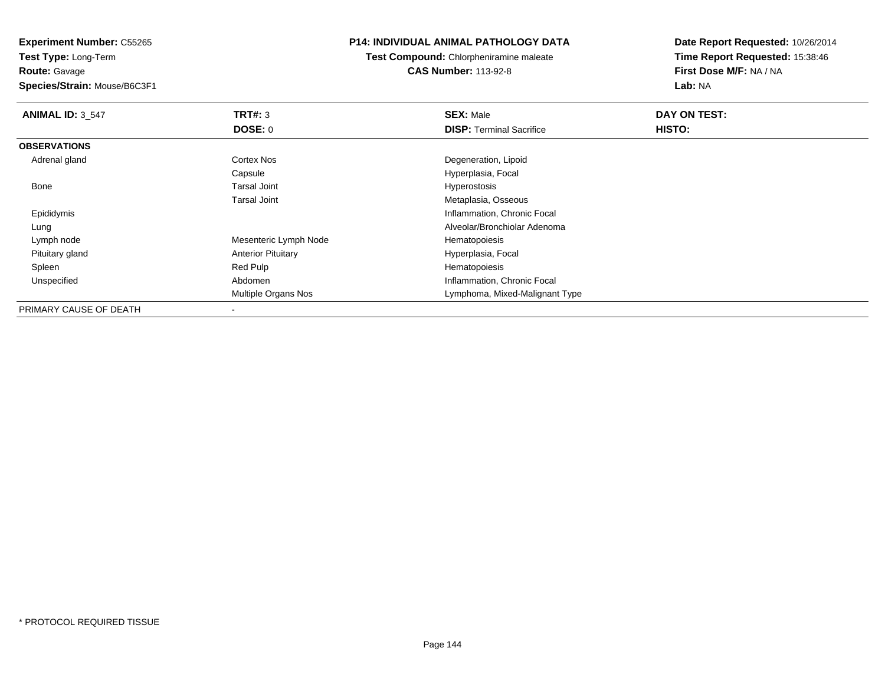**Experiment Number:** C55265
**Test Type:** Long-Term
**Route:** Gavage
**Species/Strain:** Mouse/B6C3F1

**P14: INDIVIDUAL ANIMAL PATHOLOGY DATA**
**Test Compound:** Chlorpheniramine maleate
**CAS Number:** 113-92-8

**Date Report Requested:** 10/26/2014
**Time Report Requested:** 15:38:46
**First Dose M/F:** NA / NA
**Lab:** NA

| **ANIMAL ID:** 3_547 | **TRT#:** 3 | **SEX:** Male | **DAY ON TEST:** |
|---|---|---|---|
| | **DOSE:** 0 | **DISP:** Terminal Sacrifice | **HISTO:** |
| **OBSERVATIONS** | | | |
| Adrenal gland | Cortex Nos | Degeneration, Lipoid | |
| | Capsule | Hyperplasia, Focal | |
| Bone | Tarsal Joint | Hyperostosis | |
| | Tarsal Joint | Metaplasia, Osseous | |
| Epididymis | | Inflammation, Chronic Focal | |
| Lung | | Alveolar/Bronchiolar Adenoma | |
| Lymph node | Mesenteric Lymph Node | Hematopoiesis | |
| Pituitary gland | Anterior Pituitary | Hyperplasia, Focal | |
| Spleen | Red Pulp | Hematopoiesis | |
| Unspecified | Abdomen | Inflammation, Chronic Focal | |
| | Multiple Organs Nos | Lymphoma, Mixed-Malignant Type | |
| PRIMARY CAUSE OF DEATH | - | | |

* PROTOCOL REQUIRED TISSUE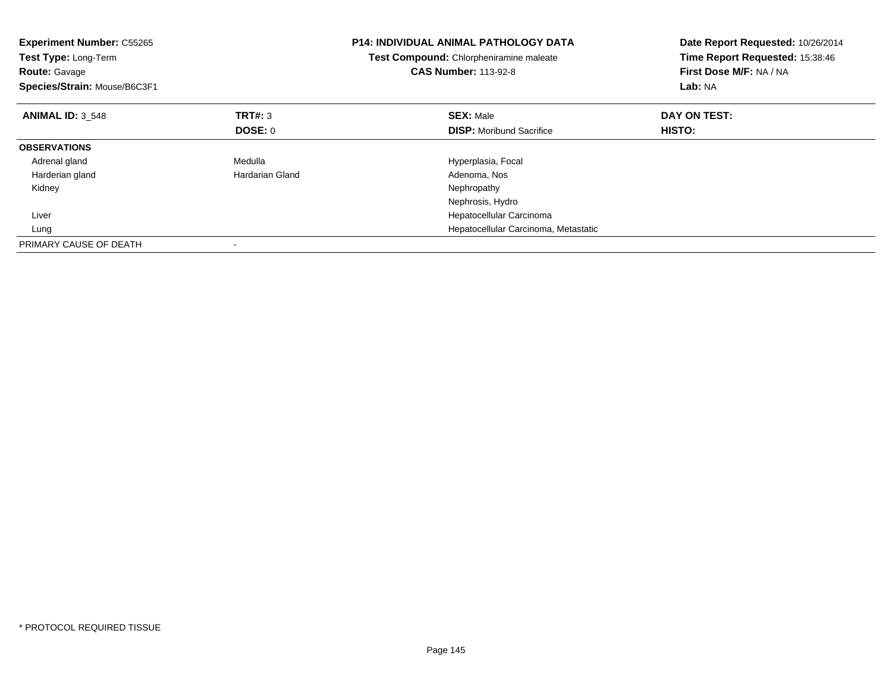**Experiment Number:** C55265
**Test Type:** Long-Term
**Route:** Gavage
**Species/Strain:** Mouse/B6C3F1

**P14: INDIVIDUAL ANIMAL PATHOLOGY DATA**
**Test Compound:** Chlorpheniramine maleate
**CAS Number:** 113-92-8

**Date Report Requested:** 10/26/2014
**Time Report Requested:** 15:38:46
**First Dose M/F:** NA / NA
**Lab:** NA

| **ANIMAL ID:** 3_548 | **TRT#:** 3 | **SEX:** Male | **DAY ON TEST:** |
|---|---|---|---|
| | **DOSE:** 0 | **DISP:** Moribund Sacrifice | **HISTO:** |
| **OBSERVATIONS** | | | |
| Adrenal gland | Medulla | Hyperplasia, Focal | |
| Harderian gland | Hardarian Gland | Adenoma, Nos | |
| Kidney | | Nephropathy | |
| | | Nephrosis, Hydro | |
| Liver | | Hepatocellular Carcinoma | |
| Lung | | Hepatocellular Carcinoma, Metastatic | |
| PRIMARY CAUSE OF DEATH | - | | |

* PROTOCOL REQUIRED TISSUE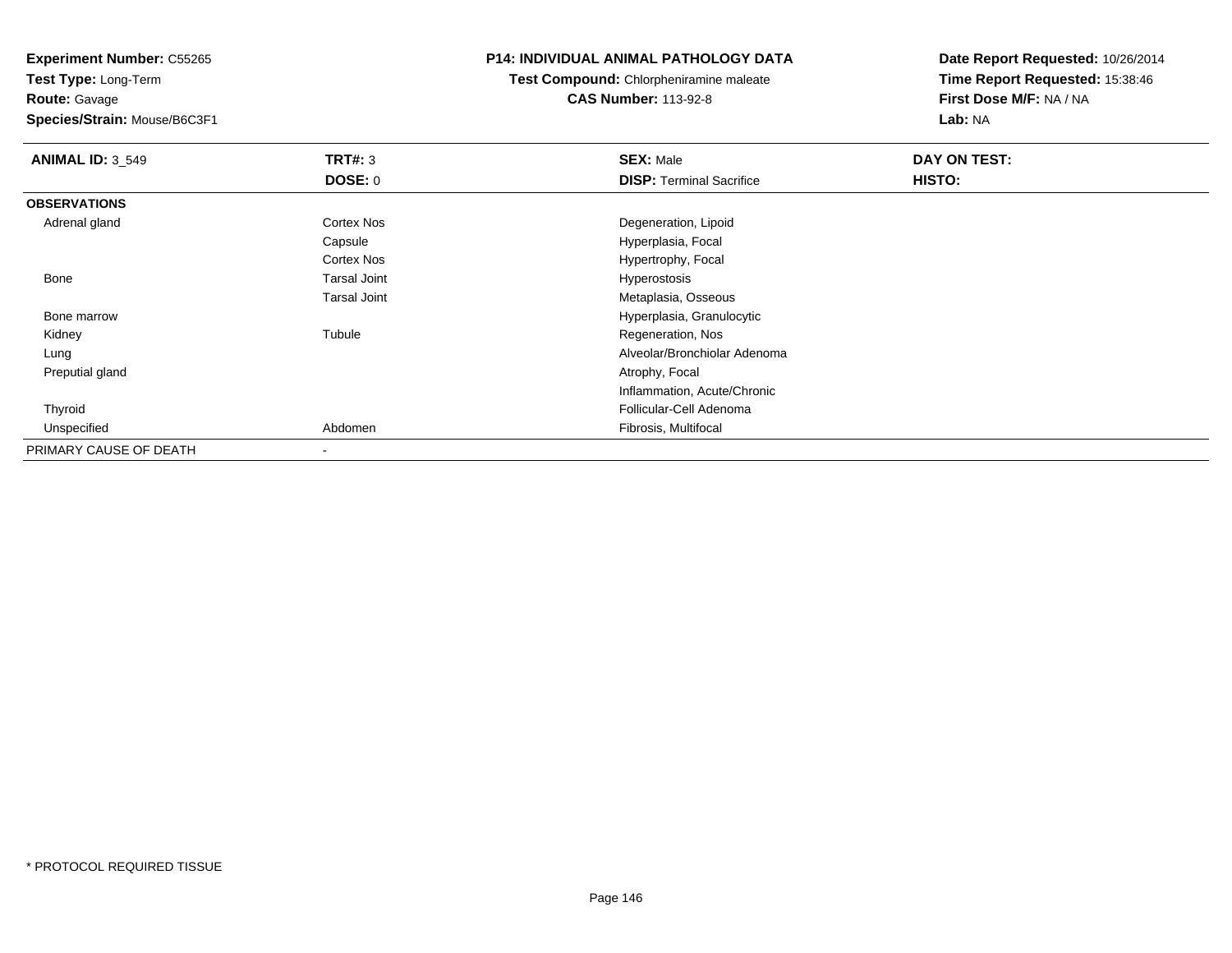**Experiment Number:** C55265
**Test Type:** Long-Term
**Route:** Gavage
**Species/Strain:** Mouse/B6C3F1

**P14: INDIVIDUAL ANIMAL PATHOLOGY DATA**
**Test Compound:** Chlorpheniramine maleate
**CAS Number:** 113-92-8

**Date Report Requested:** 10/26/2014
**Time Report Requested:** 15:38:46
**First Dose M/F:** NA / NA
**Lab:** NA

| **ANIMAL ID:** 3_549 | **TRT#:** 3 | **SEX:** Male | **DAY ON TEST:** |
|---|---|---|---|
| | **DOSE:** 0 | **DISP:** Terminal Sacrifice | **HISTO:** |
| **OBSERVATIONS** | | | |
| Adrenal gland | Cortex Nos | Degeneration, Lipoid | |
| | Capsule | Hyperplasia, Focal | |
| | Cortex Nos | Hypertrophy, Focal | |
| Bone | Tarsal Joint | Hyperostosis | |
| | Tarsal Joint | Metaplasia, Osseous | |
| Bone marrow | | Hyperplasia, Granulocytic | |
| Kidney | Tubule | Regeneration, Nos | |
| Lung | | Alveolar/Bronchiolar Adenoma | |
| Preputial gland | | Atrophy, Focal | |
| | | Inflammation, Acute/Chronic | |
| Thyroid | | Follicular-Cell Adenoma | |
| Unspecified | Abdomen | Fibrosis, Multifocal | |
| PRIMARY CAUSE OF DEATH | - | | |

* PROTOCOL REQUIRED TISSUE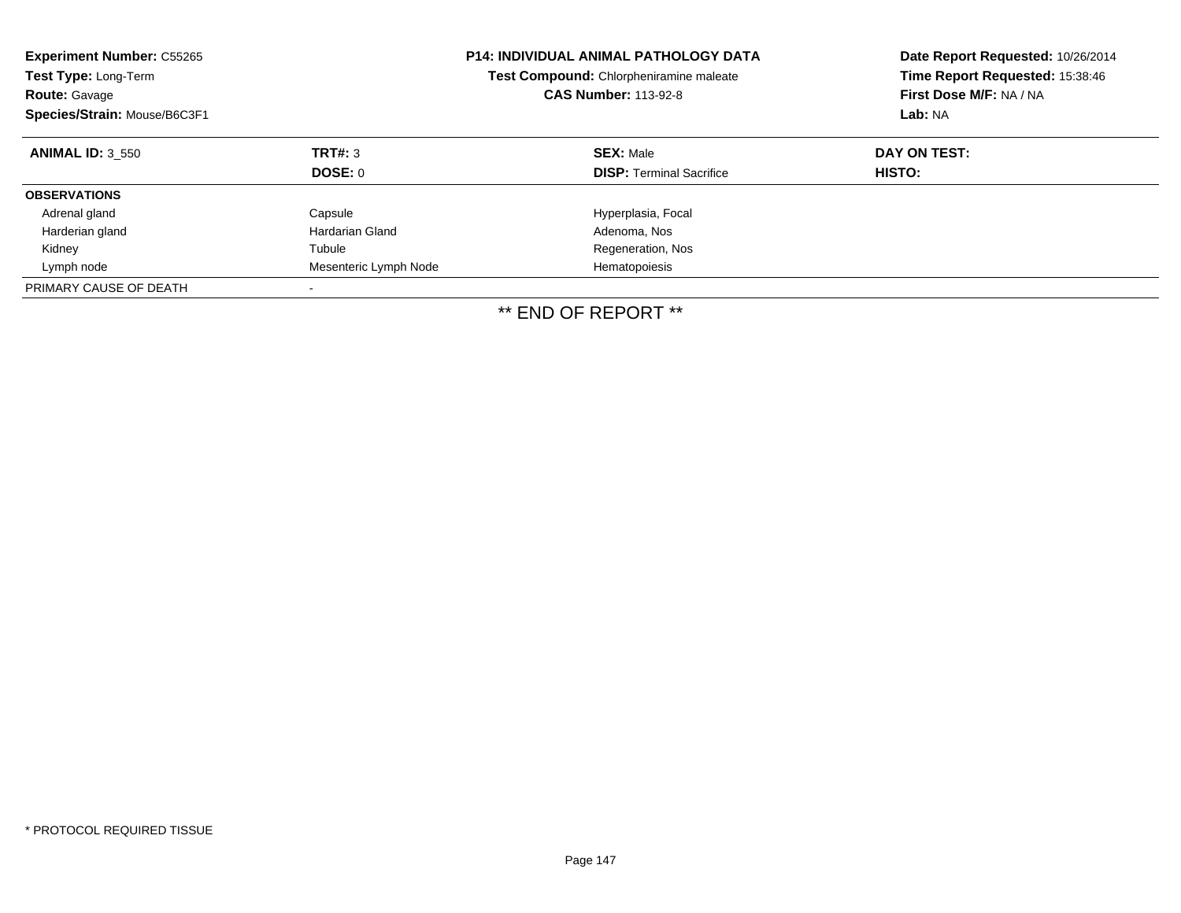**Experiment Number:** C55265
**Test Type:** Long-Term
**Route:** Gavage
**Species/Strain:** Mouse/B6C3F1

**P14: INDIVIDUAL ANIMAL PATHOLOGY DATA**
**Test Compound:** Chlorpheniramine maleate
**CAS Number:** 113-92-8

**Date Report Requested:** 10/26/2014
**Time Report Requested:** 15:38:46
**First Dose M/F:** NA / NA
**Lab:** NA

| **ANIMAL ID:** 3_550 | **TRT#:** 3 | **SEX:** Male | **DAY ON TEST:** |
|---|---|---|---|
| | **DOSE:** 0 | **DISP:** Terminal Sacrifice | **HISTO:** |
| **OBSERVATIONS** | | | |
| Adrenal gland | Capsule | Hyperplasia, Focal | |
| Harderian gland | Hardarian Gland | Adenoma, Nos | |
| Kidney | Tubule | Regeneration, Nos | |
| Lymph node | Mesenteric Lymph Node | Hematopoiesis | |
| PRIMARY CAUSE OF DEATH | - | | |

** END OF REPORT **

* PROTOCOL REQUIRED TISSUE